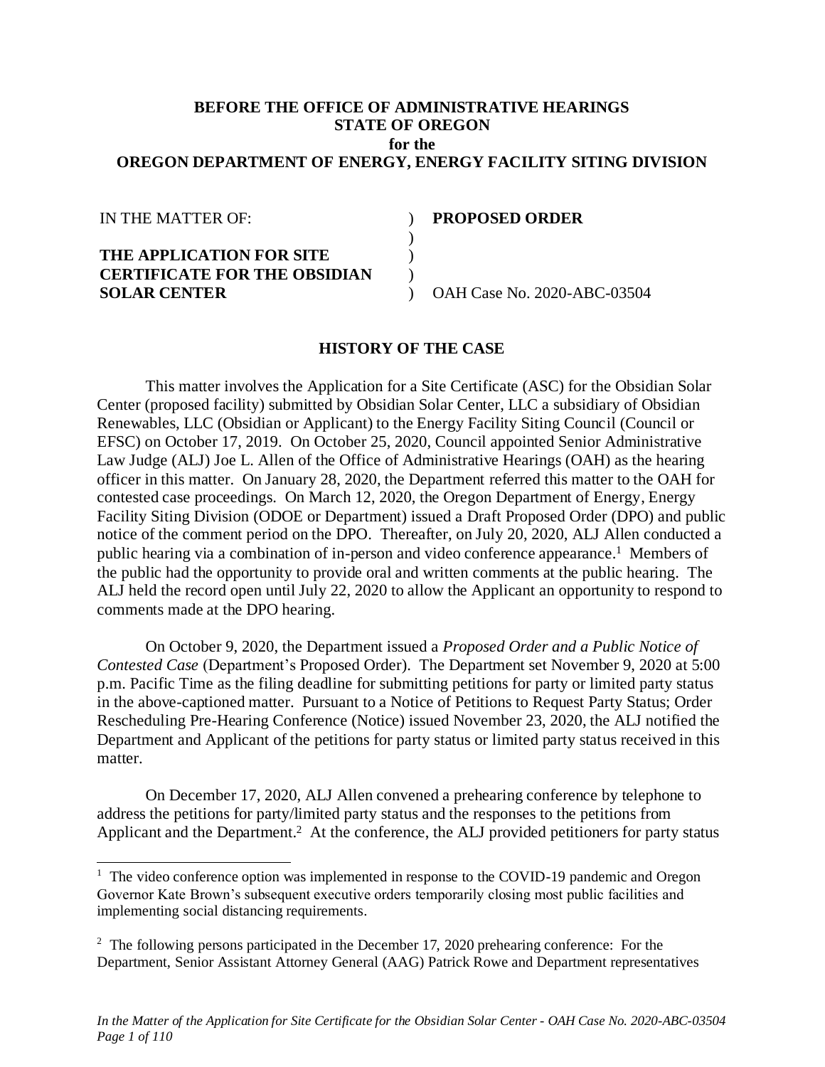**BEFORE THE OFFICE OF ADMINISTRATIVE HEARINGS**
**STATE OF OREGON**
**for the**
**OREGON DEPARTMENT OF ENERGY, ENERGY FACILITY SITING DIVISION**

| IN THE MATTER OF: | ) | **PROPOSED ORDER** |
|---|---|---|
| | ) | |
| **THE APPLICATION FOR SITE** | ) | |
| **CERTIFICATE FOR THE OBSIDIAN** | ) | |
| **SOLAR CENTER** | ) | OAH Case No. 2020-ABC-03504 |

## HISTORY OF THE CASE

This matter involves the Application for a Site Certificate (ASC) for the Obsidian Solar Center (proposed facility) submitted by Obsidian Solar Center, LLC a subsidiary of Obsidian Renewables, LLC (Obsidian or Applicant) to the Energy Facility Siting Council (Council or EFSC) on October 17, 2019. On October 25, 2020, Council appointed Senior Administrative Law Judge (ALJ) Joe L. Allen of the Office of Administrative Hearings (OAH) as the hearing officer in this matter. On January 28, 2020, the Department referred this matter to the OAH for contested case proceedings. On March 12, 2020, the Oregon Department of Energy, Energy Facility Siting Division (ODOE or Department) issued a Draft Proposed Order (DPO) and public notice of the comment period on the DPO. Thereafter, on July 20, 2020, ALJ Allen conducted a public hearing via a combination of in-person and video conference appearance.[1] Members of the public had the opportunity to provide oral and written comments at the public hearing. The ALJ held the record open until July 22, 2020 to allow the Applicant an opportunity to respond to comments made at the DPO hearing.

On October 9, 2020, the Department issued a *Proposed Order and a Public Notice of Contested Case* (Department's Proposed Order). The Department set November 9, 2020 at 5:00 p.m. Pacific Time as the filing deadline for submitting petitions for party or limited party status in the above-captioned matter. Pursuant to a Notice of Petitions to Request Party Status; Order Rescheduling Pre-Hearing Conference (Notice) issued November 23, 2020, the ALJ notified the Department and Applicant of the petitions for party status or limited party status received in this matter.

On December 17, 2020, ALJ Allen convened a prehearing conference by telephone to address the petitions for party/limited party status and the responses to the petitions from Applicant and the Department.[2] At the conference, the ALJ provided petitioners for party status

---

[1] The video conference option was implemented in response to the COVID-19 pandemic and Oregon Governor Kate Brown's subsequent executive orders temporarily closing most public facilities and implementing social distancing requirements.

[2] The following persons participated in the December 17, 2020 prehearing conference: For the Department, Senior Assistant Attorney General (AAG) Patrick Rowe and Department representatives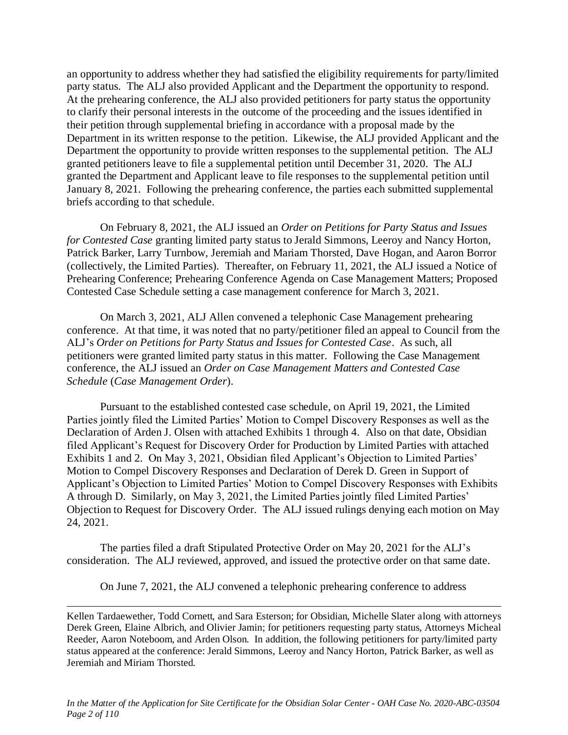an opportunity to address whether they had satisfied the eligibility requirements for party/limited party status. The ALJ also provided Applicant and the Department the opportunity to respond. At the prehearing conference, the ALJ also provided petitioners for party status the opportunity to clarify their personal interests in the outcome of the proceeding and the issues identified in their petition through supplemental briefing in accordance with a proposal made by the Department in its written response to the petition. Likewise, the ALJ provided Applicant and the Department the opportunity to provide written responses to the supplemental petition. The ALJ granted petitioners leave to file a supplemental petition until December 31, 2020. The ALJ granted the Department and Applicant leave to file responses to the supplemental petition until January 8, 2021. Following the prehearing conference, the parties each submitted supplemental briefs according to that schedule.

On February 8, 2021, the ALJ issued an *Order on Petitions for Party Status and Issues for Contested Case* granting limited party status to Jerald Simmons, Leeroy and Nancy Horton, Patrick Barker, Larry Turnbow, Jeremiah and Mariam Thorsted, Dave Hogan, and Aaron Borror (collectively, the Limited Parties). Thereafter, on February 11, 2021, the ALJ issued a Notice of Prehearing Conference; Prehearing Conference Agenda on Case Management Matters; Proposed Contested Case Schedule setting a case management conference for March 3, 2021.

On March 3, 2021, ALJ Allen convened a telephonic Case Management prehearing conference. At that time, it was noted that no party/petitioner filed an appeal to Council from the ALJ's *Order on Petitions for Party Status and Issues for Contested Case*. As such, all petitioners were granted limited party status in this matter. Following the Case Management conference, the ALJ issued an *Order on Case Management Matters and Contested Case Schedule* (*Case Management Order*).

Pursuant to the established contested case schedule, on April 19, 2021, the Limited Parties jointly filed the Limited Parties' Motion to Compel Discovery Responses as well as the Declaration of Arden J. Olsen with attached Exhibits 1 through 4. Also on that date, Obsidian filed Applicant's Request for Discovery Order for Production by Limited Parties with attached Exhibits 1 and 2. On May 3, 2021, Obsidian filed Applicant's Objection to Limited Parties' Motion to Compel Discovery Responses and Declaration of Derek D. Green in Support of Applicant's Objection to Limited Parties' Motion to Compel Discovery Responses with Exhibits A through D. Similarly, on May 3, 2021, the Limited Parties jointly filed Limited Parties' Objection to Request for Discovery Order. The ALJ issued rulings denying each motion on May 24, 2021.

The parties filed a draft Stipulated Protective Order on May 20, 2021 for the ALJ's consideration. The ALJ reviewed, approved, and issued the protective order on that same date.

On June 7, 2021, the ALJ convened a telephonic prehearing conference to address

---

Kellen Tardaewether, Todd Cornett, and Sara Esterson; for Obsidian, Michelle Slater along with attorneys Derek Green, Elaine Albrich, and Olivier Jamin; for petitioners requesting party status, Attorneys Micheal Reeder, Aaron Noteboom, and Arden Olson. In addition, the following petitioners for party/limited party status appeared at the conference: Jerald Simmons, Leeroy and Nancy Horton, Patrick Barker, as well as Jeremiah and Miriam Thorsted.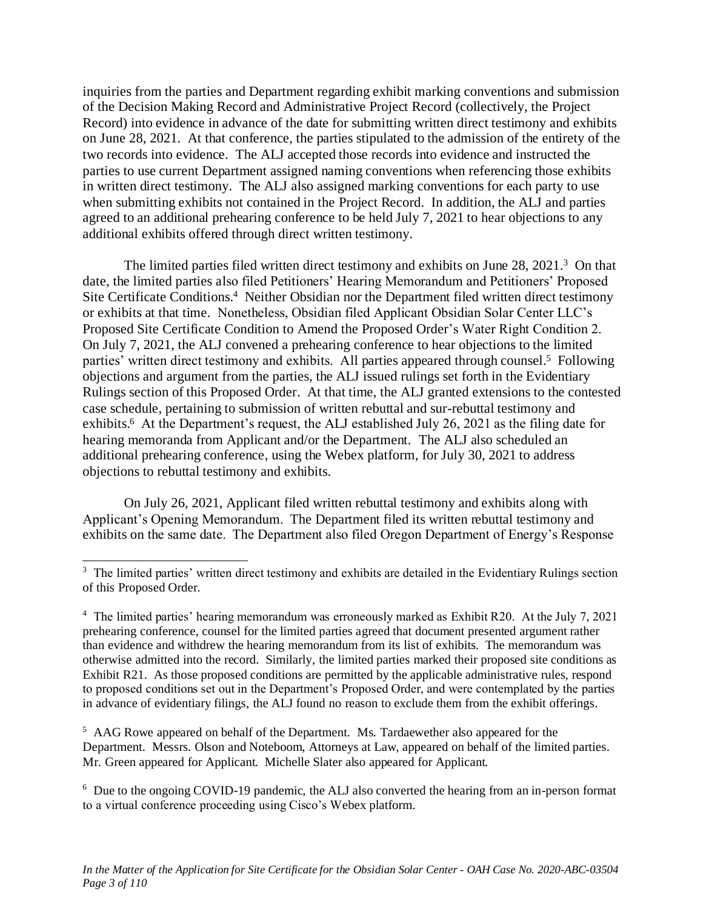inquiries from the parties and Department regarding exhibit marking conventions and submission of the Decision Making Record and Administrative Project Record (collectively, the Project Record) into evidence in advance of the date for submitting written direct testimony and exhibits on June 28, 2021. At that conference, the parties stipulated to the admission of the entirety of the two records into evidence. The ALJ accepted those records into evidence and instructed the parties to use current Department assigned naming conventions when referencing those exhibits in written direct testimony. The ALJ also assigned marking conventions for each party to use when submitting exhibits not contained in the Project Record. In addition, the ALJ and parties agreed to an additional prehearing conference to be held July 7, 2021 to hear objections to any additional exhibits offered through direct written testimony.

The limited parties filed written direct testimony and exhibits on June 28, 2021.[3] On that date, the limited parties also filed Petitioners' Hearing Memorandum and Petitioners' Proposed Site Certificate Conditions.[4] Neither Obsidian nor the Department filed written direct testimony or exhibits at that time. Nonetheless, Obsidian filed Applicant Obsidian Solar Center LLC's Proposed Site Certificate Condition to Amend the Proposed Order's Water Right Condition 2. On July 7, 2021, the ALJ convened a prehearing conference to hear objections to the limited parties' written direct testimony and exhibits. All parties appeared through counsel.[5] Following objections and argument from the parties, the ALJ issued rulings set forth in the Evidentiary Rulings section of this Proposed Order. At that time, the ALJ granted extensions to the contested case schedule, pertaining to submission of written rebuttal and sur-rebuttal testimony and exhibits.[6] At the Department's request, the ALJ established July 26, 2021 as the filing date for hearing memoranda from Applicant and/or the Department. The ALJ also scheduled an additional prehearing conference, using the Webex platform, for July 30, 2021 to address objections to rebuttal testimony and exhibits.

On July 26, 2021, Applicant filed written rebuttal testimony and exhibits along with Applicant's Opening Memorandum. The Department filed its written rebuttal testimony and exhibits on the same date. The Department also filed Oregon Department of Energy's Response

---

[3] The limited parties' written direct testimony and exhibits are detailed in the Evidentiary Rulings section of this Proposed Order.

[4] The limited parties' hearing memorandum was erroneously marked as Exhibit R20. At the July 7, 2021 prehearing conference, counsel for the limited parties agreed that document presented argument rather than evidence and withdrew the hearing memorandum from its list of exhibits. The memorandum was otherwise admitted into the record. Similarly, the limited parties marked their proposed site conditions as Exhibit R21. As those proposed conditions are permitted by the applicable administrative rules, respond to proposed conditions set out in the Department's Proposed Order, and were contemplated by the parties in advance of evidentiary filings, the ALJ found no reason to exclude them from the exhibit offerings.

[5] AAG Rowe appeared on behalf of the Department. Ms. Tardaewether also appeared for the Department. Messrs. Olson and Noteboom, Attorneys at Law, appeared on behalf of the limited parties. Mr. Green appeared for Applicant. Michelle Slater also appeared for Applicant.

[6] Due to the ongoing COVID-19 pandemic, the ALJ also converted the hearing from an in-person format to a virtual conference proceeding using Cisco's Webex platform.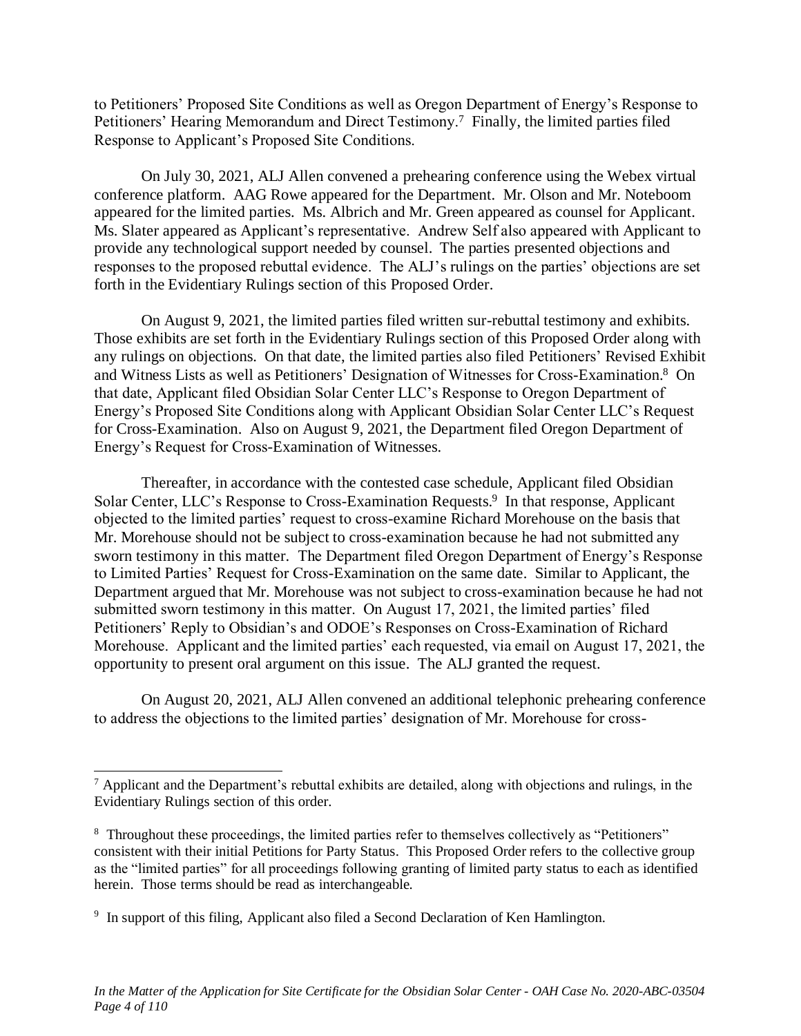to Petitioners' Proposed Site Conditions as well as Oregon Department of Energy's Response to Petitioners' Hearing Memorandum and Direct Testimony.[7] Finally, the limited parties filed Response to Applicant's Proposed Site Conditions.

On July 30, 2021, ALJ Allen convened a prehearing conference using the Webex virtual conference platform. AAG Rowe appeared for the Department. Mr. Olson and Mr. Noteboom appeared for the limited parties. Ms. Albrich and Mr. Green appeared as counsel for Applicant. Ms. Slater appeared as Applicant's representative. Andrew Self also appeared with Applicant to provide any technological support needed by counsel. The parties presented objections and responses to the proposed rebuttal evidence. The ALJ's rulings on the parties' objections are set forth in the Evidentiary Rulings section of this Proposed Order.

On August 9, 2021, the limited parties filed written sur-rebuttal testimony and exhibits. Those exhibits are set forth in the Evidentiary Rulings section of this Proposed Order along with any rulings on objections. On that date, the limited parties also filed Petitioners' Revised Exhibit and Witness Lists as well as Petitioners' Designation of Witnesses for Cross-Examination.[8] On that date, Applicant filed Obsidian Solar Center LLC's Response to Oregon Department of Energy's Proposed Site Conditions along with Applicant Obsidian Solar Center LLC's Request for Cross-Examination. Also on August 9, 2021, the Department filed Oregon Department of Energy's Request for Cross-Examination of Witnesses.

Thereafter, in accordance with the contested case schedule, Applicant filed Obsidian Solar Center, LLC's Response to Cross-Examination Requests.[9] In that response, Applicant objected to the limited parties' request to cross-examine Richard Morehouse on the basis that Mr. Morehouse should not be subject to cross-examination because he had not submitted any sworn testimony in this matter. The Department filed Oregon Department of Energy's Response to Limited Parties' Request for Cross-Examination on the same date. Similar to Applicant, the Department argued that Mr. Morehouse was not subject to cross-examination because he had not submitted sworn testimony in this matter. On August 17, 2021, the limited parties' filed Petitioners' Reply to Obsidian's and ODOE's Responses on Cross-Examination of Richard Morehouse. Applicant and the limited parties' each requested, via email on August 17, 2021, the opportunity to present oral argument on this issue. The ALJ granted the request.

On August 20, 2021, ALJ Allen convened an additional telephonic prehearing conference to address the objections to the limited parties' designation of Mr. Morehouse for cross-

---

[7] Applicant and the Department's rebuttal exhibits are detailed, along with objections and rulings, in the Evidentiary Rulings section of this order.

[8] Throughout these proceedings, the limited parties refer to themselves collectively as "Petitioners" consistent with their initial Petitions for Party Status. This Proposed Order refers to the collective group as the "limited parties" for all proceedings following granting of limited party status to each as identified herein. Those terms should be read as interchangeable.

[9] In support of this filing, Applicant also filed a Second Declaration of Ken Hamlington.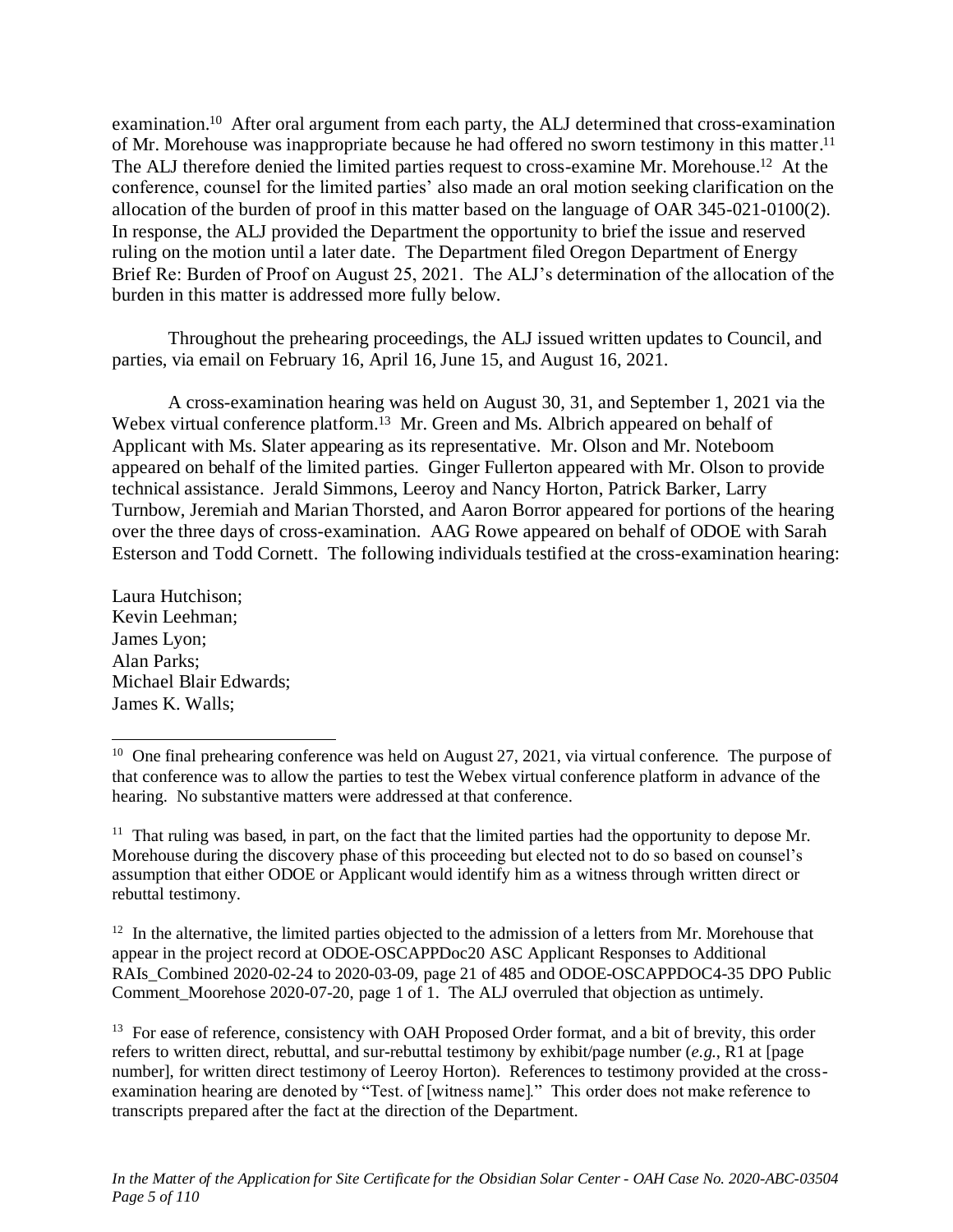examination.[10] After oral argument from each party, the ALJ determined that cross-examination of Mr. Morehouse was inappropriate because he had offered no sworn testimony in this matter.[11] The ALJ therefore denied the limited parties request to cross-examine Mr. Morehouse.[12] At the conference, counsel for the limited parties' also made an oral motion seeking clarification on the allocation of the burden of proof in this matter based on the language of OAR 345-021-0100(2). In response, the ALJ provided the Department the opportunity to brief the issue and reserved ruling on the motion until a later date. The Department filed Oregon Department of Energy Brief Re: Burden of Proof on August 25, 2021. The ALJ's determination of the allocation of the burden in this matter is addressed more fully below.

Throughout the prehearing proceedings, the ALJ issued written updates to Council, and parties, via email on February 16, April 16, June 15, and August 16, 2021.

A cross-examination hearing was held on August 30, 31, and September 1, 2021 via the Webex virtual conference platform.[13] Mr. Green and Ms. Albrich appeared on behalf of Applicant with Ms. Slater appearing as its representative. Mr. Olson and Mr. Noteboom appeared on behalf of the limited parties. Ginger Fullerton appeared with Mr. Olson to provide technical assistance. Jerald Simmons, Leeroy and Nancy Horton, Patrick Barker, Larry Turnbow, Jeremiah and Marian Thorsted, and Aaron Borror appeared for portions of the hearing over the three days of cross-examination. AAG Rowe appeared on behalf of ODOE with Sarah Esterson and Todd Cornett. The following individuals testified at the cross-examination hearing:

Laura Hutchison;
Kevin Leehman;
James Lyon;
Alan Parks;
Michael Blair Edwards;
James K. Walls;

---

[10] One final prehearing conference was held on August 27, 2021, via virtual conference. The purpose of that conference was to allow the parties to test the Webex virtual conference platform in advance of the hearing. No substantive matters were addressed at that conference.

[11] That ruling was based, in part, on the fact that the limited parties had the opportunity to depose Mr. Morehouse during the discovery phase of this proceeding but elected not to do so based on counsel's assumption that either ODOE or Applicant would identify him as a witness through written direct or rebuttal testimony.

[12] In the alternative, the limited parties objected to the admission of a letters from Mr. Morehouse that appear in the project record at ODOE-OSCAPPDoc20 ASC Applicant Responses to Additional RAIs_Combined 2020-02-24 to 2020-03-09, page 21 of 485 and ODOE-OSCAPPDOC4-35 DPO Public Comment_Moorehose 2020-07-20, page 1 of 1. The ALJ overruled that objection as untimely.

[13] For ease of reference, consistency with OAH Proposed Order format, and a bit of brevity, this order refers to written direct, rebuttal, and sur-rebuttal testimony by exhibit/page number (*e.g.*, R1 at [page number], for written direct testimony of Leeroy Horton). References to testimony provided at the cross-examination hearing are denoted by "Test. of [witness name]." This order does not make reference to transcripts prepared after the fact at the direction of the Department.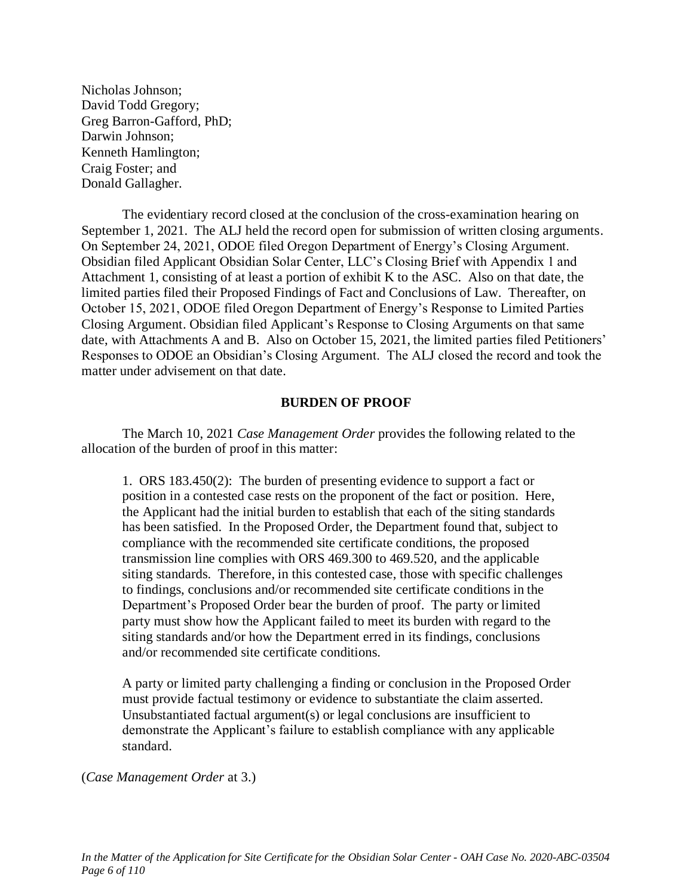Nicholas Johnson;
David Todd Gregory;
Greg Barron-Gafford, PhD;
Darwin Johnson;
Kenneth Hamlington;
Craig Foster; and
Donald Gallagher.

The evidentiary record closed at the conclusion of the cross-examination hearing on September 1, 2021. The ALJ held the record open for submission of written closing arguments. On September 24, 2021, ODOE filed Oregon Department of Energy's Closing Argument. Obsidian filed Applicant Obsidian Solar Center, LLC's Closing Brief with Appendix 1 and Attachment 1, consisting of at least a portion of exhibit K to the ASC. Also on that date, the limited parties filed their Proposed Findings of Fact and Conclusions of Law. Thereafter, on October 15, 2021, ODOE filed Oregon Department of Energy's Response to Limited Parties Closing Argument. Obsidian filed Applicant's Response to Closing Arguments on that same date, with Attachments A and B. Also on October 15, 2021, the limited parties filed Petitioners' Responses to ODOE an Obsidian's Closing Argument. The ALJ closed the record and took the matter under advisement on that date.

## BURDEN OF PROOF

The March 10, 2021 *Case Management Order* provides the following related to the allocation of the burden of proof in this matter:

> 1. ORS 183.450(2): The burden of presenting evidence to support a fact or position in a contested case rests on the proponent of the fact or position. Here, the Applicant had the initial burden to establish that each of the siting standards has been satisfied. In the Proposed Order, the Department found that, subject to compliance with the recommended site certificate conditions, the proposed transmission line complies with ORS 469.300 to 469.520, and the applicable siting standards. Therefore, in this contested case, those with specific challenges to findings, conclusions and/or recommended site certificate conditions in the Department's Proposed Order bear the burden of proof. The party or limited party must show how the Applicant failed to meet its burden with regard to the siting standards and/or how the Department erred in its findings, conclusions and/or recommended site certificate conditions.
>
> A party or limited party challenging a finding or conclusion in the Proposed Order must provide factual testimony or evidence to substantiate the claim asserted. Unsubstantiated factual argument(s) or legal conclusions are insufficient to demonstrate the Applicant's failure to establish compliance with any applicable standard.

(*Case Management Order* at 3.)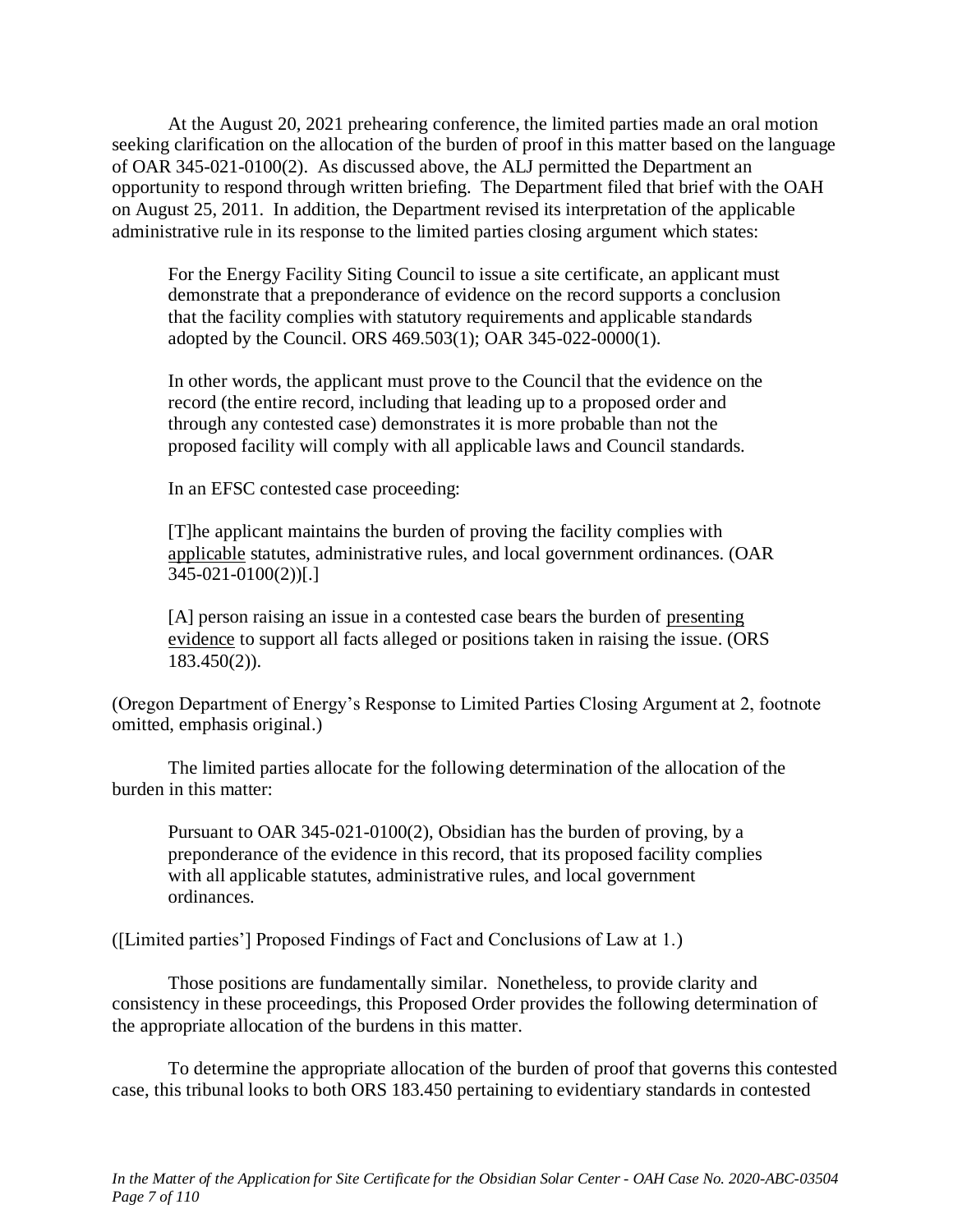At the August 20, 2021 prehearing conference, the limited parties made an oral motion seeking clarification on the allocation of the burden of proof in this matter based on the language of OAR 345-021-0100(2). As discussed above, the ALJ permitted the Department an opportunity to respond through written briefing. The Department filed that brief with the OAH on August 25, 2011. In addition, the Department revised its interpretation of the applicable administrative rule in its response to the limited parties closing argument which states:

> For the Energy Facility Siting Council to issue a site certificate, an applicant must demonstrate that a preponderance of evidence on the record supports a conclusion that the facility complies with statutory requirements and applicable standards adopted by the Council. ORS 469.503(1); OAR 345-022-0000(1).
>
> In other words, the applicant must prove to the Council that the evidence on the record (the entire record, including that leading up to a proposed order and through any contested case) demonstrates it is more probable than not the proposed facility will comply with all applicable laws and Council standards.
>
> In an EFSC contested case proceeding:
>
> [T]he applicant maintains the burden of proving the facility complies with <u>applicable</u> statutes, administrative rules, and local government ordinances. (OAR 345-021-0100(2))[.]
>
> [A] person raising an issue in a contested case bears the burden of <u>presenting evidence</u> to support all facts alleged or positions taken in raising the issue. (ORS 183.450(2)).

(Oregon Department of Energy's Response to Limited Parties Closing Argument at 2, footnote omitted, emphasis original.)

The limited parties allocate for the following determination of the allocation of the burden in this matter:

> Pursuant to OAR 345-021-0100(2), Obsidian has the burden of proving, by a preponderance of the evidence in this record, that its proposed facility complies with all applicable statutes, administrative rules, and local government ordinances.

([Limited parties'] Proposed Findings of Fact and Conclusions of Law at 1.)

Those positions are fundamentally similar. Nonetheless, to provide clarity and consistency in these proceedings, this Proposed Order provides the following determination of the appropriate allocation of the burdens in this matter.

To determine the appropriate allocation of the burden of proof that governs this contested case, this tribunal looks to both ORS 183.450 pertaining to evidentiary standards in contested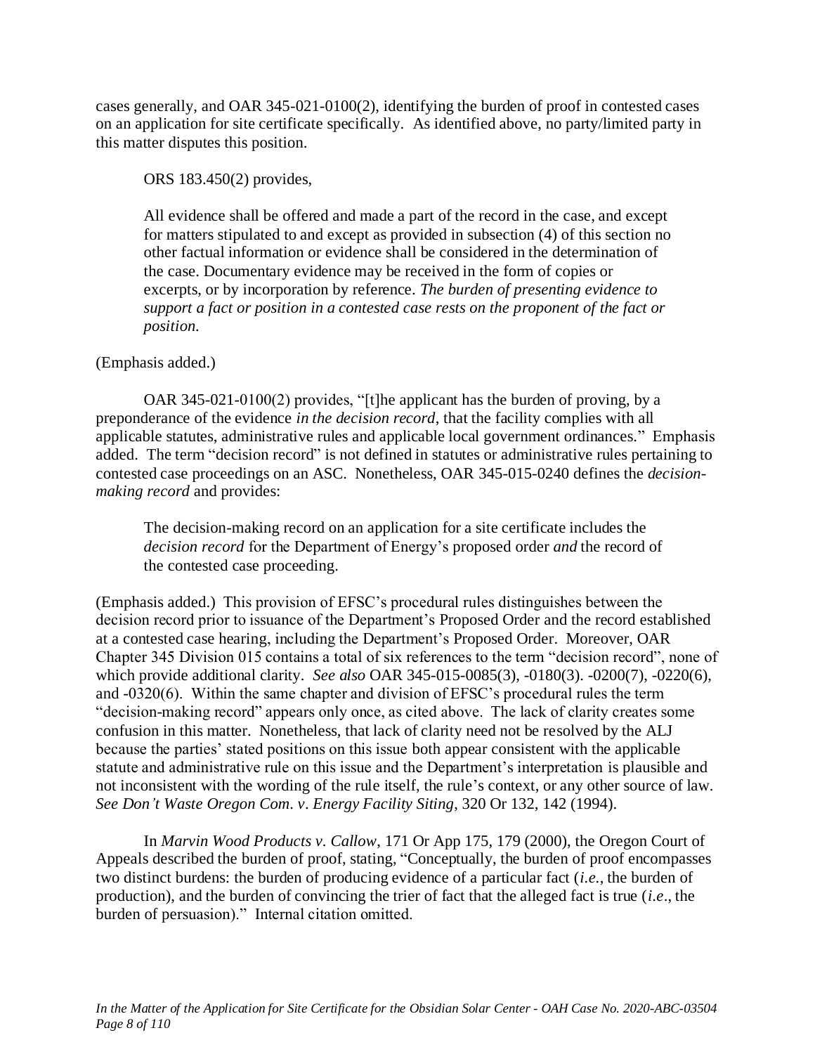cases generally, and OAR 345-021-0100(2), identifying the burden of proof in contested cases on an application for site certificate specifically. As identified above, no party/limited party in this matter disputes this position.

ORS 183.450(2) provides,

> All evidence shall be offered and made a part of the record in the case, and except for matters stipulated to and except as provided in subsection (4) of this section no other factual information or evidence shall be considered in the determination of the case. Documentary evidence may be received in the form of copies or excerpts, or by incorporation by reference. *The burden of presenting evidence to support a fact or position in a contested case rests on the proponent of the fact or position.*

(Emphasis added.)

OAR 345-021-0100(2) provides, "[t]he applicant has the burden of proving, by a preponderance of the evidence *in the decision record*, that the facility complies with all applicable statutes, administrative rules and applicable local government ordinances." Emphasis added. The term "decision record" is not defined in statutes or administrative rules pertaining to contested case proceedings on an ASC. Nonetheless, OAR 345-015-0240 defines the *decision-making record* and provides:

> The decision-making record on an application for a site certificate includes the *decision record* for the Department of Energy's proposed order *and* the record of the contested case proceeding.

(Emphasis added.) This provision of EFSC's procedural rules distinguishes between the decision record prior to issuance of the Department's Proposed Order and the record established at a contested case hearing, including the Department's Proposed Order. Moreover, OAR Chapter 345 Division 015 contains a total of six references to the term "decision record", none of which provide additional clarity. *See also* OAR 345-015-0085(3), -0180(3). -0200(7), -0220(6), and -0320(6). Within the same chapter and division of EFSC's procedural rules the term "decision-making record" appears only once, as cited above. The lack of clarity creates some confusion in this matter. Nonetheless, that lack of clarity need not be resolved by the ALJ because the parties' stated positions on this issue both appear consistent with the applicable statute and administrative rule on this issue and the Department's interpretation is plausible and not inconsistent with the wording of the rule itself, the rule's context, or any other source of law. *See Don't Waste Oregon Com. v. Energy Facility Siting*, 320 Or 132, 142 (1994).

In *Marvin Wood Products v. Callow*, 171 Or App 175, 179 (2000), the Oregon Court of Appeals described the burden of proof, stating, "Conceptually, the burden of proof encompasses two distinct burdens: the burden of producing evidence of a particular fact (*i.e.*, the burden of production), and the burden of convincing the trier of fact that the alleged fact is true (*i.e*., the burden of persuasion)." Internal citation omitted.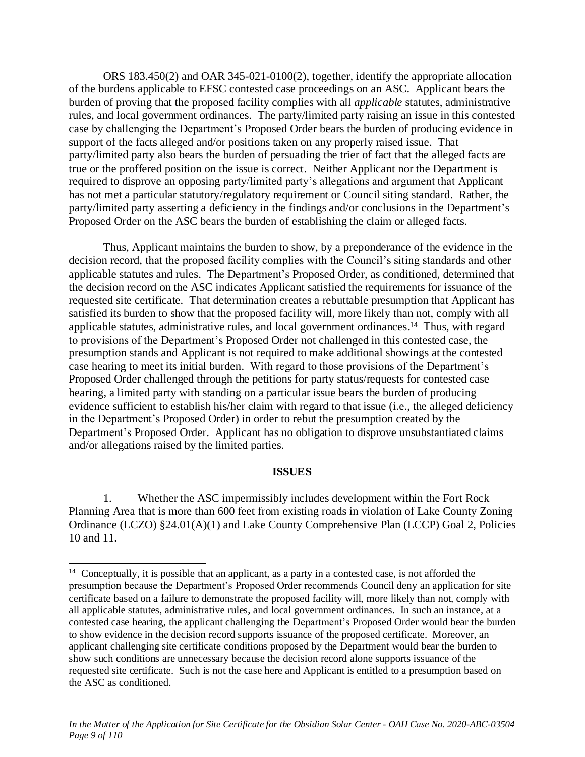ORS 183.450(2) and OAR 345-021-0100(2), together, identify the appropriate allocation of the burdens applicable to EFSC contested case proceedings on an ASC. Applicant bears the burden of proving that the proposed facility complies with all *applicable* statutes, administrative rules, and local government ordinances. The party/limited party raising an issue in this contested case by challenging the Department's Proposed Order bears the burden of producing evidence in support of the facts alleged and/or positions taken on any properly raised issue. That party/limited party also bears the burden of persuading the trier of fact that the alleged facts are true or the proffered position on the issue is correct. Neither Applicant nor the Department is required to disprove an opposing party/limited party's allegations and argument that Applicant has not met a particular statutory/regulatory requirement or Council siting standard. Rather, the party/limited party asserting a deficiency in the findings and/or conclusions in the Department's Proposed Order on the ASC bears the burden of establishing the claim or alleged facts.

Thus, Applicant maintains the burden to show, by a preponderance of the evidence in the decision record, that the proposed facility complies with the Council's siting standards and other applicable statutes and rules. The Department's Proposed Order, as conditioned, determined that the decision record on the ASC indicates Applicant satisfied the requirements for issuance of the requested site certificate. That determination creates a rebuttable presumption that Applicant has satisfied its burden to show that the proposed facility will, more likely than not, comply with all applicable statutes, administrative rules, and local government ordinances.[14] Thus, with regard to provisions of the Department's Proposed Order not challenged in this contested case, the presumption stands and Applicant is not required to make additional showings at the contested case hearing to meet its initial burden. With regard to those provisions of the Department's Proposed Order challenged through the petitions for party status/requests for contested case hearing, a limited party with standing on a particular issue bears the burden of producing evidence sufficient to establish his/her claim with regard to that issue (i.e., the alleged deficiency in the Department's Proposed Order) in order to rebut the presumption created by the Department's Proposed Order. Applicant has no obligation to disprove unsubstantiated claims and/or allegations raised by the limited parties.

## ISSUES

1. Whether the ASC impermissibly includes development within the Fort Rock Planning Area that is more than 600 feet from existing roads in violation of Lake County Zoning Ordinance (LCZO) §24.01(A)(1) and Lake County Comprehensive Plan (LCCP) Goal 2, Policies 10 and 11.

---

[14] Conceptually, it is possible that an applicant, as a party in a contested case, is not afforded the presumption because the Department's Proposed Order recommends Council deny an application for site certificate based on a failure to demonstrate the proposed facility will, more likely than not, comply with all applicable statutes, administrative rules, and local government ordinances. In such an instance, at a contested case hearing, the applicant challenging the Department's Proposed Order would bear the burden to show evidence in the decision record supports issuance of the proposed certificate. Moreover, an applicant challenging site certificate conditions proposed by the Department would bear the burden to show such conditions are unnecessary because the decision record alone supports issuance of the requested site certificate. Such is not the case here and Applicant is entitled to a presumption based on the ASC as conditioned.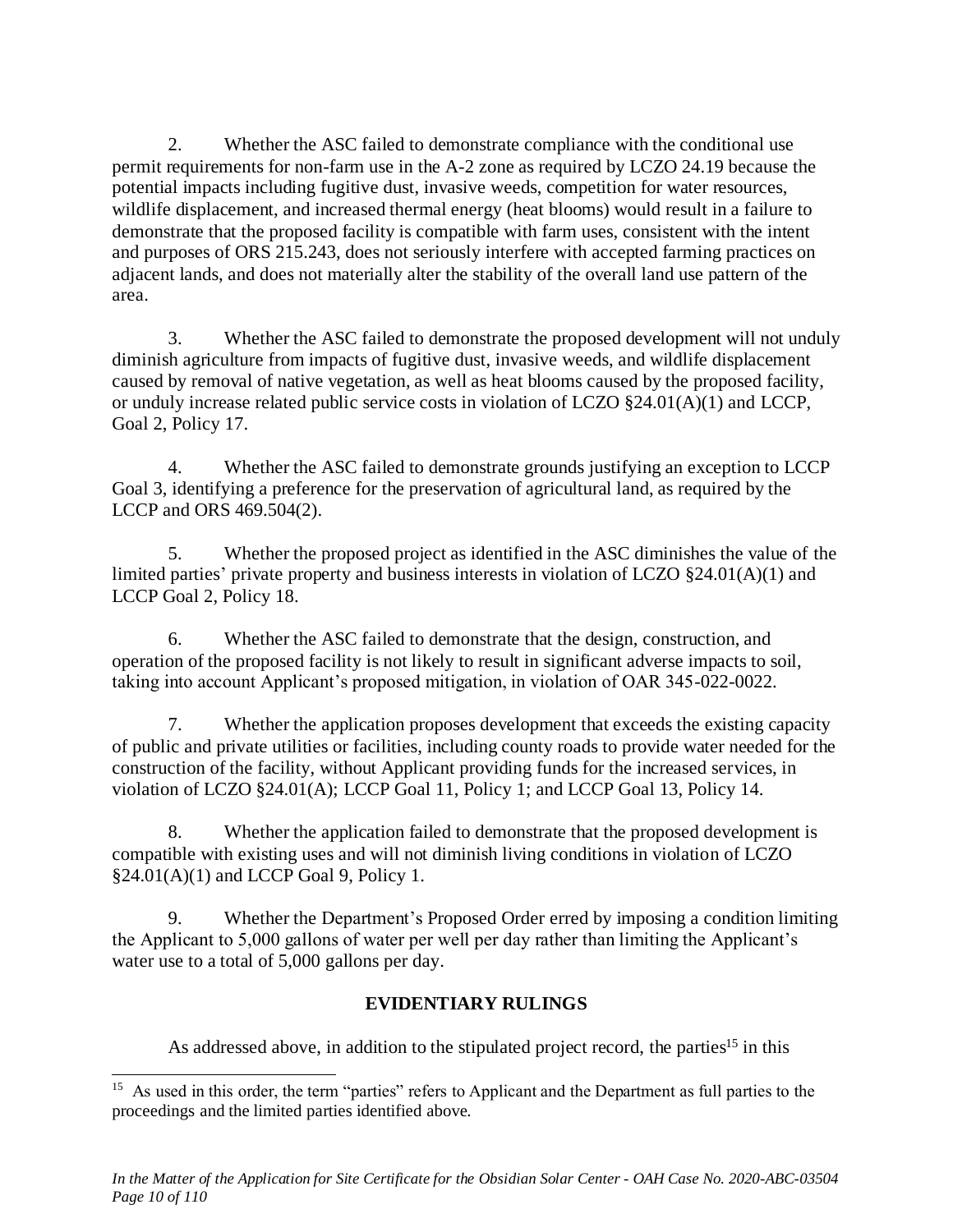2. Whether the ASC failed to demonstrate compliance with the conditional use permit requirements for non-farm use in the A-2 zone as required by LCZO 24.19 because the potential impacts including fugitive dust, invasive weeds, competition for water resources, wildlife displacement, and increased thermal energy (heat blooms) would result in a failure to demonstrate that the proposed facility is compatible with farm uses, consistent with the intent and purposes of ORS 215.243, does not seriously interfere with accepted farming practices on adjacent lands, and does not materially alter the stability of the overall land use pattern of the area.

3. Whether the ASC failed to demonstrate the proposed development will not unduly diminish agriculture from impacts of fugitive dust, invasive weeds, and wildlife displacement caused by removal of native vegetation, as well as heat blooms caused by the proposed facility, or unduly increase related public service costs in violation of LCZO §24.01(A)(1) and LCCP, Goal 2, Policy 17.

4. Whether the ASC failed to demonstrate grounds justifying an exception to LCCP Goal 3, identifying a preference for the preservation of agricultural land, as required by the LCCP and ORS 469.504(2).

5. Whether the proposed project as identified in the ASC diminishes the value of the limited parties' private property and business interests in violation of LCZO §24.01(A)(1) and LCCP Goal 2, Policy 18.

6. Whether the ASC failed to demonstrate that the design, construction, and operation of the proposed facility is not likely to result in significant adverse impacts to soil, taking into account Applicant's proposed mitigation, in violation of OAR 345-022-0022.

7. Whether the application proposes development that exceeds the existing capacity of public and private utilities or facilities, including county roads to provide water needed for the construction of the facility, without Applicant providing funds for the increased services, in violation of LCZO §24.01(A); LCCP Goal 11, Policy 1; and LCCP Goal 13, Policy 14.

8. Whether the application failed to demonstrate that the proposed development is compatible with existing uses and will not diminish living conditions in violation of LCZO §24.01(A)(1) and LCCP Goal 9, Policy 1.

9. Whether the Department's Proposed Order erred by imposing a condition limiting the Applicant to 5,000 gallons of water per well per day rather than limiting the Applicant's water use to a total of 5,000 gallons per day.

## EVIDENTIARY RULINGS

As addressed above, in addition to the stipulated project record, the parties[15] in this

[15] As used in this order, the term "parties" refers to Applicant and the Department as full parties to the proceedings and the limited parties identified above.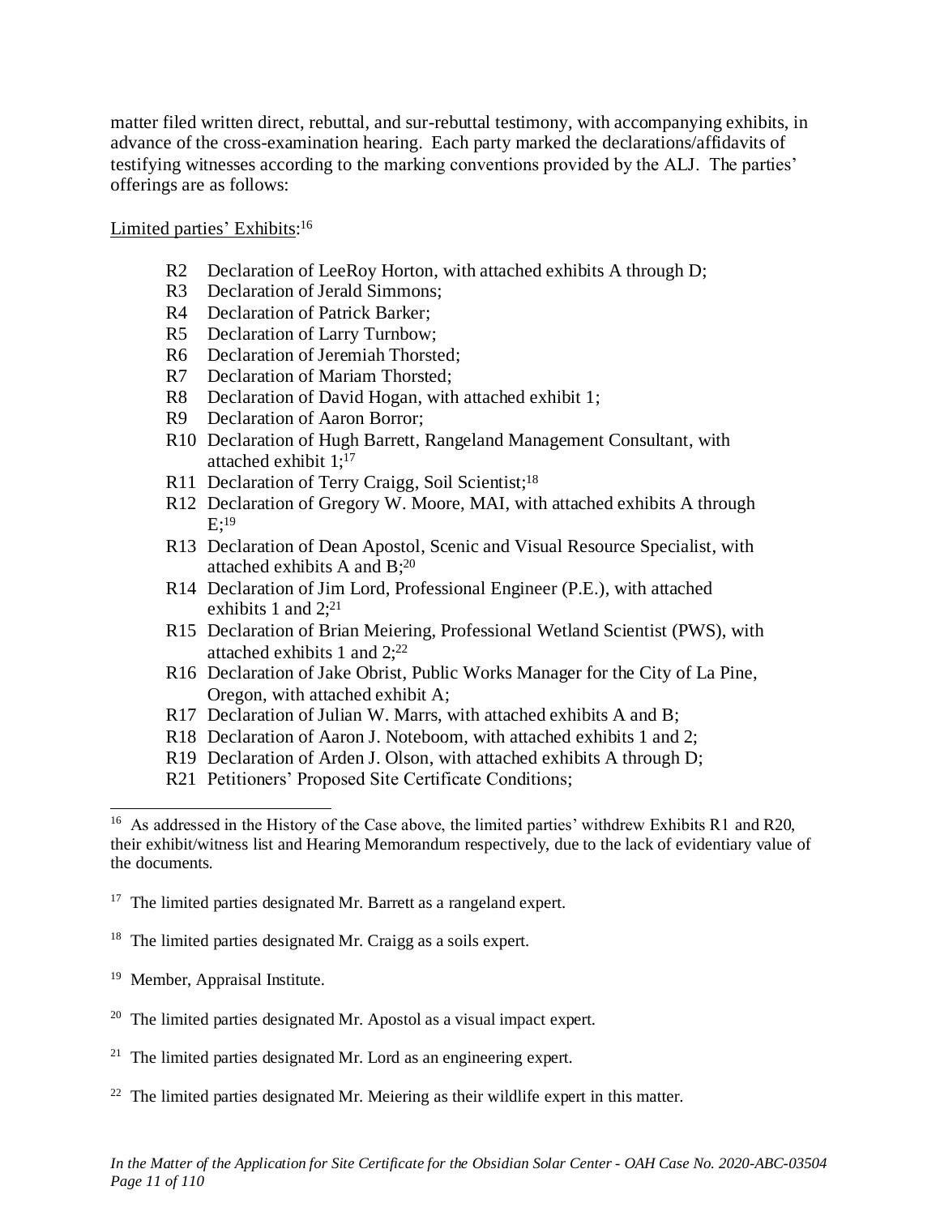matter filed written direct, rebuttal, and sur-rebuttal testimony, with accompanying exhibits, in advance of the cross-examination hearing. Each party marked the declarations/affidavits of testifying witnesses according to the marking conventions provided by the ALJ. The parties' offerings are as follows:

Limited parties' Exhibits:[16]

- R2 Declaration of LeeRoy Horton, with attached exhibits A through D;
- R3 Declaration of Jerald Simmons;
- R4 Declaration of Patrick Barker;
- R5 Declaration of Larry Turnbow;
- R6 Declaration of Jeremiah Thorsted;
- R7 Declaration of Mariam Thorsted;
- R8 Declaration of David Hogan, with attached exhibit 1;
- R9 Declaration of Aaron Borror;
- R10 Declaration of Hugh Barrett, Rangeland Management Consultant, with attached exhibit 1;[17]
- R11 Declaration of Terry Craigg, Soil Scientist;[18]
- R12 Declaration of Gregory W. Moore, MAI, with attached exhibits A through E;[19]
- R13 Declaration of Dean Apostol, Scenic and Visual Resource Specialist, with attached exhibits A and B;[20]
- R14 Declaration of Jim Lord, Professional Engineer (P.E.), with attached exhibits 1 and 2;[21]
- R15 Declaration of Brian Meiering, Professional Wetland Scientist (PWS), with attached exhibits 1 and 2;[22]
- R16 Declaration of Jake Obrist, Public Works Manager for the City of La Pine, Oregon, with attached exhibit A;
- R17 Declaration of Julian W. Marrs, with attached exhibits A and B;
- R18 Declaration of Aaron J. Noteboom, with attached exhibits 1 and 2;
- R19 Declaration of Arden J. Olson, with attached exhibits A through D;
- R21 Petitioners' Proposed Site Certificate Conditions;

---

[16] As addressed in the History of the Case above, the limited parties' withdrew Exhibits R1 and R20, their exhibit/witness list and Hearing Memorandum respectively, due to the lack of evidentiary value of the documents.

[17] The limited parties designated Mr. Barrett as a rangeland expert.

[18] The limited parties designated Mr. Craigg as a soils expert.

[19] Member, Appraisal Institute.

[20] The limited parties designated Mr. Apostol as a visual impact expert.

[21] The limited parties designated Mr. Lord as an engineering expert.

[22] The limited parties designated Mr. Meiering as their wildlife expert in this matter.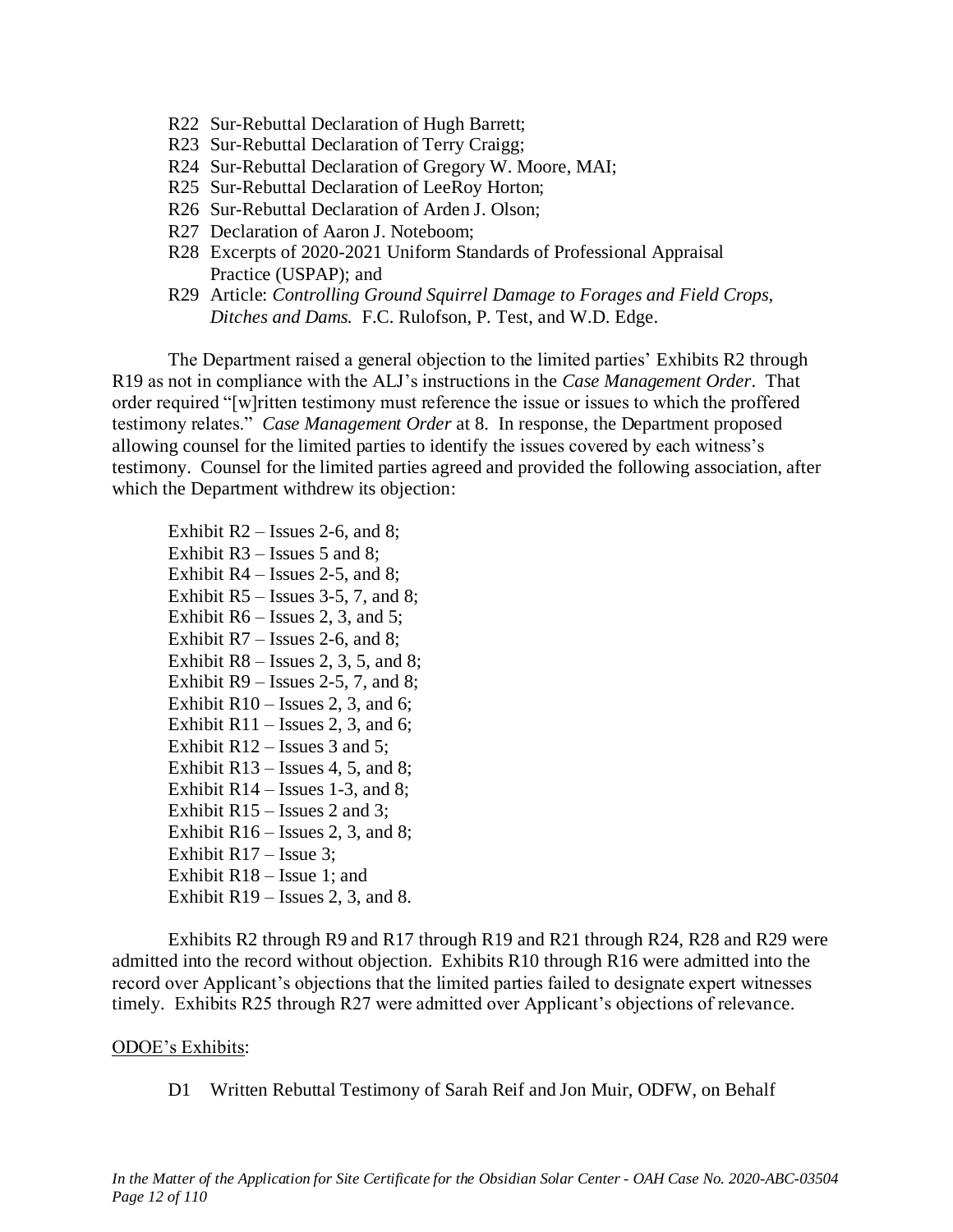R22 Sur-Rebuttal Declaration of Hugh Barrett;
R23 Sur-Rebuttal Declaration of Terry Craigg;
R24 Sur-Rebuttal Declaration of Gregory W. Moore, MAI;
R25 Sur-Rebuttal Declaration of LeeRoy Horton;
R26 Sur-Rebuttal Declaration of Arden J. Olson;
R27 Declaration of Aaron J. Noteboom;
R28 Excerpts of 2020-2021 Uniform Standards of Professional Appraisal Practice (USPAP); and
R29 Article: *Controlling Ground Squirrel Damage to Forages and Field Crops, Ditches and Dams.* F.C. Rulofson, P. Test, and W.D. Edge.

The Department raised a general objection to the limited parties' Exhibits R2 through R19 as not in compliance with the ALJ's instructions in the *Case Management Order*. That order required "[w]ritten testimony must reference the issue or issues to which the proffered testimony relates." *Case Management Order* at 8. In response, the Department proposed allowing counsel for the limited parties to identify the issues covered by each witness's testimony. Counsel for the limited parties agreed and provided the following association, after which the Department withdrew its objection:

Exhibit R2 – Issues 2-6, and 8;
Exhibit R3 – Issues 5 and 8;
Exhibit R4 – Issues 2-5, and 8;
Exhibit R5 – Issues 3-5, 7, and 8;
Exhibit R6 – Issues 2, 3, and 5;
Exhibit R7 – Issues 2-6, and 8;
Exhibit R8 – Issues 2, 3, 5, and 8;
Exhibit R9 – Issues 2-5, 7, and 8;
Exhibit R10 – Issues 2, 3, and 6;
Exhibit R11 – Issues 2, 3, and 6;
Exhibit R12 – Issues 3 and 5;
Exhibit R13 – Issues 4, 5, and 8;
Exhibit R14 – Issues 1-3, and 8;
Exhibit R15 – Issues 2 and 3;
Exhibit R16 – Issues 2, 3, and 8;
Exhibit R17 – Issue 3;
Exhibit R18 – Issue 1; and
Exhibit R19 – Issues 2, 3, and 8.

Exhibits R2 through R9 and R17 through R19 and R21 through R24, R28 and R29 were admitted into the record without objection. Exhibits R10 through R16 were admitted into the record over Applicant's objections that the limited parties failed to designate expert witnesses timely. Exhibits R25 through R27 were admitted over Applicant's objections of relevance.

ODOE's Exhibits:

D1 Written Rebuttal Testimony of Sarah Reif and Jon Muir, ODFW, on Behalf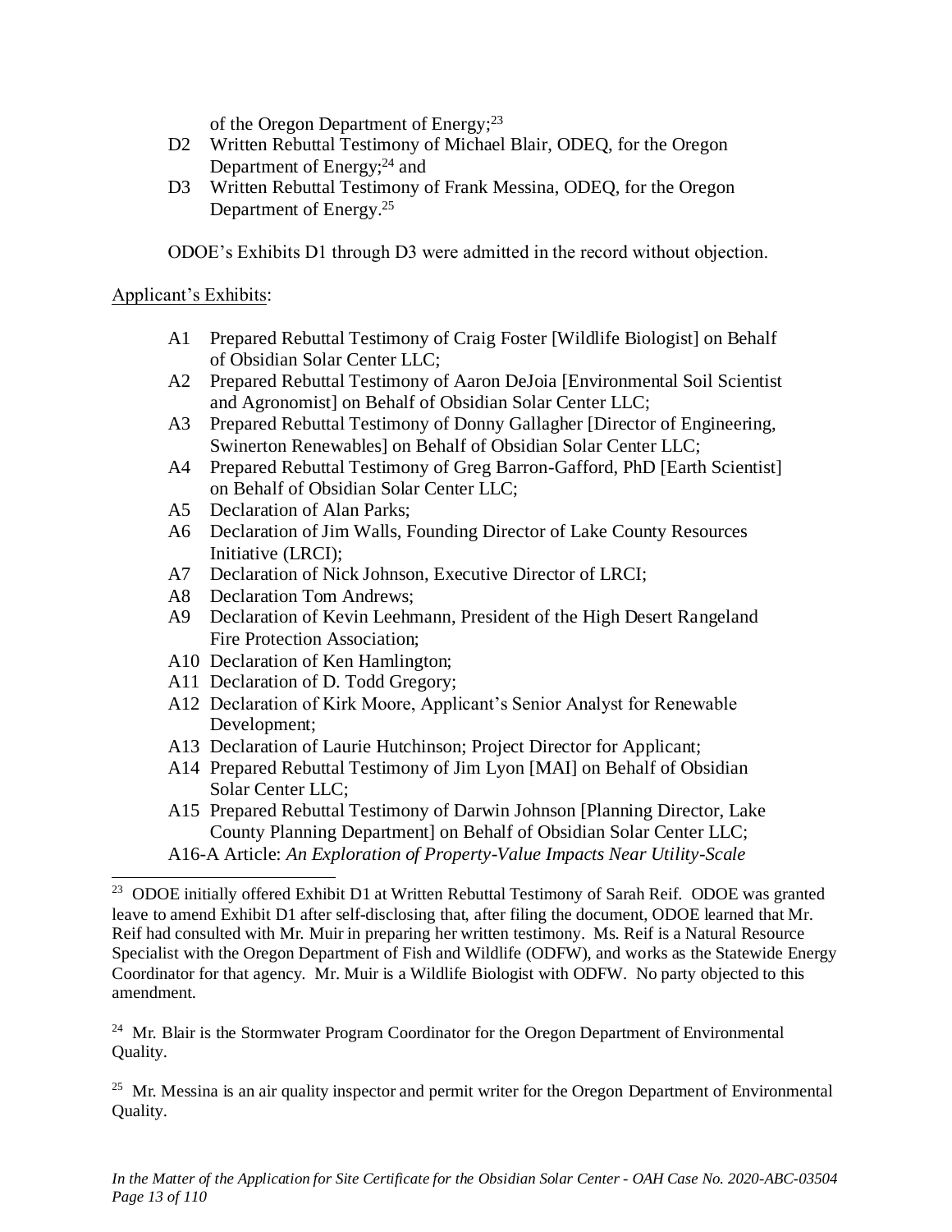of the Oregon Department of Energy;[23]

D2 Written Rebuttal Testimony of Michael Blair, ODEQ, for the Oregon Department of Energy;[24] and

D3 Written Rebuttal Testimony of Frank Messina, ODEQ, for the Oregon Department of Energy.[25]

ODOE's Exhibits D1 through D3 were admitted in the record without objection.

Applicant's Exhibits:

- A1 Prepared Rebuttal Testimony of Craig Foster [Wildlife Biologist] on Behalf of Obsidian Solar Center LLC;
- A2 Prepared Rebuttal Testimony of Aaron DeJoia [Environmental Soil Scientist and Agronomist] on Behalf of Obsidian Solar Center LLC;
- A3 Prepared Rebuttal Testimony of Donny Gallagher [Director of Engineering, Swinerton Renewables] on Behalf of Obsidian Solar Center LLC;
- A4 Prepared Rebuttal Testimony of Greg Barron-Gafford, PhD [Earth Scientist] on Behalf of Obsidian Solar Center LLC;
- A5 Declaration of Alan Parks;
- A6 Declaration of Jim Walls, Founding Director of Lake County Resources Initiative (LRCI);
- A7 Declaration of Nick Johnson, Executive Director of LRCI;
- A8 Declaration Tom Andrews;
- A9 Declaration of Kevin Leehmann, President of the High Desert Rangeland Fire Protection Association;
- A10 Declaration of Ken Hamlington;
- A11 Declaration of D. Todd Gregory;
- A12 Declaration of Kirk Moore, Applicant's Senior Analyst for Renewable Development;
- A13 Declaration of Laurie Hutchinson; Project Director for Applicant;
- A14 Prepared Rebuttal Testimony of Jim Lyon [MAI] on Behalf of Obsidian Solar Center LLC;
- A15 Prepared Rebuttal Testimony of Darwin Johnson [Planning Director, Lake County Planning Department] on Behalf of Obsidian Solar Center LLC;
- A16-A Article: *An Exploration of Property-Value Impacts Near Utility-Scale*

---

[23] ODOE initially offered Exhibit D1 at Written Rebuttal Testimony of Sarah Reif. ODOE was granted leave to amend Exhibit D1 after self-disclosing that, after filing the document, ODOE learned that Mr. Reif had consulted with Mr. Muir in preparing her written testimony. Ms. Reif is a Natural Resource Specialist with the Oregon Department of Fish and Wildlife (ODFW), and works as the Statewide Energy Coordinator for that agency. Mr. Muir is a Wildlife Biologist with ODFW. No party objected to this amendment.

[24] Mr. Blair is the Stormwater Program Coordinator for the Oregon Department of Environmental Quality.

[25] Mr. Messina is an air quality inspector and permit writer for the Oregon Department of Environmental Quality.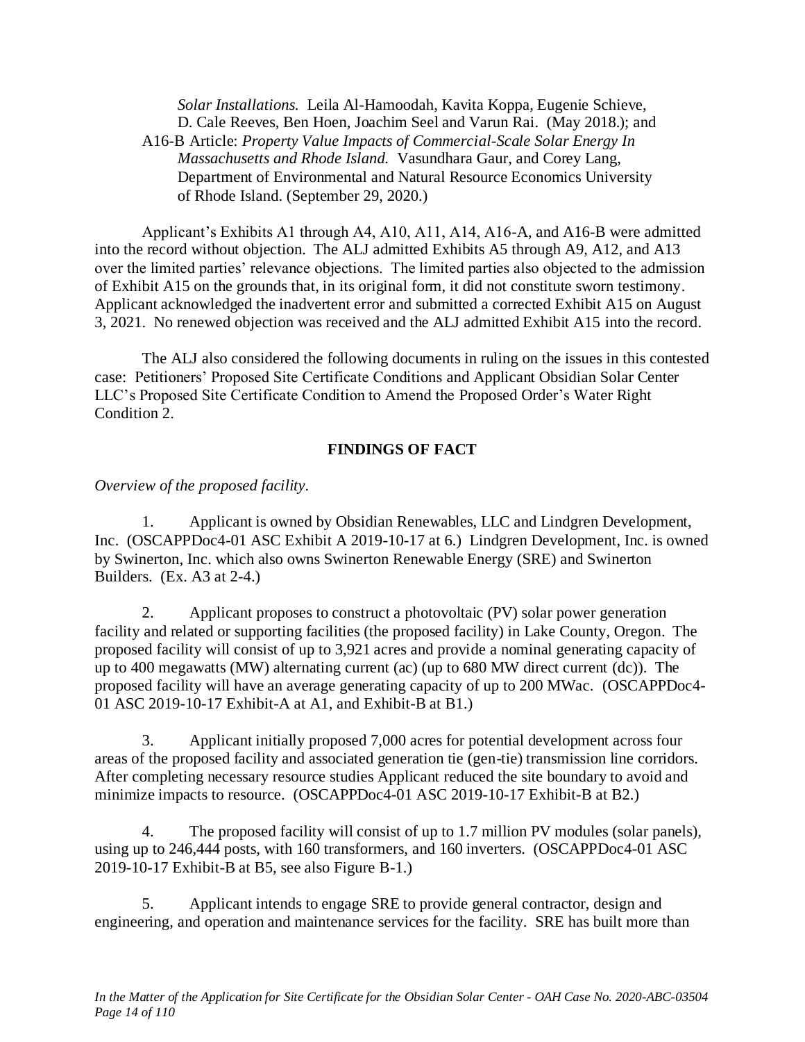*Solar Installations.* Leila Al-Hamoodah, Kavita Koppa, Eugenie Schieve, D. Cale Reeves, Ben Hoen, Joachim Seel and Varun Rai. (May 2018.); and

A16-B Article: *Property Value Impacts of Commercial-Scale Solar Energy In Massachusetts and Rhode Island.* Vasundhara Gaur, and Corey Lang, Department of Environmental and Natural Resource Economics University of Rhode Island. (September 29, 2020.)

Applicant's Exhibits A1 through A4, A10, A11, A14, A16-A, and A16-B were admitted into the record without objection. The ALJ admitted Exhibits A5 through A9, A12, and A13 over the limited parties' relevance objections. The limited parties also objected to the admission of Exhibit A15 on the grounds that, in its original form, it did not constitute sworn testimony. Applicant acknowledged the inadvertent error and submitted a corrected Exhibit A15 on August 3, 2021. No renewed objection was received and the ALJ admitted Exhibit A15 into the record.

The ALJ also considered the following documents in ruling on the issues in this contested case: Petitioners' Proposed Site Certificate Conditions and Applicant Obsidian Solar Center LLC's Proposed Site Certificate Condition to Amend the Proposed Order's Water Right Condition 2.

## FINDINGS OF FACT

*Overview of the proposed facility.*

1. Applicant is owned by Obsidian Renewables, LLC and Lindgren Development, Inc. (OSCAPPDoc4-01 ASC Exhibit A 2019-10-17 at 6.) Lindgren Development, Inc. is owned by Swinerton, Inc. which also owns Swinerton Renewable Energy (SRE) and Swinerton Builders. (Ex. A3 at 2-4.)

2. Applicant proposes to construct a photovoltaic (PV) solar power generation facility and related or supporting facilities (the proposed facility) in Lake County, Oregon. The proposed facility will consist of up to 3,921 acres and provide a nominal generating capacity of up to 400 megawatts (MW) alternating current (ac) (up to 680 MW direct current (dc)). The proposed facility will have an average generating capacity of up to 200 MWac. (OSCAPPDoc4-01 ASC 2019-10-17 Exhibit-A at A1, and Exhibit-B at B1.)

3. Applicant initially proposed 7,000 acres for potential development across four areas of the proposed facility and associated generation tie (gen-tie) transmission line corridors. After completing necessary resource studies Applicant reduced the site boundary to avoid and minimize impacts to resource. (OSCAPPDoc4-01 ASC 2019-10-17 Exhibit-B at B2.)

4. The proposed facility will consist of up to 1.7 million PV modules (solar panels), using up to 246,444 posts, with 160 transformers, and 160 inverters. (OSCAPPDoc4-01 ASC 2019-10-17 Exhibit-B at B5, see also Figure B-1.)

5. Applicant intends to engage SRE to provide general contractor, design and engineering, and operation and maintenance services for the facility. SRE has built more than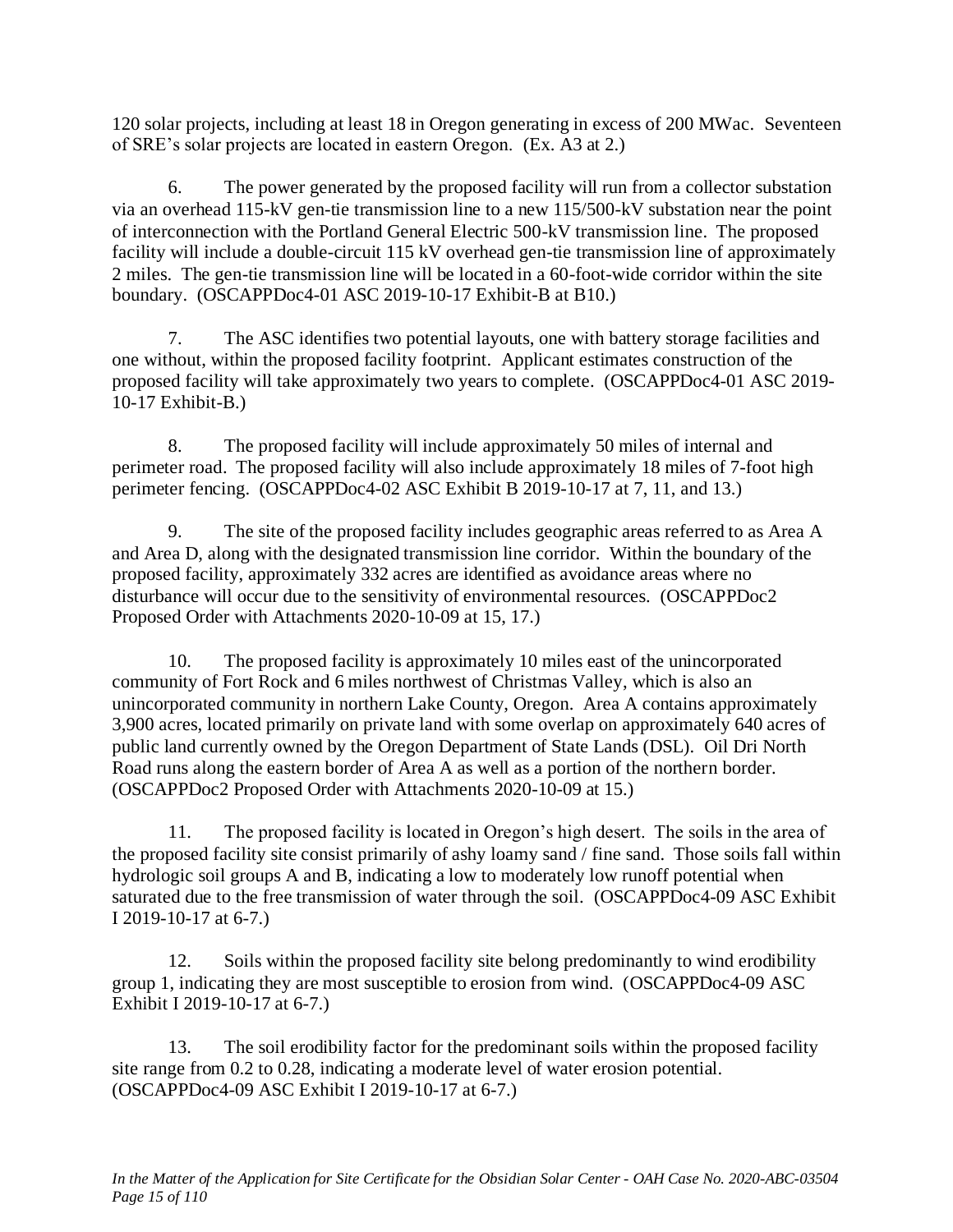120 solar projects, including at least 18 in Oregon generating in excess of 200 MWac. Seventeen of SRE's solar projects are located in eastern Oregon. (Ex. A3 at 2.)

6. The power generated by the proposed facility will run from a collector substation via an overhead 115-kV gen-tie transmission line to a new 115/500-kV substation near the point of interconnection with the Portland General Electric 500-kV transmission line. The proposed facility will include a double-circuit 115 kV overhead gen-tie transmission line of approximately 2 miles. The gen-tie transmission line will be located in a 60-foot-wide corridor within the site boundary. (OSCAPPDoc4-01 ASC 2019-10-17 Exhibit-B at B10.)

7. The ASC identifies two potential layouts, one with battery storage facilities and one without, within the proposed facility footprint. Applicant estimates construction of the proposed facility will take approximately two years to complete. (OSCAPPDoc4-01 ASC 2019-10-17 Exhibit-B.)

8. The proposed facility will include approximately 50 miles of internal and perimeter road. The proposed facility will also include approximately 18 miles of 7-foot high perimeter fencing. (OSCAPPDoc4-02 ASC Exhibit B 2019-10-17 at 7, 11, and 13.)

9. The site of the proposed facility includes geographic areas referred to as Area A and Area D, along with the designated transmission line corridor. Within the boundary of the proposed facility, approximately 332 acres are identified as avoidance areas where no disturbance will occur due to the sensitivity of environmental resources. (OSCAPPDoc2 Proposed Order with Attachments 2020-10-09 at 15, 17.)

10. The proposed facility is approximately 10 miles east of the unincorporated community of Fort Rock and 6 miles northwest of Christmas Valley, which is also an unincorporated community in northern Lake County, Oregon. Area A contains approximately 3,900 acres, located primarily on private land with some overlap on approximately 640 acres of public land currently owned by the Oregon Department of State Lands (DSL). Oil Dri North Road runs along the eastern border of Area A as well as a portion of the northern border. (OSCAPPDoc2 Proposed Order with Attachments 2020-10-09 at 15.)

11. The proposed facility is located in Oregon's high desert. The soils in the area of the proposed facility site consist primarily of ashy loamy sand / fine sand. Those soils fall within hydrologic soil groups A and B, indicating a low to moderately low runoff potential when saturated due to the free transmission of water through the soil. (OSCAPPDoc4-09 ASC Exhibit I 2019-10-17 at 6-7.)

12. Soils within the proposed facility site belong predominantly to wind erodibility group 1, indicating they are most susceptible to erosion from wind. (OSCAPPDoc4-09 ASC Exhibit I 2019-10-17 at 6-7.)

13. The soil erodibility factor for the predominant soils within the proposed facility site range from 0.2 to 0.28, indicating a moderate level of water erosion potential. (OSCAPPDoc4-09 ASC Exhibit I 2019-10-17 at 6-7.)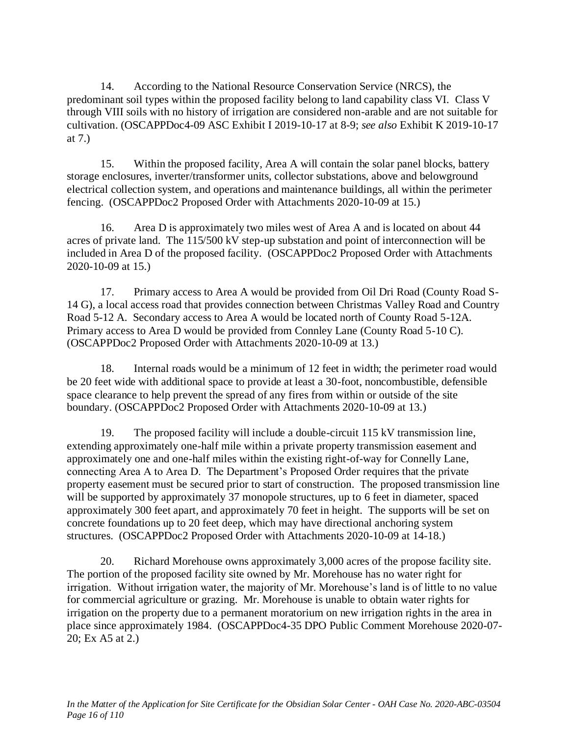14. According to the National Resource Conservation Service (NRCS), the predominant soil types within the proposed facility belong to land capability class VI. Class V through VIII soils with no history of irrigation are considered non-arable and are not suitable for cultivation. (OSCAPPDoc4-09 ASC Exhibit I 2019-10-17 at 8-9; *see also* Exhibit K 2019-10-17 at 7.)

15. Within the proposed facility, Area A will contain the solar panel blocks, battery storage enclosures, inverter/transformer units, collector substations, above and belowground electrical collection system, and operations and maintenance buildings, all within the perimeter fencing. (OSCAPPDoc2 Proposed Order with Attachments 2020-10-09 at 15.)

16. Area D is approximately two miles west of Area A and is located on about 44 acres of private land. The 115/500 kV step-up substation and point of interconnection will be included in Area D of the proposed facility. (OSCAPPDoc2 Proposed Order with Attachments 2020-10-09 at 15.)

17. Primary access to Area A would be provided from Oil Dri Road (County Road S-14 G), a local access road that provides connection between Christmas Valley Road and Country Road 5-12 A. Secondary access to Area A would be located north of County Road 5-12A. Primary access to Area D would be provided from Connley Lane (County Road 5-10 C). (OSCAPPDoc2 Proposed Order with Attachments 2020-10-09 at 13.)

18. Internal roads would be a minimum of 12 feet in width; the perimeter road would be 20 feet wide with additional space to provide at least a 30-foot, noncombustible, defensible space clearance to help prevent the spread of any fires from within or outside of the site boundary. (OSCAPPDoc2 Proposed Order with Attachments 2020-10-09 at 13.)

19. The proposed facility will include a double-circuit 115 kV transmission line, extending approximately one-half mile within a private property transmission easement and approximately one and one-half miles within the existing right-of-way for Connelly Lane, connecting Area A to Area D. The Department's Proposed Order requires that the private property easement must be secured prior to start of construction. The proposed transmission line will be supported by approximately 37 monopole structures, up to 6 feet in diameter, spaced approximately 300 feet apart, and approximately 70 feet in height. The supports will be set on concrete foundations up to 20 feet deep, which may have directional anchoring system structures. (OSCAPPDoc2 Proposed Order with Attachments 2020-10-09 at 14-18.)

20. Richard Morehouse owns approximately 3,000 acres of the propose facility site. The portion of the proposed facility site owned by Mr. Morehouse has no water right for irrigation. Without irrigation water, the majority of Mr. Morehouse's land is of little to no value for commercial agriculture or grazing. Mr. Morehouse is unable to obtain water rights for irrigation on the property due to a permanent moratorium on new irrigation rights in the area in place since approximately 1984. (OSCAPPDoc4-35 DPO Public Comment Morehouse 2020-07-20; Ex A5 at 2.)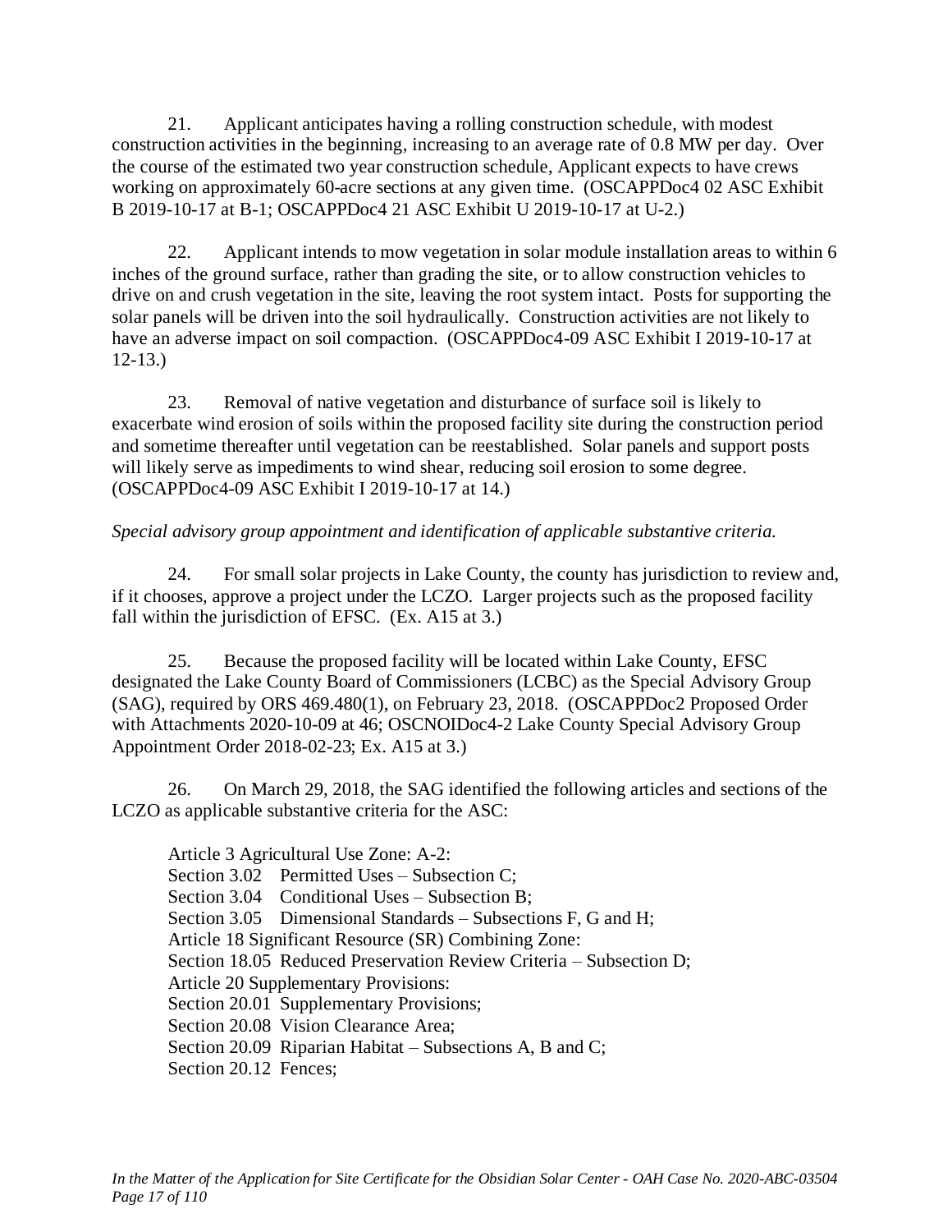21. Applicant anticipates having a rolling construction schedule, with modest construction activities in the beginning, increasing to an average rate of 0.8 MW per day. Over the course of the estimated two year construction schedule, Applicant expects to have crews working on approximately 60-acre sections at any given time. (OSCAPPDoc4 02 ASC Exhibit B 2019-10-17 at B-1; OSCAPPDoc4 21 ASC Exhibit U 2019-10-17 at U-2.)

22. Applicant intends to mow vegetation in solar module installation areas to within 6 inches of the ground surface, rather than grading the site, or to allow construction vehicles to drive on and crush vegetation in the site, leaving the root system intact. Posts for supporting the solar panels will be driven into the soil hydraulically. Construction activities are not likely to have an adverse impact on soil compaction. (OSCAPPDoc4-09 ASC Exhibit I 2019-10-17 at 12-13.)

23. Removal of native vegetation and disturbance of surface soil is likely to exacerbate wind erosion of soils within the proposed facility site during the construction period and sometime thereafter until vegetation can be reestablished. Solar panels and support posts will likely serve as impediments to wind shear, reducing soil erosion to some degree. (OSCAPPDoc4-09 ASC Exhibit I 2019-10-17 at 14.)

*Special advisory group appointment and identification of applicable substantive criteria.*

24. For small solar projects in Lake County, the county has jurisdiction to review and, if it chooses, approve a project under the LCZO. Larger projects such as the proposed facility fall within the jurisdiction of EFSC. (Ex. A15 at 3.)

25. Because the proposed facility will be located within Lake County, EFSC designated the Lake County Board of Commissioners (LCBC) as the Special Advisory Group (SAG), required by ORS 469.480(1), on February 23, 2018. (OSCAPPDoc2 Proposed Order with Attachments 2020-10-09 at 46; OSCNOIDoc4-2 Lake County Special Advisory Group Appointment Order 2018-02-23; Ex. A15 at 3.)

26. On March 29, 2018, the SAG identified the following articles and sections of the LCZO as applicable substantive criteria for the ASC:

Article 3 Agricultural Use Zone: A-2:
Section 3.02 Permitted Uses – Subsection C;
Section 3.04 Conditional Uses – Subsection B;
Section 3.05 Dimensional Standards – Subsections F, G and H;
Article 18 Significant Resource (SR) Combining Zone:
Section 18.05 Reduced Preservation Review Criteria – Subsection D;
Article 20 Supplementary Provisions:
Section 20.01 Supplementary Provisions;
Section 20.08 Vision Clearance Area;
Section 20.09 Riparian Habitat – Subsections A, B and C;
Section 20.12 Fences;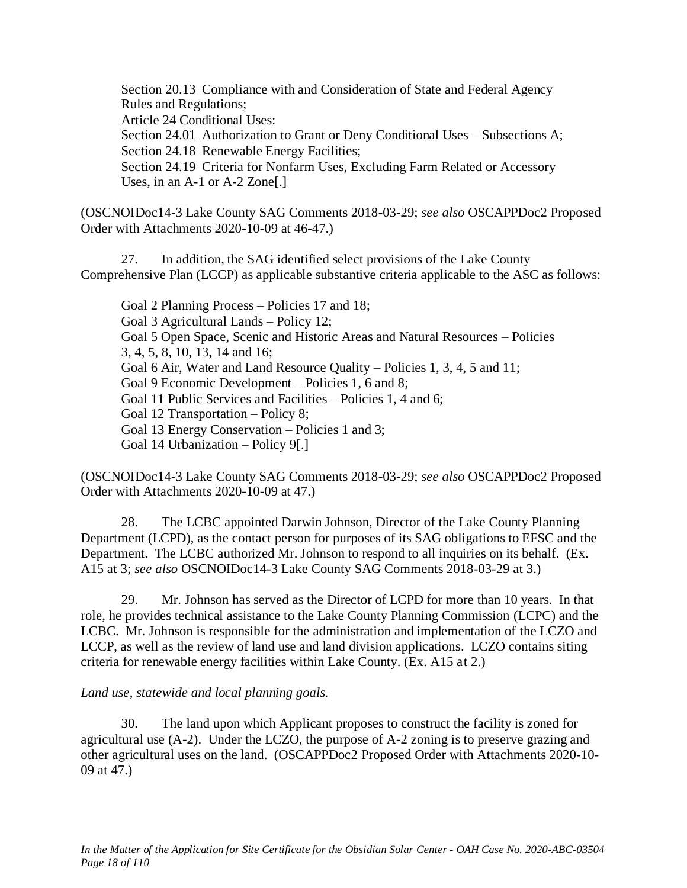Section 20.13 Compliance with and Consideration of State and Federal Agency Rules and Regulations;
Article 24 Conditional Uses:
Section 24.01 Authorization to Grant or Deny Conditional Uses – Subsections A;
Section 24.18 Renewable Energy Facilities;
Section 24.19 Criteria for Nonfarm Uses, Excluding Farm Related or Accessory Uses, in an A-1 or A-2 Zone[.]

(OSCNOIDoc14-3 Lake County SAG Comments 2018-03-29; *see also* OSCAPPDoc2 Proposed Order with Attachments 2020-10-09 at 46-47.)

27. In addition, the SAG identified select provisions of the Lake County Comprehensive Plan (LCCP) as applicable substantive criteria applicable to the ASC as follows:

Goal 2 Planning Process – Policies 17 and 18;
Goal 3 Agricultural Lands – Policy 12;
Goal 5 Open Space, Scenic and Historic Areas and Natural Resources – Policies 3, 4, 5, 8, 10, 13, 14 and 16;
Goal 6 Air, Water and Land Resource Quality – Policies 1, 3, 4, 5 and 11;
Goal 9 Economic Development – Policies 1, 6 and 8;
Goal 11 Public Services and Facilities – Policies 1, 4 and 6;
Goal 12 Transportation – Policy 8;
Goal 13 Energy Conservation – Policies 1 and 3;
Goal 14 Urbanization – Policy 9[.]

(OSCNOIDoc14-3 Lake County SAG Comments 2018-03-29; *see also* OSCAPPDoc2 Proposed Order with Attachments 2020-10-09 at 47.)

28. The LCBC appointed Darwin Johnson, Director of the Lake County Planning Department (LCPD), as the contact person for purposes of its SAG obligations to EFSC and the Department. The LCBC authorized Mr. Johnson to respond to all inquiries on its behalf. (Ex. A15 at 3; *see also* OSCNOIDoc14-3 Lake County SAG Comments 2018-03-29 at 3.)

29. Mr. Johnson has served as the Director of LCPD for more than 10 years. In that role, he provides technical assistance to the Lake County Planning Commission (LCPC) and the LCBC. Mr. Johnson is responsible for the administration and implementation of the LCZO and LCCP, as well as the review of land use and land division applications. LCZO contains siting criteria for renewable energy facilities within Lake County. (Ex. A15 at 2.)

*Land use, statewide and local planning goals.*

30. The land upon which Applicant proposes to construct the facility is zoned for agricultural use (A-2). Under the LCZO, the purpose of A-2 zoning is to preserve grazing and other agricultural uses on the land. (OSCAPPDoc2 Proposed Order with Attachments 2020-10-09 at 47.)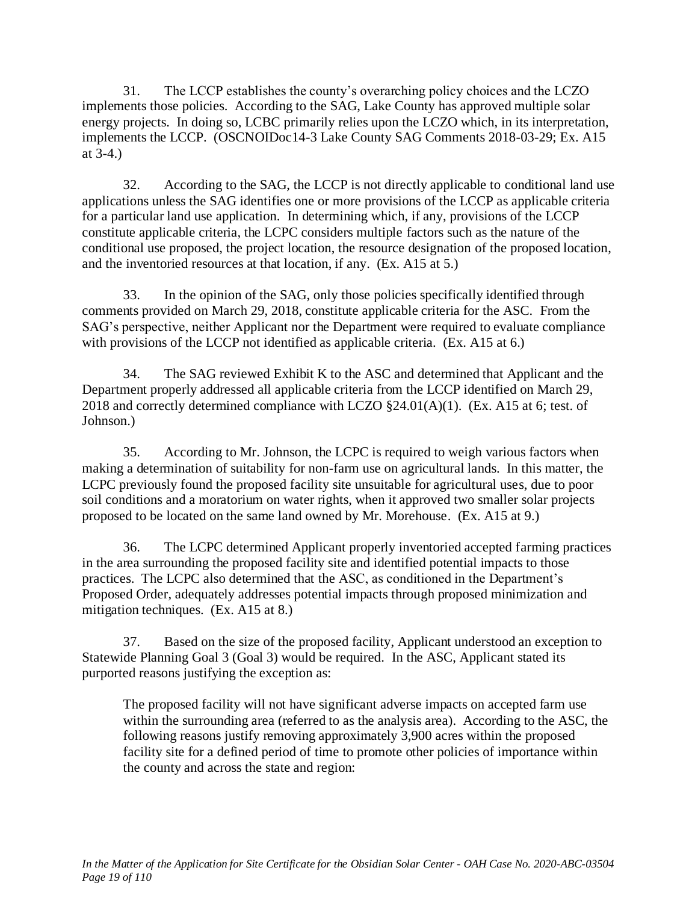31. The LCCP establishes the county's overarching policy choices and the LCZO implements those policies. According to the SAG, Lake County has approved multiple solar energy projects. In doing so, LCBC primarily relies upon the LCZO which, in its interpretation, implements the LCCP. (OSCNOIDoc14-3 Lake County SAG Comments 2018-03-29; Ex. A15 at 3-4.)

32. According to the SAG, the LCCP is not directly applicable to conditional land use applications unless the SAG identifies one or more provisions of the LCCP as applicable criteria for a particular land use application. In determining which, if any, provisions of the LCCP constitute applicable criteria, the LCPC considers multiple factors such as the nature of the conditional use proposed, the project location, the resource designation of the proposed location, and the inventoried resources at that location, if any. (Ex. A15 at 5.)

33. In the opinion of the SAG, only those policies specifically identified through comments provided on March 29, 2018, constitute applicable criteria for the ASC. From the SAG's perspective, neither Applicant nor the Department were required to evaluate compliance with provisions of the LCCP not identified as applicable criteria. (Ex. A15 at 6.)

34. The SAG reviewed Exhibit K to the ASC and determined that Applicant and the Department properly addressed all applicable criteria from the LCCP identified on March 29, 2018 and correctly determined compliance with LCZO §24.01(A)(1). (Ex. A15 at 6; test. of Johnson.)

35. According to Mr. Johnson, the LCPC is required to weigh various factors when making a determination of suitability for non-farm use on agricultural lands. In this matter, the LCPC previously found the proposed facility site unsuitable for agricultural uses, due to poor soil conditions and a moratorium on water rights, when it approved two smaller solar projects proposed to be located on the same land owned by Mr. Morehouse. (Ex. A15 at 9.)

36. The LCPC determined Applicant properly inventoried accepted farming practices in the area surrounding the proposed facility site and identified potential impacts to those practices. The LCPC also determined that the ASC, as conditioned in the Department's Proposed Order, adequately addresses potential impacts through proposed minimization and mitigation techniques. (Ex. A15 at 8.)

37. Based on the size of the proposed facility, Applicant understood an exception to Statewide Planning Goal 3 (Goal 3) would be required. In the ASC, Applicant stated its purported reasons justifying the exception as:

> The proposed facility will not have significant adverse impacts on accepted farm use within the surrounding area (referred to as the analysis area). According to the ASC, the following reasons justify removing approximately 3,900 acres within the proposed facility site for a defined period of time to promote other policies of importance within the county and across the state and region: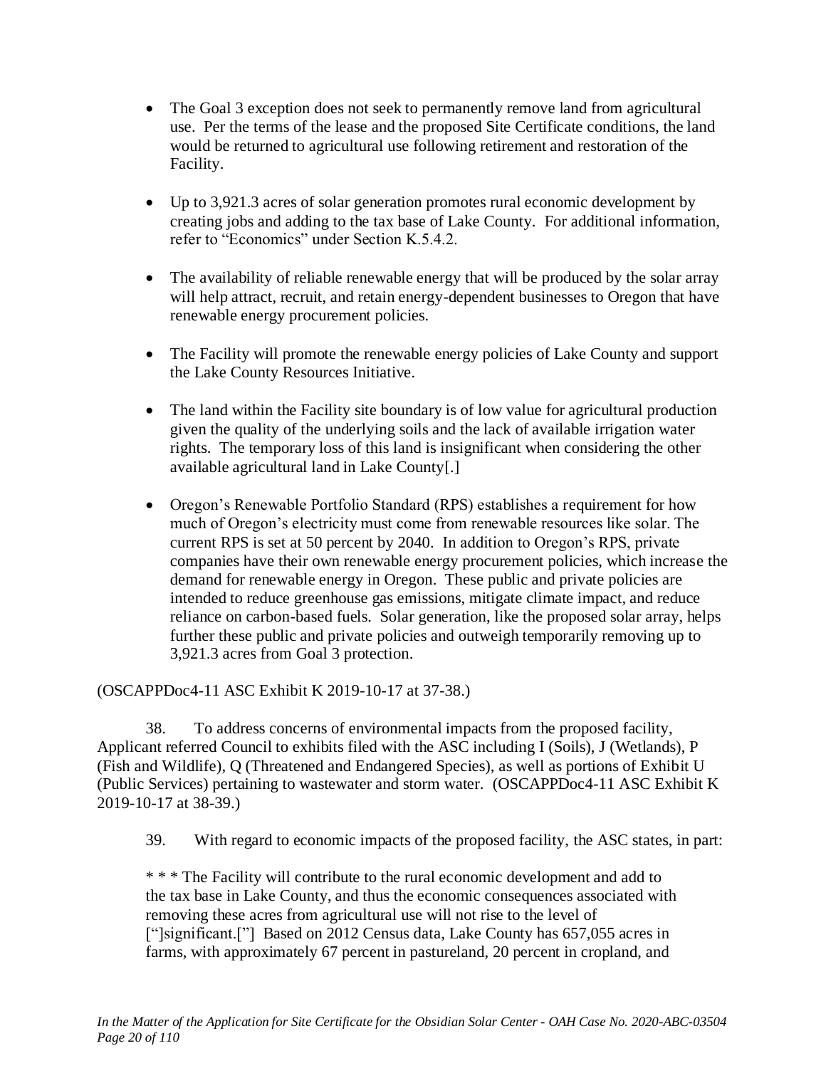- The Goal 3 exception does not seek to permanently remove land from agricultural use. Per the terms of the lease and the proposed Site Certificate conditions, the land would be returned to agricultural use following retirement and restoration of the Facility.

- Up to 3,921.3 acres of solar generation promotes rural economic development by creating jobs and adding to the tax base of Lake County. For additional information, refer to "Economics" under Section K.5.4.2.

- The availability of reliable renewable energy that will be produced by the solar array will help attract, recruit, and retain energy-dependent businesses to Oregon that have renewable energy procurement policies.

- The Facility will promote the renewable energy policies of Lake County and support the Lake County Resources Initiative.

- The land within the Facility site boundary is of low value for agricultural production given the quality of the underlying soils and the lack of available irrigation water rights. The temporary loss of this land is insignificant when considering the other available agricultural land in Lake County[.]

- Oregon's Renewable Portfolio Standard (RPS) establishes a requirement for how much of Oregon's electricity must come from renewable resources like solar. The current RPS is set at 50 percent by 2040. In addition to Oregon's RPS, private companies have their own renewable energy procurement policies, which increase the demand for renewable energy in Oregon. These public and private policies are intended to reduce greenhouse gas emissions, mitigate climate impact, and reduce reliance on carbon-based fuels. Solar generation, like the proposed solar array, helps further these public and private policies and outweigh temporarily removing up to 3,921.3 acres from Goal 3 protection.

(OSCAPPDoc4-11 ASC Exhibit K 2019-10-17 at 37-38.)

38. To address concerns of environmental impacts from the proposed facility, Applicant referred Council to exhibits filed with the ASC including I (Soils), J (Wetlands), P (Fish and Wildlife), Q (Threatened and Endangered Species), as well as portions of Exhibit U (Public Services) pertaining to wastewater and storm water. (OSCAPPDoc4-11 ASC Exhibit K 2019-10-17 at 38-39.)

39. With regard to economic impacts of the proposed facility, the ASC states, in part:

> * * * The Facility will contribute to the rural economic development and add to the tax base in Lake County, and thus the economic consequences associated with removing these acres from agricultural use will not rise to the level of ["]significant.["] Based on 2012 Census data, Lake County has 657,055 acres in farms, with approximately 67 percent in pastureland, 20 percent in cropland, and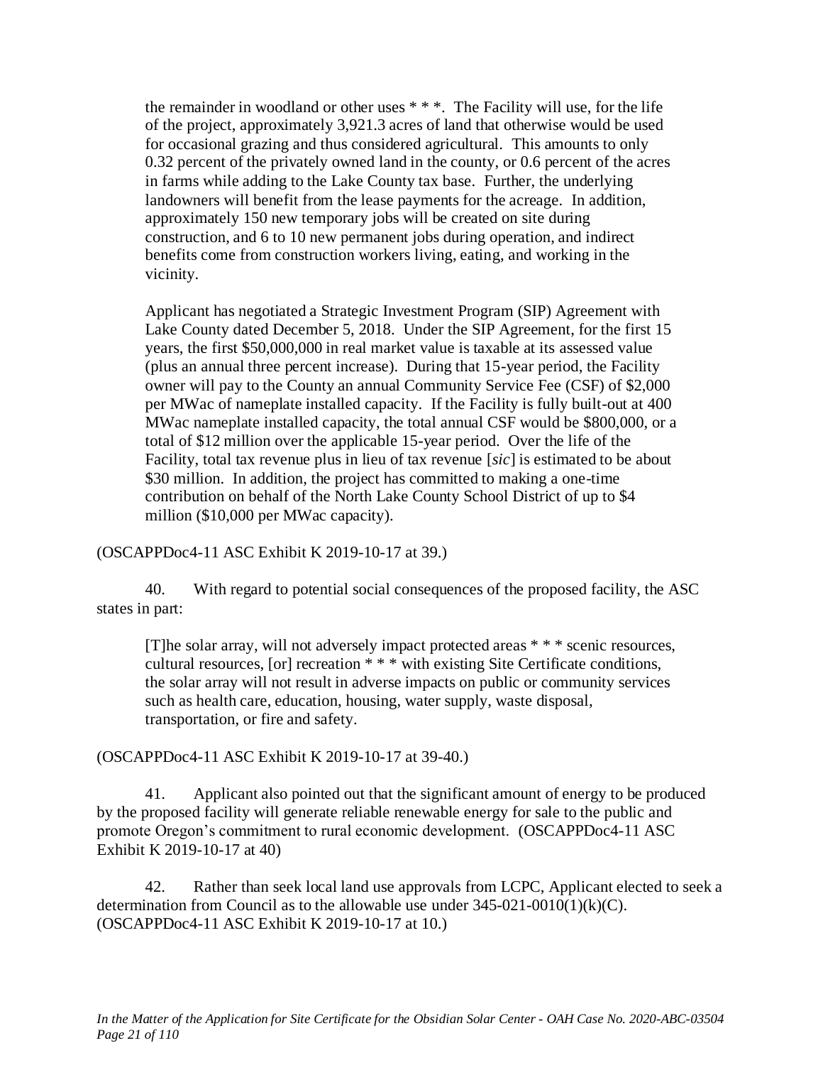> the remainder in woodland or other uses * * *. The Facility will use, for the life of the project, approximately 3,921.3 acres of land that otherwise would be used for occasional grazing and thus considered agricultural. This amounts to only 0.32 percent of the privately owned land in the county, or 0.6 percent of the acres in farms while adding to the Lake County tax base. Further, the underlying landowners will benefit from the lease payments for the acreage. In addition, approximately 150 new temporary jobs will be created on site during construction, and 6 to 10 new permanent jobs during operation, and indirect benefits come from construction workers living, eating, and working in the vicinity.
>
> Applicant has negotiated a Strategic Investment Program (SIP) Agreement with Lake County dated December 5, 2018. Under the SIP Agreement, for the first 15 years, the first $50,000,000 in real market value is taxable at its assessed value (plus an annual three percent increase). During that 15-year period, the Facility owner will pay to the County an annual Community Service Fee (CSF) of $2,000 per MWac of nameplate installed capacity. If the Facility is fully built-out at 400 MWac nameplate installed capacity, the total annual CSF would be $800,000, or a total of $12 million over the applicable 15-year period. Over the life of the Facility, total tax revenue plus in lieu of tax revenue [*sic*] is estimated to be about $30 million. In addition, the project has committed to making a one-time contribution on behalf of the North Lake County School District of up to $4 million ($10,000 per MWac capacity).

(OSCAPPDoc4-11 ASC Exhibit K 2019-10-17 at 39.)

40. With regard to potential social consequences of the proposed facility, the ASC states in part:

> [T]he solar array, will not adversely impact protected areas * * * scenic resources, cultural resources, [or] recreation * * * with existing Site Certificate conditions, the solar array will not result in adverse impacts on public or community services such as health care, education, housing, water supply, waste disposal, transportation, or fire and safety.

(OSCAPPDoc4-11 ASC Exhibit K 2019-10-17 at 39-40.)

41. Applicant also pointed out that the significant amount of energy to be produced by the proposed facility will generate reliable renewable energy for sale to the public and promote Oregon's commitment to rural economic development. (OSCAPPDoc4-11 ASC Exhibit K 2019-10-17 at 40)

42. Rather than seek local land use approvals from LCPC, Applicant elected to seek a determination from Council as to the allowable use under 345-021-0010(1)(k)(C). (OSCAPPDoc4-11 ASC Exhibit K 2019-10-17 at 10.)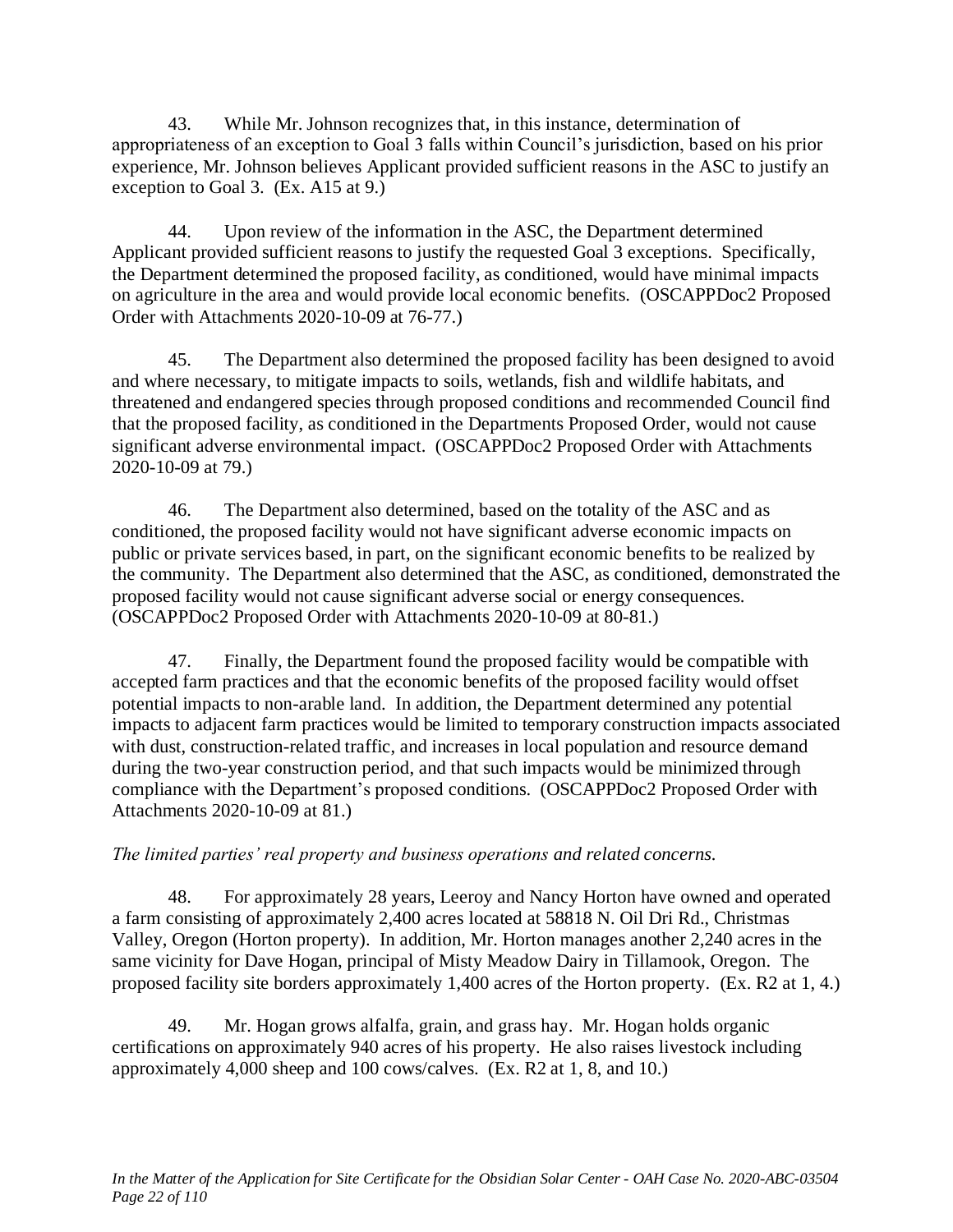43. While Mr. Johnson recognizes that, in this instance, determination of appropriateness of an exception to Goal 3 falls within Council's jurisdiction, based on his prior experience, Mr. Johnson believes Applicant provided sufficient reasons in the ASC to justify an exception to Goal 3. (Ex. A15 at 9.)

44. Upon review of the information in the ASC, the Department determined Applicant provided sufficient reasons to justify the requested Goal 3 exceptions. Specifically, the Department determined the proposed facility, as conditioned, would have minimal impacts on agriculture in the area and would provide local economic benefits. (OSCAPPDoc2 Proposed Order with Attachments 2020-10-09 at 76-77.)

45. The Department also determined the proposed facility has been designed to avoid and where necessary, to mitigate impacts to soils, wetlands, fish and wildlife habitats, and threatened and endangered species through proposed conditions and recommended Council find that the proposed facility, as conditioned in the Departments Proposed Order, would not cause significant adverse environmental impact. (OSCAPPDoc2 Proposed Order with Attachments 2020-10-09 at 79.)

46. The Department also determined, based on the totality of the ASC and as conditioned, the proposed facility would not have significant adverse economic impacts on public or private services based, in part, on the significant economic benefits to be realized by the community. The Department also determined that the ASC, as conditioned, demonstrated the proposed facility would not cause significant adverse social or energy consequences. (OSCAPPDoc2 Proposed Order with Attachments 2020-10-09 at 80-81.)

47. Finally, the Department found the proposed facility would be compatible with accepted farm practices and that the economic benefits of the proposed facility would offset potential impacts to non-arable land. In addition, the Department determined any potential impacts to adjacent farm practices would be limited to temporary construction impacts associated with dust, construction-related traffic, and increases in local population and resource demand during the two-year construction period, and that such impacts would be minimized through compliance with the Department's proposed conditions. (OSCAPPDoc2 Proposed Order with Attachments 2020-10-09 at 81.)

*The limited parties' real property and business operations and related concerns.*

48. For approximately 28 years, Leeroy and Nancy Horton have owned and operated a farm consisting of approximately 2,400 acres located at 58818 N. Oil Dri Rd., Christmas Valley, Oregon (Horton property). In addition, Mr. Horton manages another 2,240 acres in the same vicinity for Dave Hogan, principal of Misty Meadow Dairy in Tillamook, Oregon. The proposed facility site borders approximately 1,400 acres of the Horton property. (Ex. R2 at 1, 4.)

49. Mr. Hogan grows alfalfa, grain, and grass hay. Mr. Hogan holds organic certifications on approximately 940 acres of his property. He also raises livestock including approximately 4,000 sheep and 100 cows/calves. (Ex. R2 at 1, 8, and 10.)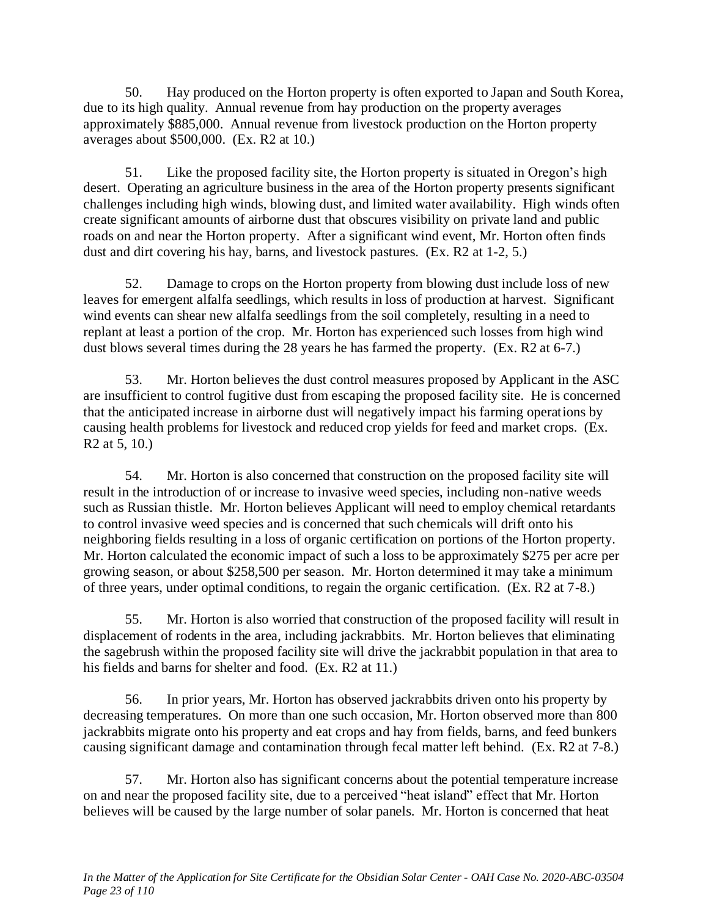50. Hay produced on the Horton property is often exported to Japan and South Korea, due to its high quality. Annual revenue from hay production on the property averages approximately $885,000. Annual revenue from livestock production on the Horton property averages about $500,000. (Ex. R2 at 10.)

51. Like the proposed facility site, the Horton property is situated in Oregon's high desert. Operating an agriculture business in the area of the Horton property presents significant challenges including high winds, blowing dust, and limited water availability. High winds often create significant amounts of airborne dust that obscures visibility on private land and public roads on and near the Horton property. After a significant wind event, Mr. Horton often finds dust and dirt covering his hay, barns, and livestock pastures. (Ex. R2 at 1-2, 5.)

52. Damage to crops on the Horton property from blowing dust include loss of new leaves for emergent alfalfa seedlings, which results in loss of production at harvest. Significant wind events can shear new alfalfa seedlings from the soil completely, resulting in a need to replant at least a portion of the crop. Mr. Horton has experienced such losses from high wind dust blows several times during the 28 years he has farmed the property. (Ex. R2 at 6-7.)

53. Mr. Horton believes the dust control measures proposed by Applicant in the ASC are insufficient to control fugitive dust from escaping the proposed facility site. He is concerned that the anticipated increase in airborne dust will negatively impact his farming operations by causing health problems for livestock and reduced crop yields for feed and market crops. (Ex. R2 at 5, 10.)

54. Mr. Horton is also concerned that construction on the proposed facility site will result in the introduction of or increase to invasive weed species, including non-native weeds such as Russian thistle. Mr. Horton believes Applicant will need to employ chemical retardants to control invasive weed species and is concerned that such chemicals will drift onto his neighboring fields resulting in a loss of organic certification on portions of the Horton property. Mr. Horton calculated the economic impact of such a loss to be approximately $275 per acre per growing season, or about $258,500 per season. Mr. Horton determined it may take a minimum of three years, under optimal conditions, to regain the organic certification. (Ex. R2 at 7-8.)

55. Mr. Horton is also worried that construction of the proposed facility will result in displacement of rodents in the area, including jackrabbits. Mr. Horton believes that eliminating the sagebrush within the proposed facility site will drive the jackrabbit population in that area to his fields and barns for shelter and food. (Ex. R2 at 11.)

56. In prior years, Mr. Horton has observed jackrabbits driven onto his property by decreasing temperatures. On more than one such occasion, Mr. Horton observed more than 800 jackrabbits migrate onto his property and eat crops and hay from fields, barns, and feed bunkers causing significant damage and contamination through fecal matter left behind. (Ex. R2 at 7-8.)

57. Mr. Horton also has significant concerns about the potential temperature increase on and near the proposed facility site, due to a perceived "heat island" effect that Mr. Horton believes will be caused by the large number of solar panels. Mr. Horton is concerned that heat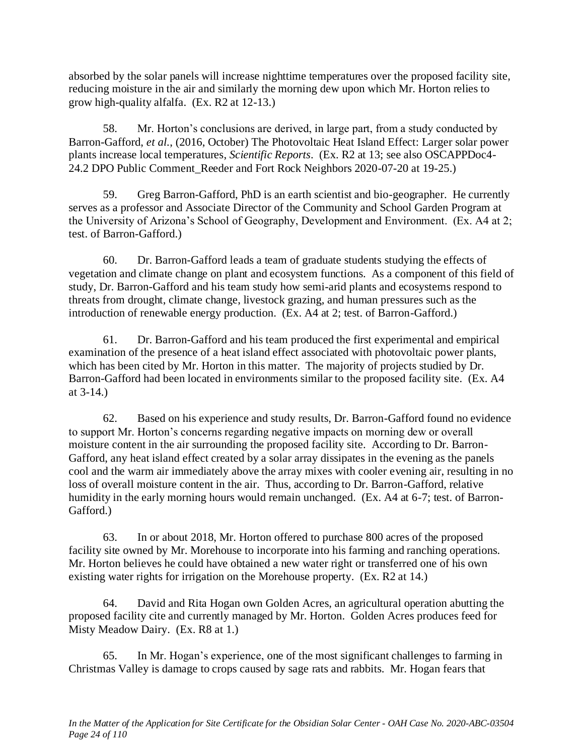absorbed by the solar panels will increase nighttime temperatures over the proposed facility site, reducing moisture in the air and similarly the morning dew upon which Mr. Horton relies to grow high-quality alfalfa. (Ex. R2 at 12-13.)

58. Mr. Horton's conclusions are derived, in large part, from a study conducted by Barron-Gafford, *et al.*, (2016, October) The Photovoltaic Heat Island Effect: Larger solar power plants increase local temperatures, *Scientific Reports*. (Ex. R2 at 13; see also OSCAPPDoc4-24.2 DPO Public Comment_Reeder and Fort Rock Neighbors 2020-07-20 at 19-25.)

59. Greg Barron-Gafford, PhD is an earth scientist and bio-geographer. He currently serves as a professor and Associate Director of the Community and School Garden Program at the University of Arizona's School of Geography, Development and Environment. (Ex. A4 at 2; test. of Barron-Gafford.)

60. Dr. Barron-Gafford leads a team of graduate students studying the effects of vegetation and climate change on plant and ecosystem functions. As a component of this field of study, Dr. Barron-Gafford and his team study how semi-arid plants and ecosystems respond to threats from drought, climate change, livestock grazing, and human pressures such as the introduction of renewable energy production. (Ex. A4 at 2; test. of Barron-Gafford.)

61. Dr. Barron-Gafford and his team produced the first experimental and empirical examination of the presence of a heat island effect associated with photovoltaic power plants, which has been cited by Mr. Horton in this matter. The majority of projects studied by Dr. Barron-Gafford had been located in environments similar to the proposed facility site. (Ex. A4 at 3-14.)

62. Based on his experience and study results, Dr. Barron-Gafford found no evidence to support Mr. Horton's concerns regarding negative impacts on morning dew or overall moisture content in the air surrounding the proposed facility site. According to Dr. Barron-Gafford, any heat island effect created by a solar array dissipates in the evening as the panels cool and the warm air immediately above the array mixes with cooler evening air, resulting in no loss of overall moisture content in the air. Thus, according to Dr. Barron-Gafford, relative humidity in the early morning hours would remain unchanged. (Ex. A4 at 6-7; test. of Barron-Gafford.)

63. In or about 2018, Mr. Horton offered to purchase 800 acres of the proposed facility site owned by Mr. Morehouse to incorporate into his farming and ranching operations. Mr. Horton believes he could have obtained a new water right or transferred one of his own existing water rights for irrigation on the Morehouse property. (Ex. R2 at 14.)

64. David and Rita Hogan own Golden Acres, an agricultural operation abutting the proposed facility cite and currently managed by Mr. Horton. Golden Acres produces feed for Misty Meadow Dairy. (Ex. R8 at 1.)

65. In Mr. Hogan's experience, one of the most significant challenges to farming in Christmas Valley is damage to crops caused by sage rats and rabbits. Mr. Hogan fears that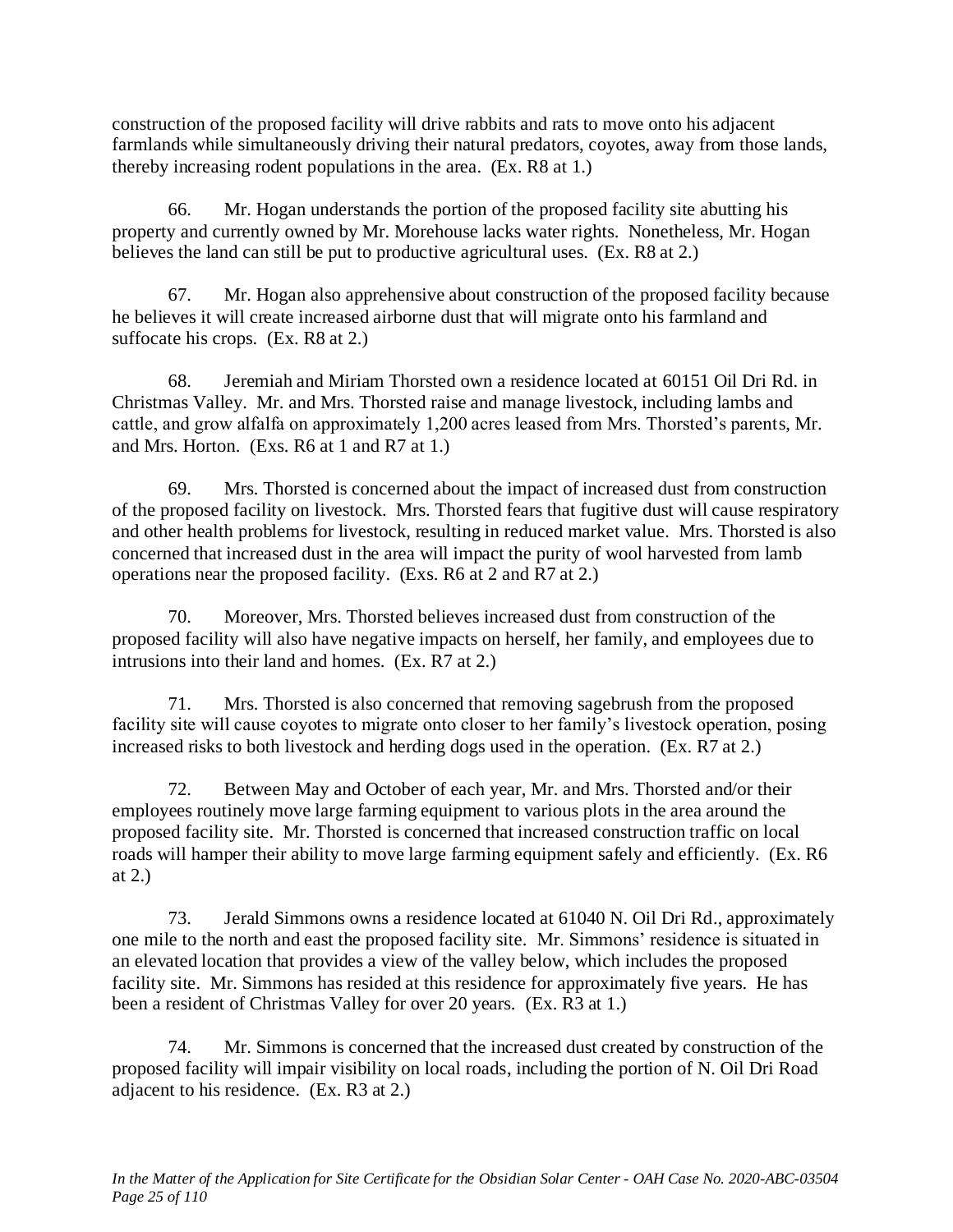construction of the proposed facility will drive rabbits and rats to move onto his adjacent farmlands while simultaneously driving their natural predators, coyotes, away from those lands, thereby increasing rodent populations in the area. (Ex. R8 at 1.)

66. Mr. Hogan understands the portion of the proposed facility site abutting his property and currently owned by Mr. Morehouse lacks water rights. Nonetheless, Mr. Hogan believes the land can still be put to productive agricultural uses. (Ex. R8 at 2.)

67. Mr. Hogan also apprehensive about construction of the proposed facility because he believes it will create increased airborne dust that will migrate onto his farmland and suffocate his crops. (Ex. R8 at 2.)

68. Jeremiah and Miriam Thorsted own a residence located at 60151 Oil Dri Rd. in Christmas Valley. Mr. and Mrs. Thorsted raise and manage livestock, including lambs and cattle, and grow alfalfa on approximately 1,200 acres leased from Mrs. Thorsted's parents, Mr. and Mrs. Horton. (Exs. R6 at 1 and R7 at 1.)

69. Mrs. Thorsted is concerned about the impact of increased dust from construction of the proposed facility on livestock. Mrs. Thorsted fears that fugitive dust will cause respiratory and other health problems for livestock, resulting in reduced market value. Mrs. Thorsted is also concerned that increased dust in the area will impact the purity of wool harvested from lamb operations near the proposed facility. (Exs. R6 at 2 and R7 at 2.)

70. Moreover, Mrs. Thorsted believes increased dust from construction of the proposed facility will also have negative impacts on herself, her family, and employees due to intrusions into their land and homes. (Ex. R7 at 2.)

71. Mrs. Thorsted is also concerned that removing sagebrush from the proposed facility site will cause coyotes to migrate onto closer to her family's livestock operation, posing increased risks to both livestock and herding dogs used in the operation. (Ex. R7 at 2.)

72. Between May and October of each year, Mr. and Mrs. Thorsted and/or their employees routinely move large farming equipment to various plots in the area around the proposed facility site. Mr. Thorsted is concerned that increased construction traffic on local roads will hamper their ability to move large farming equipment safely and efficiently. (Ex. R6 at 2.)

73. Jerald Simmons owns a residence located at 61040 N. Oil Dri Rd., approximately one mile to the north and east the proposed facility site. Mr. Simmons' residence is situated in an elevated location that provides a view of the valley below, which includes the proposed facility site. Mr. Simmons has resided at this residence for approximately five years. He has been a resident of Christmas Valley for over 20 years. (Ex. R3 at 1.)

74. Mr. Simmons is concerned that the increased dust created by construction of the proposed facility will impair visibility on local roads, including the portion of N. Oil Dri Road adjacent to his residence. (Ex. R3 at 2.)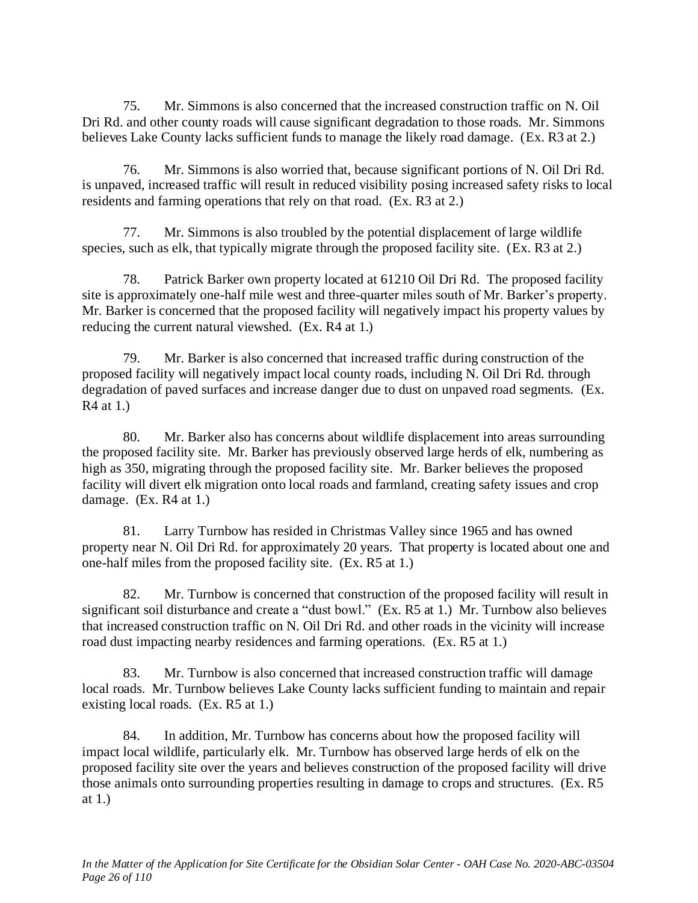75. Mr. Simmons is also concerned that the increased construction traffic on N. Oil Dri Rd. and other county roads will cause significant degradation to those roads. Mr. Simmons believes Lake County lacks sufficient funds to manage the likely road damage. (Ex. R3 at 2.)

76. Mr. Simmons is also worried that, because significant portions of N. Oil Dri Rd. is unpaved, increased traffic will result in reduced visibility posing increased safety risks to local residents and farming operations that rely on that road. (Ex. R3 at 2.)

77. Mr. Simmons is also troubled by the potential displacement of large wildlife species, such as elk, that typically migrate through the proposed facility site. (Ex. R3 at 2.)

78. Patrick Barker own property located at 61210 Oil Dri Rd. The proposed facility site is approximately one-half mile west and three-quarter miles south of Mr. Barker's property. Mr. Barker is concerned that the proposed facility will negatively impact his property values by reducing the current natural viewshed. (Ex. R4 at 1.)

79. Mr. Barker is also concerned that increased traffic during construction of the proposed facility will negatively impact local county roads, including N. Oil Dri Rd. through degradation of paved surfaces and increase danger due to dust on unpaved road segments. (Ex. R4 at 1.)

80. Mr. Barker also has concerns about wildlife displacement into areas surrounding the proposed facility site. Mr. Barker has previously observed large herds of elk, numbering as high as 350, migrating through the proposed facility site. Mr. Barker believes the proposed facility will divert elk migration onto local roads and farmland, creating safety issues and crop damage. (Ex. R4 at 1.)

81. Larry Turnbow has resided in Christmas Valley since 1965 and has owned property near N. Oil Dri Rd. for approximately 20 years. That property is located about one and one-half miles from the proposed facility site. (Ex. R5 at 1.)

82. Mr. Turnbow is concerned that construction of the proposed facility will result in significant soil disturbance and create a "dust bowl." (Ex. R5 at 1.) Mr. Turnbow also believes that increased construction traffic on N. Oil Dri Rd. and other roads in the vicinity will increase road dust impacting nearby residences and farming operations. (Ex. R5 at 1.)

83. Mr. Turnbow is also concerned that increased construction traffic will damage local roads. Mr. Turnbow believes Lake County lacks sufficient funding to maintain and repair existing local roads. (Ex. R5 at 1.)

84. In addition, Mr. Turnbow has concerns about how the proposed facility will impact local wildlife, particularly elk. Mr. Turnbow has observed large herds of elk on the proposed facility site over the years and believes construction of the proposed facility will drive those animals onto surrounding properties resulting in damage to crops and structures. (Ex. R5 at 1.)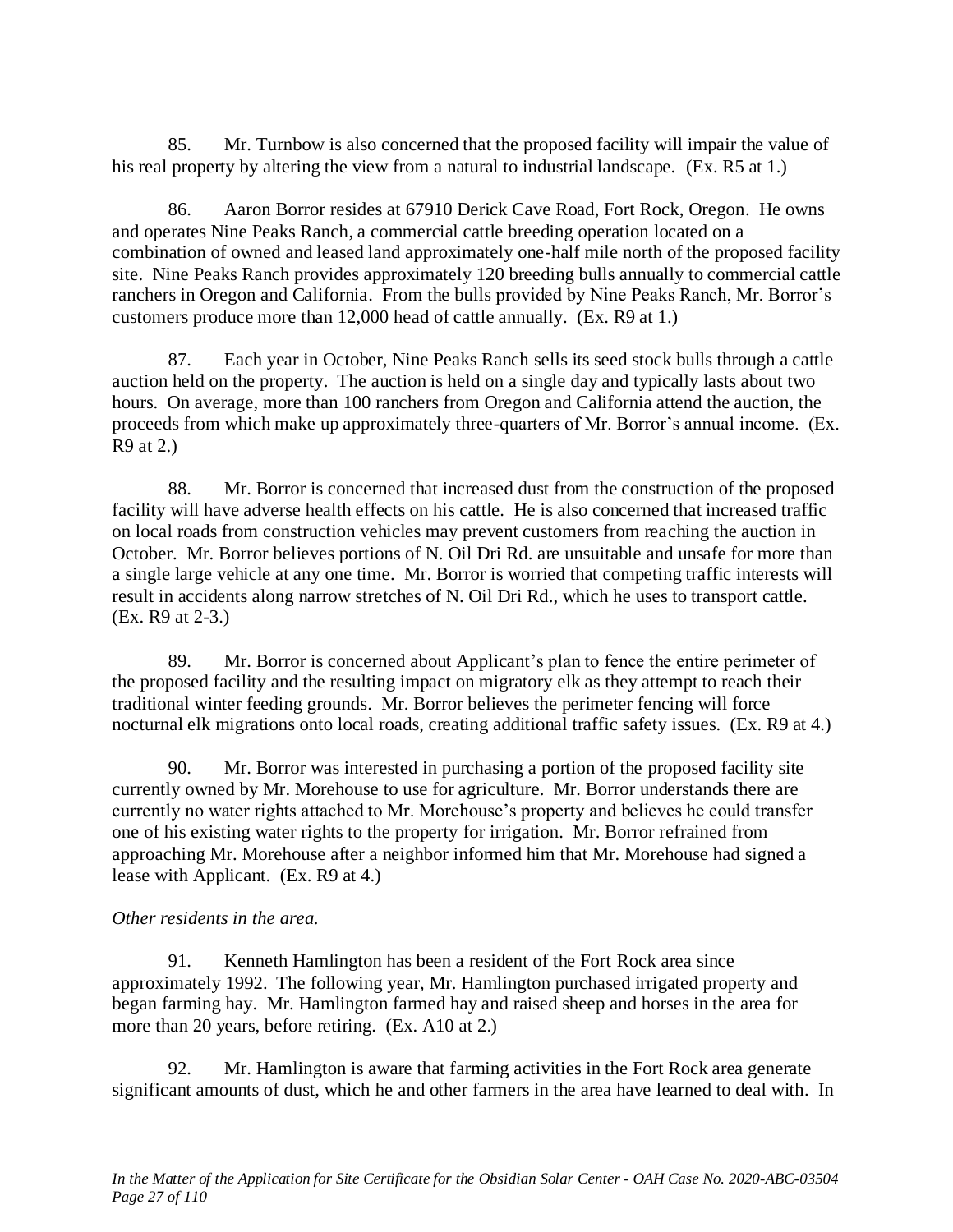85. Mr. Turnbow is also concerned that the proposed facility will impair the value of his real property by altering the view from a natural to industrial landscape. (Ex. R5 at 1.)

86. Aaron Borror resides at 67910 Derick Cave Road, Fort Rock, Oregon. He owns and operates Nine Peaks Ranch, a commercial cattle breeding operation located on a combination of owned and leased land approximately one-half mile north of the proposed facility site. Nine Peaks Ranch provides approximately 120 breeding bulls annually to commercial cattle ranchers in Oregon and California. From the bulls provided by Nine Peaks Ranch, Mr. Borror's customers produce more than 12,000 head of cattle annually. (Ex. R9 at 1.)

87. Each year in October, Nine Peaks Ranch sells its seed stock bulls through a cattle auction held on the property. The auction is held on a single day and typically lasts about two hours. On average, more than 100 ranchers from Oregon and California attend the auction, the proceeds from which make up approximately three-quarters of Mr. Borror's annual income. (Ex. R9 at 2.)

88. Mr. Borror is concerned that increased dust from the construction of the proposed facility will have adverse health effects on his cattle. He is also concerned that increased traffic on local roads from construction vehicles may prevent customers from reaching the auction in October. Mr. Borror believes portions of N. Oil Dri Rd. are unsuitable and unsafe for more than a single large vehicle at any one time. Mr. Borror is worried that competing traffic interests will result in accidents along narrow stretches of N. Oil Dri Rd., which he uses to transport cattle. (Ex. R9 at 2-3.)

89. Mr. Borror is concerned about Applicant's plan to fence the entire perimeter of the proposed facility and the resulting impact on migratory elk as they attempt to reach their traditional winter feeding grounds. Mr. Borror believes the perimeter fencing will force nocturnal elk migrations onto local roads, creating additional traffic safety issues. (Ex. R9 at 4.)

90. Mr. Borror was interested in purchasing a portion of the proposed facility site currently owned by Mr. Morehouse to use for agriculture. Mr. Borror understands there are currently no water rights attached to Mr. Morehouse's property and believes he could transfer one of his existing water rights to the property for irrigation. Mr. Borror refrained from approaching Mr. Morehouse after a neighbor informed him that Mr. Morehouse had signed a lease with Applicant. (Ex. R9 at 4.)

*Other residents in the area.*

91. Kenneth Hamlington has been a resident of the Fort Rock area since approximately 1992. The following year, Mr. Hamlington purchased irrigated property and began farming hay. Mr. Hamlington farmed hay and raised sheep and horses in the area for more than 20 years, before retiring. (Ex. A10 at 2.)

92. Mr. Hamlington is aware that farming activities in the Fort Rock area generate significant amounts of dust, which he and other farmers in the area have learned to deal with. In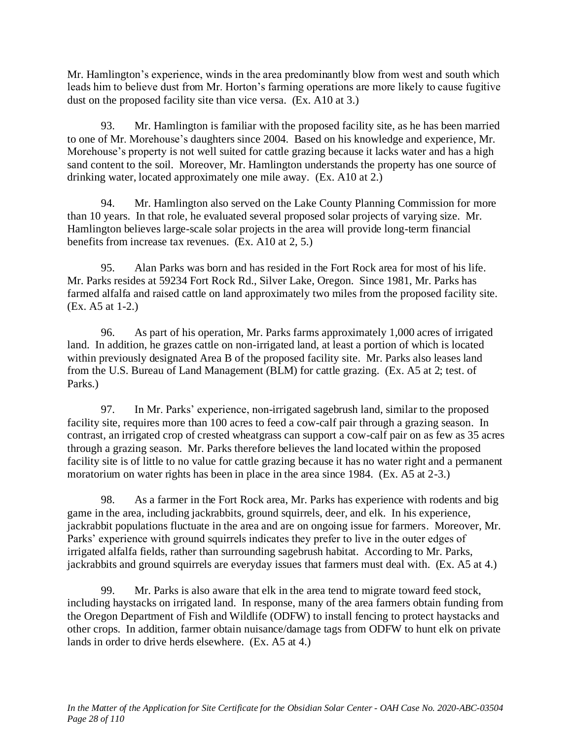Mr. Hamlington's experience, winds in the area predominantly blow from west and south which leads him to believe dust from Mr. Horton's farming operations are more likely to cause fugitive dust on the proposed facility site than vice versa. (Ex. A10 at 3.)

93. Mr. Hamlington is familiar with the proposed facility site, as he has been married to one of Mr. Morehouse's daughters since 2004. Based on his knowledge and experience, Mr. Morehouse's property is not well suited for cattle grazing because it lacks water and has a high sand content to the soil. Moreover, Mr. Hamlington understands the property has one source of drinking water, located approximately one mile away. (Ex. A10 at 2.)

94. Mr. Hamlington also served on the Lake County Planning Commission for more than 10 years. In that role, he evaluated several proposed solar projects of varying size. Mr. Hamlington believes large-scale solar projects in the area will provide long-term financial benefits from increase tax revenues. (Ex. A10 at 2, 5.)

95. Alan Parks was born and has resided in the Fort Rock area for most of his life. Mr. Parks resides at 59234 Fort Rock Rd., Silver Lake, Oregon. Since 1981, Mr. Parks has farmed alfalfa and raised cattle on land approximately two miles from the proposed facility site. (Ex. A5 at 1-2.)

96. As part of his operation, Mr. Parks farms approximately 1,000 acres of irrigated land. In addition, he grazes cattle on non-irrigated land, at least a portion of which is located within previously designated Area B of the proposed facility site. Mr. Parks also leases land from the U.S. Bureau of Land Management (BLM) for cattle grazing. (Ex. A5 at 2; test. of Parks.)

97. In Mr. Parks' experience, non-irrigated sagebrush land, similar to the proposed facility site, requires more than 100 acres to feed a cow-calf pair through a grazing season. In contrast, an irrigated crop of crested wheatgrass can support a cow-calf pair on as few as 35 acres through a grazing season. Mr. Parks therefore believes the land located within the proposed facility site is of little to no value for cattle grazing because it has no water right and a permanent moratorium on water rights has been in place in the area since 1984. (Ex. A5 at 2-3.)

98. As a farmer in the Fort Rock area, Mr. Parks has experience with rodents and big game in the area, including jackrabbits, ground squirrels, deer, and elk. In his experience, jackrabbit populations fluctuate in the area and are on ongoing issue for farmers. Moreover, Mr. Parks' experience with ground squirrels indicates they prefer to live in the outer edges of irrigated alfalfa fields, rather than surrounding sagebrush habitat. According to Mr. Parks, jackrabbits and ground squirrels are everyday issues that farmers must deal with. (Ex. A5 at 4.)

99. Mr. Parks is also aware that elk in the area tend to migrate toward feed stock, including haystacks on irrigated land. In response, many of the area farmers obtain funding from the Oregon Department of Fish and Wildlife (ODFW) to install fencing to protect haystacks and other crops. In addition, farmer obtain nuisance/damage tags from ODFW to hunt elk on private lands in order to drive herds elsewhere. (Ex. A5 at 4.)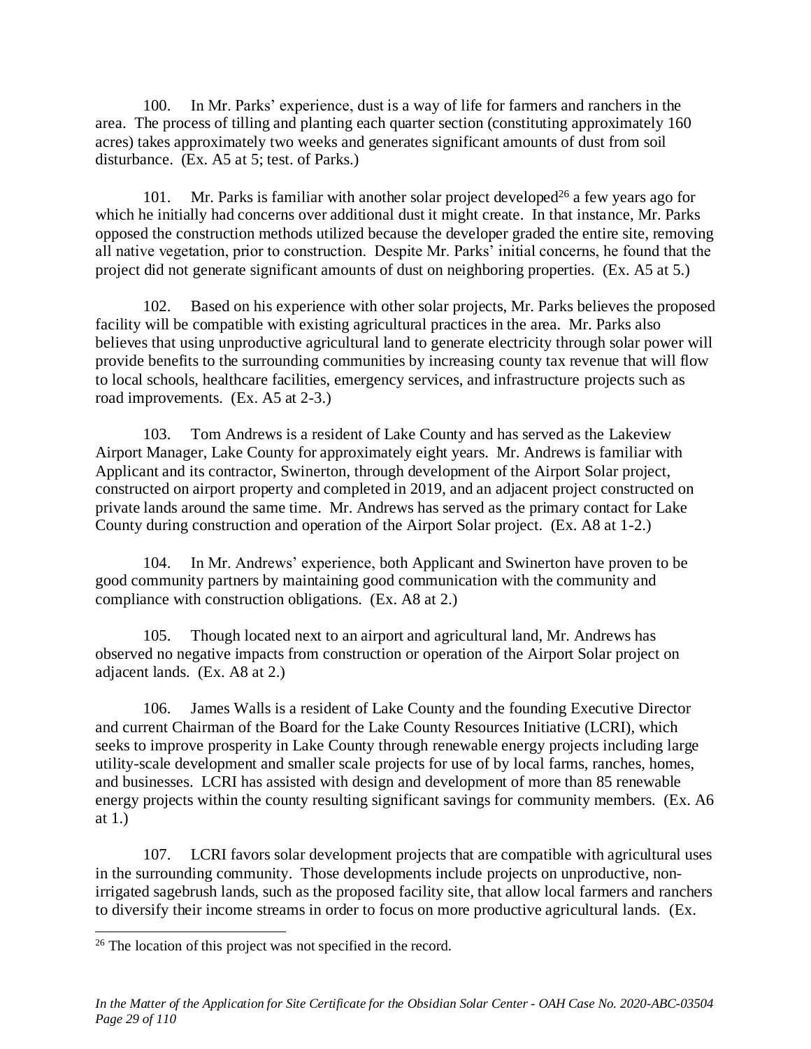100. In Mr. Parks' experience, dust is a way of life for farmers and ranchers in the area. The process of tilling and planting each quarter section (constituting approximately 160 acres) takes approximately two weeks and generates significant amounts of dust from soil disturbance. (Ex. A5 at 5; test. of Parks.)

101. Mr. Parks is familiar with another solar project developed[26] a few years ago for which he initially had concerns over additional dust it might create. In that instance, Mr. Parks opposed the construction methods utilized because the developer graded the entire site, removing all native vegetation, prior to construction. Despite Mr. Parks' initial concerns, he found that the project did not generate significant amounts of dust on neighboring properties. (Ex. A5 at 5.)

102. Based on his experience with other solar projects, Mr. Parks believes the proposed facility will be compatible with existing agricultural practices in the area. Mr. Parks also believes that using unproductive agricultural land to generate electricity through solar power will provide benefits to the surrounding communities by increasing county tax revenue that will flow to local schools, healthcare facilities, emergency services, and infrastructure projects such as road improvements. (Ex. A5 at 2-3.)

103. Tom Andrews is a resident of Lake County and has served as the Lakeview Airport Manager, Lake County for approximately eight years. Mr. Andrews is familiar with Applicant and its contractor, Swinerton, through development of the Airport Solar project, constructed on airport property and completed in 2019, and an adjacent project constructed on private lands around the same time. Mr. Andrews has served as the primary contact for Lake County during construction and operation of the Airport Solar project. (Ex. A8 at 1-2.)

104. In Mr. Andrews' experience, both Applicant and Swinerton have proven to be good community partners by maintaining good communication with the community and compliance with construction obligations. (Ex. A8 at 2.)

105. Though located next to an airport and agricultural land, Mr. Andrews has observed no negative impacts from construction or operation of the Airport Solar project on adjacent lands. (Ex. A8 at 2.)

106. James Walls is a resident of Lake County and the founding Executive Director and current Chairman of the Board for the Lake County Resources Initiative (LCRI), which seeks to improve prosperity in Lake County through renewable energy projects including large utility-scale development and smaller scale projects for use of by local farms, ranches, homes, and businesses. LCRI has assisted with design and development of more than 85 renewable energy projects within the county resulting significant savings for community members. (Ex. A6 at 1.)

107. LCRI favors solar development projects that are compatible with agricultural uses in the surrounding community. Those developments include projects on unproductive, non-irrigated sagebrush lands, such as the proposed facility site, that allow local farmers and ranchers to diversify their income streams in order to focus on more productive agricultural lands. (Ex.

---

[26] The location of this project was not specified in the record.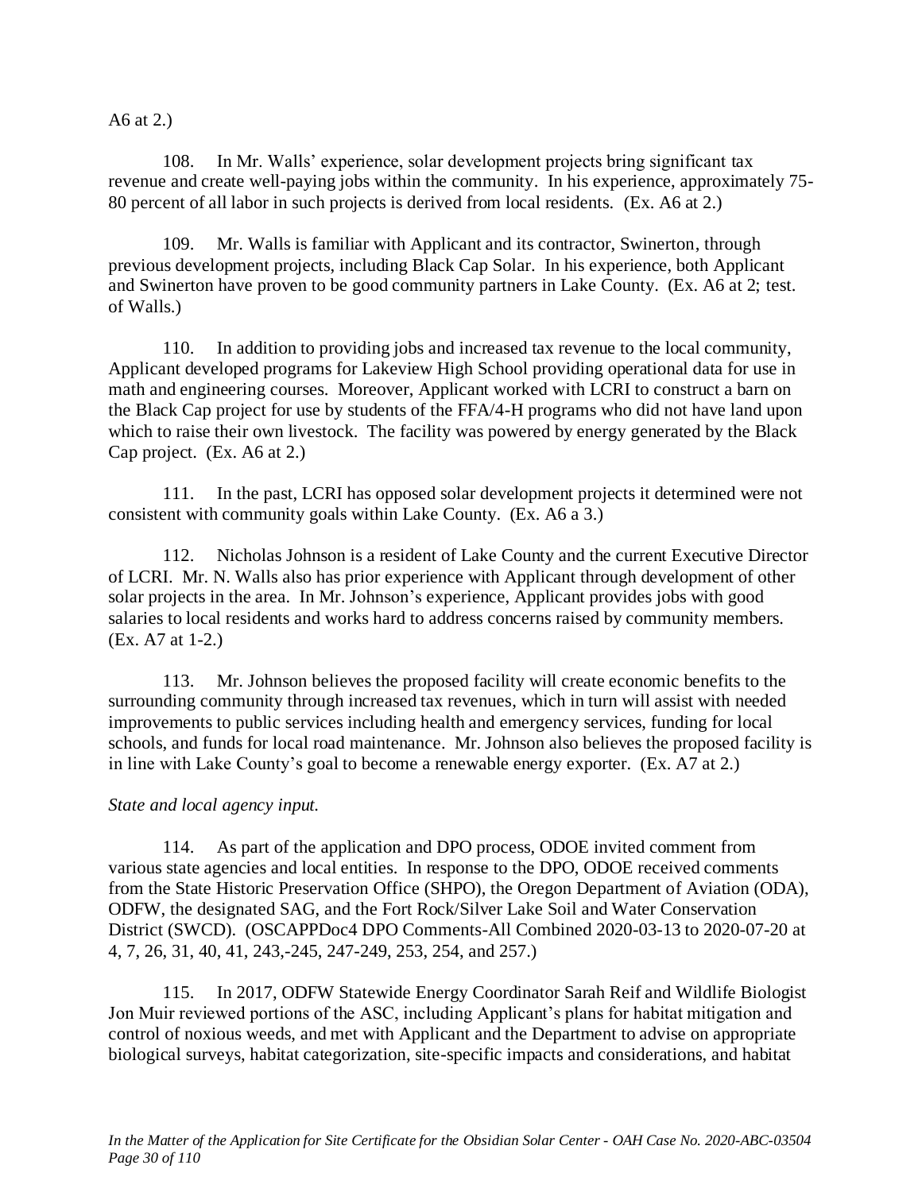A6 at 2.)

108. In Mr. Walls' experience, solar development projects bring significant tax revenue and create well-paying jobs within the community. In his experience, approximately 75-80 percent of all labor in such projects is derived from local residents. (Ex. A6 at 2.)

109. Mr. Walls is familiar with Applicant and its contractor, Swinerton, through previous development projects, including Black Cap Solar. In his experience, both Applicant and Swinerton have proven to be good community partners in Lake County. (Ex. A6 at 2; test. of Walls.)

110. In addition to providing jobs and increased tax revenue to the local community, Applicant developed programs for Lakeview High School providing operational data for use in math and engineering courses. Moreover, Applicant worked with LCRI to construct a barn on the Black Cap project for use by students of the FFA/4-H programs who did not have land upon which to raise their own livestock. The facility was powered by energy generated by the Black Cap project. (Ex. A6 at 2.)

111. In the past, LCRI has opposed solar development projects it determined were not consistent with community goals within Lake County. (Ex. A6 a 3.)

112. Nicholas Johnson is a resident of Lake County and the current Executive Director of LCRI. Mr. N. Walls also has prior experience with Applicant through development of other solar projects in the area. In Mr. Johnson's experience, Applicant provides jobs with good salaries to local residents and works hard to address concerns raised by community members. (Ex. A7 at 1-2.)

113. Mr. Johnson believes the proposed facility will create economic benefits to the surrounding community through increased tax revenues, which in turn will assist with needed improvements to public services including health and emergency services, funding for local schools, and funds for local road maintenance. Mr. Johnson also believes the proposed facility is in line with Lake County's goal to become a renewable energy exporter. (Ex. A7 at 2.)

*State and local agency input.*

114. As part of the application and DPO process, ODOE invited comment from various state agencies and local entities. In response to the DPO, ODOE received comments from the State Historic Preservation Office (SHPO), the Oregon Department of Aviation (ODA), ODFW, the designated SAG, and the Fort Rock/Silver Lake Soil and Water Conservation District (SWCD). (OSCAPPDoc4 DPO Comments-All Combined 2020-03-13 to 2020-07-20 at 4, 7, 26, 31, 40, 41, 243,-245, 247-249, 253, 254, and 257.)

115. In 2017, ODFW Statewide Energy Coordinator Sarah Reif and Wildlife Biologist Jon Muir reviewed portions of the ASC, including Applicant's plans for habitat mitigation and control of noxious weeds, and met with Applicant and the Department to advise on appropriate biological surveys, habitat categorization, site-specific impacts and considerations, and habitat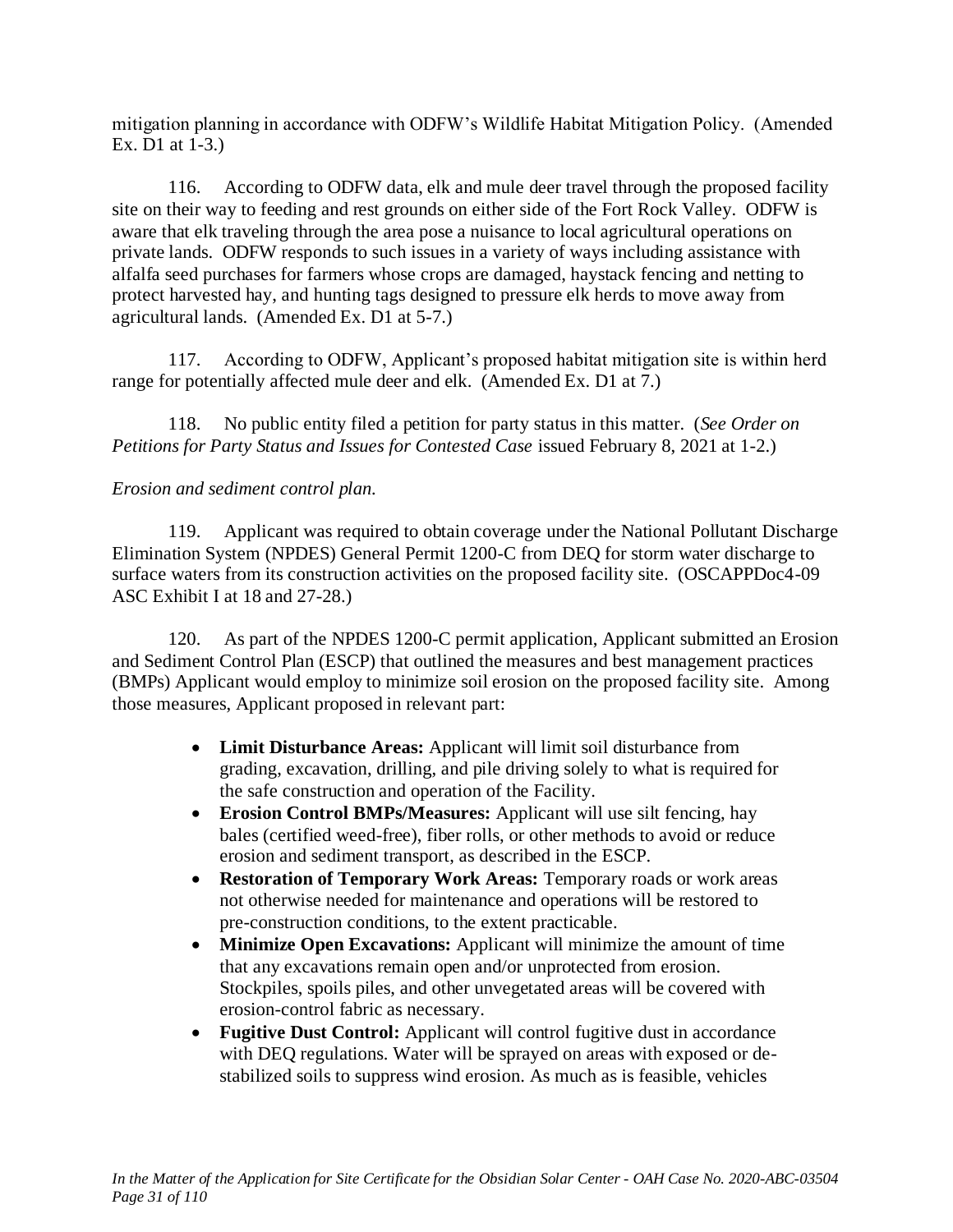mitigation planning in accordance with ODFW's Wildlife Habitat Mitigation Policy. (Amended Ex. D1 at 1-3.)

116. According to ODFW data, elk and mule deer travel through the proposed facility site on their way to feeding and rest grounds on either side of the Fort Rock Valley. ODFW is aware that elk traveling through the area pose a nuisance to local agricultural operations on private lands. ODFW responds to such issues in a variety of ways including assistance with alfalfa seed purchases for farmers whose crops are damaged, haystack fencing and netting to protect harvested hay, and hunting tags designed to pressure elk herds to move away from agricultural lands. (Amended Ex. D1 at 5-7.)

117. According to ODFW, Applicant's proposed habitat mitigation site is within herd range for potentially affected mule deer and elk. (Amended Ex. D1 at 7.)

118. No public entity filed a petition for party status in this matter. (*See Order on Petitions for Party Status and Issues for Contested Case* issued February 8, 2021 at 1-2.)

*Erosion and sediment control plan.*

119. Applicant was required to obtain coverage under the National Pollutant Discharge Elimination System (NPDES) General Permit 1200-C from DEQ for storm water discharge to surface waters from its construction activities on the proposed facility site. (OSCAPPDoc4-09 ASC Exhibit I at 18 and 27-28.)

120. As part of the NPDES 1200-C permit application, Applicant submitted an Erosion and Sediment Control Plan (ESCP) that outlined the measures and best management practices (BMPs) Applicant would employ to minimize soil erosion on the proposed facility site. Among those measures, Applicant proposed in relevant part:

- **Limit Disturbance Areas:** Applicant will limit soil disturbance from grading, excavation, drilling, and pile driving solely to what is required for the safe construction and operation of the Facility.
- **Erosion Control BMPs/Measures:** Applicant will use silt fencing, hay bales (certified weed-free), fiber rolls, or other methods to avoid or reduce erosion and sediment transport, as described in the ESCP.
- **Restoration of Temporary Work Areas:** Temporary roads or work areas not otherwise needed for maintenance and operations will be restored to pre-construction conditions, to the extent practicable.
- **Minimize Open Excavations:** Applicant will minimize the amount of time that any excavations remain open and/or unprotected from erosion. Stockpiles, spoils piles, and other unvegetated areas will be covered with erosion-control fabric as necessary.
- **Fugitive Dust Control:** Applicant will control fugitive dust in accordance with DEQ regulations. Water will be sprayed on areas with exposed or de-stabilized soils to suppress wind erosion. As much as is feasible, vehicles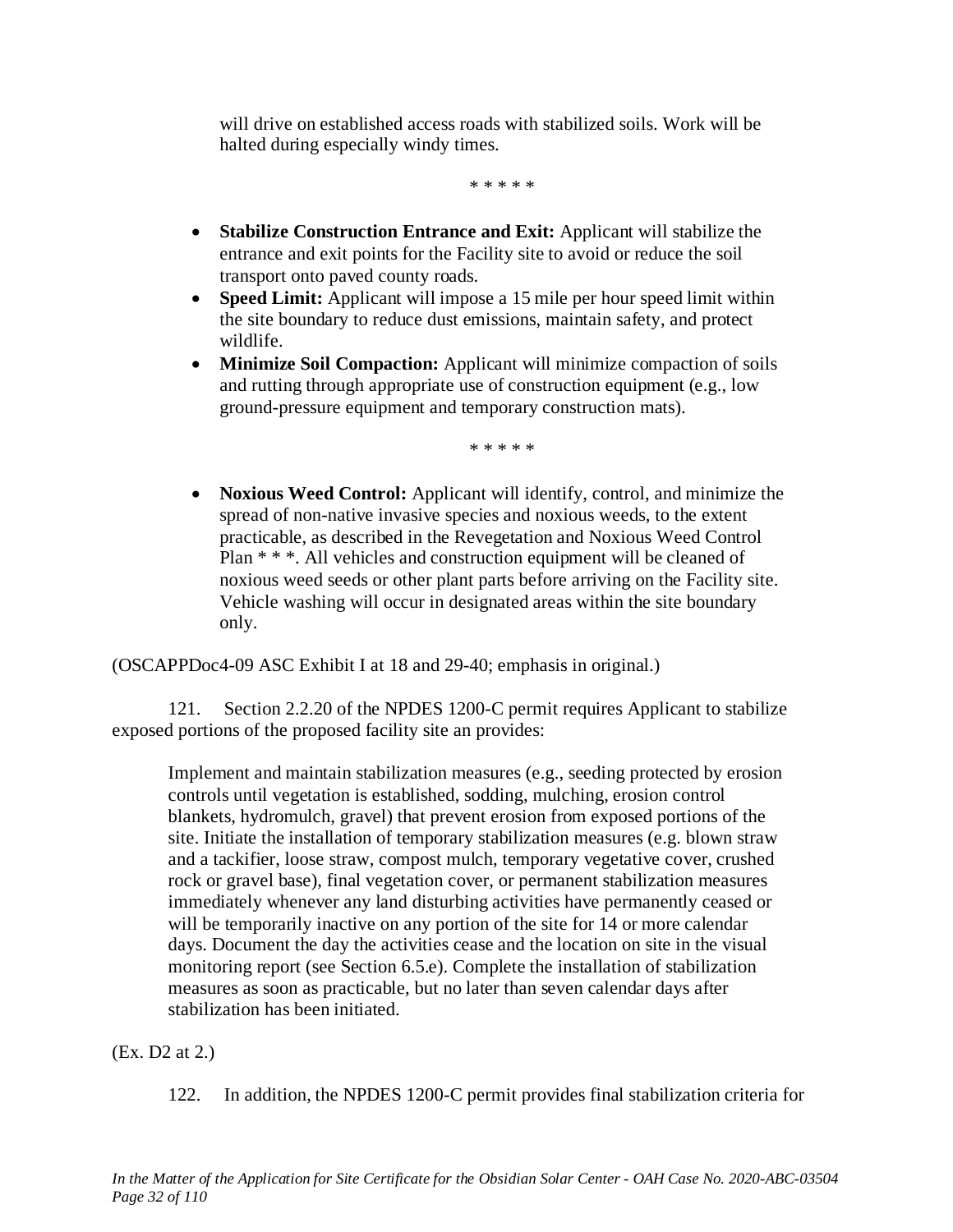will drive on established access roads with stabilized soils. Work will be halted during especially windy times.

\* \* \* \* \*

- **Stabilize Construction Entrance and Exit:** Applicant will stabilize the entrance and exit points for the Facility site to avoid or reduce the soil transport onto paved county roads.
- **Speed Limit:** Applicant will impose a 15 mile per hour speed limit within the site boundary to reduce dust emissions, maintain safety, and protect wildlife.
- **Minimize Soil Compaction:** Applicant will minimize compaction of soils and rutting through appropriate use of construction equipment (e.g., low ground-pressure equipment and temporary construction mats).

\* \* \* \* \*

- **Noxious Weed Control:** Applicant will identify, control, and minimize the spread of non-native invasive species and noxious weeds, to the extent practicable, as described in the Revegetation and Noxious Weed Control Plan * * *. All vehicles and construction equipment will be cleaned of noxious weed seeds or other plant parts before arriving on the Facility site. Vehicle washing will occur in designated areas within the site boundary only.

(OSCAPPDoc4-09 ASC Exhibit I at 18 and 29-40; emphasis in original.)

121. Section 2.2.20 of the NPDES 1200-C permit requires Applicant to stabilize exposed portions of the proposed facility site an provides:

> Implement and maintain stabilization measures (e.g., seeding protected by erosion controls until vegetation is established, sodding, mulching, erosion control blankets, hydromulch, gravel) that prevent erosion from exposed portions of the site. Initiate the installation of temporary stabilization measures (e.g. blown straw and a tackifier, loose straw, compost mulch, temporary vegetative cover, crushed rock or gravel base), final vegetation cover, or permanent stabilization measures immediately whenever any land disturbing activities have permanently ceased or will be temporarily inactive on any portion of the site for 14 or more calendar days. Document the day the activities cease and the location on site in the visual monitoring report (see Section 6.5.e). Complete the installation of stabilization measures as soon as practicable, but no later than seven calendar days after stabilization has been initiated.

(Ex. D2 at 2.)

122. In addition, the NPDES 1200-C permit provides final stabilization criteria for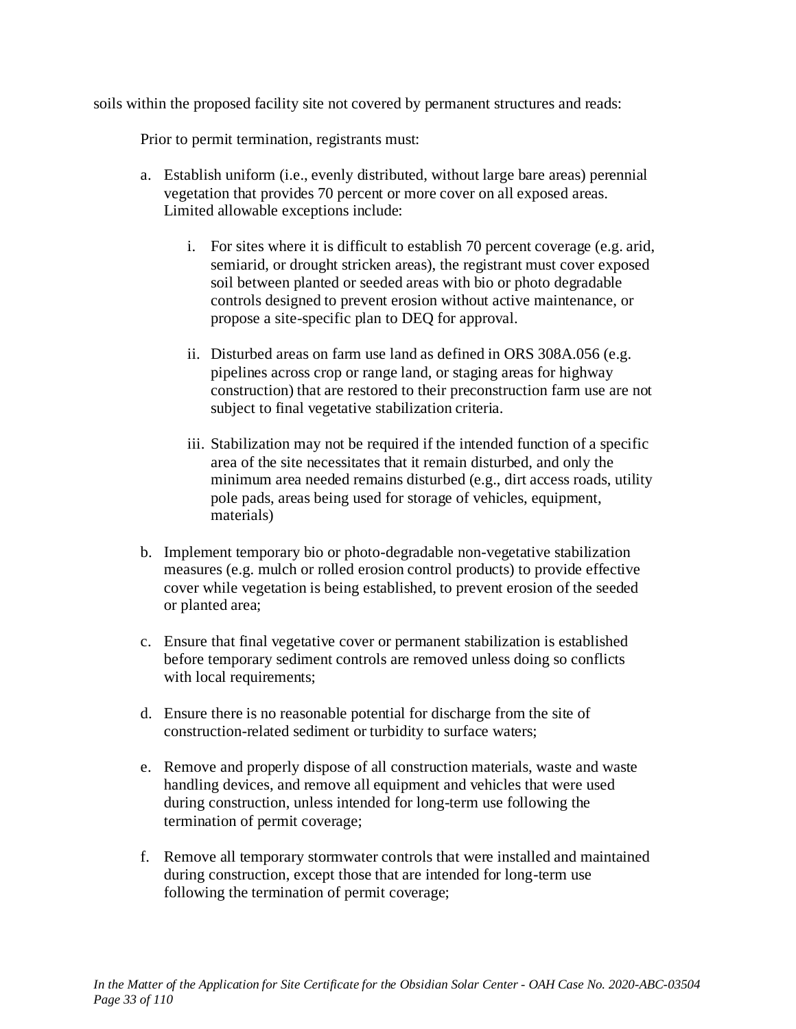soils within the proposed facility site not covered by permanent structures and reads:

> Prior to permit termination, registrants must:
>
> a. Establish uniform (i.e., evenly distributed, without large bare areas) perennial vegetation that provides 70 percent or more cover on all exposed areas. Limited allowable exceptions include:
>
>     i. For sites where it is difficult to establish 70 percent coverage (e.g. arid, semiarid, or drought stricken areas), the registrant must cover exposed soil between planted or seeded areas with bio or photo degradable controls designed to prevent erosion without active maintenance, or propose a site-specific plan to DEQ for approval.
>
>     ii. Disturbed areas on farm use land as defined in ORS 308A.056 (e.g. pipelines across crop or range land, or staging areas for highway construction) that are restored to their preconstruction farm use are not subject to final vegetative stabilization criteria.
>
>     iii. Stabilization may not be required if the intended function of a specific area of the site necessitates that it remain disturbed, and only the minimum area needed remains disturbed (e.g., dirt access roads, utility pole pads, areas being used for storage of vehicles, equipment, materials)
>
> b. Implement temporary bio or photo-degradable non-vegetative stabilization measures (e.g. mulch or rolled erosion control products) to provide effective cover while vegetation is being established, to prevent erosion of the seeded or planted area;
>
> c. Ensure that final vegetative cover or permanent stabilization is established before temporary sediment controls are removed unless doing so conflicts with local requirements;
>
> d. Ensure there is no reasonable potential for discharge from the site of construction-related sediment or turbidity to surface waters;
>
> e. Remove and properly dispose of all construction materials, waste and waste handling devices, and remove all equipment and vehicles that were used during construction, unless intended for long-term use following the termination of permit coverage;
>
> f. Remove all temporary stormwater controls that were installed and maintained during construction, except those that are intended for long-term use following the termination of permit coverage;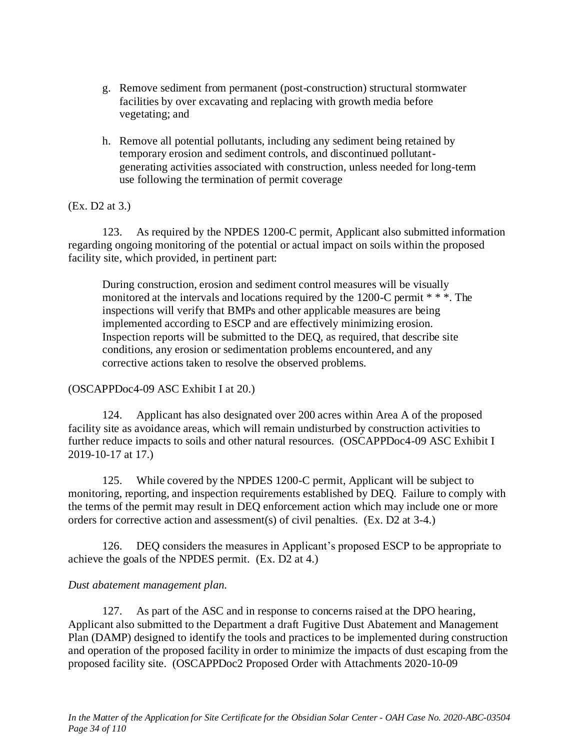g. Remove sediment from permanent (post-construction) structural stormwater facilities by over excavating and replacing with growth media before vegetating; and

h. Remove all potential pollutants, including any sediment being retained by temporary erosion and sediment controls, and discontinued pollutant-generating activities associated with construction, unless needed for long-term use following the termination of permit coverage

(Ex. D2 at 3.)

123. As required by the NPDES 1200-C permit, Applicant also submitted information regarding ongoing monitoring of the potential or actual impact on soils within the proposed facility site, which provided, in pertinent part:

> During construction, erosion and sediment control measures will be visually monitored at the intervals and locations required by the 1200-C permit * * *. The inspections will verify that BMPs and other applicable measures are being implemented according to ESCP and are effectively minimizing erosion. Inspection reports will be submitted to the DEQ, as required, that describe site conditions, any erosion or sedimentation problems encountered, and any corrective actions taken to resolve the observed problems.

(OSCAPPDoc4-09 ASC Exhibit I at 20.)

124. Applicant has also designated over 200 acres within Area A of the proposed facility site as avoidance areas, which will remain undisturbed by construction activities to further reduce impacts to soils and other natural resources. (OSCAPPDoc4-09 ASC Exhibit I 2019-10-17 at 17.)

125. While covered by the NPDES 1200-C permit, Applicant will be subject to monitoring, reporting, and inspection requirements established by DEQ. Failure to comply with the terms of the permit may result in DEQ enforcement action which may include one or more orders for corrective action and assessment(s) of civil penalties. (Ex. D2 at 3-4.)

126. DEQ considers the measures in Applicant's proposed ESCP to be appropriate to achieve the goals of the NPDES permit. (Ex. D2 at 4.)

*Dust abatement management plan.*

127. As part of the ASC and in response to concerns raised at the DPO hearing, Applicant also submitted to the Department a draft Fugitive Dust Abatement and Management Plan (DAMP) designed to identify the tools and practices to be implemented during construction and operation of the proposed facility in order to minimize the impacts of dust escaping from the proposed facility site. (OSCAPPDoc2 Proposed Order with Attachments 2020-10-09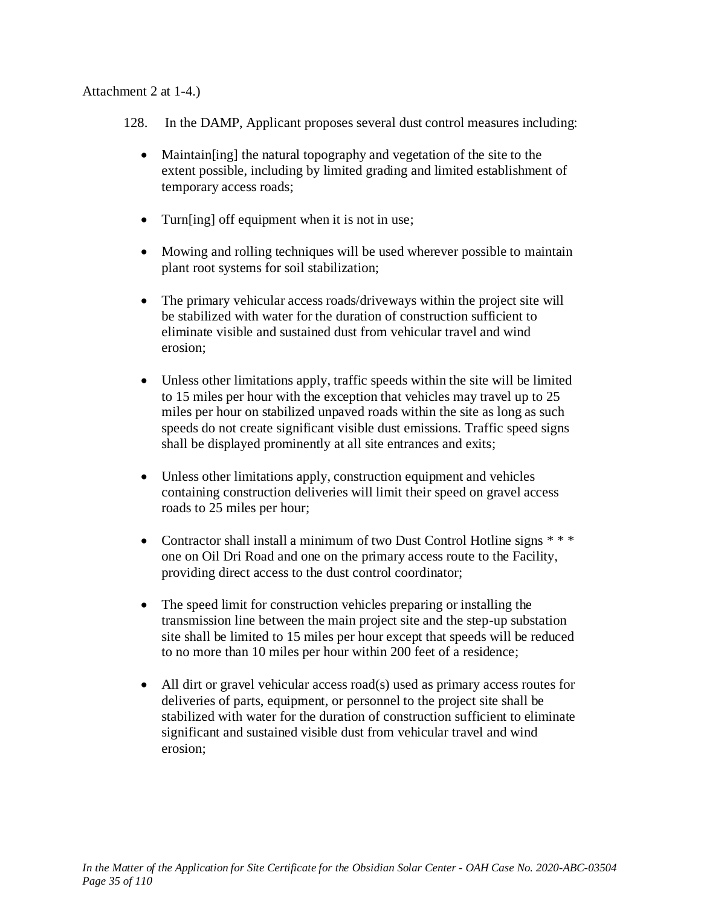Attachment 2 at 1-4.)

128. In the DAMP, Applicant proposes several dust control measures including:

- Maintain[ing] the natural topography and vegetation of the site to the extent possible, including by limited grading and limited establishment of temporary access roads;
- Turn[ing] off equipment when it is not in use;
- Mowing and rolling techniques will be used wherever possible to maintain plant root systems for soil stabilization;
- The primary vehicular access roads/driveways within the project site will be stabilized with water for the duration of construction sufficient to eliminate visible and sustained dust from vehicular travel and wind erosion;
- Unless other limitations apply, traffic speeds within the site will be limited to 15 miles per hour with the exception that vehicles may travel up to 25 miles per hour on stabilized unpaved roads within the site as long as such speeds do not create significant visible dust emissions. Traffic speed signs shall be displayed prominently at all site entrances and exits;
- Unless other limitations apply, construction equipment and vehicles containing construction deliveries will limit their speed on gravel access roads to 25 miles per hour;
- Contractor shall install a minimum of two Dust Control Hotline signs * * * one on Oil Dri Road and one on the primary access route to the Facility, providing direct access to the dust control coordinator;
- The speed limit for construction vehicles preparing or installing the transmission line between the main project site and the step-up substation site shall be limited to 15 miles per hour except that speeds will be reduced to no more than 10 miles per hour within 200 feet of a residence;
- All dirt or gravel vehicular access road(s) used as primary access routes for deliveries of parts, equipment, or personnel to the project site shall be stabilized with water for the duration of construction sufficient to eliminate significant and sustained visible dust from vehicular travel and wind erosion;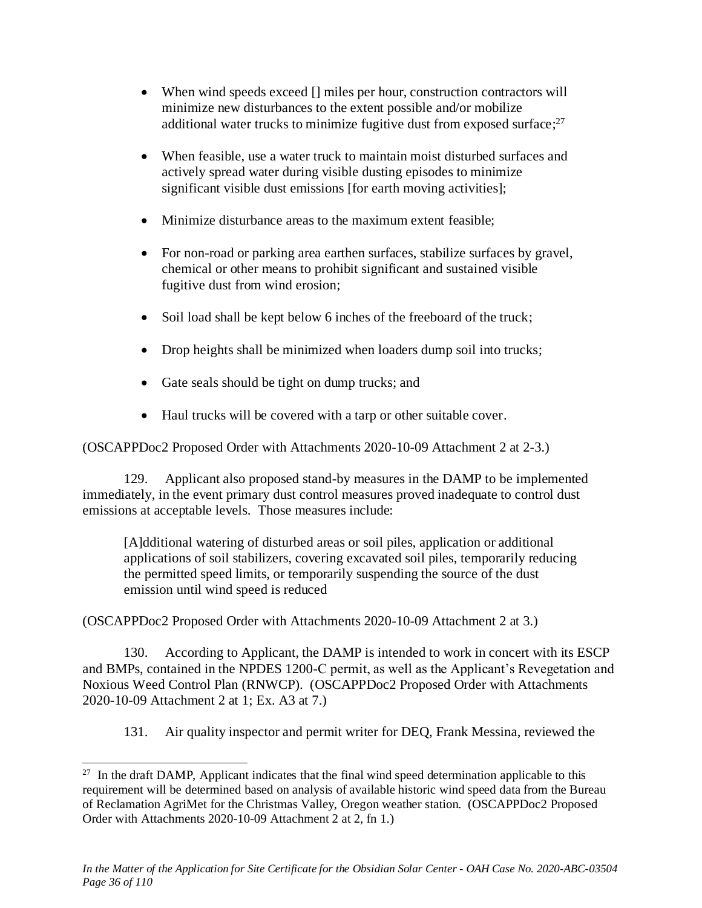- When wind speeds exceed [] miles per hour, construction contractors will minimize new disturbances to the extent possible and/or mobilize additional water trucks to minimize fugitive dust from exposed surface;[27]

- When feasible, use a water truck to maintain moist disturbed surfaces and actively spread water during visible dusting episodes to minimize significant visible dust emissions [for earth moving activities];

- Minimize disturbance areas to the maximum extent feasible;

- For non-road or parking area earthen surfaces, stabilize surfaces by gravel, chemical or other means to prohibit significant and sustained visible fugitive dust from wind erosion;

- Soil load shall be kept below 6 inches of the freeboard of the truck;

- Drop heights shall be minimized when loaders dump soil into trucks;

- Gate seals should be tight on dump trucks; and

- Haul trucks will be covered with a tarp or other suitable cover.

(OSCAPPDoc2 Proposed Order with Attachments 2020-10-09 Attachment 2 at 2-3.)

129. Applicant also proposed stand-by measures in the DAMP to be implemented immediately, in the event primary dust control measures proved inadequate to control dust emissions at acceptable levels. Those measures include:

> [A]dditional watering of disturbed areas or soil piles, application or additional applications of soil stabilizers, covering excavated soil piles, temporarily reducing the permitted speed limits, or temporarily suspending the source of the dust emission until wind speed is reduced

(OSCAPPDoc2 Proposed Order with Attachments 2020-10-09 Attachment 2 at 3.)

130. According to Applicant, the DAMP is intended to work in concert with its ESCP and BMPs, contained in the NPDES 1200-C permit, as well as the Applicant's Revegetation and Noxious Weed Control Plan (RNWCP). (OSCAPPDoc2 Proposed Order with Attachments 2020-10-09 Attachment 2 at 1; Ex. A3 at 7.)

131. Air quality inspector and permit writer for DEQ, Frank Messina, reviewed the

---

[27] In the draft DAMP, Applicant indicates that the final wind speed determination applicable to this requirement will be determined based on analysis of available historic wind speed data from the Bureau of Reclamation AgriMet for the Christmas Valley, Oregon weather station. (OSCAPPDoc2 Proposed Order with Attachments 2020-10-09 Attachment 2 at 2, fn 1.)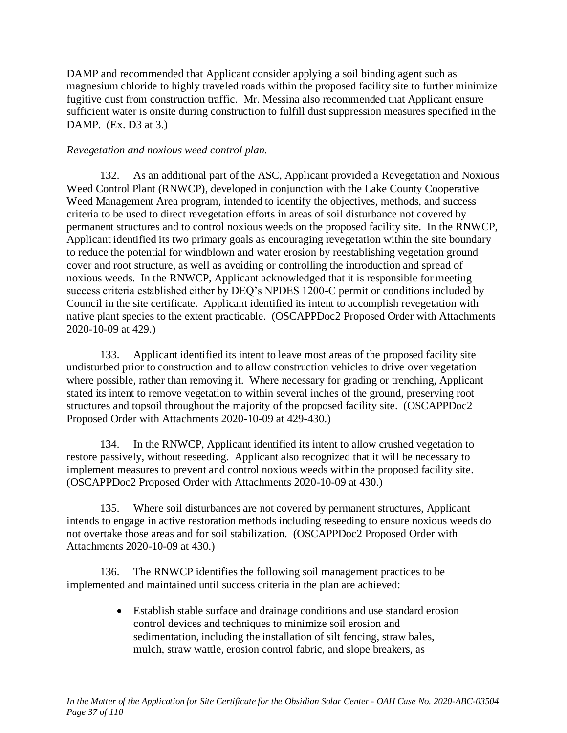DAMP and recommended that Applicant consider applying a soil binding agent such as magnesium chloride to highly traveled roads within the proposed facility site to further minimize fugitive dust from construction traffic. Mr. Messina also recommended that Applicant ensure sufficient water is onsite during construction to fulfill dust suppression measures specified in the DAMP. (Ex. D3 at 3.)

*Revegetation and noxious weed control plan.*

132. As an additional part of the ASC, Applicant provided a Revegetation and Noxious Weed Control Plant (RNWCP), developed in conjunction with the Lake County Cooperative Weed Management Area program, intended to identify the objectives, methods, and success criteria to be used to direct revegetation efforts in areas of soil disturbance not covered by permanent structures and to control noxious weeds on the proposed facility site. In the RNWCP, Applicant identified its two primary goals as encouraging revegetation within the site boundary to reduce the potential for windblown and water erosion by reestablishing vegetation ground cover and root structure, as well as avoiding or controlling the introduction and spread of noxious weeds. In the RNWCP, Applicant acknowledged that it is responsible for meeting success criteria established either by DEQ's NPDES 1200-C permit or conditions included by Council in the site certificate. Applicant identified its intent to accomplish revegetation with native plant species to the extent practicable. (OSCAPPDoc2 Proposed Order with Attachments 2020-10-09 at 429.)

133. Applicant identified its intent to leave most areas of the proposed facility site undisturbed prior to construction and to allow construction vehicles to drive over vegetation where possible, rather than removing it. Where necessary for grading or trenching, Applicant stated its intent to remove vegetation to within several inches of the ground, preserving root structures and topsoil throughout the majority of the proposed facility site. (OSCAPPDoc2 Proposed Order with Attachments 2020-10-09 at 429-430.)

134. In the RNWCP, Applicant identified its intent to allow crushed vegetation to restore passively, without reseeding. Applicant also recognized that it will be necessary to implement measures to prevent and control noxious weeds within the proposed facility site. (OSCAPPDoc2 Proposed Order with Attachments 2020-10-09 at 430.)

135. Where soil disturbances are not covered by permanent structures, Applicant intends to engage in active restoration methods including reseeding to ensure noxious weeds do not overtake those areas and for soil stabilization. (OSCAPPDoc2 Proposed Order with Attachments 2020-10-09 at 430.)

136. The RNWCP identifies the following soil management practices to be implemented and maintained until success criteria in the plan are achieved:

- Establish stable surface and drainage conditions and use standard erosion control devices and techniques to minimize soil erosion and sedimentation, including the installation of silt fencing, straw bales, mulch, straw wattle, erosion control fabric, and slope breakers, as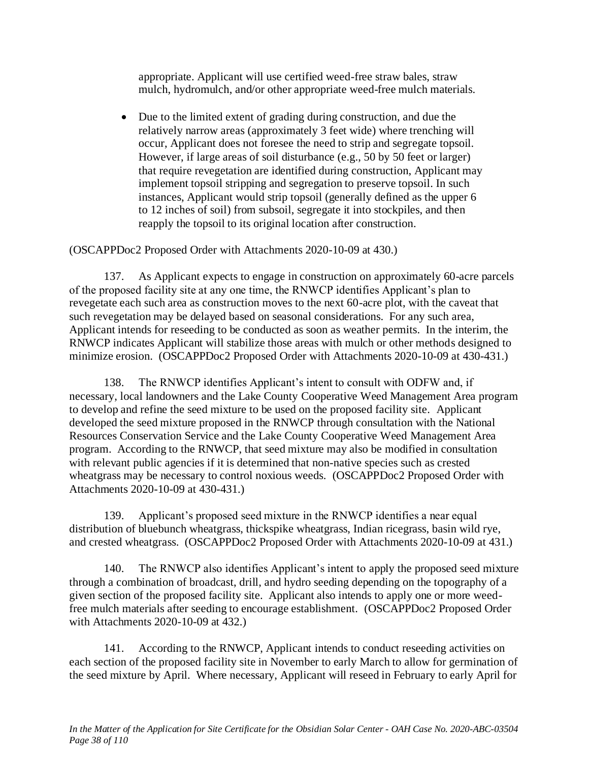> appropriate. Applicant will use certified weed-free straw bales, straw mulch, hydromulch, and/or other appropriate weed-free mulch materials.
>
> - Due to the limited extent of grading during construction, and due the relatively narrow areas (approximately 3 feet wide) where trenching will occur, Applicant does not foresee the need to strip and segregate topsoil. However, if large areas of soil disturbance (e.g., 50 by 50 feet or larger) that require revegetation are identified during construction, Applicant may implement topsoil stripping and segregation to preserve topsoil. In such instances, Applicant would strip topsoil (generally defined as the upper 6 to 12 inches of soil) from subsoil, segregate it into stockpiles, and then reapply the topsoil to its original location after construction.

(OSCAPPDoc2 Proposed Order with Attachments 2020-10-09 at 430.)

137. As Applicant expects to engage in construction on approximately 60-acre parcels of the proposed facility site at any one time, the RNWCP identifies Applicant's plan to revegetate each such area as construction moves to the next 60-acre plot, with the caveat that such revegetation may be delayed based on seasonal considerations. For any such area, Applicant intends for reseeding to be conducted as soon as weather permits. In the interim, the RNWCP indicates Applicant will stabilize those areas with mulch or other methods designed to minimize erosion. (OSCAPPDoc2 Proposed Order with Attachments 2020-10-09 at 430-431.)

138. The RNWCP identifies Applicant's intent to consult with ODFW and, if necessary, local landowners and the Lake County Cooperative Weed Management Area program to develop and refine the seed mixture to be used on the proposed facility site. Applicant developed the seed mixture proposed in the RNWCP through consultation with the National Resources Conservation Service and the Lake County Cooperative Weed Management Area program. According to the RNWCP, that seed mixture may also be modified in consultation with relevant public agencies if it is determined that non-native species such as crested wheatgrass may be necessary to control noxious weeds. (OSCAPPDoc2 Proposed Order with Attachments 2020-10-09 at 430-431.)

139. Applicant's proposed seed mixture in the RNWCP identifies a near equal distribution of bluebunch wheatgrass, thickspike wheatgrass, Indian ricegrass, basin wild rye, and crested wheatgrass. (OSCAPPDoc2 Proposed Order with Attachments 2020-10-09 at 431.)

140. The RNWCP also identifies Applicant's intent to apply the proposed seed mixture through a combination of broadcast, drill, and hydro seeding depending on the topography of a given section of the proposed facility site. Applicant also intends to apply one or more weed-free mulch materials after seeding to encourage establishment. (OSCAPPDoc2 Proposed Order with Attachments 2020-10-09 at 432.)

141. According to the RNWCP, Applicant intends to conduct reseeding activities on each section of the proposed facility site in November to early March to allow for germination of the seed mixture by April. Where necessary, Applicant will reseed in February to early April for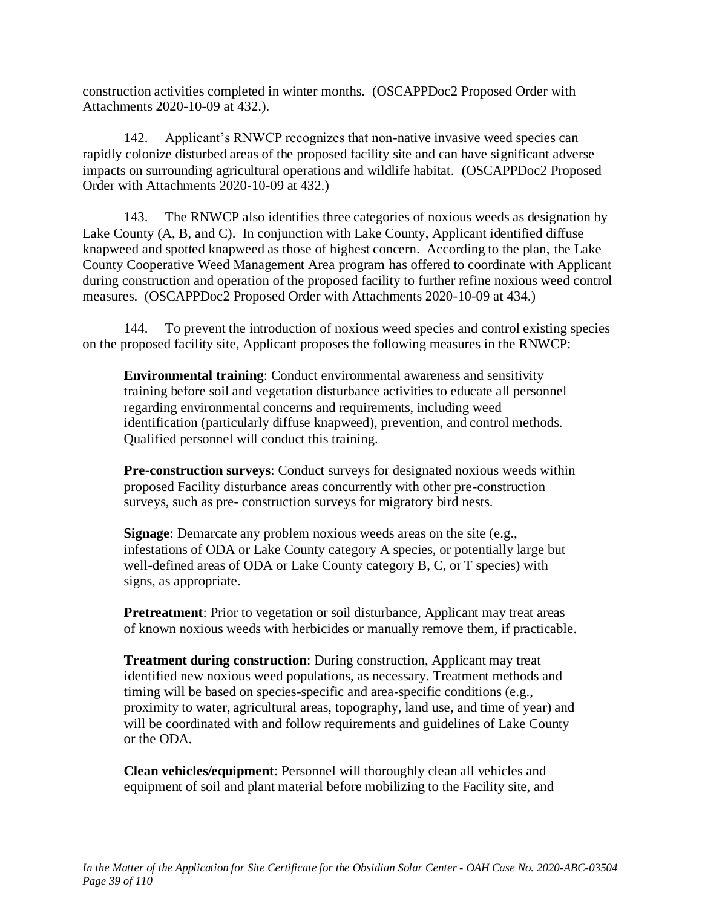construction activities completed in winter months. (OSCAPPDoc2 Proposed Order with Attachments 2020-10-09 at 432.).

142. Applicant's RNWCP recognizes that non-native invasive weed species can rapidly colonize disturbed areas of the proposed facility site and can have significant adverse impacts on surrounding agricultural operations and wildlife habitat. (OSCAPPDoc2 Proposed Order with Attachments 2020-10-09 at 432.)

143. The RNWCP also identifies three categories of noxious weeds as designation by Lake County (A, B, and C). In conjunction with Lake County, Applicant identified diffuse knapweed and spotted knapweed as those of highest concern. According to the plan, the Lake County Cooperative Weed Management Area program has offered to coordinate with Applicant during construction and operation of the proposed facility to further refine noxious weed control measures. (OSCAPPDoc2 Proposed Order with Attachments 2020-10-09 at 434.)

144. To prevent the introduction of noxious weed species and control existing species on the proposed facility site, Applicant proposes the following measures in the RNWCP:

> **Environmental training**: Conduct environmental awareness and sensitivity training before soil and vegetation disturbance activities to educate all personnel regarding environmental concerns and requirements, including weed identification (particularly diffuse knapweed), prevention, and control methods. Qualified personnel will conduct this training.
>
> **Pre-construction surveys**: Conduct surveys for designated noxious weeds within proposed Facility disturbance areas concurrently with other pre-construction surveys, such as pre- construction surveys for migratory bird nests.
>
> **Signage**: Demarcate any problem noxious weeds areas on the site (e.g., infestations of ODA or Lake County category A species, or potentially large but well-defined areas of ODA or Lake County category B, C, or T species) with signs, as appropriate.
>
> **Pretreatment**: Prior to vegetation or soil disturbance, Applicant may treat areas of known noxious weeds with herbicides or manually remove them, if practicable.
>
> **Treatment during construction**: During construction, Applicant may treat identified new noxious weed populations, as necessary. Treatment methods and timing will be based on species-specific and area-specific conditions (e.g., proximity to water, agricultural areas, topography, land use, and time of year) and will be coordinated with and follow requirements and guidelines of Lake County or the ODA.
>
> **Clean vehicles/equipment**: Personnel will thoroughly clean all vehicles and equipment of soil and plant material before mobilizing to the Facility site, and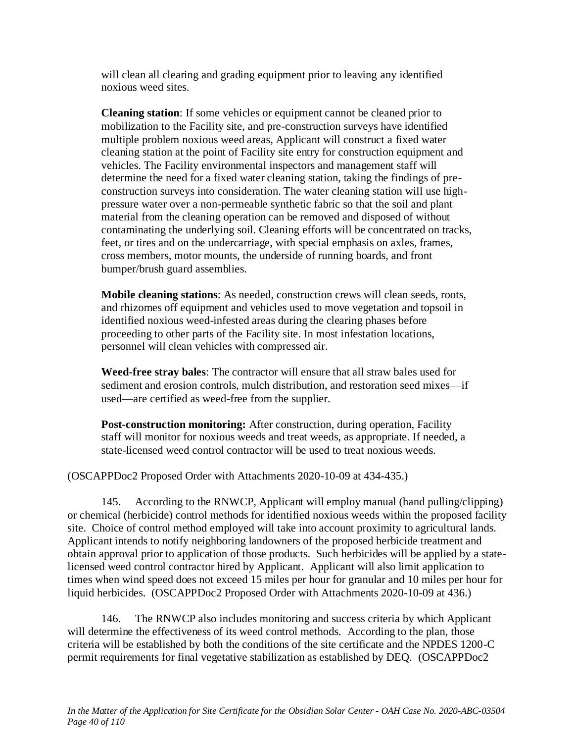will clean all clearing and grading equipment prior to leaving any identified noxious weed sites.

**Cleaning station**: If some vehicles or equipment cannot be cleaned prior to mobilization to the Facility site, and pre-construction surveys have identified multiple problem noxious weed areas, Applicant will construct a fixed water cleaning station at the point of Facility site entry for construction equipment and vehicles. The Facility environmental inspectors and management staff will determine the need for a fixed water cleaning station, taking the findings of pre-construction surveys into consideration. The water cleaning station will use high-pressure water over a non-permeable synthetic fabric so that the soil and plant material from the cleaning operation can be removed and disposed of without contaminating the underlying soil. Cleaning efforts will be concentrated on tracks, feet, or tires and on the undercarriage, with special emphasis on axles, frames, cross members, motor mounts, the underside of running boards, and front bumper/brush guard assemblies.

**Mobile cleaning stations**: As needed, construction crews will clean seeds, roots, and rhizomes off equipment and vehicles used to move vegetation and topsoil in identified noxious weed-infested areas during the clearing phases before proceeding to other parts of the Facility site. In most infestation locations, personnel will clean vehicles with compressed air.

**Weed-free stray bales**: The contractor will ensure that all straw bales used for sediment and erosion controls, mulch distribution, and restoration seed mixes—if used—are certified as weed-free from the supplier.

**Post-construction monitoring:** After construction, during operation, Facility staff will monitor for noxious weeds and treat weeds, as appropriate. If needed, a state-licensed weed control contractor will be used to treat noxious weeds.

(OSCAPPDoc2 Proposed Order with Attachments 2020-10-09 at 434-435.)

145. According to the RNWCP, Applicant will employ manual (hand pulling/clipping) or chemical (herbicide) control methods for identified noxious weeds within the proposed facility site. Choice of control method employed will take into account proximity to agricultural lands. Applicant intends to notify neighboring landowners of the proposed herbicide treatment and obtain approval prior to application of those products. Such herbicides will be applied by a state-licensed weed control contractor hired by Applicant. Applicant will also limit application to times when wind speed does not exceed 15 miles per hour for granular and 10 miles per hour for liquid herbicides. (OSCAPPDoc2 Proposed Order with Attachments 2020-10-09 at 436.)

146. The RNWCP also includes monitoring and success criteria by which Applicant will determine the effectiveness of its weed control methods. According to the plan, those criteria will be established by both the conditions of the site certificate and the NPDES 1200-C permit requirements for final vegetative stabilization as established by DEQ. (OSCAPPDoc2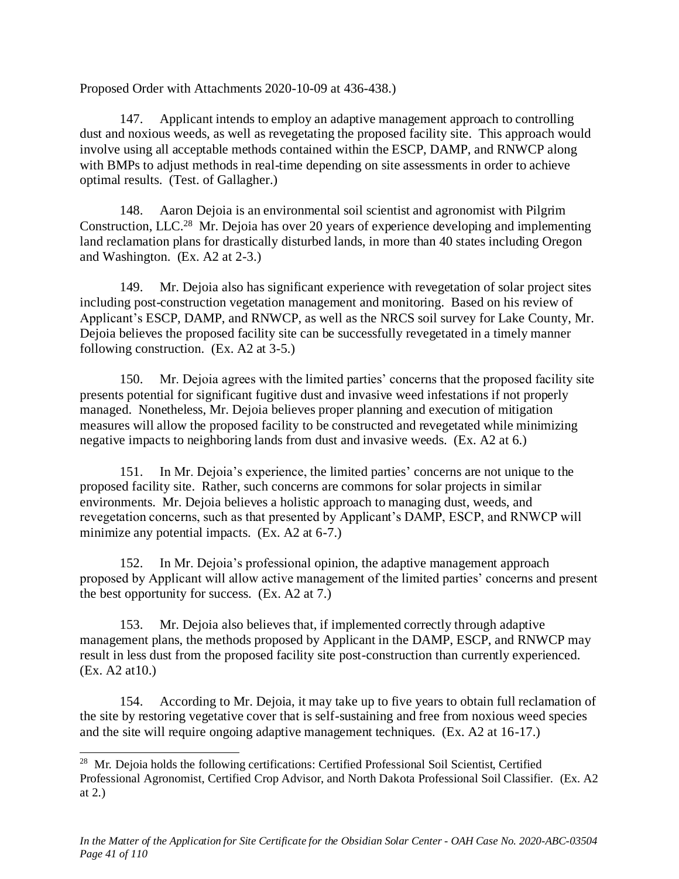Proposed Order with Attachments 2020-10-09 at 436-438.)

147. Applicant intends to employ an adaptive management approach to controlling dust and noxious weeds, as well as revegetating the proposed facility site. This approach would involve using all acceptable methods contained within the ESCP, DAMP, and RNWCP along with BMPs to adjust methods in real-time depending on site assessments in order to achieve optimal results. (Test. of Gallagher.)

148. Aaron Dejoia is an environmental soil scientist and agronomist with Pilgrim Construction, LLC.[28] Mr. Dejoia has over 20 years of experience developing and implementing land reclamation plans for drastically disturbed lands, in more than 40 states including Oregon and Washington. (Ex. A2 at 2-3.)

149. Mr. Dejoia also has significant experience with revegetation of solar project sites including post-construction vegetation management and monitoring. Based on his review of Applicant's ESCP, DAMP, and RNWCP, as well as the NRCS soil survey for Lake County, Mr. Dejoia believes the proposed facility site can be successfully revegetated in a timely manner following construction. (Ex. A2 at 3-5.)

150. Mr. Dejoia agrees with the limited parties' concerns that the proposed facility site presents potential for significant fugitive dust and invasive weed infestations if not properly managed. Nonetheless, Mr. Dejoia believes proper planning and execution of mitigation measures will allow the proposed facility to be constructed and revegetated while minimizing negative impacts to neighboring lands from dust and invasive weeds. (Ex. A2 at 6.)

151. In Mr. Dejoia's experience, the limited parties' concerns are not unique to the proposed facility site. Rather, such concerns are commons for solar projects in similar environments. Mr. Dejoia believes a holistic approach to managing dust, weeds, and revegetation concerns, such as that presented by Applicant's DAMP, ESCP, and RNWCP will minimize any potential impacts. (Ex. A2 at 6-7.)

152. In Mr. Dejoia's professional opinion, the adaptive management approach proposed by Applicant will allow active management of the limited parties' concerns and present the best opportunity for success. (Ex. A2 at 7.)

153. Mr. Dejoia also believes that, if implemented correctly through adaptive management plans, the methods proposed by Applicant in the DAMP, ESCP, and RNWCP may result in less dust from the proposed facility site post-construction than currently experienced. (Ex. A2 at10.)

154. According to Mr. Dejoia, it may take up to five years to obtain full reclamation of the site by restoring vegetative cover that is self-sustaining and free from noxious weed species and the site will require ongoing adaptive management techniques. (Ex. A2 at 16-17.)

---

[28] Mr. Dejoia holds the following certifications: Certified Professional Soil Scientist, Certified Professional Agronomist, Certified Crop Advisor, and North Dakota Professional Soil Classifier. (Ex. A2 at 2.)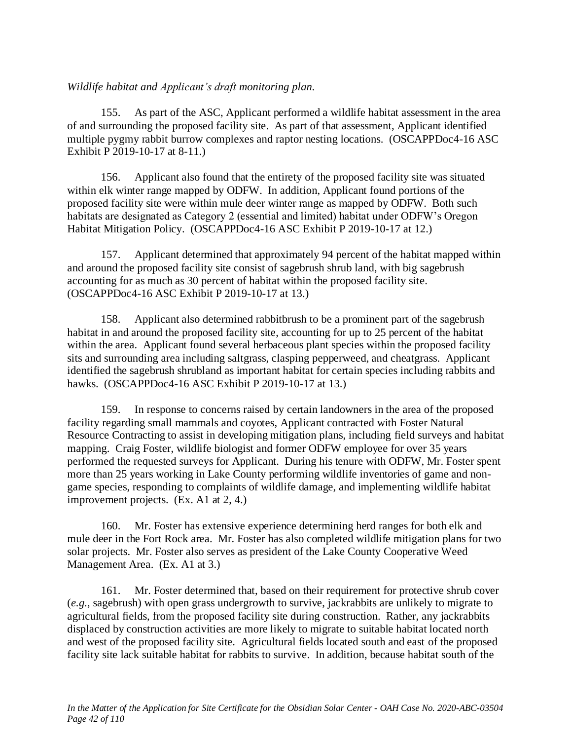*Wildlife habitat and Applicant's draft monitoring plan.*

155. As part of the ASC, Applicant performed a wildlife habitat assessment in the area of and surrounding the proposed facility site. As part of that assessment, Applicant identified multiple pygmy rabbit burrow complexes and raptor nesting locations. (OSCAPPDoc4-16 ASC Exhibit P 2019-10-17 at 8-11.)

156. Applicant also found that the entirety of the proposed facility site was situated within elk winter range mapped by ODFW. In addition, Applicant found portions of the proposed facility site were within mule deer winter range as mapped by ODFW. Both such habitats are designated as Category 2 (essential and limited) habitat under ODFW's Oregon Habitat Mitigation Policy. (OSCAPPDoc4-16 ASC Exhibit P 2019-10-17 at 12.)

157. Applicant determined that approximately 94 percent of the habitat mapped within and around the proposed facility site consist of sagebrush shrub land, with big sagebrush accounting for as much as 30 percent of habitat within the proposed facility site. (OSCAPPDoc4-16 ASC Exhibit P 2019-10-17 at 13.)

158. Applicant also determined rabbitbrush to be a prominent part of the sagebrush habitat in and around the proposed facility site, accounting for up to 25 percent of the habitat within the area. Applicant found several herbaceous plant species within the proposed facility sits and surrounding area including saltgrass, clasping pepperweed, and cheatgrass. Applicant identified the sagebrush shrubland as important habitat for certain species including rabbits and hawks. (OSCAPPDoc4-16 ASC Exhibit P 2019-10-17 at 13.)

159. In response to concerns raised by certain landowners in the area of the proposed facility regarding small mammals and coyotes, Applicant contracted with Foster Natural Resource Contracting to assist in developing mitigation plans, including field surveys and habitat mapping. Craig Foster, wildlife biologist and former ODFW employee for over 35 years performed the requested surveys for Applicant. During his tenure with ODFW, Mr. Foster spent more than 25 years working in Lake County performing wildlife inventories of game and non-game species, responding to complaints of wildlife damage, and implementing wildlife habitat improvement projects. (Ex. A1 at 2, 4.)

160. Mr. Foster has extensive experience determining herd ranges for both elk and mule deer in the Fort Rock area. Mr. Foster has also completed wildlife mitigation plans for two solar projects. Mr. Foster also serves as president of the Lake County Cooperative Weed Management Area. (Ex. A1 at 3.)

161. Mr. Foster determined that, based on their requirement for protective shrub cover (*e.g.*, sagebrush) with open grass undergrowth to survive, jackrabbits are unlikely to migrate to agricultural fields, from the proposed facility site during construction. Rather, any jackrabbits displaced by construction activities are more likely to migrate to suitable habitat located north and west of the proposed facility site. Agricultural fields located south and east of the proposed facility site lack suitable habitat for rabbits to survive. In addition, because habitat south of the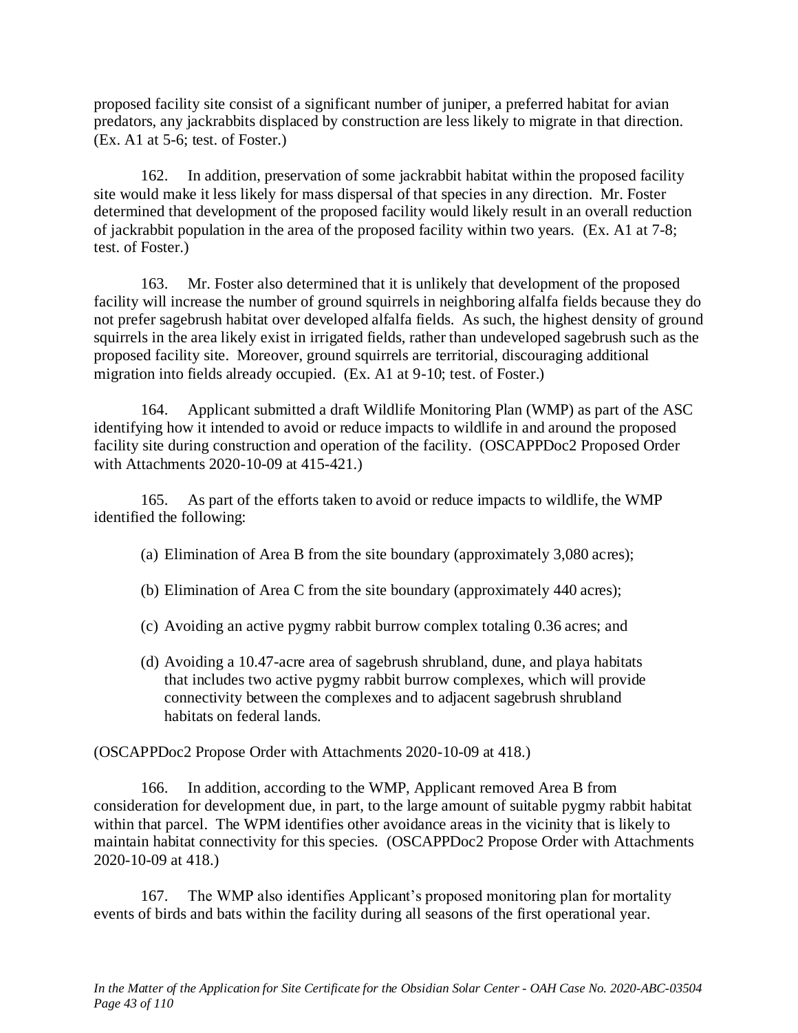proposed facility site consist of a significant number of juniper, a preferred habitat for avian predators, any jackrabbits displaced by construction are less likely to migrate in that direction. (Ex. A1 at 5-6; test. of Foster.)

162. In addition, preservation of some jackrabbit habitat within the proposed facility site would make it less likely for mass dispersal of that species in any direction. Mr. Foster determined that development of the proposed facility would likely result in an overall reduction of jackrabbit population in the area of the proposed facility within two years. (Ex. A1 at 7-8; test. of Foster.)

163. Mr. Foster also determined that it is unlikely that development of the proposed facility will increase the number of ground squirrels in neighboring alfalfa fields because they do not prefer sagebrush habitat over developed alfalfa fields. As such, the highest density of ground squirrels in the area likely exist in irrigated fields, rather than undeveloped sagebrush such as the proposed facility site. Moreover, ground squirrels are territorial, discouraging additional migration into fields already occupied. (Ex. A1 at 9-10; test. of Foster.)

164. Applicant submitted a draft Wildlife Monitoring Plan (WMP) as part of the ASC identifying how it intended to avoid or reduce impacts to wildlife in and around the proposed facility site during construction and operation of the facility. (OSCAPPDoc2 Proposed Order with Attachments 2020-10-09 at 415-421.)

165. As part of the efforts taken to avoid or reduce impacts to wildlife, the WMP identified the following:

(a) Elimination of Area B from the site boundary (approximately 3,080 acres);

(b) Elimination of Area C from the site boundary (approximately 440 acres);

(c) Avoiding an active pygmy rabbit burrow complex totaling 0.36 acres; and

(d) Avoiding a 10.47-acre area of sagebrush shrubland, dune, and playa habitats that includes two active pygmy rabbit burrow complexes, which will provide connectivity between the complexes and to adjacent sagebrush shrubland habitats on federal lands.

(OSCAPPDoc2 Propose Order with Attachments 2020-10-09 at 418.)

166. In addition, according to the WMP, Applicant removed Area B from consideration for development due, in part, to the large amount of suitable pygmy rabbit habitat within that parcel. The WPM identifies other avoidance areas in the vicinity that is likely to maintain habitat connectivity for this species. (OSCAPPDoc2 Propose Order with Attachments 2020-10-09 at 418.)

167. The WMP also identifies Applicant's proposed monitoring plan for mortality events of birds and bats within the facility during all seasons of the first operational year.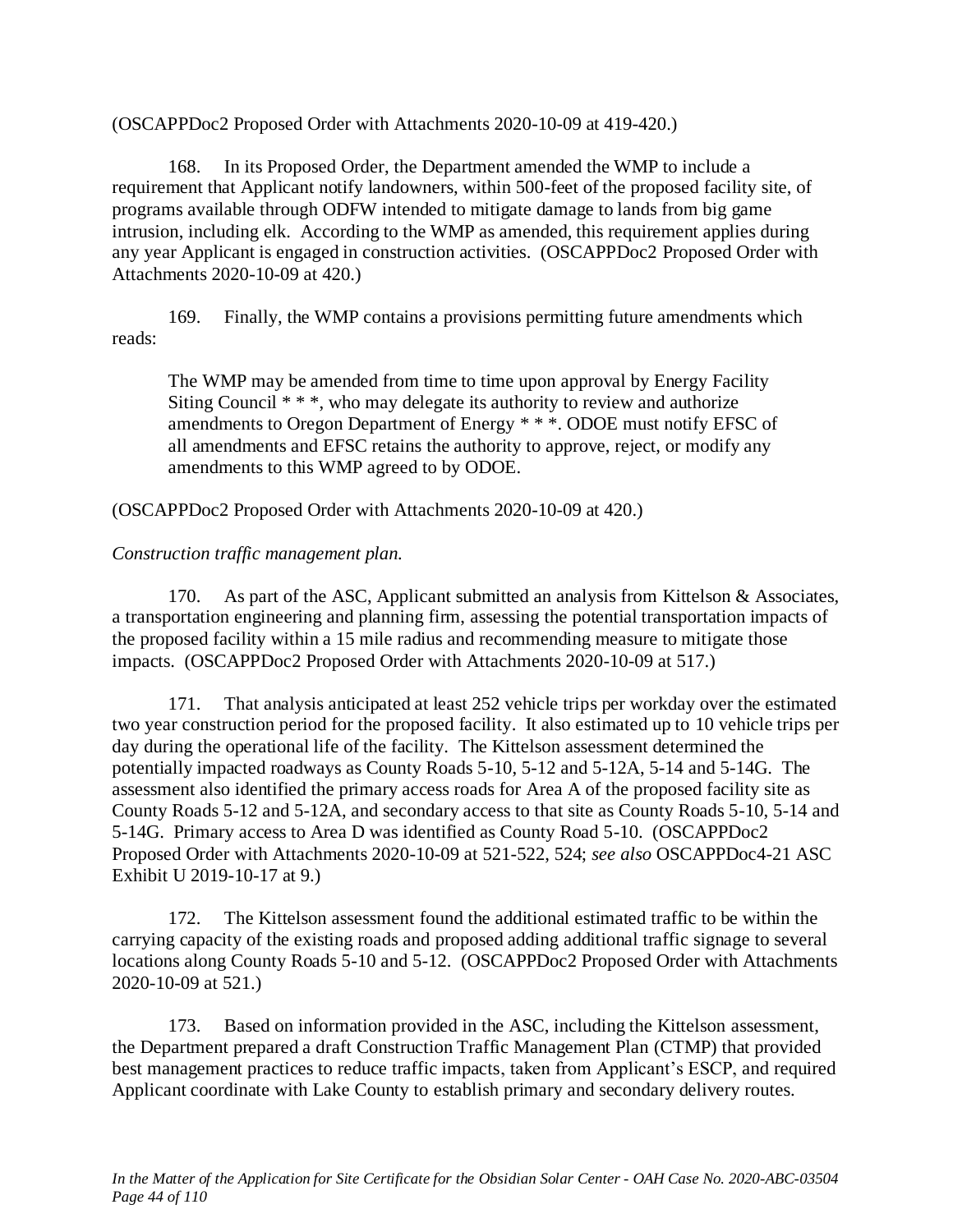(OSCAPPDoc2 Proposed Order with Attachments 2020-10-09 at 419-420.)

168. In its Proposed Order, the Department amended the WMP to include a requirement that Applicant notify landowners, within 500-feet of the proposed facility site, of programs available through ODFW intended to mitigate damage to lands from big game intrusion, including elk. According to the WMP as amended, this requirement applies during any year Applicant is engaged in construction activities. (OSCAPPDoc2 Proposed Order with Attachments 2020-10-09 at 420.)

169. Finally, the WMP contains a provisions permitting future amendments which reads:

> The WMP may be amended from time to time upon approval by Energy Facility Siting Council * * *, who may delegate its authority to review and authorize amendments to Oregon Department of Energy * * *. ODOE must notify EFSC of all amendments and EFSC retains the authority to approve, reject, or modify any amendments to this WMP agreed to by ODOE.

(OSCAPPDoc2 Proposed Order with Attachments 2020-10-09 at 420.)

*Construction traffic management plan.*

170. As part of the ASC, Applicant submitted an analysis from Kittelson & Associates, a transportation engineering and planning firm, assessing the potential transportation impacts of the proposed facility within a 15 mile radius and recommending measure to mitigate those impacts. (OSCAPPDoc2 Proposed Order with Attachments 2020-10-09 at 517.)

171. That analysis anticipated at least 252 vehicle trips per workday over the estimated two year construction period for the proposed facility. It also estimated up to 10 vehicle trips per day during the operational life of the facility. The Kittelson assessment determined the potentially impacted roadways as County Roads 5-10, 5-12 and 5-12A, 5-14 and 5-14G. The assessment also identified the primary access roads for Area A of the proposed facility site as County Roads 5-12 and 5-12A, and secondary access to that site as County Roads 5-10, 5-14 and 5-14G. Primary access to Area D was identified as County Road 5-10. (OSCAPPDoc2 Proposed Order with Attachments 2020-10-09 at 521-522, 524; *see also* OSCAPPDoc4-21 ASC Exhibit U 2019-10-17 at 9.)

172. The Kittelson assessment found the additional estimated traffic to be within the carrying capacity of the existing roads and proposed adding additional traffic signage to several locations along County Roads 5-10 and 5-12. (OSCAPPDoc2 Proposed Order with Attachments 2020-10-09 at 521.)

173. Based on information provided in the ASC, including the Kittelson assessment, the Department prepared a draft Construction Traffic Management Plan (CTMP) that provided best management practices to reduce traffic impacts, taken from Applicant's ESCP, and required Applicant coordinate with Lake County to establish primary and secondary delivery routes.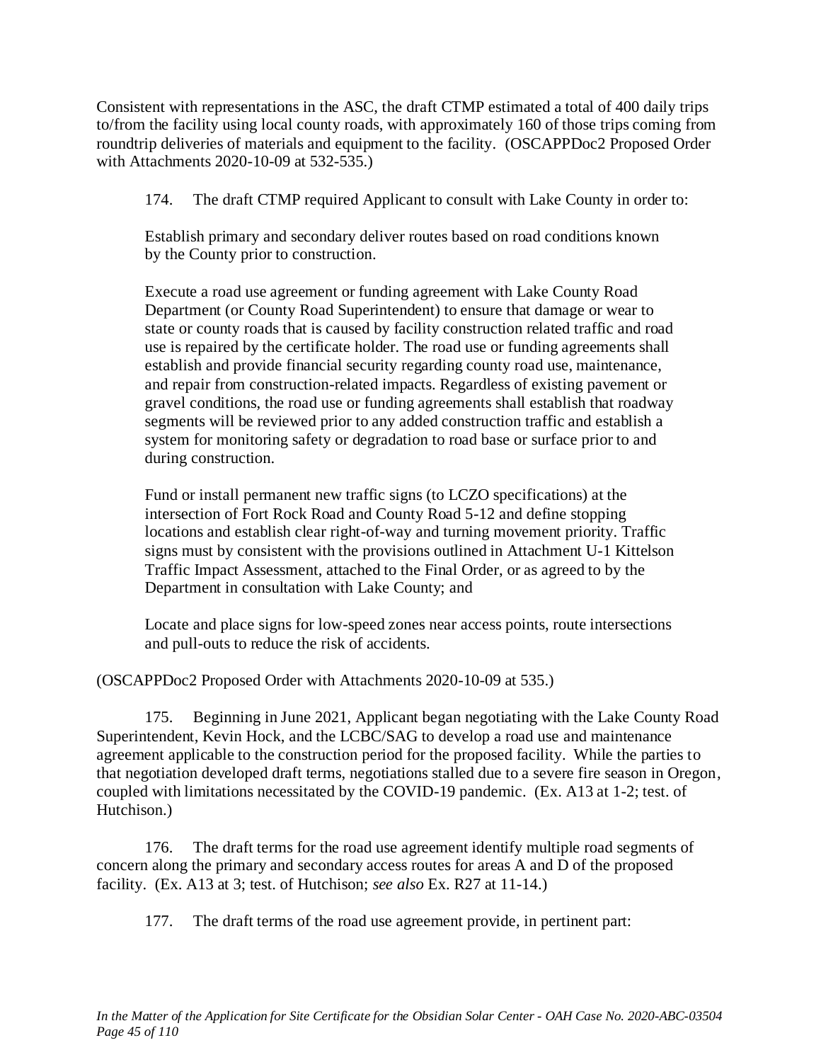Consistent with representations in the ASC, the draft CTMP estimated a total of 400 daily trips to/from the facility using local county roads, with approximately 160 of those trips coming from roundtrip deliveries of materials and equipment to the facility. (OSCAPPDoc2 Proposed Order with Attachments 2020-10-09 at 532-535.)

174. The draft CTMP required Applicant to consult with Lake County in order to:

> Establish primary and secondary deliver routes based on road conditions known by the County prior to construction.
>
> Execute a road use agreement or funding agreement with Lake County Road Department (or County Road Superintendent) to ensure that damage or wear to state or county roads that is caused by facility construction related traffic and road use is repaired by the certificate holder. The road use or funding agreements shall establish and provide financial security regarding county road use, maintenance, and repair from construction-related impacts. Regardless of existing pavement or gravel conditions, the road use or funding agreements shall establish that roadway segments will be reviewed prior to any added construction traffic and establish a system for monitoring safety or degradation to road base or surface prior to and during construction.
>
> Fund or install permanent new traffic signs (to LCZO specifications) at the intersection of Fort Rock Road and County Road 5-12 and define stopping locations and establish clear right-of-way and turning movement priority. Traffic signs must by consistent with the provisions outlined in Attachment U-1 Kittelson Traffic Impact Assessment, attached to the Final Order, or as agreed to by the Department in consultation with Lake County; and
>
> Locate and place signs for low-speed zones near access points, route intersections and pull-outs to reduce the risk of accidents.

(OSCAPPDoc2 Proposed Order with Attachments 2020-10-09 at 535.)

175. Beginning in June 2021, Applicant began negotiating with the Lake County Road Superintendent, Kevin Hock, and the LCBC/SAG to develop a road use and maintenance agreement applicable to the construction period for the proposed facility. While the parties to that negotiation developed draft terms, negotiations stalled due to a severe fire season in Oregon, coupled with limitations necessitated by the COVID-19 pandemic. (Ex. A13 at 1-2; test. of Hutchison.)

176. The draft terms for the road use agreement identify multiple road segments of concern along the primary and secondary access routes for areas A and D of the proposed facility. (Ex. A13 at 3; test. of Hutchison; *see also* Ex. R27 at 11-14.)

177. The draft terms of the road use agreement provide, in pertinent part: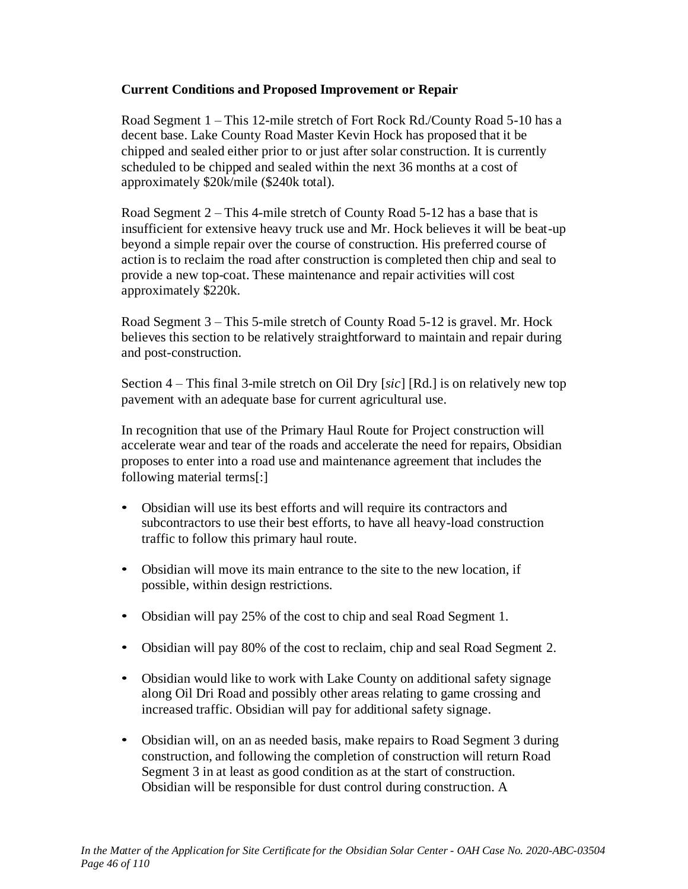**Current Conditions and Proposed Improvement or Repair**

Road Segment 1 – This 12-mile stretch of Fort Rock Rd./County Road 5-10 has a decent base. Lake County Road Master Kevin Hock has proposed that it be chipped and sealed either prior to or just after solar construction. It is currently scheduled to be chipped and sealed within the next 36 months at a cost of approximately $20k/mile ($240k total).

Road Segment 2 – This 4-mile stretch of County Road 5-12 has a base that is insufficient for extensive heavy truck use and Mr. Hock believes it will be beat-up beyond a simple repair over the course of construction. His preferred course of action is to reclaim the road after construction is completed then chip and seal to provide a new top-coat. These maintenance and repair activities will cost approximately $220k.

Road Segment 3 – This 5-mile stretch of County Road 5-12 is gravel. Mr. Hock believes this section to be relatively straightforward to maintain and repair during and post-construction.

Section 4 – This final 3-mile stretch on Oil Dry [*sic*] [Rd.] is on relatively new top pavement with an adequate base for current agricultural use.

In recognition that use of the Primary Haul Route for Project construction will accelerate wear and tear of the roads and accelerate the need for repairs, Obsidian proposes to enter into a road use and maintenance agreement that includes the following material terms[:]

- Obsidian will use its best efforts and will require its contractors and subcontractors to use their best efforts, to have all heavy-load construction traffic to follow this primary haul route.
- Obsidian will move its main entrance to the site to the new location, if possible, within design restrictions.
- Obsidian will pay 25% of the cost to chip and seal Road Segment 1.
- Obsidian will pay 80% of the cost to reclaim, chip and seal Road Segment 2.
- Obsidian would like to work with Lake County on additional safety signage along Oil Dri Road and possibly other areas relating to game crossing and increased traffic. Obsidian will pay for additional safety signage.
- Obsidian will, on an as needed basis, make repairs to Road Segment 3 during construction, and following the completion of construction will return Road Segment 3 in at least as good condition as at the start of construction. Obsidian will be responsible for dust control during construction. A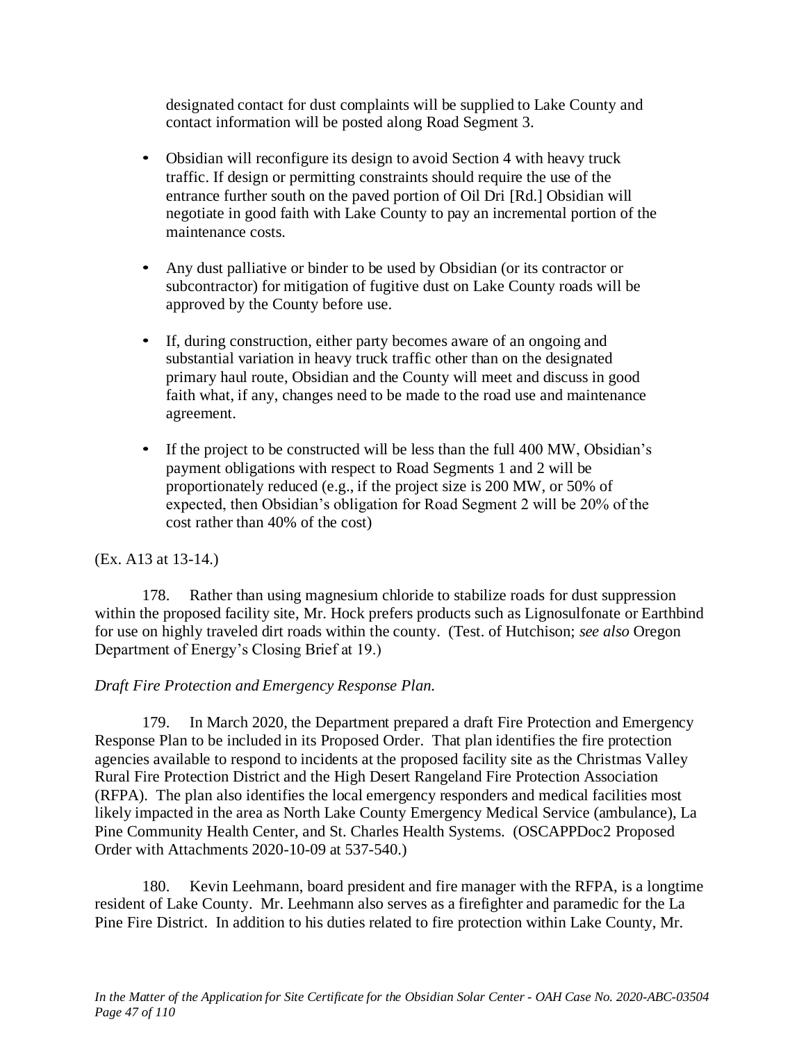designated contact for dust complaints will be supplied to Lake County and contact information will be posted along Road Segment 3.

- Obsidian will reconfigure its design to avoid Section 4 with heavy truck traffic. If design or permitting constraints should require the use of the entrance further south on the paved portion of Oil Dri [Rd.] Obsidian will negotiate in good faith with Lake County to pay an incremental portion of the maintenance costs.

- Any dust palliative or binder to be used by Obsidian (or its contractor or subcontractor) for mitigation of fugitive dust on Lake County roads will be approved by the County before use.

- If, during construction, either party becomes aware of an ongoing and substantial variation in heavy truck traffic other than on the designated primary haul route, Obsidian and the County will meet and discuss in good faith what, if any, changes need to be made to the road use and maintenance agreement.

- If the project to be constructed will be less than the full 400 MW, Obsidian's payment obligations with respect to Road Segments 1 and 2 will be proportionately reduced (e.g., if the project size is 200 MW, or 50% of expected, then Obsidian's obligation for Road Segment 2 will be 20% of the cost rather than 40% of the cost)

(Ex. A13 at 13-14.)

178. Rather than using magnesium chloride to stabilize roads for dust suppression within the proposed facility site, Mr. Hock prefers products such as Lignosulfonate or Earthbind for use on highly traveled dirt roads within the county. (Test. of Hutchison; *see also* Oregon Department of Energy's Closing Brief at 19.)

*Draft Fire Protection and Emergency Response Plan.*

179. In March 2020, the Department prepared a draft Fire Protection and Emergency Response Plan to be included in its Proposed Order. That plan identifies the fire protection agencies available to respond to incidents at the proposed facility site as the Christmas Valley Rural Fire Protection District and the High Desert Rangeland Fire Protection Association (RFPA). The plan also identifies the local emergency responders and medical facilities most likely impacted in the area as North Lake County Emergency Medical Service (ambulance), La Pine Community Health Center, and St. Charles Health Systems. (OSCAPPDoc2 Proposed Order with Attachments 2020-10-09 at 537-540.)

180. Kevin Leehmann, board president and fire manager with the RFPA, is a longtime resident of Lake County. Mr. Leehmann also serves as a firefighter and paramedic for the La Pine Fire District. In addition to his duties related to fire protection within Lake County, Mr.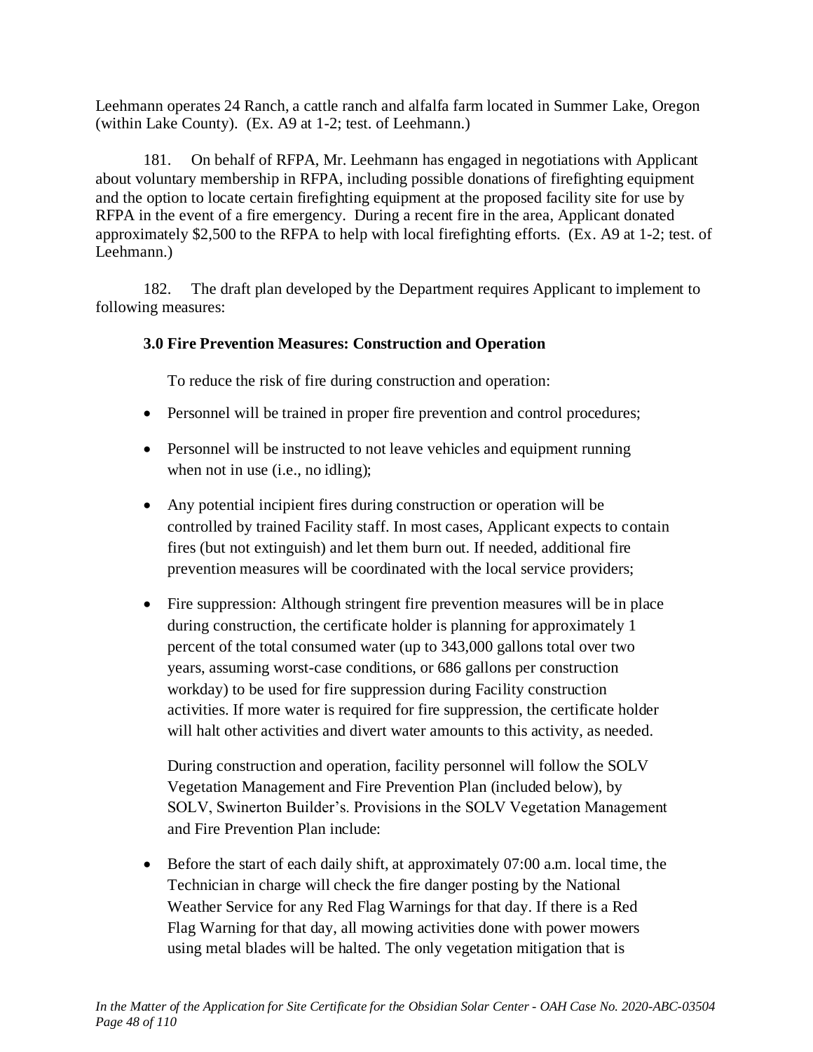Leehmann operates 24 Ranch, a cattle ranch and alfalfa farm located in Summer Lake, Oregon (within Lake County). (Ex. A9 at 1-2; test. of Leehmann.)

181. On behalf of RFPA, Mr. Leehmann has engaged in negotiations with Applicant about voluntary membership in RFPA, including possible donations of firefighting equipment and the option to locate certain firefighting equipment at the proposed facility site for use by RFPA in the event of a fire emergency. During a recent fire in the area, Applicant donated approximately $2,500 to the RFPA to help with local firefighting efforts. (Ex. A9 at 1-2; test. of Leehmann.)

182. The draft plan developed by the Department requires Applicant to implement to following measures:

**3.0 Fire Prevention Measures: Construction and Operation**

To reduce the risk of fire during construction and operation:

- Personnel will be trained in proper fire prevention and control procedures;
- Personnel will be instructed to not leave vehicles and equipment running when not in use (i.e., no idling);
- Any potential incipient fires during construction or operation will be controlled by trained Facility staff. In most cases, Applicant expects to contain fires (but not extinguish) and let them burn out. If needed, additional fire prevention measures will be coordinated with the local service providers;
- Fire suppression: Although stringent fire prevention measures will be in place during construction, the certificate holder is planning for approximately 1 percent of the total consumed water (up to 343,000 gallons total over two years, assuming worst-case conditions, or 686 gallons per construction workday) to be used for fire suppression during Facility construction activities. If more water is required for fire suppression, the certificate holder will halt other activities and divert water amounts to this activity, as needed.

During construction and operation, facility personnel will follow the SOLV Vegetation Management and Fire Prevention Plan (included below), by SOLV, Swinerton Builder's. Provisions in the SOLV Vegetation Management and Fire Prevention Plan include:

- Before the start of each daily shift, at approximately 07:00 a.m. local time, the Technician in charge will check the fire danger posting by the National Weather Service for any Red Flag Warnings for that day. If there is a Red Flag Warning for that day, all mowing activities done with power mowers using metal blades will be halted. The only vegetation mitigation that is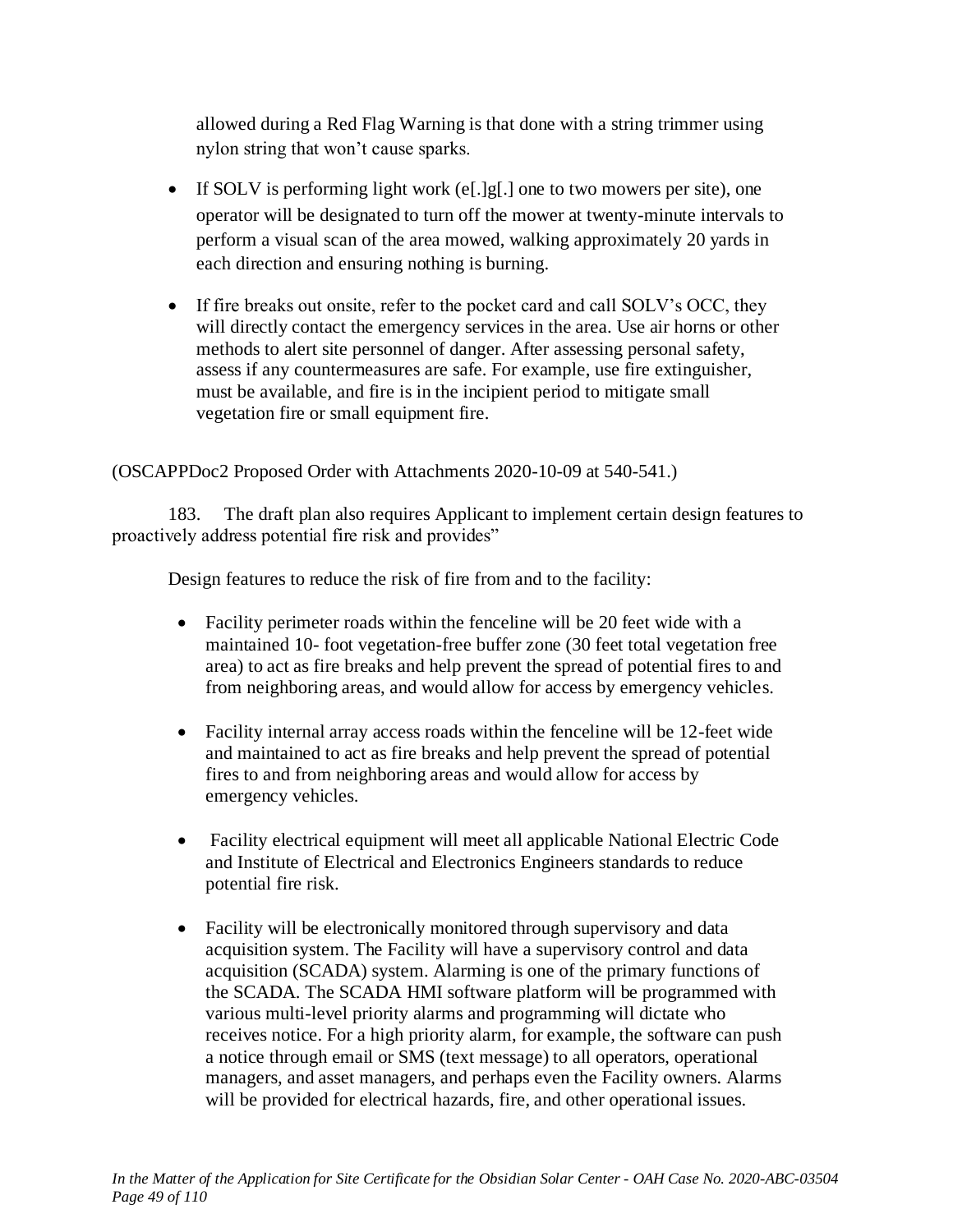allowed during a Red Flag Warning is that done with a string trimmer using nylon string that won't cause sparks.

- If SOLV is performing light work (e[.]g[.] one to two mowers per site), one operator will be designated to turn off the mower at twenty-minute intervals to perform a visual scan of the area mowed, walking approximately 20 yards in each direction and ensuring nothing is burning.
- If fire breaks out onsite, refer to the pocket card and call SOLV's OCC, they will directly contact the emergency services in the area. Use air horns or other methods to alert site personnel of danger. After assessing personal safety, assess if any countermeasures are safe. For example, use fire extinguisher, must be available, and fire is in the incipient period to mitigate small vegetation fire or small equipment fire.

(OSCAPPDoc2 Proposed Order with Attachments 2020-10-09 at 540-541.)

183. The draft plan also requires Applicant to implement certain design features to proactively address potential fire risk and provides"

Design features to reduce the risk of fire from and to the facility:

- Facility perimeter roads within the fenceline will be 20 feet wide with a maintained 10- foot vegetation-free buffer zone (30 feet total vegetation free area) to act as fire breaks and help prevent the spread of potential fires to and from neighboring areas, and would allow for access by emergency vehicles.
- Facility internal array access roads within the fenceline will be 12-feet wide and maintained to act as fire breaks and help prevent the spread of potential fires to and from neighboring areas and would allow for access by emergency vehicles.
- Facility electrical equipment will meet all applicable National Electric Code and Institute of Electrical and Electronics Engineers standards to reduce potential fire risk.
- Facility will be electronically monitored through supervisory and data acquisition system. The Facility will have a supervisory control and data acquisition (SCADA) system. Alarming is one of the primary functions of the SCADA. The SCADA HMI software platform will be programmed with various multi-level priority alarms and programming will dictate who receives notice. For a high priority alarm, for example, the software can push a notice through email or SMS (text message) to all operators, operational managers, and asset managers, and perhaps even the Facility owners. Alarms will be provided for electrical hazards, fire, and other operational issues.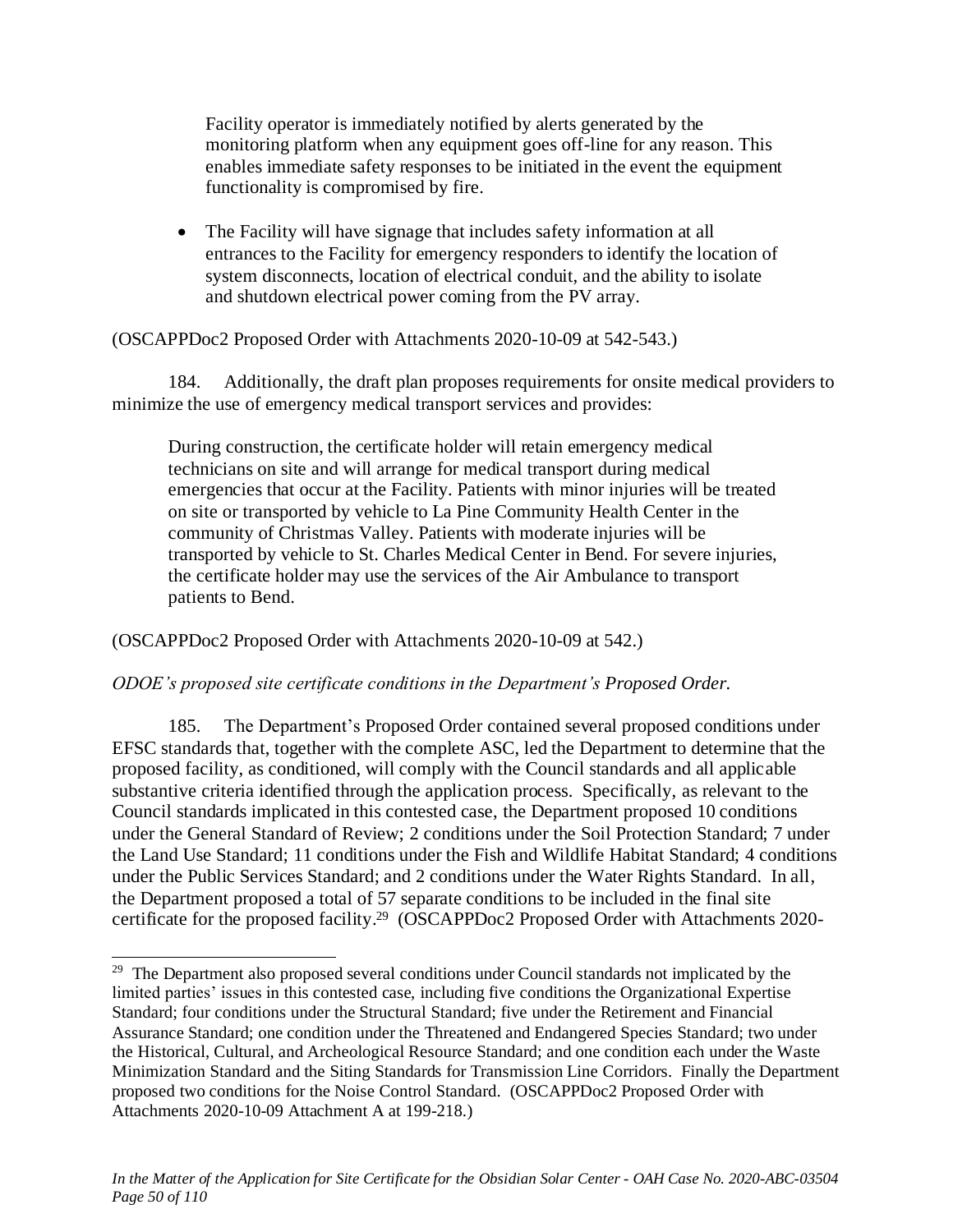> Facility operator is immediately notified by alerts generated by the monitoring platform when any equipment goes off-line for any reason. This enables immediate safety responses to be initiated in the event the equipment functionality is compromised by fire.
>
> - The Facility will have signage that includes safety information at all entrances to the Facility for emergency responders to identify the location of system disconnects, location of electrical conduit, and the ability to isolate and shutdown electrical power coming from the PV array.

(OSCAPPDoc2 Proposed Order with Attachments 2020-10-09 at 542-543.)

184. Additionally, the draft plan proposes requirements for onsite medical providers to minimize the use of emergency medical transport services and provides:

> During construction, the certificate holder will retain emergency medical technicians on site and will arrange for medical transport during medical emergencies that occur at the Facility. Patients with minor injuries will be treated on site or transported by vehicle to La Pine Community Health Center in the community of Christmas Valley. Patients with moderate injuries will be transported by vehicle to St. Charles Medical Center in Bend. For severe injuries, the certificate holder may use the services of the Air Ambulance to transport patients to Bend.

(OSCAPPDoc2 Proposed Order with Attachments 2020-10-09 at 542.)

*ODOE's proposed site certificate conditions in the Department's Proposed Order.*

185. The Department's Proposed Order contained several proposed conditions under EFSC standards that, together with the complete ASC, led the Department to determine that the proposed facility, as conditioned, will comply with the Council standards and all applicable substantive criteria identified through the application process. Specifically, as relevant to the Council standards implicated in this contested case, the Department proposed 10 conditions under the General Standard of Review; 2 conditions under the Soil Protection Standard; 7 under the Land Use Standard; 11 conditions under the Fish and Wildlife Habitat Standard; 4 conditions under the Public Services Standard; and 2 conditions under the Water Rights Standard. In all, the Department proposed a total of 57 separate conditions to be included in the final site certificate for the proposed facility.[29] (OSCAPPDoc2 Proposed Order with Attachments 2020-

---

[29] The Department also proposed several conditions under Council standards not implicated by the limited parties' issues in this contested case, including five conditions the Organizational Expertise Standard; four conditions under the Structural Standard; five under the Retirement and Financial Assurance Standard; one condition under the Threatened and Endangered Species Standard; two under the Historical, Cultural, and Archeological Resource Standard; and one condition each under the Waste Minimization Standard and the Siting Standards for Transmission Line Corridors. Finally the Department proposed two conditions for the Noise Control Standard. (OSCAPPDoc2 Proposed Order with Attachments 2020-10-09 Attachment A at 199-218.)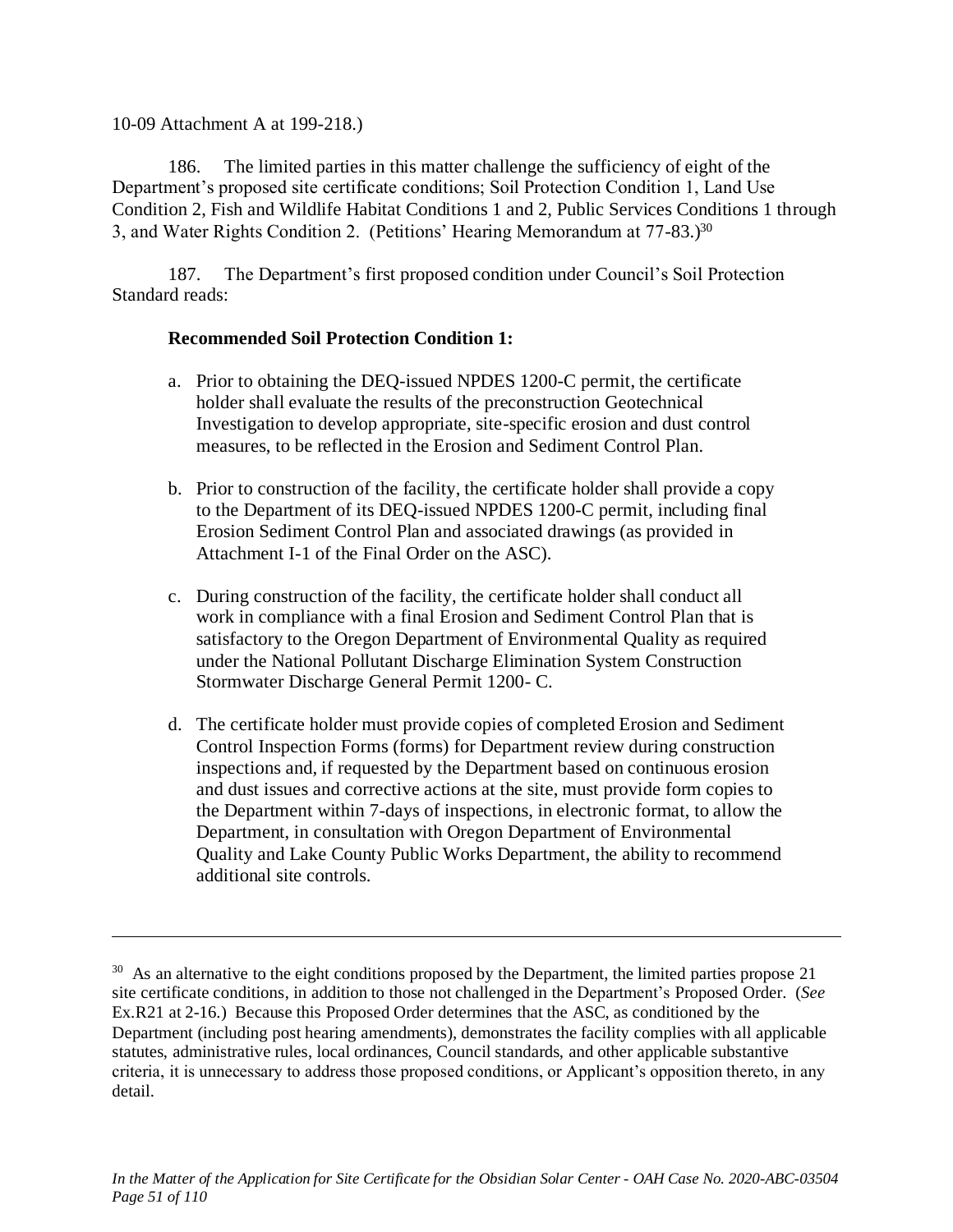10-09 Attachment A at 199-218.)

186. The limited parties in this matter challenge the sufficiency of eight of the Department's proposed site certificate conditions; Soil Protection Condition 1, Land Use Condition 2, Fish and Wildlife Habitat Conditions 1 and 2, Public Services Conditions 1 through 3, and Water Rights Condition 2. (Petitions' Hearing Memorandum at 77-83.)[30]

187. The Department's first proposed condition under Council's Soil Protection Standard reads:

**Recommended Soil Protection Condition 1:**

a. Prior to obtaining the DEQ-issued NPDES 1200-C permit, the certificate holder shall evaluate the results of the preconstruction Geotechnical Investigation to develop appropriate, site-specific erosion and dust control measures, to be reflected in the Erosion and Sediment Control Plan.

b. Prior to construction of the facility, the certificate holder shall provide a copy to the Department of its DEQ-issued NPDES 1200-C permit, including final Erosion Sediment Control Plan and associated drawings (as provided in Attachment I-1 of the Final Order on the ASC).

c. During construction of the facility, the certificate holder shall conduct all work in compliance with a final Erosion and Sediment Control Plan that is satisfactory to the Oregon Department of Environmental Quality as required under the National Pollutant Discharge Elimination System Construction Stormwater Discharge General Permit 1200- C.

d. The certificate holder must provide copies of completed Erosion and Sediment Control Inspection Forms (forms) for Department review during construction inspections and, if requested by the Department based on continuous erosion and dust issues and corrective actions at the site, must provide form copies to the Department within 7-days of inspections, in electronic format, to allow the Department, in consultation with Oregon Department of Environmental Quality and Lake County Public Works Department, the ability to recommend additional site controls.

---

[30] As an alternative to the eight conditions proposed by the Department, the limited parties propose 21 site certificate conditions, in addition to those not challenged in the Department's Proposed Order. (*See* Ex.R21 at 2-16.) Because this Proposed Order determines that the ASC, as conditioned by the Department (including post hearing amendments), demonstrates the facility complies with all applicable statutes, administrative rules, local ordinances, Council standards, and other applicable substantive criteria, it is unnecessary to address those proposed conditions, or Applicant's opposition thereto, in any detail.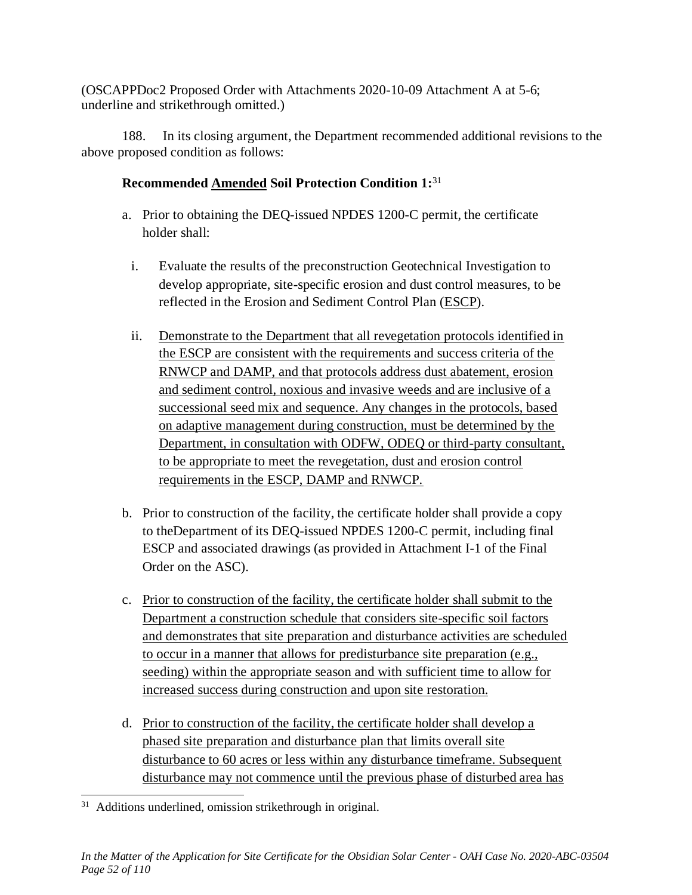(OSCAPPDoc2 Proposed Order with Attachments 2020-10-09 Attachment A at 5-6; underline and strikethrough omitted.)

188. In its closing argument, the Department recommended additional revisions to the above proposed condition as follows:

**Recommended <u>Amended</u> Soil Protection Condition 1:**[31]

a. Prior to obtaining the DEQ-issued NPDES 1200-C permit, the certificate holder shall:

   i. Evaluate the results of the preconstruction Geotechnical Investigation to develop appropriate, site-specific erosion and dust control measures, to be reflected in the Erosion and Sediment Control Plan (<u>ESCP</u>).

   ii. <u>Demonstrate to the Department that all revegetation protocols identified in the ESCP are consistent with the requirements and success criteria of the RNWCP and DAMP, and that protocols address dust abatement, erosion and sediment control, noxious and invasive weeds and are inclusive of a successional seed mix and sequence. Any changes in the protocols, based on adaptive management during construction, must be determined by the Department, in consultation with ODFW, ODEQ or third-party consultant, to be appropriate to meet the revegetation, dust and erosion control requirements in the ESCP, DAMP and RNWCP.</u>

b. Prior to construction of the facility, the certificate holder shall provide a copy to theDepartment of its DEQ-issued NPDES 1200-C permit, including final ESCP and associated drawings (as provided in Attachment I-1 of the Final Order on the ASC).

c. <u>Prior to construction of the facility, the certificate holder shall submit to the Department a construction schedule that considers site-specific soil factors and demonstrates that site preparation and disturbance activities are scheduled to occur in a manner that allows for predisturbance site preparation (e.g., seeding) within the appropriate season and with sufficient time to allow for increased success during construction and upon site restoration.</u>

d. <u>Prior to construction of the facility, the certificate holder shall develop a phased site preparation and disturbance plan that limits overall site disturbance to 60 acres or less within any disturbance timeframe. Subsequent disturbance may not commence until the previous phase of disturbed area has</u>

---

[31] Additions underlined, omission strikethrough in original.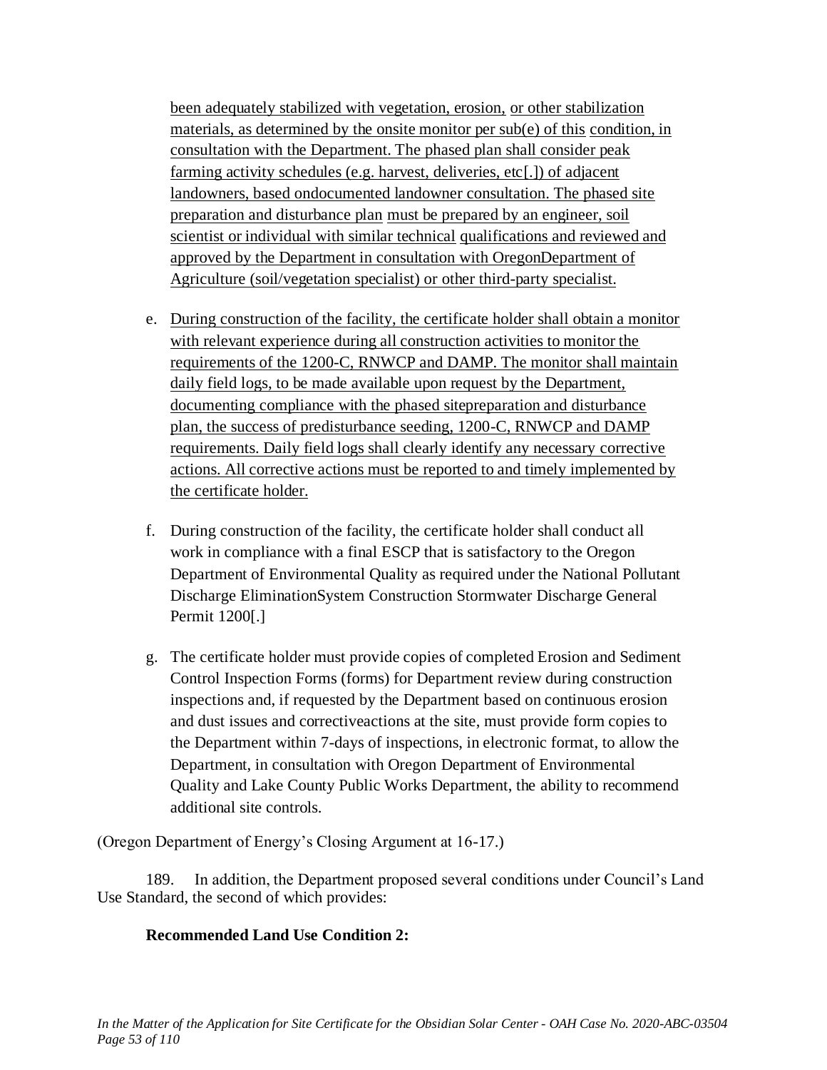been adequately stabilized with vegetation, erosion, or other stabilization materials, as determined by the onsite monitor per sub(e) of this condition, in consultation with the Department. The phased plan shall consider peak farming activity schedules (e.g. harvest, deliveries, etc[.]) of adjacent landowners, based ondocumented landowner consultation. The phased site preparation and disturbance plan must be prepared by an engineer, soil scientist or individual with similar technical qualifications and reviewed and approved by the Department in consultation with OregonDepartment of Agriculture (soil/vegetation specialist) or other third-party specialist.

e. During construction of the facility, the certificate holder shall obtain a monitor with relevant experience during all construction activities to monitor the requirements of the 1200-C, RNWCP and DAMP. The monitor shall maintain daily field logs, to be made available upon request by the Department, documenting compliance with the phased sitepreparation and disturbance plan, the success of predisturbance seeding, 1200-C, RNWCP and DAMP requirements. Daily field logs shall clearly identify any necessary corrective actions. All corrective actions must be reported to and timely implemented by the certificate holder.

f. During construction of the facility, the certificate holder shall conduct all work in compliance with a final ESCP that is satisfactory to the Oregon Department of Environmental Quality as required under the National Pollutant Discharge EliminationSystem Construction Stormwater Discharge General Permit 1200[.]

g. The certificate holder must provide copies of completed Erosion and Sediment Control Inspection Forms (forms) for Department review during construction inspections and, if requested by the Department based on continuous erosion and dust issues and correctiveactions at the site, must provide form copies to the Department within 7-days of inspections, in electronic format, to allow the Department, in consultation with Oregon Department of Environmental Quality and Lake County Public Works Department, the ability to recommend additional site controls.

(Oregon Department of Energy's Closing Argument at 16-17.)

189. In addition, the Department proposed several conditions under Council's Land Use Standard, the second of which provides:

**Recommended Land Use Condition 2:**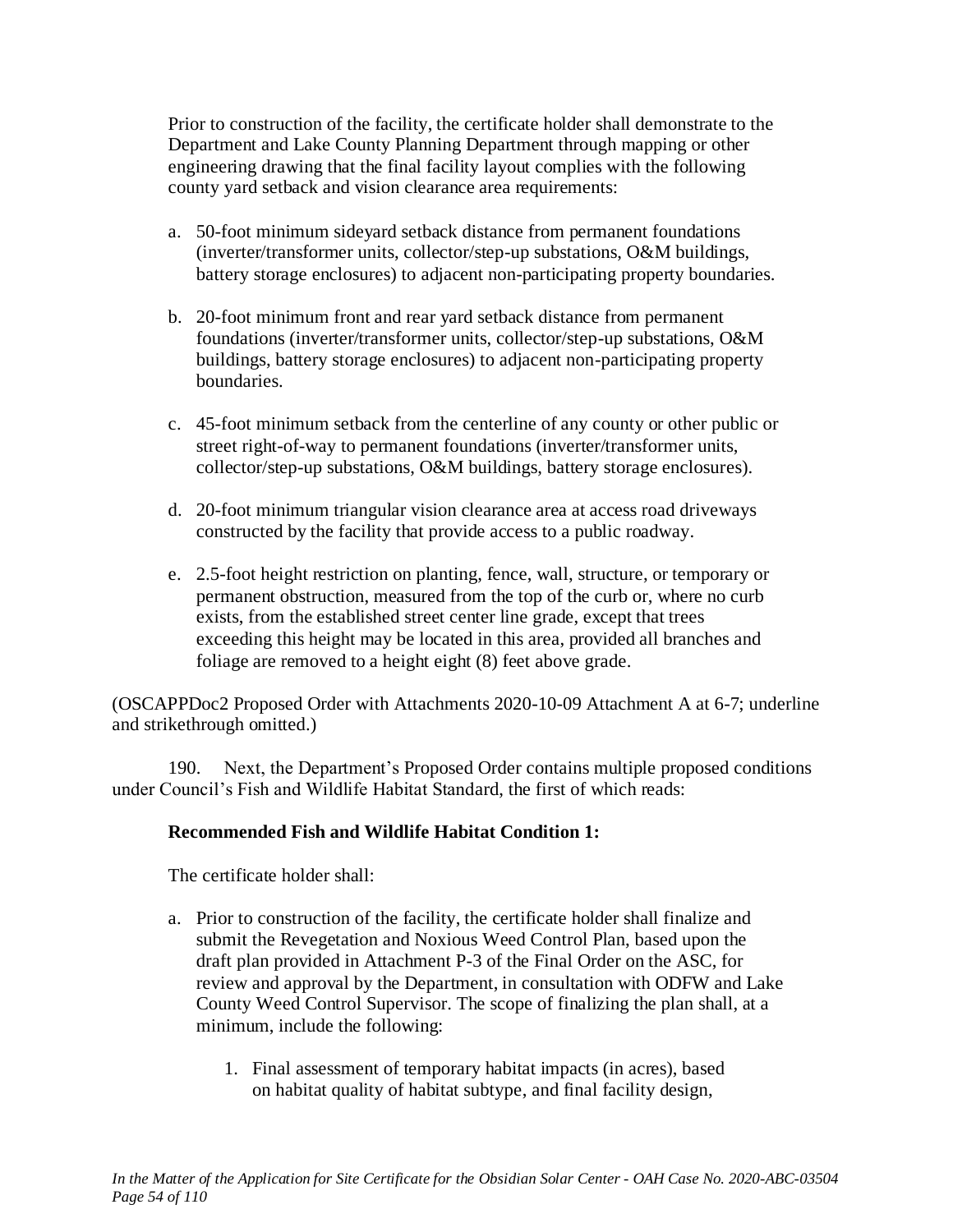Prior to construction of the facility, the certificate holder shall demonstrate to the Department and Lake County Planning Department through mapping or other engineering drawing that the final facility layout complies with the following county yard setback and vision clearance area requirements:

a. 50-foot minimum sideyard setback distance from permanent foundations (inverter/transformer units, collector/step-up substations, O&M buildings, battery storage enclosures) to adjacent non-participating property boundaries.

b. 20-foot minimum front and rear yard setback distance from permanent foundations (inverter/transformer units, collector/step-up substations, O&M buildings, battery storage enclosures) to adjacent non-participating property boundaries.

c. 45-foot minimum setback from the centerline of any county or other public or street right-of-way to permanent foundations (inverter/transformer units, collector/step-up substations, O&M buildings, battery storage enclosures).

d. 20-foot minimum triangular vision clearance area at access road driveways constructed by the facility that provide access to a public roadway.

e. 2.5-foot height restriction on planting, fence, wall, structure, or temporary or permanent obstruction, measured from the top of the curb or, where no curb exists, from the established street center line grade, except that trees exceeding this height may be located in this area, provided all branches and foliage are removed to a height eight (8) feet above grade.

(OSCAPPDoc2 Proposed Order with Attachments 2020-10-09 Attachment A at 6-7; underline and strikethrough omitted.)

190. Next, the Department's Proposed Order contains multiple proposed conditions under Council's Fish and Wildlife Habitat Standard, the first of which reads:

**Recommended Fish and Wildlife Habitat Condition 1:**

The certificate holder shall:

a. Prior to construction of the facility, the certificate holder shall finalize and submit the Revegetation and Noxious Weed Control Plan, based upon the draft plan provided in Attachment P-3 of the Final Order on the ASC, for review and approval by the Department, in consultation with ODFW and Lake County Weed Control Supervisor. The scope of finalizing the plan shall, at a minimum, include the following:

   1. Final assessment of temporary habitat impacts (in acres), based on habitat quality of habitat subtype, and final facility design,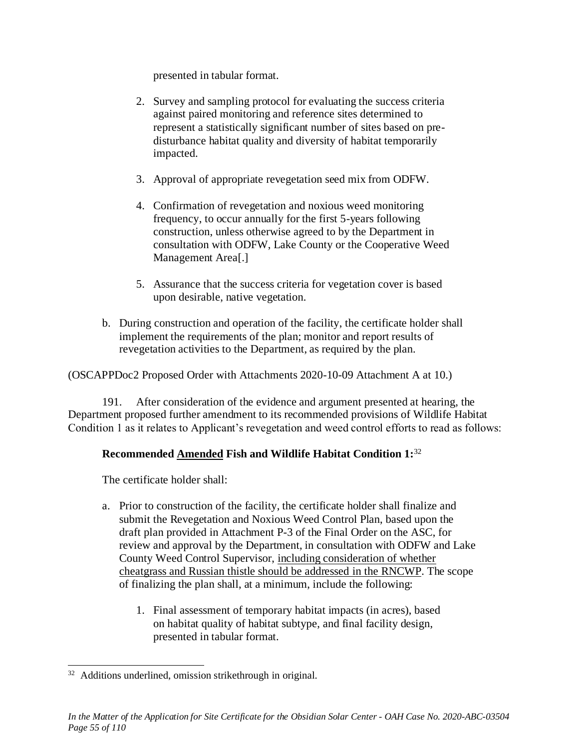presented in tabular format.

2. Survey and sampling protocol for evaluating the success criteria against paired monitoring and reference sites determined to represent a statistically significant number of sites based on pre-disturbance habitat quality and diversity of habitat temporarily impacted.

3. Approval of appropriate revegetation seed mix from ODFW.

4. Confirmation of revegetation and noxious weed monitoring frequency, to occur annually for the first 5-years following construction, unless otherwise agreed to by the Department in consultation with ODFW, Lake County or the Cooperative Weed Management Area[.]

5. Assurance that the success criteria for vegetation cover is based upon desirable, native vegetation.

b. During construction and operation of the facility, the certificate holder shall implement the requirements of the plan; monitor and report results of revegetation activities to the Department, as required by the plan.

(OSCAPPDoc2 Proposed Order with Attachments 2020-10-09 Attachment A at 10.)

191. After consideration of the evidence and argument presented at hearing, the Department proposed further amendment to its recommended provisions of Wildlife Habitat Condition 1 as it relates to Applicant's revegetation and weed control efforts to read as follows:

**Recommended <u>Amended</u> Fish and Wildlife Habitat Condition 1:**[32]

The certificate holder shall:

a. Prior to construction of the facility, the certificate holder shall finalize and submit the Revegetation and Noxious Weed Control Plan, based upon the draft plan provided in Attachment P-3 of the Final Order on the ASC, for review and approval by the Department, in consultation with ODFW and Lake County Weed Control Supervisor, <u>including consideration of whether cheatgrass and Russian thistle should be addressed in the RNCWP</u>. The scope of finalizing the plan shall, at a minimum, include the following:

   1. Final assessment of temporary habitat impacts (in acres), based on habitat quality of habitat subtype, and final facility design, presented in tabular format.

---

[32] Additions underlined, omission strikethrough in original.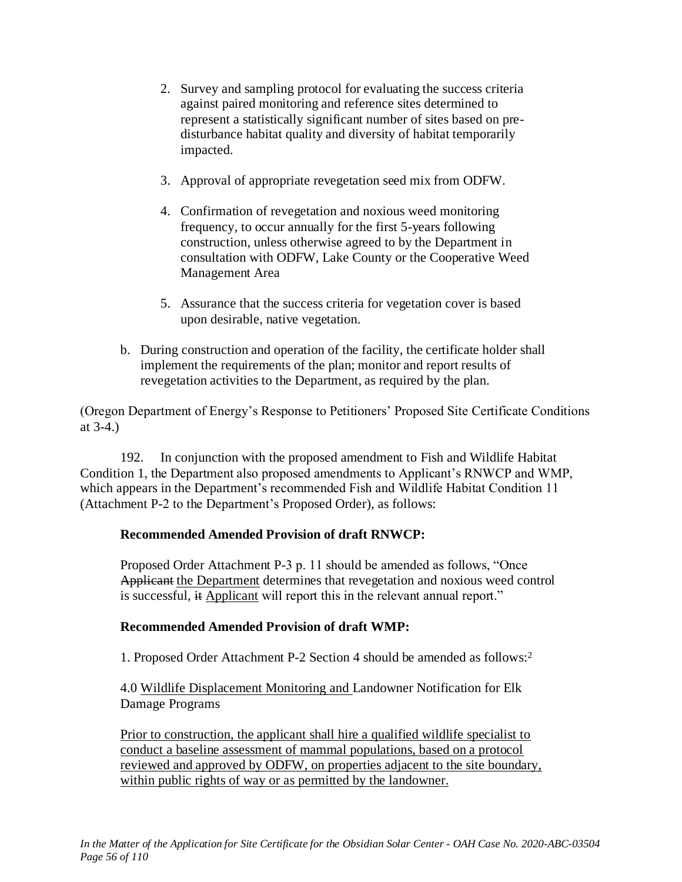2. Survey and sampling protocol for evaluating the success criteria against paired monitoring and reference sites determined to represent a statistically significant number of sites based on pre-disturbance habitat quality and diversity of habitat temporarily impacted.

3. Approval of appropriate revegetation seed mix from ODFW.

4. Confirmation of revegetation and noxious weed monitoring frequency, to occur annually for the first 5-years following construction, unless otherwise agreed to by the Department in consultation with ODFW, Lake County or the Cooperative Weed Management Area

5. Assurance that the success criteria for vegetation cover is based upon desirable, native vegetation.

b. During construction and operation of the facility, the certificate holder shall implement the requirements of the plan; monitor and report results of revegetation activities to the Department, as required by the plan.

(Oregon Department of Energy's Response to Petitioners' Proposed Site Certificate Conditions at 3-4.)

192. In conjunction with the proposed amendment to Fish and Wildlife Habitat Condition 1, the Department also proposed amendments to Applicant's RNWCP and WMP, which appears in the Department's recommended Fish and Wildlife Habitat Condition 11 (Attachment P-2 to the Department's Proposed Order), as follows:

**Recommended Amended Provision of draft RNWCP:**

Proposed Order Attachment P-3 p. 11 should be amended as follows, "Once ~~Applicant~~ <u>the Department</u> determines that revegetation and noxious weed control is successful, ~~it~~ <u>Applicant</u> will report this in the relevant annual report."

**Recommended Amended Provision of draft WMP:**

1. Proposed Order Attachment P-2 Section 4 should be amended as follows:[2]

4.0 <u>Wildlife Displacement Monitoring and </u>Landowner Notification for Elk Damage Programs

<u>Prior to construction, the applicant shall hire a qualified wildlife specialist to conduct a baseline assessment of mammal populations, based on a protocol reviewed and approved by ODFW, on properties adjacent to the site boundary, within public rights of way or as permitted by the landowner.</u>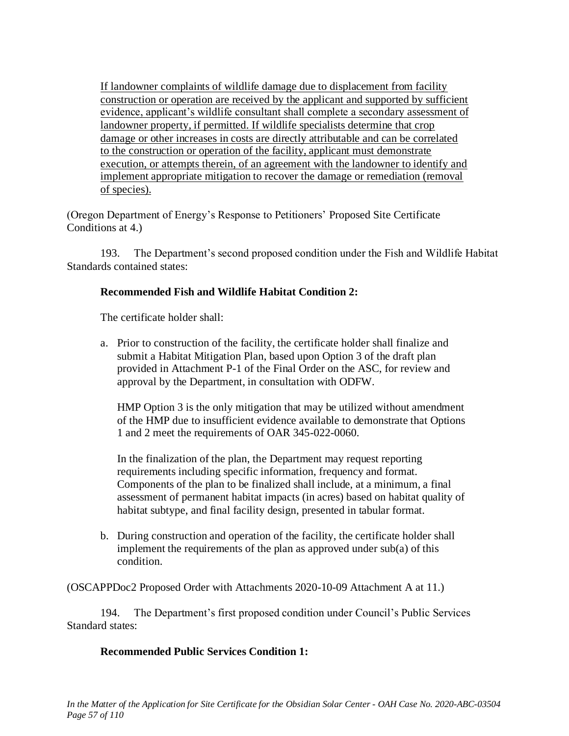<u>If landowner complaints of wildlife damage due to displacement from facility construction or operation are received by the applicant and supported by sufficient evidence, applicant's wildlife consultant shall complete a secondary assessment of landowner property, if permitted. If wildlife specialists determine that crop damage or other increases in costs are directly attributable and can be correlated to the construction or operation of the facility, applicant must demonstrate execution, or attempts therein, of an agreement with the landowner to identify and implement appropriate mitigation to recover the damage or remediation (removal of species).</u>

(Oregon Department of Energy's Response to Petitioners' Proposed Site Certificate Conditions at 4.)

193. The Department's second proposed condition under the Fish and Wildlife Habitat Standards contained states:

> **Recommended Fish and Wildlife Habitat Condition 2:**
>
> The certificate holder shall:
>
> a. Prior to construction of the facility, the certificate holder shall finalize and submit a Habitat Mitigation Plan, based upon Option 3 of the draft plan provided in Attachment P-1 of the Final Order on the ASC, for review and approval by the Department, in consultation with ODFW.
>
> HMP Option 3 is the only mitigation that may be utilized without amendment of the HMP due to insufficient evidence available to demonstrate that Options 1 and 2 meet the requirements of OAR 345-022-0060.
>
> In the finalization of the plan, the Department may request reporting requirements including specific information, frequency and format. Components of the plan to be finalized shall include, at a minimum, a final assessment of permanent habitat impacts (in acres) based on habitat quality of habitat subtype, and final facility design, presented in tabular format.
>
> b. During construction and operation of the facility, the certificate holder shall implement the requirements of the plan as approved under sub(a) of this condition.

(OSCAPPDoc2 Proposed Order with Attachments 2020-10-09 Attachment A at 11.)

194. The Department's first proposed condition under Council's Public Services Standard states:

> **Recommended Public Services Condition 1:**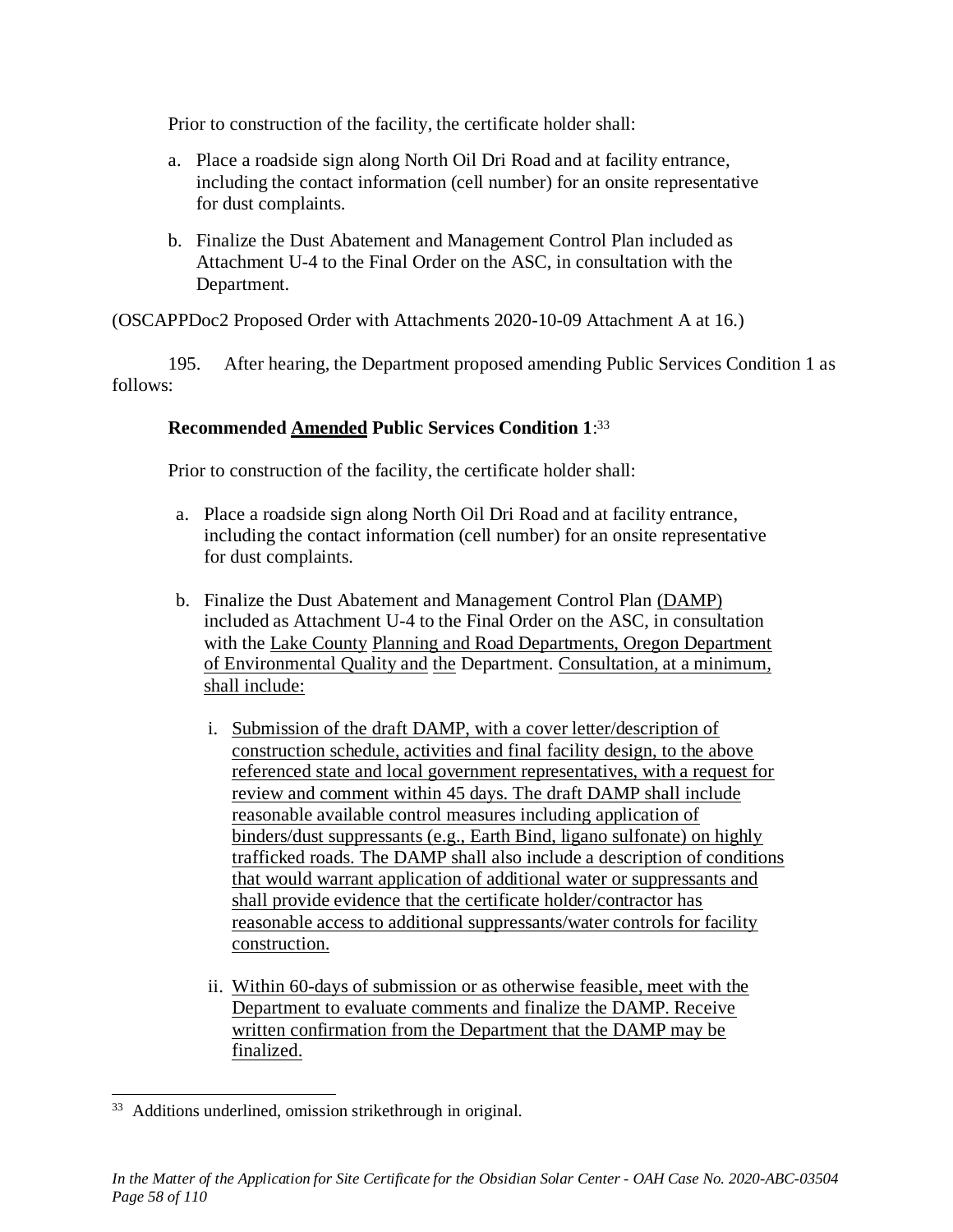Prior to construction of the facility, the certificate holder shall:

a. Place a roadside sign along North Oil Dri Road and at facility entrance, including the contact information (cell number) for an onsite representative for dust complaints.

b. Finalize the Dust Abatement and Management Control Plan included as Attachment U-4 to the Final Order on the ASC, in consultation with the Department.

(OSCAPPDoc2 Proposed Order with Attachments 2020-10-09 Attachment A at 16.)

195. After hearing, the Department proposed amending Public Services Condition 1 as follows:

**Recommended <u>Amended</u> Public Services Condition 1**:[33]

Prior to construction of the facility, the certificate holder shall:

a. Place a roadside sign along North Oil Dri Road and at facility entrance, including the contact information (cell number) for an onsite representative for dust complaints.

b. Finalize the Dust Abatement and Management Control Plan <u>(DAMP)</u> included as Attachment U-4 to the Final Order on the ASC, in consultation with the <u>Lake County</u> <u>Planning and Road Departments, Oregon Department of Environmental Quality and</u> <u>the</u> Department. <u>Consultation, at a minimum, shall include:</u>

   i. <u>Submission of the draft DAMP, with a cover letter/description of construction schedule, activities and final facility design, to the above referenced state and local government representatives, with a request for review and comment within 45 days. The draft DAMP shall include reasonable available control measures including application of binders/dust suppressants (e.g., Earth Bind, ligano sulfonate) on highly trafficked roads. The DAMP shall also include a description of conditions that would warrant application of additional water or suppressants and shall provide evidence that the certificate holder/contractor has reasonable access to additional suppressants/water controls for facility construction.</u>

   ii. <u>Within 60-days of submission or as otherwise feasible, meet with the Department to evaluate comments and finalize the DAMP. Receive written confirmation from the Department that the DAMP may be finalized.</u>

---

[33] Additions underlined, omission strikethrough in original.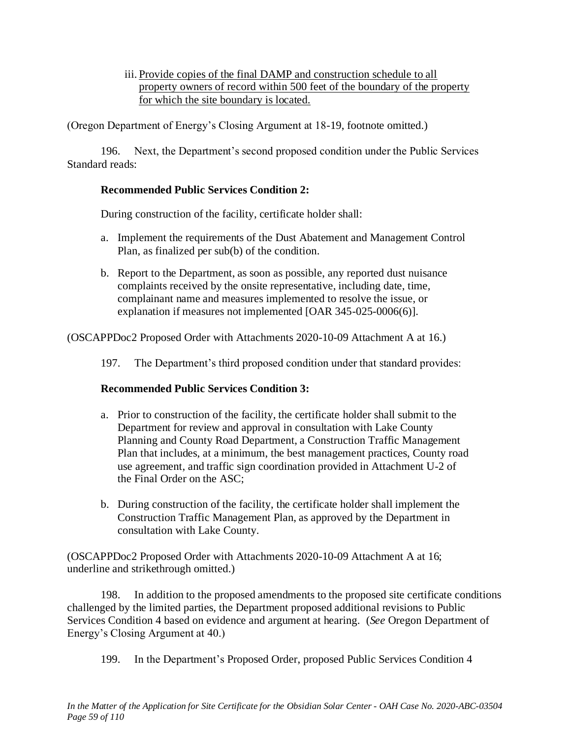iii. <u>Provide copies of the final DAMP and construction schedule to all property owners of record within 500 feet of the boundary of the property for which the site boundary is located.</u>

(Oregon Department of Energy's Closing Argument at 18-19, footnote omitted.)

196. Next, the Department's second proposed condition under the Public Services Standard reads:

**Recommended Public Services Condition 2:**

During construction of the facility, certificate holder shall:

a. Implement the requirements of the Dust Abatement and Management Control Plan, as finalized per sub(b) of the condition.

b. Report to the Department, as soon as possible, any reported dust nuisance complaints received by the onsite representative, including date, time, complainant name and measures implemented to resolve the issue, or explanation if measures not implemented [OAR 345-025-0006(6)].

(OSCAPPDoc2 Proposed Order with Attachments 2020-10-09 Attachment A at 16.)

197. The Department's third proposed condition under that standard provides:

**Recommended Public Services Condition 3:**

a. Prior to construction of the facility, the certificate holder shall submit to the Department for review and approval in consultation with Lake County Planning and County Road Department, a Construction Traffic Management Plan that includes, at a minimum, the best management practices, County road use agreement, and traffic sign coordination provided in Attachment U-2 of the Final Order on the ASC;

b. During construction of the facility, the certificate holder shall implement the Construction Traffic Management Plan, as approved by the Department in consultation with Lake County.

(OSCAPPDoc2 Proposed Order with Attachments 2020-10-09 Attachment A at 16; underline and strikethrough omitted.)

198. In addition to the proposed amendments to the proposed site certificate conditions challenged by the limited parties, the Department proposed additional revisions to Public Services Condition 4 based on evidence and argument at hearing. (*See* Oregon Department of Energy's Closing Argument at 40.)

199. In the Department's Proposed Order, proposed Public Services Condition 4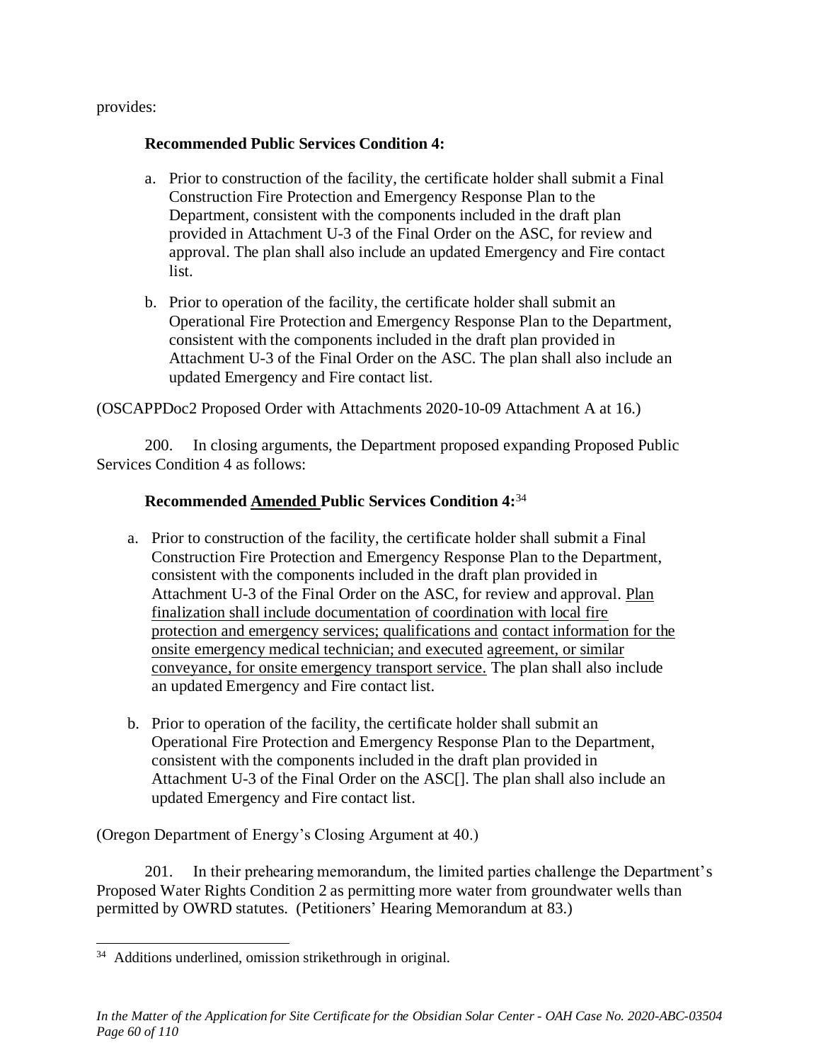provides:

**Recommended Public Services Condition 4:**

a. Prior to construction of the facility, the certificate holder shall submit a Final Construction Fire Protection and Emergency Response Plan to the Department, consistent with the components included in the draft plan provided in Attachment U-3 of the Final Order on the ASC, for review and approval. The plan shall also include an updated Emergency and Fire contact list.

b. Prior to operation of the facility, the certificate holder shall submit an Operational Fire Protection and Emergency Response Plan to the Department, consistent with the components included in the draft plan provided in Attachment U-3 of the Final Order on the ASC. The plan shall also include an updated Emergency and Fire contact list.

(OSCAPPDoc2 Proposed Order with Attachments 2020-10-09 Attachment A at 16.)

200. In closing arguments, the Department proposed expanding Proposed Public Services Condition 4 as follows:

**Recommended <u>Amended</u> Public Services Condition 4:**[34]

a. Prior to construction of the facility, the certificate holder shall submit a Final Construction Fire Protection and Emergency Response Plan to the Department, consistent with the components included in the draft plan provided in Attachment U-3 of the Final Order on the ASC, for review and approval. <u>Plan finalization shall include documentation of coordination with local fire protection and emergency services; qualifications and contact information for the onsite emergency medical technician; and executed agreement, or similar conveyance, for onsite emergency transport service.</u> The plan shall also include an updated Emergency and Fire contact list.

b. Prior to operation of the facility, the certificate holder shall submit an Operational Fire Protection and Emergency Response Plan to the Department, consistent with the components included in the draft plan provided in Attachment U-3 of the Final Order on the ASC[]. The plan shall also include an updated Emergency and Fire contact list.

(Oregon Department of Energy's Closing Argument at 40.)

201. In their prehearing memorandum, the limited parties challenge the Department's Proposed Water Rights Condition 2 as permitting more water from groundwater wells than permitted by OWRD statutes. (Petitioners' Hearing Memorandum at 83.)

---

[34] Additions underlined, omission strikethrough in original.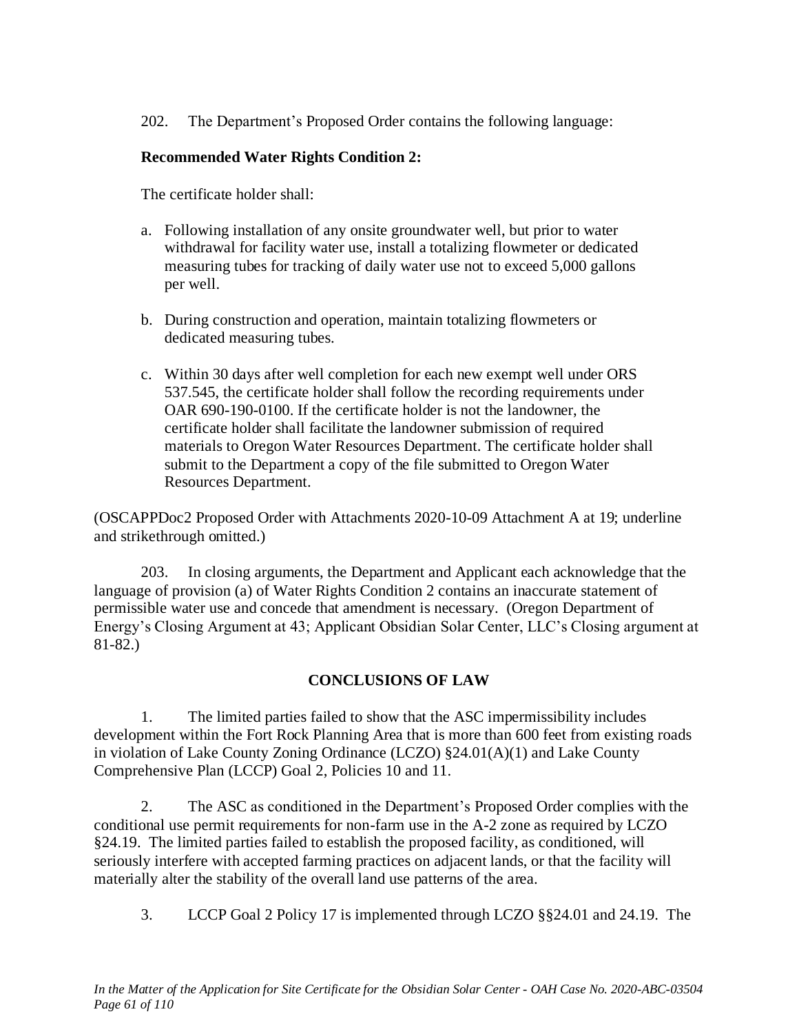202. The Department's Proposed Order contains the following language:

**Recommended Water Rights Condition 2:**

The certificate holder shall:

a. Following installation of any onsite groundwater well, but prior to water withdrawal for facility water use, install a totalizing flowmeter or dedicated measuring tubes for tracking of daily water use not to exceed 5,000 gallons per well.

b. During construction and operation, maintain totalizing flowmeters or dedicated measuring tubes.

c. Within 30 days after well completion for each new exempt well under ORS 537.545, the certificate holder shall follow the recording requirements under OAR 690-190-0100. If the certificate holder is not the landowner, the certificate holder shall facilitate the landowner submission of required materials to Oregon Water Resources Department. The certificate holder shall submit to the Department a copy of the file submitted to Oregon Water Resources Department.

(OSCAPPDoc2 Proposed Order with Attachments 2020-10-09 Attachment A at 19; underline and strikethrough omitted.)

203. In closing arguments, the Department and Applicant each acknowledge that the language of provision (a) of Water Rights Condition 2 contains an inaccurate statement of permissible water use and concede that amendment is necessary. (Oregon Department of Energy's Closing Argument at 43; Applicant Obsidian Solar Center, LLC's Closing argument at 81-82.)

## CONCLUSIONS OF LAW

1. The limited parties failed to show that the ASC impermissibility includes development within the Fort Rock Planning Area that is more than 600 feet from existing roads in violation of Lake County Zoning Ordinance (LCZO) §24.01(A)(1) and Lake County Comprehensive Plan (LCCP) Goal 2, Policies 10 and 11.

2. The ASC as conditioned in the Department's Proposed Order complies with the conditional use permit requirements for non-farm use in the A-2 zone as required by LCZO §24.19. The limited parties failed to establish the proposed facility, as conditioned, will seriously interfere with accepted farming practices on adjacent lands, or that the facility will materially alter the stability of the overall land use patterns of the area.

3. LCCP Goal 2 Policy 17 is implemented through LCZO §§24.01 and 24.19. The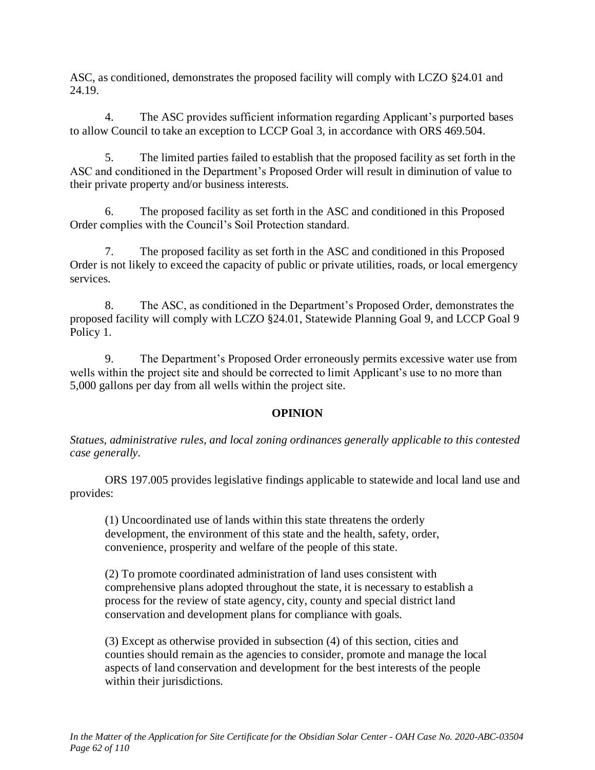ASC, as conditioned, demonstrates the proposed facility will comply with LCZO §24.01 and 24.19.

4. The ASC provides sufficient information regarding Applicant's purported bases to allow Council to take an exception to LCCP Goal 3, in accordance with ORS 469.504.

5. The limited parties failed to establish that the proposed facility as set forth in the ASC and conditioned in the Department's Proposed Order will result in diminution of value to their private property and/or business interests.

6. The proposed facility as set forth in the ASC and conditioned in this Proposed Order complies with the Council's Soil Protection standard.

7. The proposed facility as set forth in the ASC and conditioned in this Proposed Order is not likely to exceed the capacity of public or private utilities, roads, or local emergency services.

8. The ASC, as conditioned in the Department's Proposed Order, demonstrates the proposed facility will comply with LCZO §24.01, Statewide Planning Goal 9, and LCCP Goal 9 Policy 1.

9. The Department's Proposed Order erroneously permits excessive water use from wells within the project site and should be corrected to limit Applicant's use to no more than 5,000 gallons per day from all wells within the project site.

## OPINION

*Statues, administrative rules, and local zoning ordinances generally applicable to this contested case generally.*

ORS 197.005 provides legislative findings applicable to statewide and local land use and provides:

> (1) Uncoordinated use of lands within this state threatens the orderly development, the environment of this state and the health, safety, order, convenience, prosperity and welfare of the people of this state.
>
> (2) To promote coordinated administration of land uses consistent with comprehensive plans adopted throughout the state, it is necessary to establish a process for the review of state agency, city, county and special district land conservation and development plans for compliance with goals.
>
> (3) Except as otherwise provided in subsection (4) of this section, cities and counties should remain as the agencies to consider, promote and manage the local aspects of land conservation and development for the best interests of the people within their jurisdictions.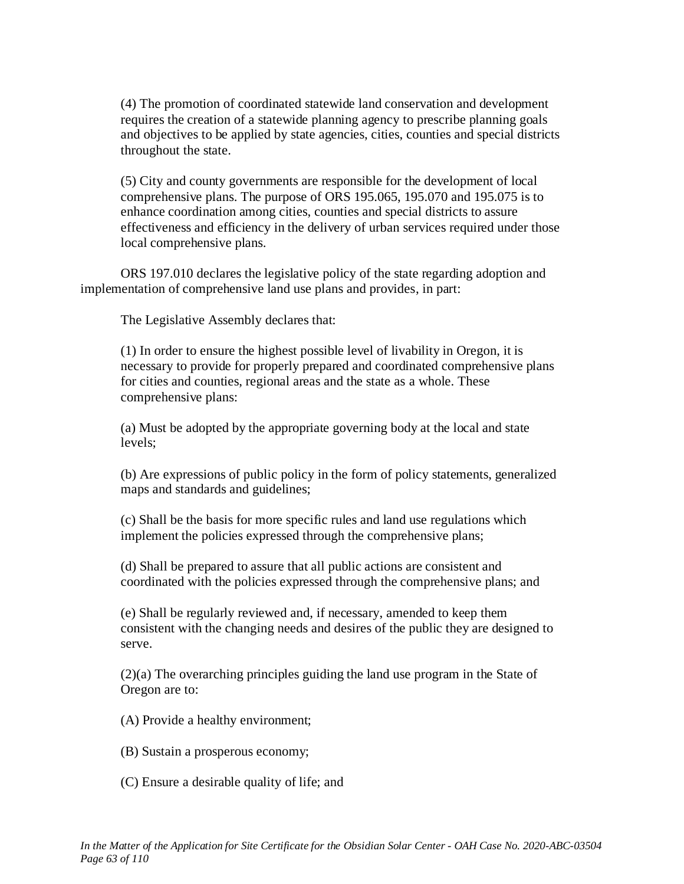> (4) The promotion of coordinated statewide land conservation and development requires the creation of a statewide planning agency to prescribe planning goals and objectives to be applied by state agencies, cities, counties and special districts throughout the state.
>
> (5) City and county governments are responsible for the development of local comprehensive plans. The purpose of ORS 195.065, 195.070 and 195.075 is to enhance coordination among cities, counties and special districts to assure effectiveness and efficiency in the delivery of urban services required under those local comprehensive plans.

ORS 197.010 declares the legislative policy of the state regarding adoption and implementation of comprehensive land use plans and provides, in part:

> The Legislative Assembly declares that:
>
> (1) In order to ensure the highest possible level of livability in Oregon, it is necessary to provide for properly prepared and coordinated comprehensive plans for cities and counties, regional areas and the state as a whole. These comprehensive plans:
>
> (a) Must be adopted by the appropriate governing body at the local and state levels;
>
> (b) Are expressions of public policy in the form of policy statements, generalized maps and standards and guidelines;
>
> (c) Shall be the basis for more specific rules and land use regulations which implement the policies expressed through the comprehensive plans;
>
> (d) Shall be prepared to assure that all public actions are consistent and coordinated with the policies expressed through the comprehensive plans; and
>
> (e) Shall be regularly reviewed and, if necessary, amended to keep them consistent with the changing needs and desires of the public they are designed to serve.
>
> (2)(a) The overarching principles guiding the land use program in the State of Oregon are to:
>
> (A) Provide a healthy environment;
>
> (B) Sustain a prosperous economy;
>
> (C) Ensure a desirable quality of life; and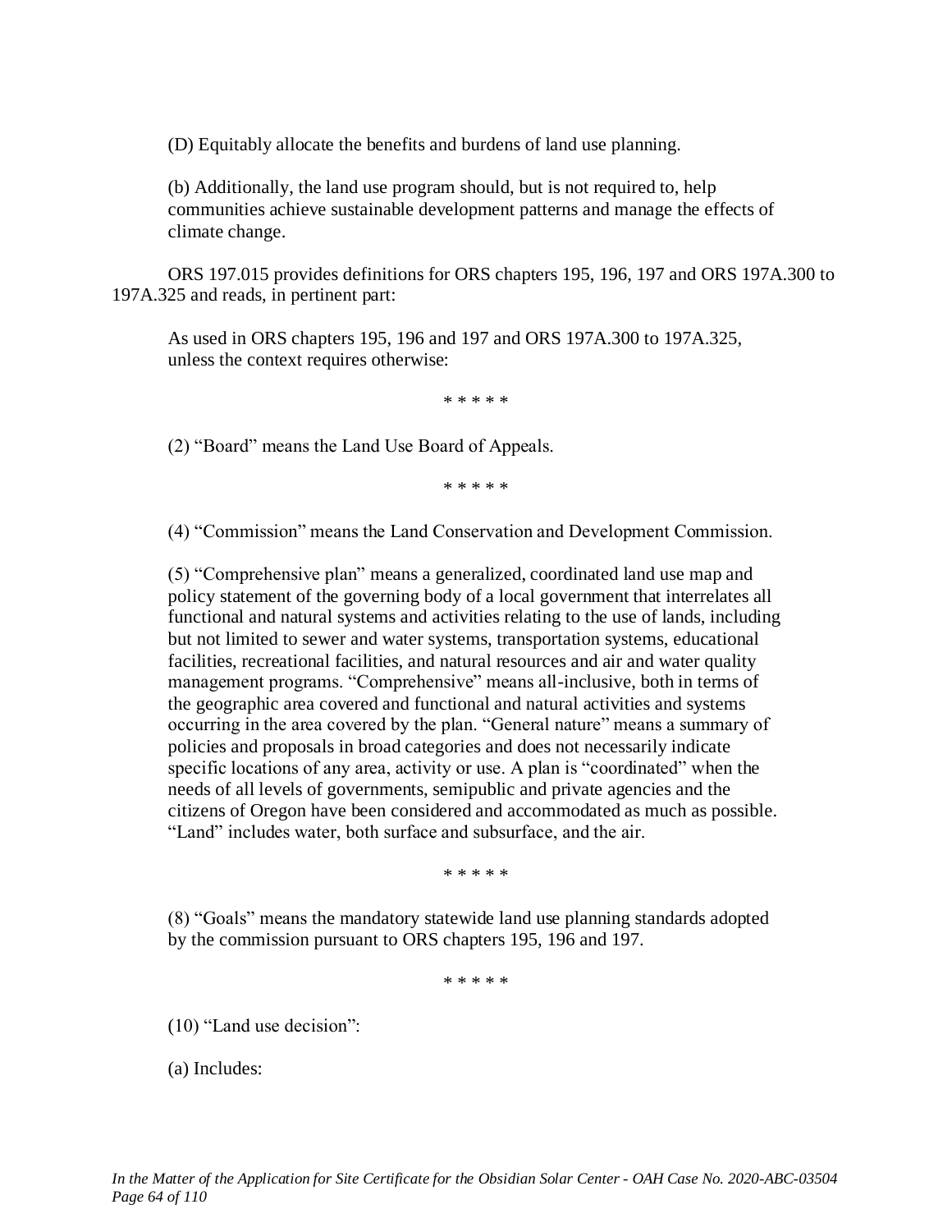(D) Equitably allocate the benefits and burdens of land use planning.

(b) Additionally, the land use program should, but is not required to, help communities achieve sustainable development patterns and manage the effects of climate change.

ORS 197.015 provides definitions for ORS chapters 195, 196, 197 and ORS 197A.300 to 197A.325 and reads, in pertinent part:

As used in ORS chapters 195, 196 and 197 and ORS 197A.300 to 197A.325, unless the context requires otherwise:

\* \* \* \* \*

(2) "Board" means the Land Use Board of Appeals.

\* \* \* \* \*

(4) "Commission" means the Land Conservation and Development Commission.

(5) "Comprehensive plan" means a generalized, coordinated land use map and policy statement of the governing body of a local government that interrelates all functional and natural systems and activities relating to the use of lands, including but not limited to sewer and water systems, transportation systems, educational facilities, recreational facilities, and natural resources and air and water quality management programs. "Comprehensive" means all-inclusive, both in terms of the geographic area covered and functional and natural activities and systems occurring in the area covered by the plan. "General nature" means a summary of policies and proposals in broad categories and does not necessarily indicate specific locations of any area, activity or use. A plan is "coordinated" when the needs of all levels of governments, semipublic and private agencies and the citizens of Oregon have been considered and accommodated as much as possible. "Land" includes water, both surface and subsurface, and the air.

\* \* \* \* \*

(8) "Goals" means the mandatory statewide land use planning standards adopted by the commission pursuant to ORS chapters 195, 196 and 197.

\* \* \* \* \*

(10) "Land use decision":

(a) Includes: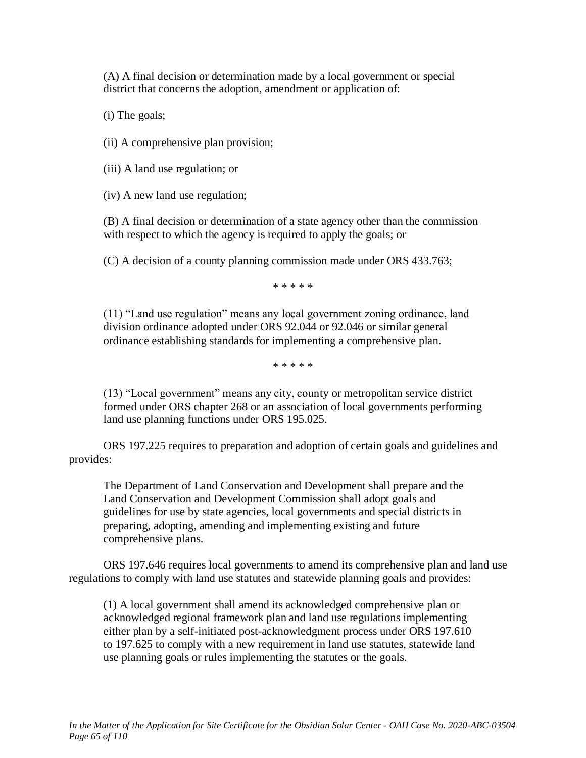> (A) A final decision or determination made by a local government or special district that concerns the adoption, amendment or application of:
>
> (i) The goals;
>
> (ii) A comprehensive plan provision;
>
> (iii) A land use regulation; or
>
> (iv) A new land use regulation;
>
> (B) A final decision or determination of a state agency other than the commission with respect to which the agency is required to apply the goals; or
>
> (C) A decision of a county planning commission made under ORS 433.763;
>
> \* \* \* \* \*
>
> (11) "Land use regulation" means any local government zoning ordinance, land division ordinance adopted under ORS 92.044 or 92.046 or similar general ordinance establishing standards for implementing a comprehensive plan.
>
> \* \* \* \* \*
>
> (13) "Local government" means any city, county or metropolitan service district formed under ORS chapter 268 or an association of local governments performing land use planning functions under ORS 195.025.

ORS 197.225 requires to preparation and adoption of certain goals and guidelines and provides:

> The Department of Land Conservation and Development shall prepare and the Land Conservation and Development Commission shall adopt goals and guidelines for use by state agencies, local governments and special districts in preparing, adopting, amending and implementing existing and future comprehensive plans.

ORS 197.646 requires local governments to amend its comprehensive plan and land use regulations to comply with land use statutes and statewide planning goals and provides:

> (1) A local government shall amend its acknowledged comprehensive plan or acknowledged regional framework plan and land use regulations implementing either plan by a self-initiated post-acknowledgment process under ORS 197.610 to 197.625 to comply with a new requirement in land use statutes, statewide land use planning goals or rules implementing the statutes or the goals.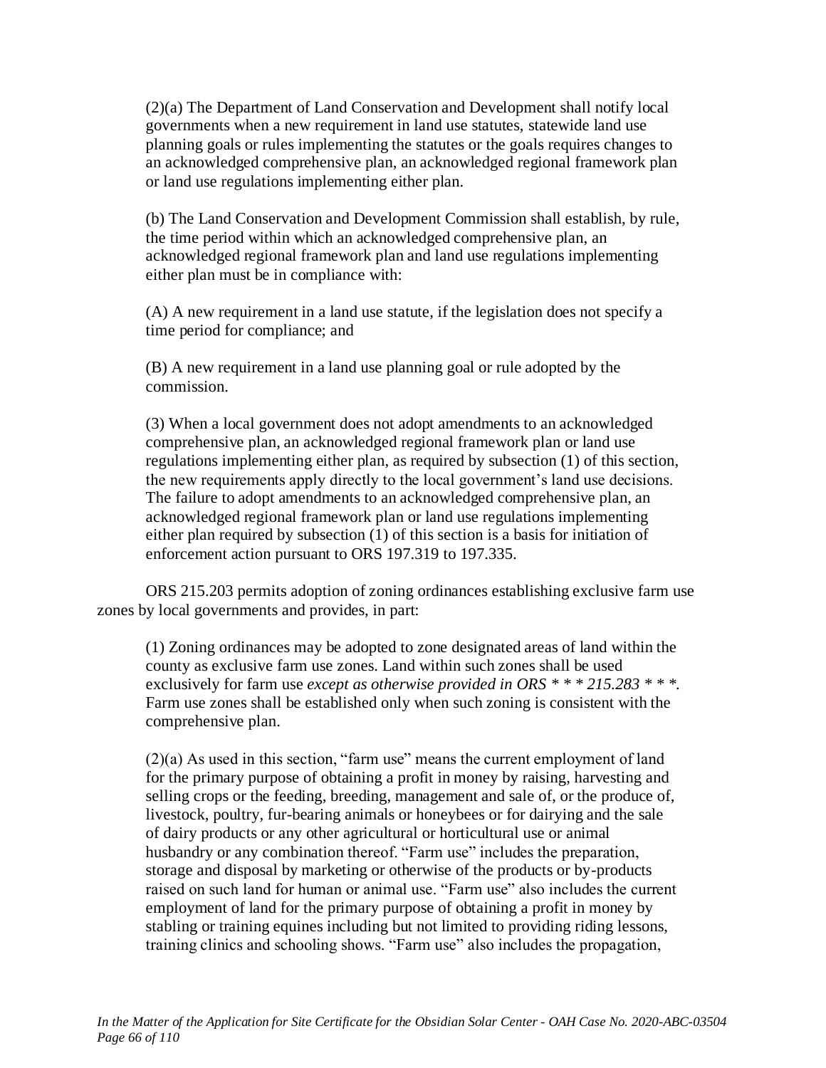> (2)(a) The Department of Land Conservation and Development shall notify local governments when a new requirement in land use statutes, statewide land use planning goals or rules implementing the statutes or the goals requires changes to an acknowledged comprehensive plan, an acknowledged regional framework plan or land use regulations implementing either plan.
>
> (b) The Land Conservation and Development Commission shall establish, by rule, the time period within which an acknowledged comprehensive plan, an acknowledged regional framework plan and land use regulations implementing either plan must be in compliance with:
>
> (A) A new requirement in a land use statute, if the legislation does not specify a time period for compliance; and
>
> (B) A new requirement in a land use planning goal or rule adopted by the commission.
>
> (3) When a local government does not adopt amendments to an acknowledged comprehensive plan, an acknowledged regional framework plan or land use regulations implementing either plan, as required by subsection (1) of this section, the new requirements apply directly to the local government's land use decisions. The failure to adopt amendments to an acknowledged comprehensive plan, an acknowledged regional framework plan or land use regulations implementing either plan required by subsection (1) of this section is a basis for initiation of enforcement action pursuant to ORS 197.319 to 197.335.

ORS 215.203 permits adoption of zoning ordinances establishing exclusive farm use zones by local governments and provides, in part:

> (1) Zoning ordinances may be adopted to zone designated areas of land within the county as exclusive farm use zones. Land within such zones shall be used exclusively for farm use *except as otherwise provided in ORS * * * 215.283 * * *.* Farm use zones shall be established only when such zoning is consistent with the comprehensive plan.
>
> (2)(a) As used in this section, "farm use" means the current employment of land for the primary purpose of obtaining a profit in money by raising, harvesting and selling crops or the feeding, breeding, management and sale of, or the produce of, livestock, poultry, fur-bearing animals or honeybees or for dairying and the sale of dairy products or any other agricultural or horticultural use or animal husbandry or any combination thereof. "Farm use" includes the preparation, storage and disposal by marketing or otherwise of the products or by-products raised on such land for human or animal use. "Farm use" also includes the current employment of land for the primary purpose of obtaining a profit in money by stabling or training equines including but not limited to providing riding lessons, training clinics and schooling shows. "Farm use" also includes the propagation,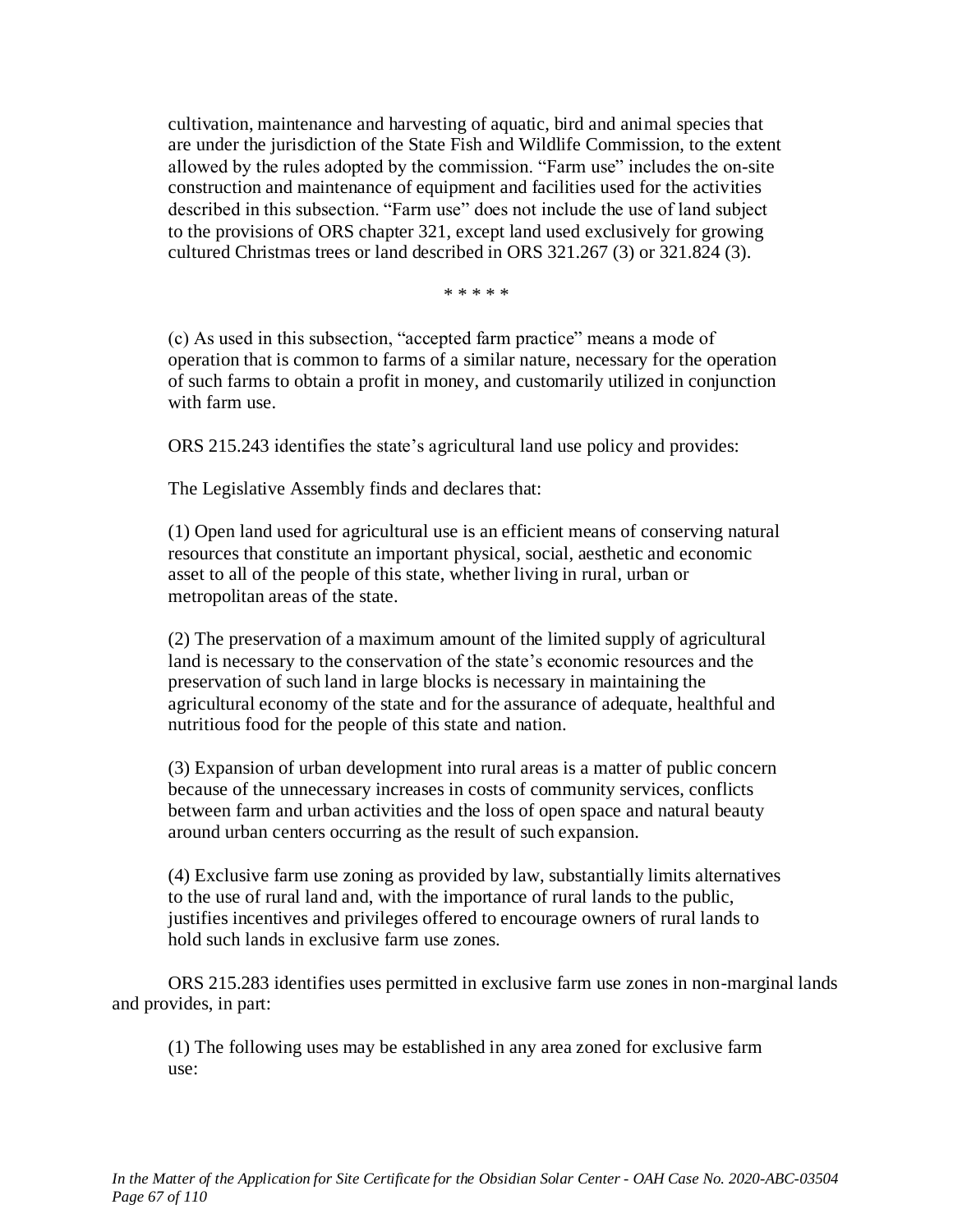> cultivation, maintenance and harvesting of aquatic, bird and animal species that are under the jurisdiction of the State Fish and Wildlife Commission, to the extent allowed by the rules adopted by the commission. "Farm use" includes the on-site construction and maintenance of equipment and facilities used for the activities described in this subsection. "Farm use" does not include the use of land subject to the provisions of ORS chapter 321, except land used exclusively for growing cultured Christmas trees or land described in ORS 321.267 (3) or 321.824 (3).
>
> \* \* \* \* \*
>
> (c) As used in this subsection, "accepted farm practice" means a mode of operation that is common to farms of a similar nature, necessary for the operation of such farms to obtain a profit in money, and customarily utilized in conjunction with farm use.

ORS 215.243 identifies the state's agricultural land use policy and provides:

> The Legislative Assembly finds and declares that:
>
> (1) Open land used for agricultural use is an efficient means of conserving natural resources that constitute an important physical, social, aesthetic and economic asset to all of the people of this state, whether living in rural, urban or metropolitan areas of the state.
>
> (2) The preservation of a maximum amount of the limited supply of agricultural land is necessary to the conservation of the state's economic resources and the preservation of such land in large blocks is necessary in maintaining the agricultural economy of the state and for the assurance of adequate, healthful and nutritious food for the people of this state and nation.
>
> (3) Expansion of urban development into rural areas is a matter of public concern because of the unnecessary increases in costs of community services, conflicts between farm and urban activities and the loss of open space and natural beauty around urban centers occurring as the result of such expansion.
>
> (4) Exclusive farm use zoning as provided by law, substantially limits alternatives to the use of rural land and, with the importance of rural lands to the public, justifies incentives and privileges offered to encourage owners of rural lands to hold such lands in exclusive farm use zones.

ORS 215.283 identifies uses permitted in exclusive farm use zones in non-marginal lands and provides, in part:

> (1) The following uses may be established in any area zoned for exclusive farm use: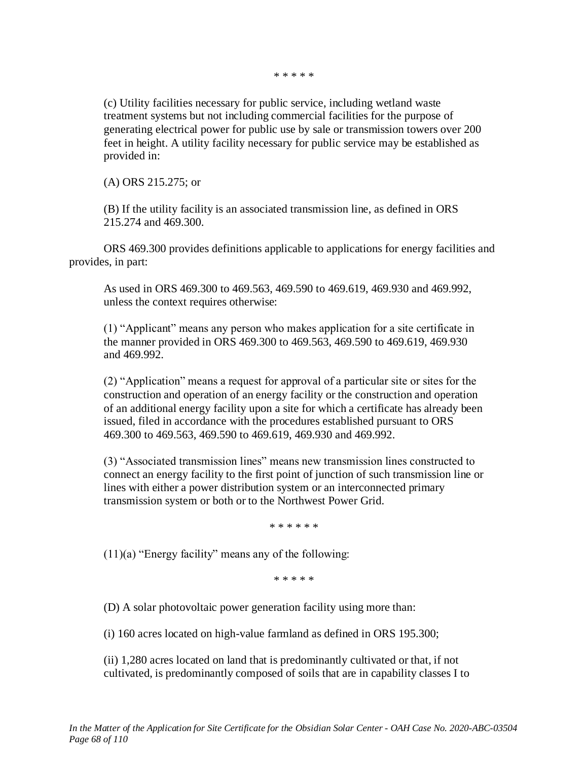\* \* \* \* \*

> (c) Utility facilities necessary for public service, including wetland waste treatment systems but not including commercial facilities for the purpose of generating electrical power for public use by sale or transmission towers over 200 feet in height. A utility facility necessary for public service may be established as provided in:
>
> (A) ORS 215.275; or
>
> (B) If the utility facility is an associated transmission line, as defined in ORS 215.274 and 469.300.

ORS 469.300 provides definitions applicable to applications for energy facilities and provides, in part:

> As used in ORS 469.300 to 469.563, 469.590 to 469.619, 469.930 and 469.992, unless the context requires otherwise:
>
> (1) "Applicant" means any person who makes application for a site certificate in the manner provided in ORS 469.300 to 469.563, 469.590 to 469.619, 469.930 and 469.992.
>
> (2) "Application" means a request for approval of a particular site or sites for the construction and operation of an energy facility or the construction and operation of an additional energy facility upon a site for which a certificate has already been issued, filed in accordance with the procedures established pursuant to ORS 469.300 to 469.563, 469.590 to 469.619, 469.930 and 469.992.
>
> (3) "Associated transmission lines" means new transmission lines constructed to connect an energy facility to the first point of junction of such transmission line or lines with either a power distribution system or an interconnected primary transmission system or both or to the Northwest Power Grid.
>
> \* \* \* \* \* \*
>
> (11)(a) "Energy facility" means any of the following:
>
> \* \* \* \* \*
>
> (D) A solar photovoltaic power generation facility using more than:
>
> (i) 160 acres located on high-value farmland as defined in ORS 195.300;
>
> (ii) 1,280 acres located on land that is predominantly cultivated or that, if not cultivated, is predominantly composed of soils that are in capability classes I to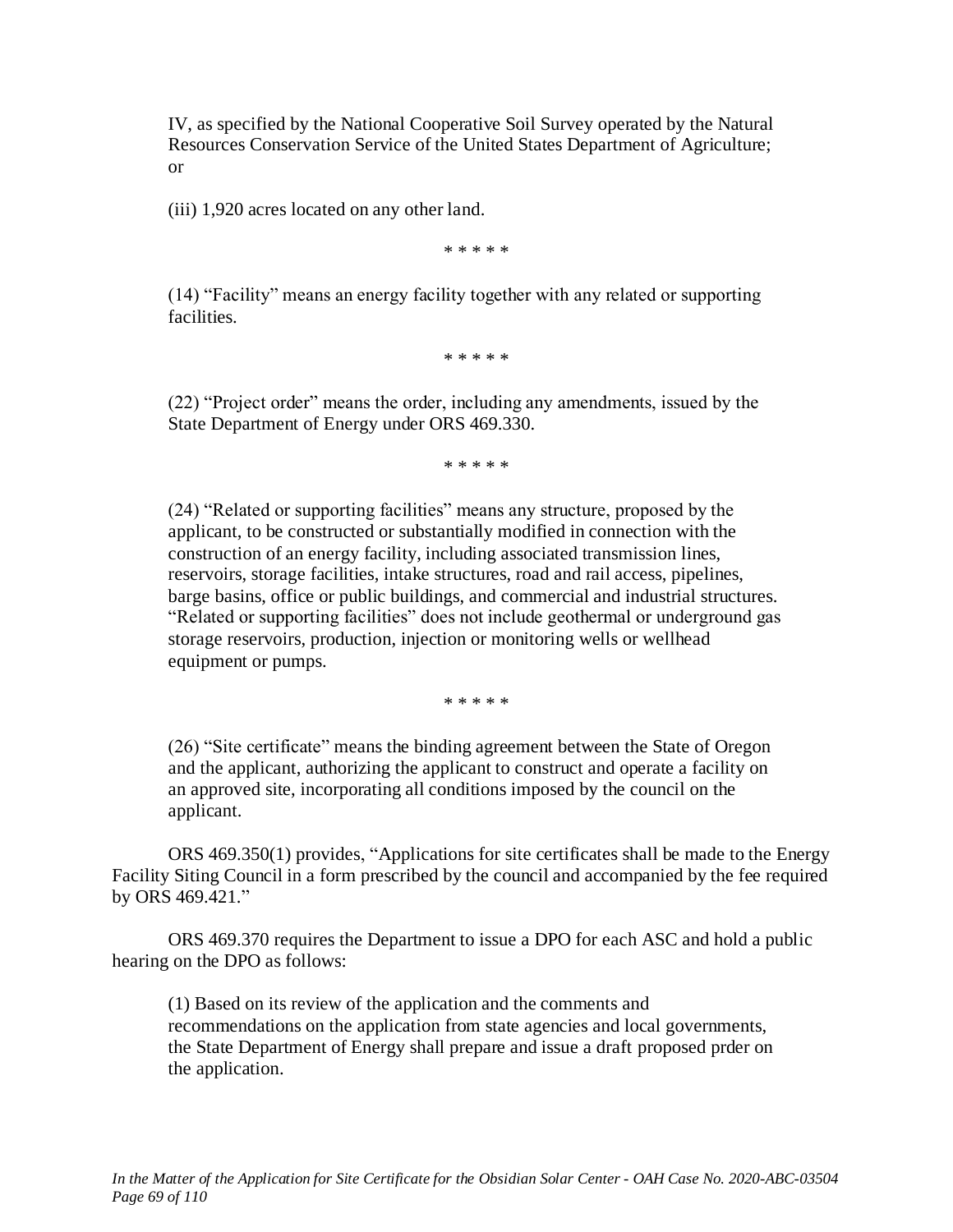IV, as specified by the National Cooperative Soil Survey operated by the Natural Resources Conservation Service of the United States Department of Agriculture; or

(iii) 1,920 acres located on any other land.

\* \* \* \* \*

(14) "Facility" means an energy facility together with any related or supporting facilities.

\* \* \* \* \*

(22) "Project order" means the order, including any amendments, issued by the State Department of Energy under ORS 469.330.

\* \* \* \* \*

(24) "Related or supporting facilities" means any structure, proposed by the applicant, to be constructed or substantially modified in connection with the construction of an energy facility, including associated transmission lines, reservoirs, storage facilities, intake structures, road and rail access, pipelines, barge basins, office or public buildings, and commercial and industrial structures. "Related or supporting facilities" does not include geothermal or underground gas storage reservoirs, production, injection or monitoring wells or wellhead equipment or pumps.

\* \* \* \* \*

(26) "Site certificate" means the binding agreement between the State of Oregon and the applicant, authorizing the applicant to construct and operate a facility on an approved site, incorporating all conditions imposed by the council on the applicant.

ORS 469.350(1) provides, "Applications for site certificates shall be made to the Energy Facility Siting Council in a form prescribed by the council and accompanied by the fee required by ORS 469.421."

ORS 469.370 requires the Department to issue a DPO for each ASC and hold a public hearing on the DPO as follows:

(1) Based on its review of the application and the comments and recommendations on the application from state agencies and local governments, the State Department of Energy shall prepare and issue a draft proposed prder on the application.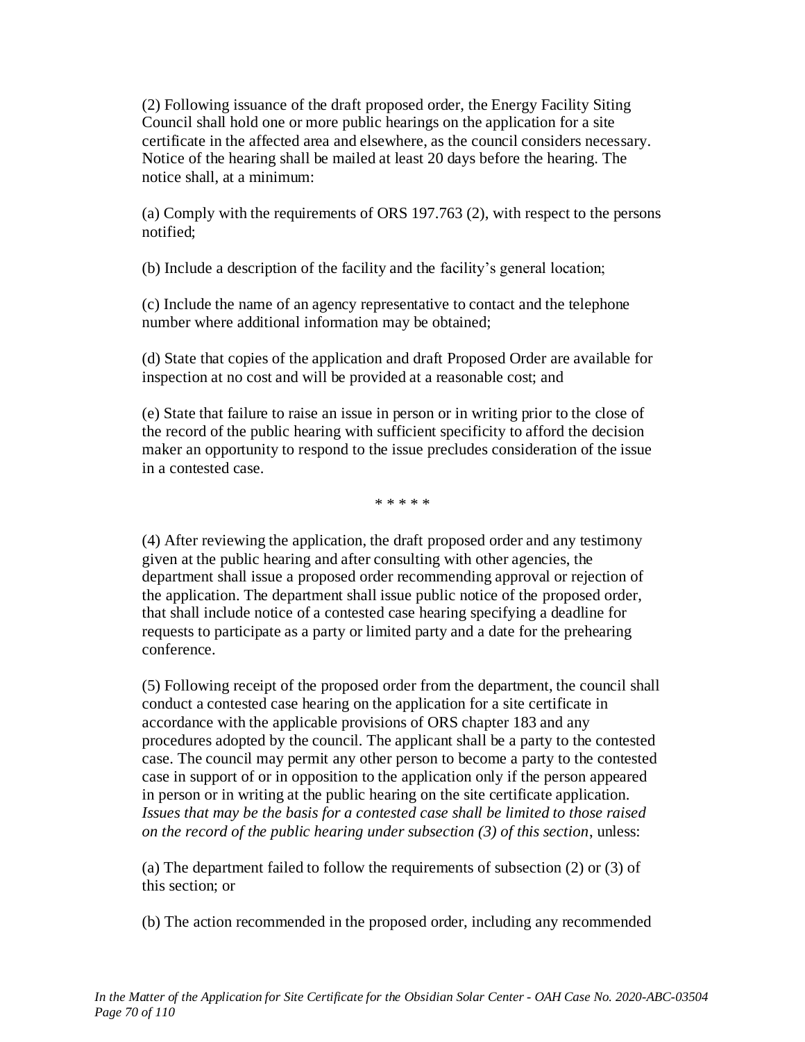(2) Following issuance of the draft proposed order, the Energy Facility Siting Council shall hold one or more public hearings on the application for a site certificate in the affected area and elsewhere, as the council considers necessary. Notice of the hearing shall be mailed at least 20 days before the hearing. The notice shall, at a minimum:

(a) Comply with the requirements of ORS 197.763 (2), with respect to the persons notified;

(b) Include a description of the facility and the facility's general location;

(c) Include the name of an agency representative to contact and the telephone number where additional information may be obtained;

(d) State that copies of the application and draft Proposed Order are available for inspection at no cost and will be provided at a reasonable cost; and

(e) State that failure to raise an issue in person or in writing prior to the close of the record of the public hearing with sufficient specificity to afford the decision maker an opportunity to respond to the issue precludes consideration of the issue in a contested case.

\* \* \* \* \*

(4) After reviewing the application, the draft proposed order and any testimony given at the public hearing and after consulting with other agencies, the department shall issue a proposed order recommending approval or rejection of the application. The department shall issue public notice of the proposed order, that shall include notice of a contested case hearing specifying a deadline for requests to participate as a party or limited party and a date for the prehearing conference.

(5) Following receipt of the proposed order from the department, the council shall conduct a contested case hearing on the application for a site certificate in accordance with the applicable provisions of ORS chapter 183 and any procedures adopted by the council. The applicant shall be a party to the contested case. The council may permit any other person to become a party to the contested case in support of or in opposition to the application only if the person appeared in person or in writing at the public hearing on the site certificate application. *Issues that may be the basis for a contested case shall be limited to those raised on the record of the public hearing under subsection (3) of this section*, unless:

(a) The department failed to follow the requirements of subsection (2) or (3) of this section; or

(b) The action recommended in the proposed order, including any recommended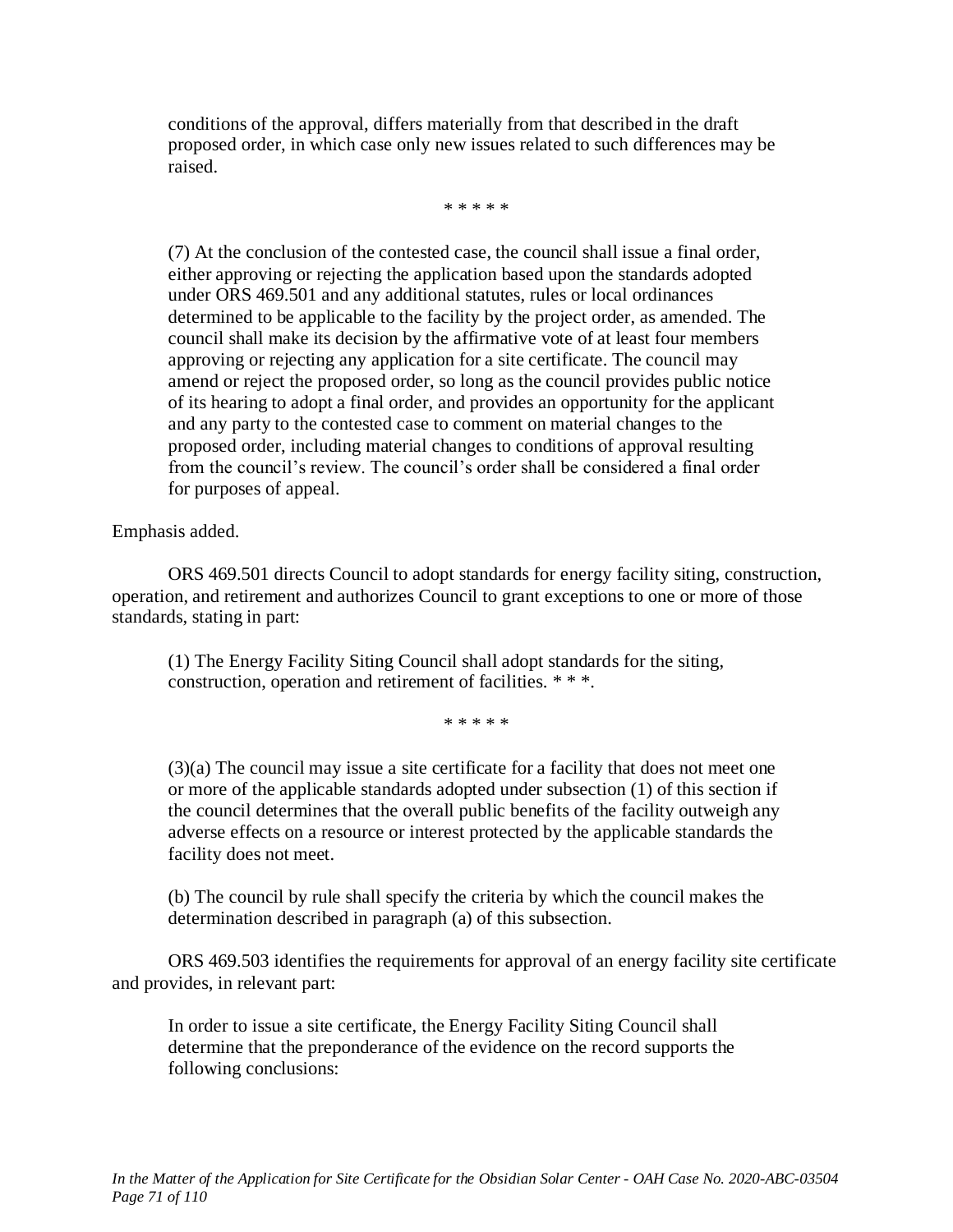> conditions of the approval, differs materially from that described in the draft proposed order, in which case only new issues related to such differences may be raised.
>
> \* \* \* \* \*
>
> (7) At the conclusion of the contested case, the council shall issue a final order, either approving or rejecting the application based upon the standards adopted under ORS 469.501 and any additional statutes, rules or local ordinances determined to be applicable to the facility by the project order, as amended. The council shall make its decision by the affirmative vote of at least four members approving or rejecting any application for a site certificate. The council may amend or reject the proposed order, so long as the council provides public notice of its hearing to adopt a final order, and provides an opportunity for the applicant and any party to the contested case to comment on material changes to the proposed order, including material changes to conditions of approval resulting from the council's review. The council's order shall be considered a final order for purposes of appeal.

Emphasis added.

ORS 469.501 directs Council to adopt standards for energy facility siting, construction, operation, and retirement and authorizes Council to grant exceptions to one or more of those standards, stating in part:

> (1) The Energy Facility Siting Council shall adopt standards for the siting, construction, operation and retirement of facilities. * * *.
>
> \* \* \* \* \*
>
> (3)(a) The council may issue a site certificate for a facility that does not meet one or more of the applicable standards adopted under subsection (1) of this section if the council determines that the overall public benefits of the facility outweigh any adverse effects on a resource or interest protected by the applicable standards the facility does not meet.
>
> (b) The council by rule shall specify the criteria by which the council makes the determination described in paragraph (a) of this subsection.

ORS 469.503 identifies the requirements for approval of an energy facility site certificate and provides, in relevant part:

> In order to issue a site certificate, the Energy Facility Siting Council shall determine that the preponderance of the evidence on the record supports the following conclusions: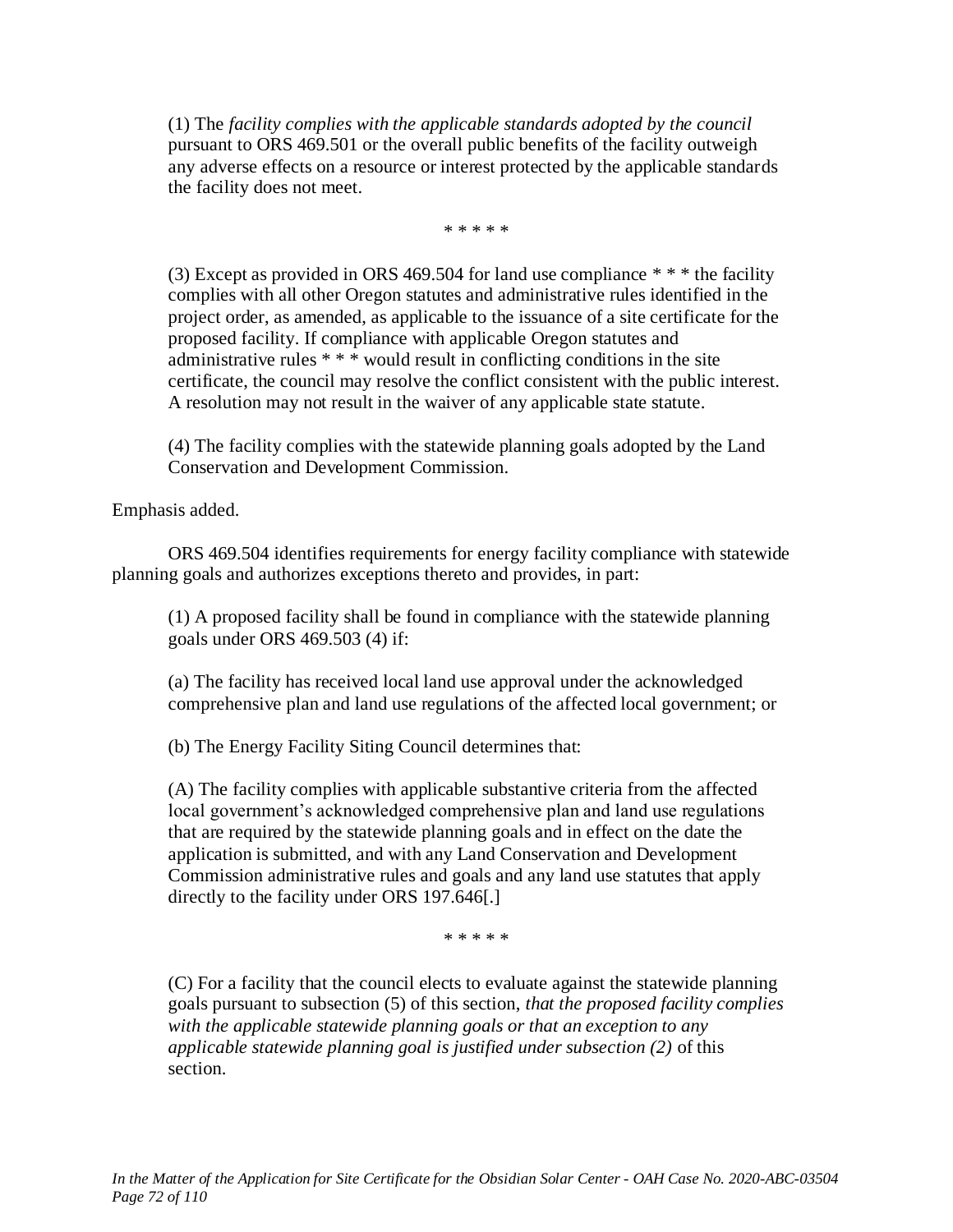> (1) The *facility complies with the applicable standards adopted by the council* pursuant to ORS 469.501 or the overall public benefits of the facility outweigh any adverse effects on a resource or interest protected by the applicable standards the facility does not meet.
>
> \* \* \* \* \*
>
> (3) Except as provided in ORS 469.504 for land use compliance * * * the facility complies with all other Oregon statutes and administrative rules identified in the project order, as amended, as applicable to the issuance of a site certificate for the proposed facility. If compliance with applicable Oregon statutes and administrative rules * * * would result in conflicting conditions in the site certificate, the council may resolve the conflict consistent with the public interest. A resolution may not result in the waiver of any applicable state statute.
>
> (4) The facility complies with the statewide planning goals adopted by the Land Conservation and Development Commission.

Emphasis added.

ORS 469.504 identifies requirements for energy facility compliance with statewide planning goals and authorizes exceptions thereto and provides, in part:

> (1) A proposed facility shall be found in compliance with the statewide planning goals under ORS 469.503 (4) if:
>
> (a) The facility has received local land use approval under the acknowledged comprehensive plan and land use regulations of the affected local government; or
>
> (b) The Energy Facility Siting Council determines that:
>
> (A) The facility complies with applicable substantive criteria from the affected local government's acknowledged comprehensive plan and land use regulations that are required by the statewide planning goals and in effect on the date the application is submitted, and with any Land Conservation and Development Commission administrative rules and goals and any land use statutes that apply directly to the facility under ORS 197.646[.]
>
> \* \* \* \* \*
>
> (C) For a facility that the council elects to evaluate against the statewide planning goals pursuant to subsection (5) of this section, *that the proposed facility complies with the applicable statewide planning goals or that an exception to any applicable statewide planning goal is justified under subsection (2)* of this section.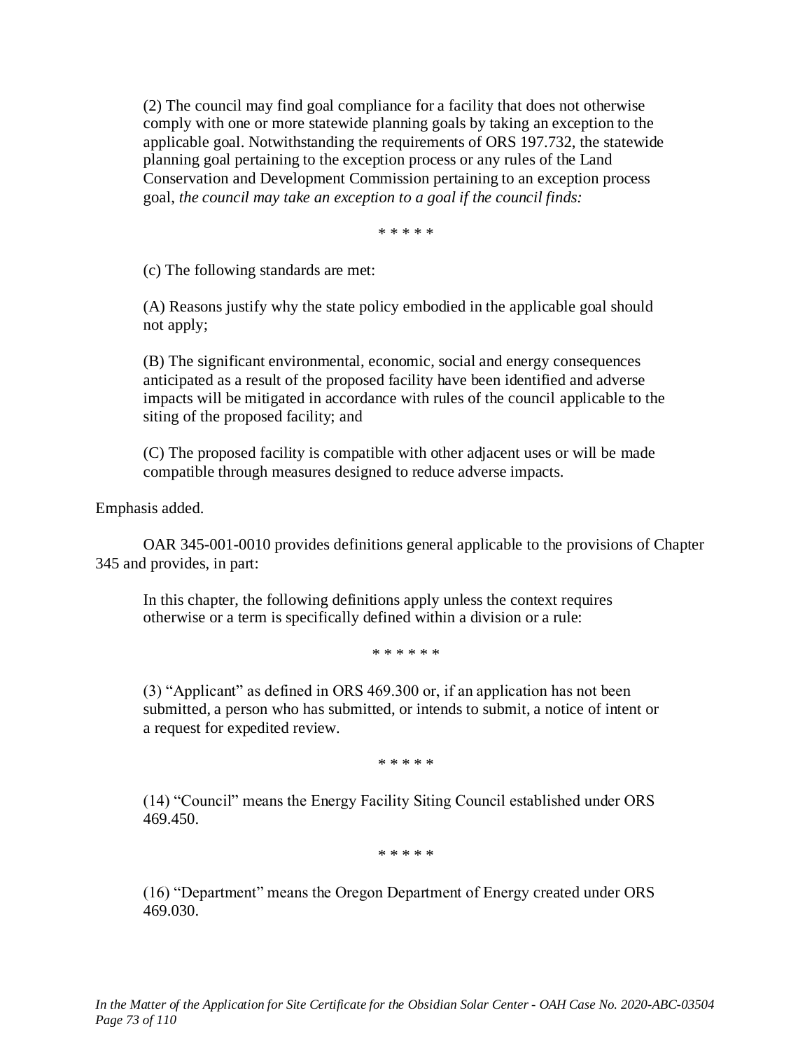> (2) The council may find goal compliance for a facility that does not otherwise comply with one or more statewide planning goals by taking an exception to the applicable goal. Notwithstanding the requirements of ORS 197.732, the statewide planning goal pertaining to the exception process or any rules of the Land Conservation and Development Commission pertaining to an exception process goal, *the council may take an exception to a goal if the council finds:*
>
> \* \* \* \* \*
>
> (c) The following standards are met:
>
> (A) Reasons justify why the state policy embodied in the applicable goal should not apply;
>
> (B) The significant environmental, economic, social and energy consequences anticipated as a result of the proposed facility have been identified and adverse impacts will be mitigated in accordance with rules of the council applicable to the siting of the proposed facility; and
>
> (C) The proposed facility is compatible with other adjacent uses or will be made compatible through measures designed to reduce adverse impacts.

Emphasis added.

OAR 345-001-0010 provides definitions general applicable to the provisions of Chapter 345 and provides, in part:

> In this chapter, the following definitions apply unless the context requires otherwise or a term is specifically defined within a division or a rule:
>
> \* \* \* \* \* \*
>
> (3) "Applicant" as defined in ORS 469.300 or, if an application has not been submitted, a person who has submitted, or intends to submit, a notice of intent or a request for expedited review.
>
> \* \* \* \* \*
>
> (14) "Council" means the Energy Facility Siting Council established under ORS 469.450.
>
> \* \* \* \* \*
>
> (16) "Department" means the Oregon Department of Energy created under ORS 469.030.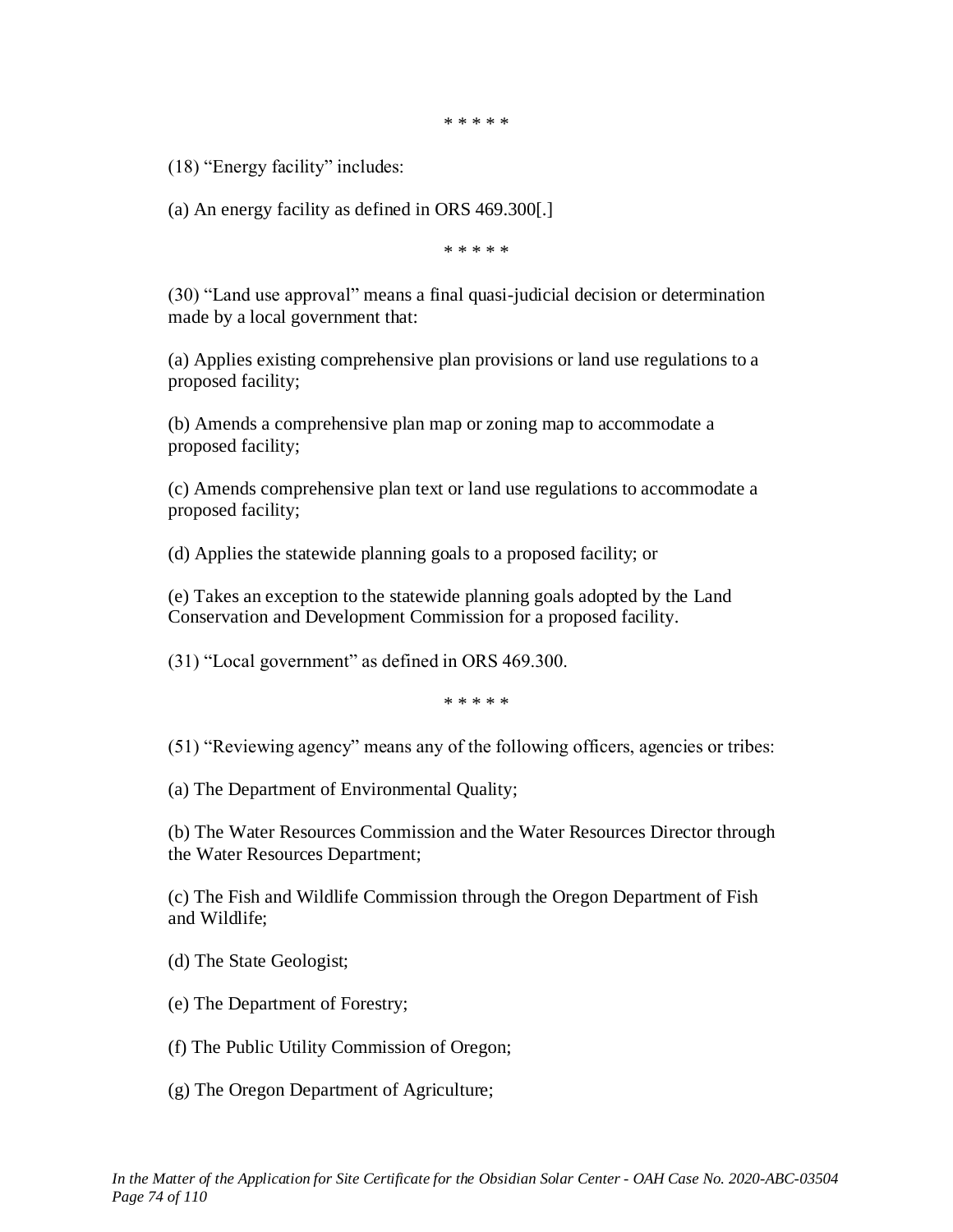\* \* \* \* \*

(18) "Energy facility" includes:

(a) An energy facility as defined in ORS 469.300[.]

\* \* \* \* \*

(30) "Land use approval" means a final quasi-judicial decision or determination made by a local government that:

(a) Applies existing comprehensive plan provisions or land use regulations to a proposed facility;

(b) Amends a comprehensive plan map or zoning map to accommodate a proposed facility;

(c) Amends comprehensive plan text or land use regulations to accommodate a proposed facility;

(d) Applies the statewide planning goals to a proposed facility; or

(e) Takes an exception to the statewide planning goals adopted by the Land Conservation and Development Commission for a proposed facility.

(31) "Local government" as defined in ORS 469.300.

\* \* \* \* \*

(51) "Reviewing agency" means any of the following officers, agencies or tribes:

(a) The Department of Environmental Quality;

(b) The Water Resources Commission and the Water Resources Director through the Water Resources Department;

(c) The Fish and Wildlife Commission through the Oregon Department of Fish and Wildlife;

(d) The State Geologist;

(e) The Department of Forestry;

(f) The Public Utility Commission of Oregon;

(g) The Oregon Department of Agriculture;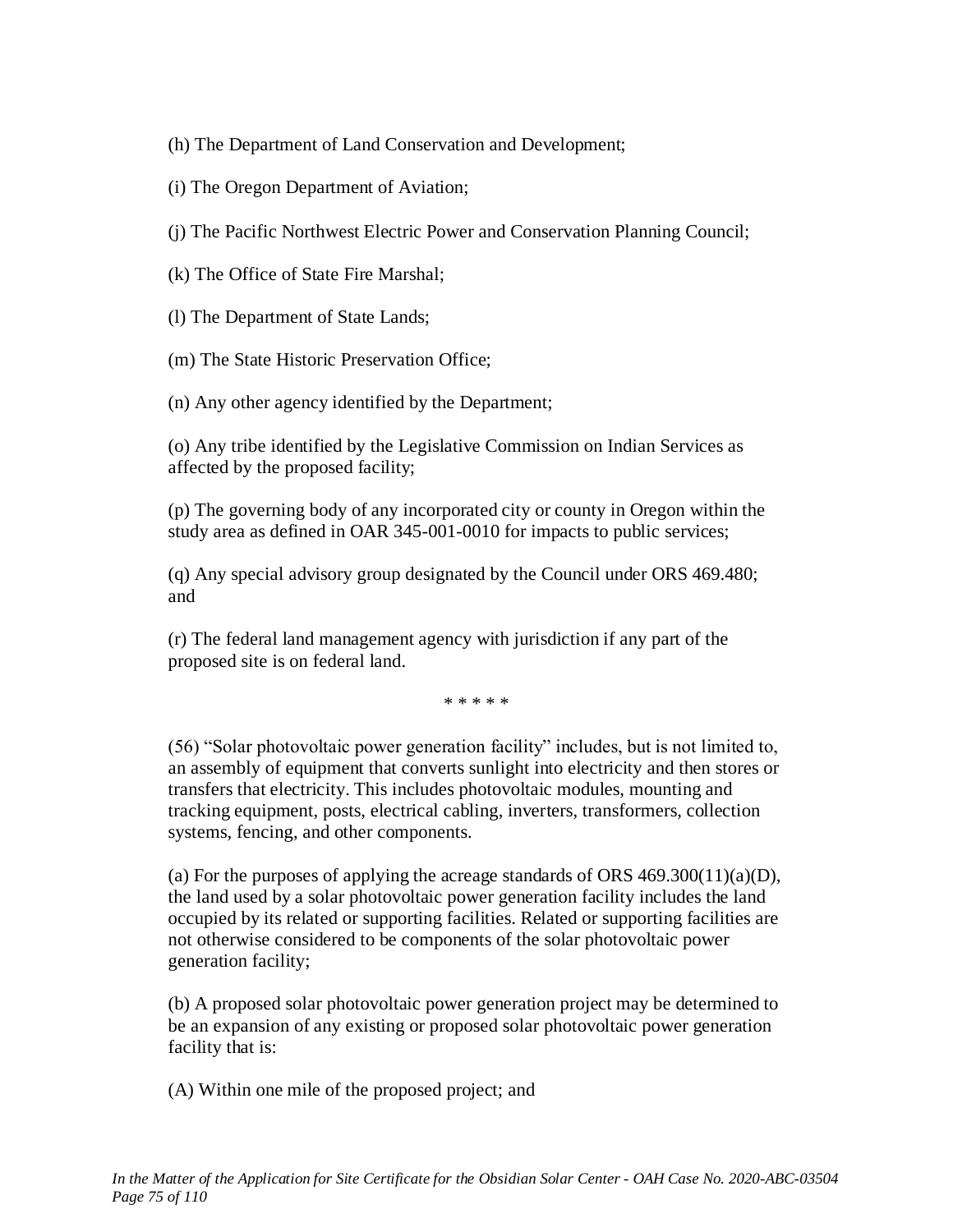(h) The Department of Land Conservation and Development;

(i) The Oregon Department of Aviation;

(j) The Pacific Northwest Electric Power and Conservation Planning Council;

(k) The Office of State Fire Marshal;

(l) The Department of State Lands;

(m) The State Historic Preservation Office;

(n) Any other agency identified by the Department;

(o) Any tribe identified by the Legislative Commission on Indian Services as affected by the proposed facility;

(p) The governing body of any incorporated city or county in Oregon within the study area as defined in OAR 345-001-0010 for impacts to public services;

(q) Any special advisory group designated by the Council under ORS 469.480; and

(r) The federal land management agency with jurisdiction if any part of the proposed site is on federal land.

\* \* \* \* \*

(56) "Solar photovoltaic power generation facility" includes, but is not limited to, an assembly of equipment that converts sunlight into electricity and then stores or transfers that electricity. This includes photovoltaic modules, mounting and tracking equipment, posts, electrical cabling, inverters, transformers, collection systems, fencing, and other components.

(a) For the purposes of applying the acreage standards of ORS 469.300(11)(a)(D), the land used by a solar photovoltaic power generation facility includes the land occupied by its related or supporting facilities. Related or supporting facilities are not otherwise considered to be components of the solar photovoltaic power generation facility;

(b) A proposed solar photovoltaic power generation project may be determined to be an expansion of any existing or proposed solar photovoltaic power generation facility that is:

(A) Within one mile of the proposed project; and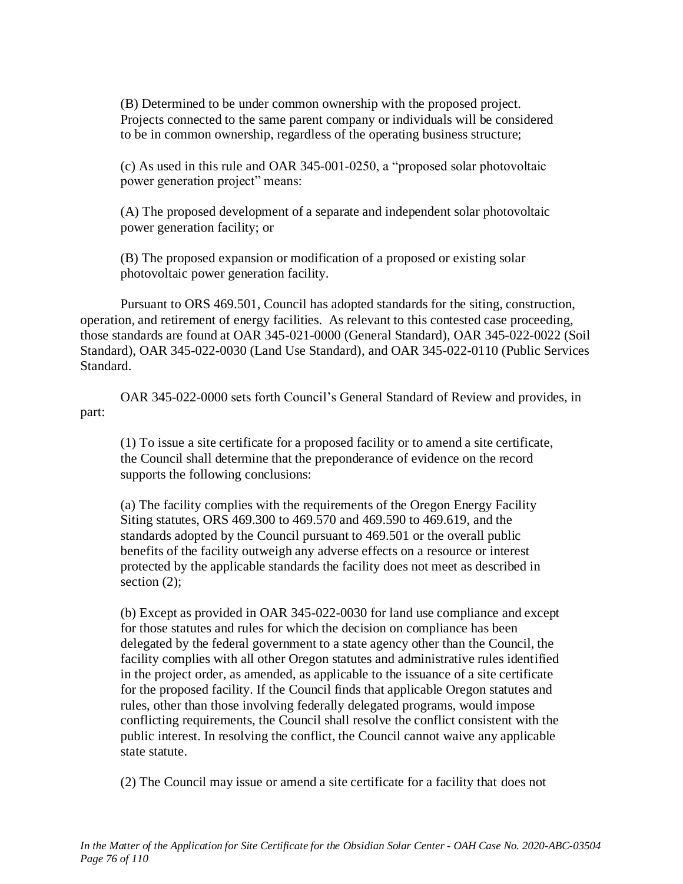(B) Determined to be under common ownership with the proposed project. Projects connected to the same parent company or individuals will be considered to be in common ownership, regardless of the operating business structure;

(c) As used in this rule and OAR 345-001-0250, a "proposed solar photovoltaic power generation project" means:

(A) The proposed development of a separate and independent solar photovoltaic power generation facility; or

(B) The proposed expansion or modification of a proposed or existing solar photovoltaic power generation facility.

Pursuant to ORS 469.501, Council has adopted standards for the siting, construction, operation, and retirement of energy facilities. As relevant to this contested case proceeding, those standards are found at OAR 345-021-0000 (General Standard), OAR 345-022-0022 (Soil Standard), OAR 345-022-0030 (Land Use Standard), and OAR 345-022-0110 (Public Services Standard.

OAR 345-022-0000 sets forth Council's General Standard of Review and provides, in part:

(1) To issue a site certificate for a proposed facility or to amend a site certificate, the Council shall determine that the preponderance of evidence on the record supports the following conclusions:

(a) The facility complies with the requirements of the Oregon Energy Facility Siting statutes, ORS 469.300 to 469.570 and 469.590 to 469.619, and the standards adopted by the Council pursuant to 469.501 or the overall public benefits of the facility outweigh any adverse effects on a resource or interest protected by the applicable standards the facility does not meet as described in section (2);

(b) Except as provided in OAR 345-022-0030 for land use compliance and except for those statutes and rules for which the decision on compliance has been delegated by the federal government to a state agency other than the Council, the facility complies with all other Oregon statutes and administrative rules identified in the project order, as amended, as applicable to the issuance of a site certificate for the proposed facility. If the Council finds that applicable Oregon statutes and rules, other than those involving federally delegated programs, would impose conflicting requirements, the Council shall resolve the conflict consistent with the public interest. In resolving the conflict, the Council cannot waive any applicable state statute.

(2) The Council may issue or amend a site certificate for a facility that does not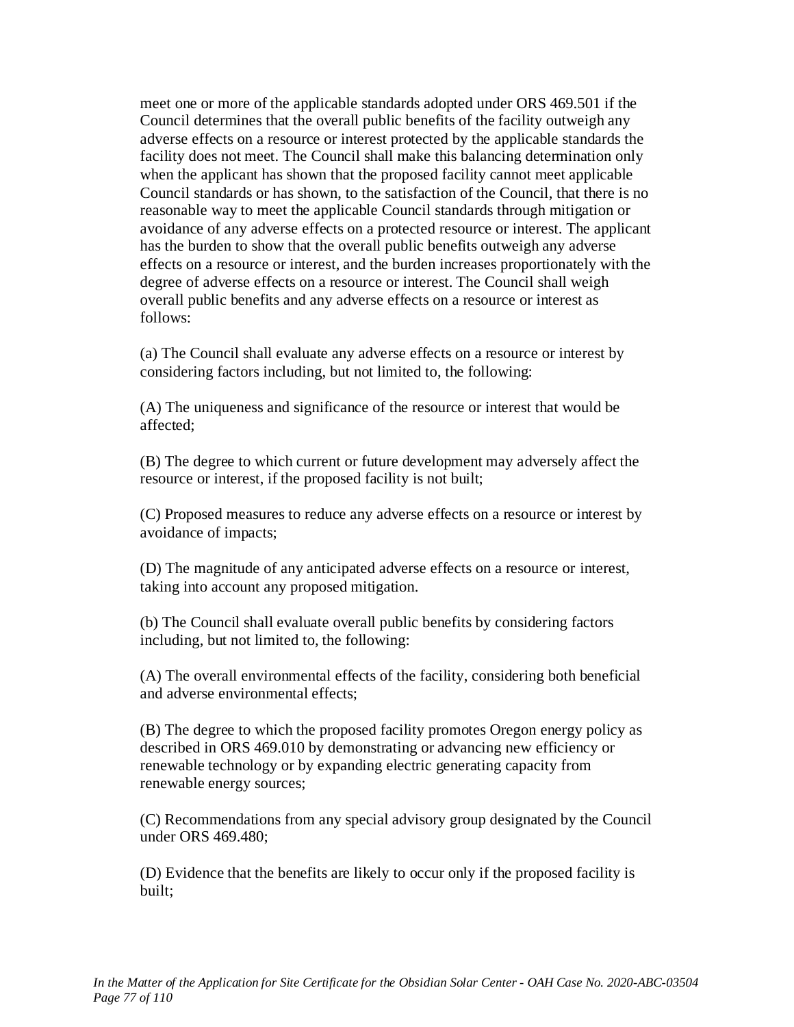meet one or more of the applicable standards adopted under ORS 469.501 if the Council determines that the overall public benefits of the facility outweigh any adverse effects on a resource or interest protected by the applicable standards the facility does not meet. The Council shall make this balancing determination only when the applicant has shown that the proposed facility cannot meet applicable Council standards or has shown, to the satisfaction of the Council, that there is no reasonable way to meet the applicable Council standards through mitigation or avoidance of any adverse effects on a protected resource or interest. The applicant has the burden to show that the overall public benefits outweigh any adverse effects on a resource or interest, and the burden increases proportionately with the degree of adverse effects on a resource or interest. The Council shall weigh overall public benefits and any adverse effects on a resource or interest as follows:

(a) The Council shall evaluate any adverse effects on a resource or interest by considering factors including, but not limited to, the following:

(A) The uniqueness and significance of the resource or interest that would be affected;

(B) The degree to which current or future development may adversely affect the resource or interest, if the proposed facility is not built;

(C) Proposed measures to reduce any adverse effects on a resource or interest by avoidance of impacts;

(D) The magnitude of any anticipated adverse effects on a resource or interest, taking into account any proposed mitigation.

(b) The Council shall evaluate overall public benefits by considering factors including, but not limited to, the following:

(A) The overall environmental effects of the facility, considering both beneficial and adverse environmental effects;

(B) The degree to which the proposed facility promotes Oregon energy policy as described in ORS 469.010 by demonstrating or advancing new efficiency or renewable technology or by expanding electric generating capacity from renewable energy sources;

(C) Recommendations from any special advisory group designated by the Council under ORS 469.480;

(D) Evidence that the benefits are likely to occur only if the proposed facility is built;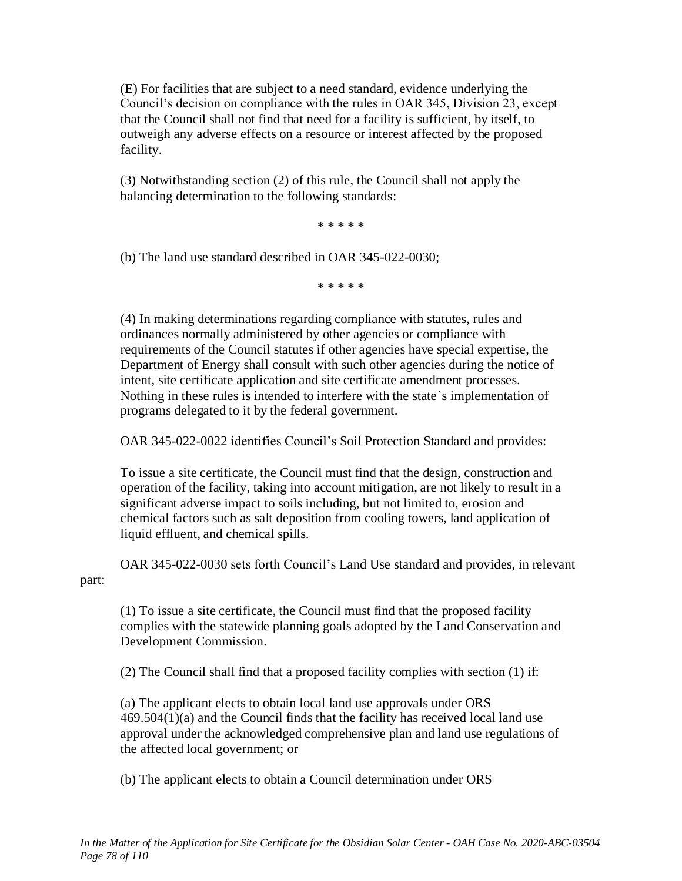> (E) For facilities that are subject to a need standard, evidence underlying the Council's decision on compliance with the rules in OAR 345, Division 23, except that the Council shall not find that need for a facility is sufficient, by itself, to outweigh any adverse effects on a resource or interest affected by the proposed facility.
>
> (3) Notwithstanding section (2) of this rule, the Council shall not apply the balancing determination to the following standards:
>
> * * * * *
>
> (b) The land use standard described in OAR 345-022-0030;
>
> * * * * *
>
> (4) In making determinations regarding compliance with statutes, rules and ordinances normally administered by other agencies or compliance with requirements of the Council statutes if other agencies have special expertise, the Department of Energy shall consult with such other agencies during the notice of intent, site certificate application and site certificate amendment processes. Nothing in these rules is intended to interfere with the state's implementation of programs delegated to it by the federal government.

OAR 345-022-0022 identifies Council's Soil Protection Standard and provides:

> To issue a site certificate, the Council must find that the design, construction and operation of the facility, taking into account mitigation, are not likely to result in a significant adverse impact to soils including, but not limited to, erosion and chemical factors such as salt deposition from cooling towers, land application of liquid effluent, and chemical spills.

OAR 345-022-0030 sets forth Council's Land Use standard and provides, in relevant part:

> (1) To issue a site certificate, the Council must find that the proposed facility complies with the statewide planning goals adopted by the Land Conservation and Development Commission.
>
> (2) The Council shall find that a proposed facility complies with section (1) if:
>
> (a) The applicant elects to obtain local land use approvals under ORS 469.504(1)(a) and the Council finds that the facility has received local land use approval under the acknowledged comprehensive plan and land use regulations of the affected local government; or
>
> (b) The applicant elects to obtain a Council determination under ORS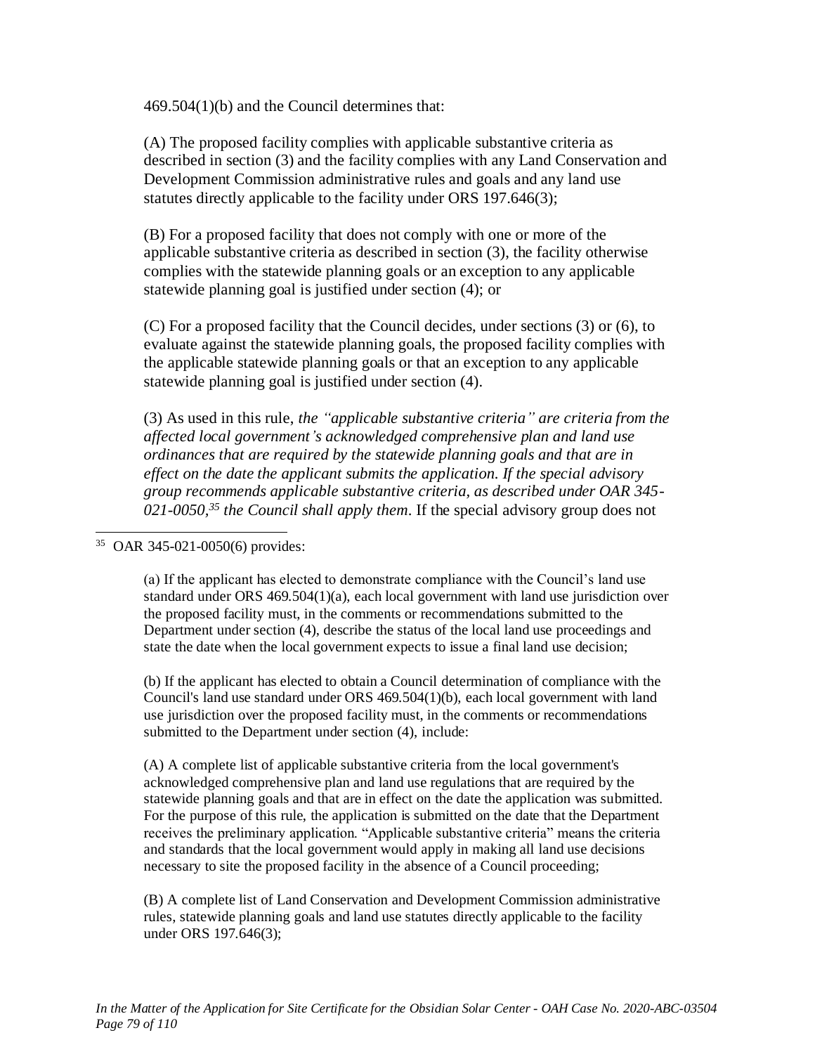469.504(1)(b) and the Council determines that:

(A) The proposed facility complies with applicable substantive criteria as described in section (3) and the facility complies with any Land Conservation and Development Commission administrative rules and goals and any land use statutes directly applicable to the facility under ORS 197.646(3);

(B) For a proposed facility that does not comply with one or more of the applicable substantive criteria as described in section (3), the facility otherwise complies with the statewide planning goals or an exception to any applicable statewide planning goal is justified under section (4); or

(C) For a proposed facility that the Council decides, under sections (3) or (6), to evaluate against the statewide planning goals, the proposed facility complies with the applicable statewide planning goals or that an exception to any applicable statewide planning goal is justified under section (4).

(3) As used in this rule, *the "applicable substantive criteria" are criteria from the affected local government's acknowledged comprehensive plan and land use ordinances that are required by the statewide planning goals and that are in effect on the date the applicant submits the application. If the special advisory group recommends applicable substantive criteria, as described under OAR 345-021-0050,*[35] *the Council shall apply them*. If the special advisory group does not

---

[35] OAR 345-021-0050(6) provides:

> (a) If the applicant has elected to demonstrate compliance with the Council's land use standard under ORS 469.504(1)(a), each local government with land use jurisdiction over the proposed facility must, in the comments or recommendations submitted to the Department under section (4), describe the status of the local land use proceedings and state the date when the local government expects to issue a final land use decision;
>
> (b) If the applicant has elected to obtain a Council determination of compliance with the Council's land use standard under ORS 469.504(1)(b), each local government with land use jurisdiction over the proposed facility must, in the comments or recommendations submitted to the Department under section (4), include:
>
> (A) A complete list of applicable substantive criteria from the local government's acknowledged comprehensive plan and land use regulations that are required by the statewide planning goals and that are in effect on the date the application was submitted. For the purpose of this rule, the application is submitted on the date that the Department receives the preliminary application. "Applicable substantive criteria" means the criteria and standards that the local government would apply in making all land use decisions necessary to site the proposed facility in the absence of a Council proceeding;
>
> (B) A complete list of Land Conservation and Development Commission administrative rules, statewide planning goals and land use statutes directly applicable to the facility under ORS 197.646(3);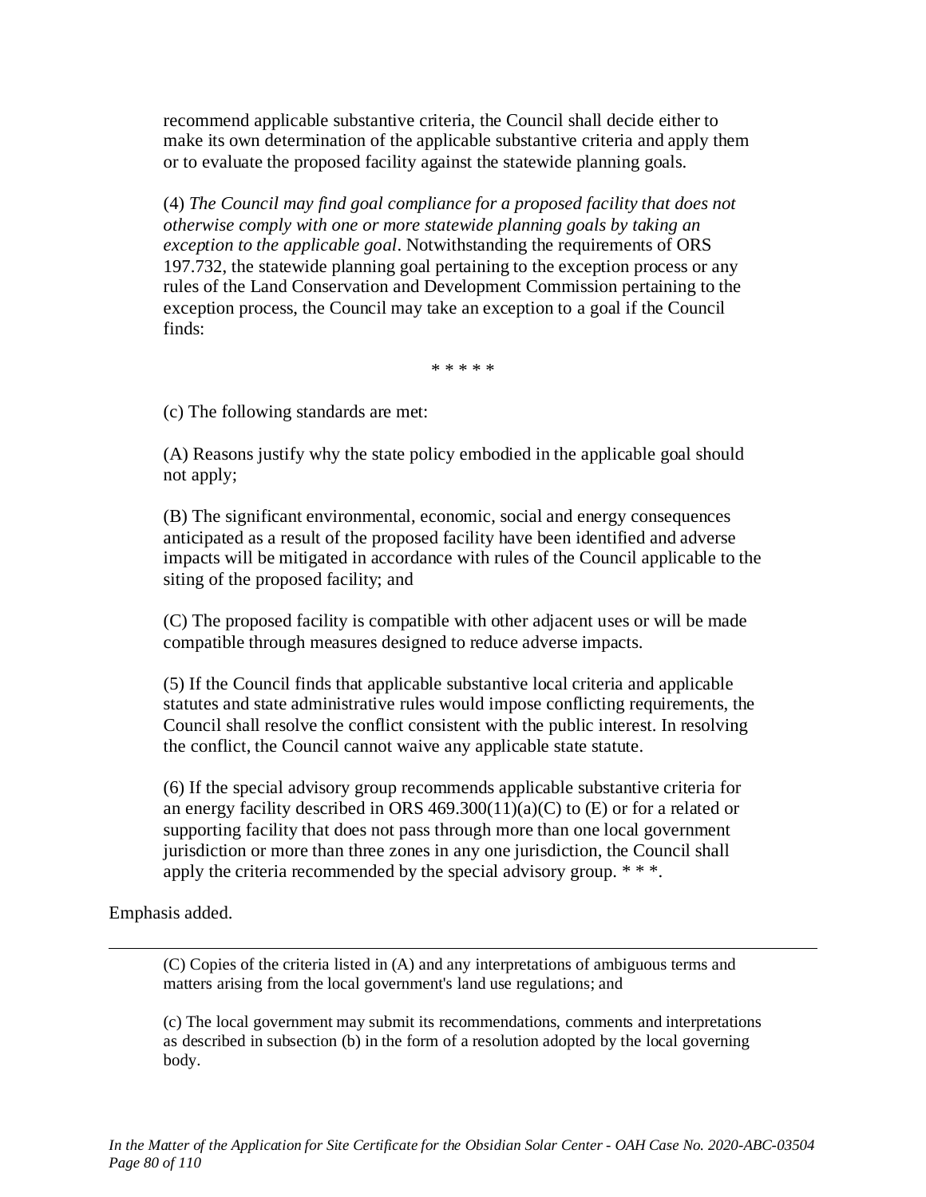> recommend applicable substantive criteria, the Council shall decide either to make its own determination of the applicable substantive criteria and apply them or to evaluate the proposed facility against the statewide planning goals.
>
> (4) *The Council may find goal compliance for a proposed facility that does not otherwise comply with one or more statewide planning goals by taking an exception to the applicable goal*. Notwithstanding the requirements of ORS 197.732, the statewide planning goal pertaining to the exception process or any rules of the Land Conservation and Development Commission pertaining to the exception process, the Council may take an exception to a goal if the Council finds:
>
> \* \* \* \* \*
>
> (c) The following standards are met:
>
> (A) Reasons justify why the state policy embodied in the applicable goal should not apply;
>
> (B) The significant environmental, economic, social and energy consequences anticipated as a result of the proposed facility have been identified and adverse impacts will be mitigated in accordance with rules of the Council applicable to the siting of the proposed facility; and
>
> (C) The proposed facility is compatible with other adjacent uses or will be made compatible through measures designed to reduce adverse impacts.
>
> (5) If the Council finds that applicable substantive local criteria and applicable statutes and state administrative rules would impose conflicting requirements, the Council shall resolve the conflict consistent with the public interest. In resolving the conflict, the Council cannot waive any applicable state statute.
>
> (6) If the special advisory group recommends applicable substantive criteria for an energy facility described in ORS 469.300(11)(a)(C) to (E) or for a related or supporting facility that does not pass through more than one local government jurisdiction or more than three zones in any one jurisdiction, the Council shall apply the criteria recommended by the special advisory group. \* \* \*.

Emphasis added.

---

> (C) Copies of the criteria listed in (A) and any interpretations of ambiguous terms and matters arising from the local government's land use regulations; and
>
> (c) The local government may submit its recommendations, comments and interpretations as described in subsection (b) in the form of a resolution adopted by the local governing body.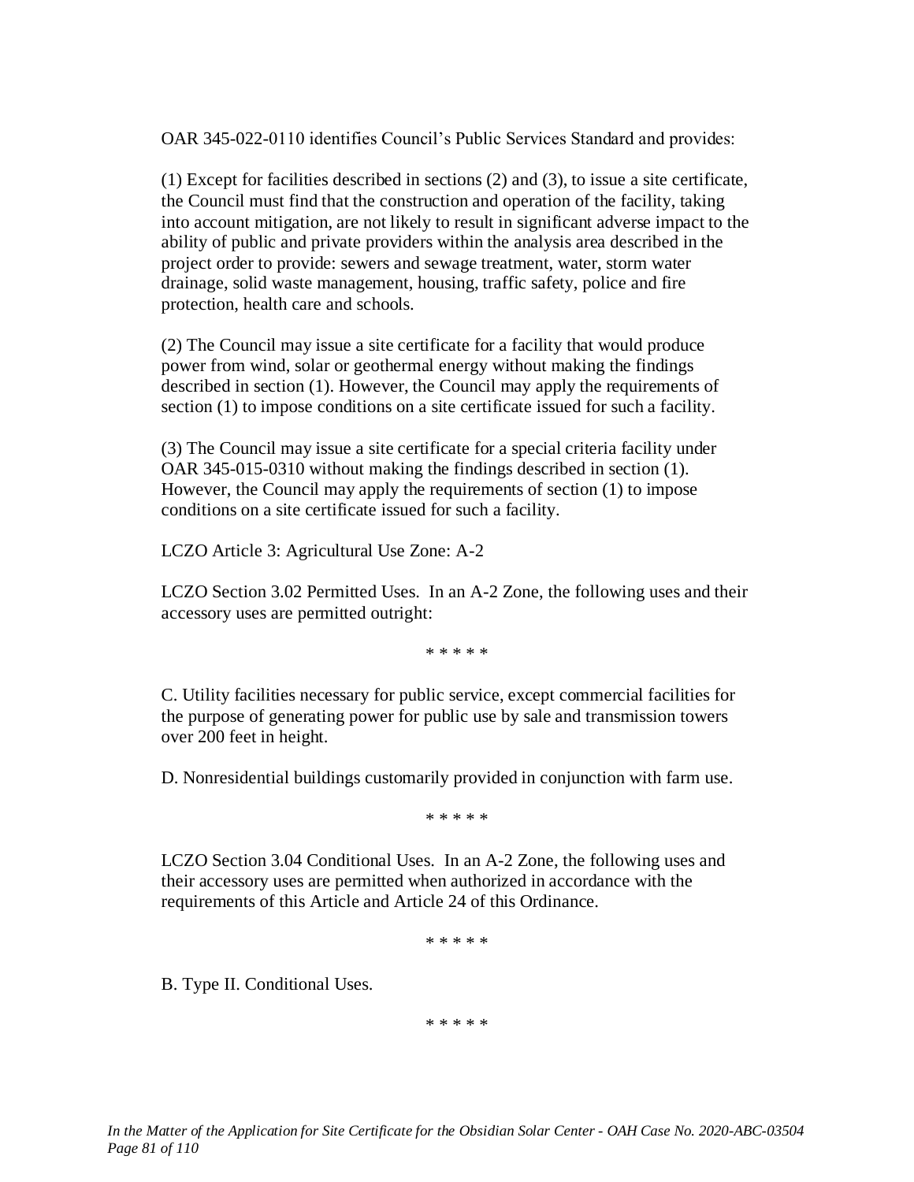OAR 345-022-0110 identifies Council's Public Services Standard and provides:

> (1) Except for facilities described in sections (2) and (3), to issue a site certificate, the Council must find that the construction and operation of the facility, taking into account mitigation, are not likely to result in significant adverse impact to the ability of public and private providers within the analysis area described in the project order to provide: sewers and sewage treatment, water, storm water drainage, solid waste management, housing, traffic safety, police and fire protection, health care and schools.
>
> (2) The Council may issue a site certificate for a facility that would produce power from wind, solar or geothermal energy without making the findings described in section (1). However, the Council may apply the requirements of section (1) to impose conditions on a site certificate issued for such a facility.
>
> (3) The Council may issue a site certificate for a special criteria facility under OAR 345-015-0310 without making the findings described in section (1). However, the Council may apply the requirements of section (1) to impose conditions on a site certificate issued for such a facility.
>
> LCZO Article 3: Agricultural Use Zone: A-2
>
> LCZO Section 3.02 Permitted Uses. In an A-2 Zone, the following uses and their accessory uses are permitted outright:
>
> * * * * *
>
> C. Utility facilities necessary for public service, except commercial facilities for the purpose of generating power for public use by sale and transmission towers over 200 feet in height.
>
> D. Nonresidential buildings customarily provided in conjunction with farm use.
>
> * * * * *
>
> LCZO Section 3.04 Conditional Uses. In an A-2 Zone, the following uses and their accessory uses are permitted when authorized in accordance with the requirements of this Article and Article 24 of this Ordinance.
>
> * * * * *
>
> B. Type II. Conditional Uses.
>
> * * * * *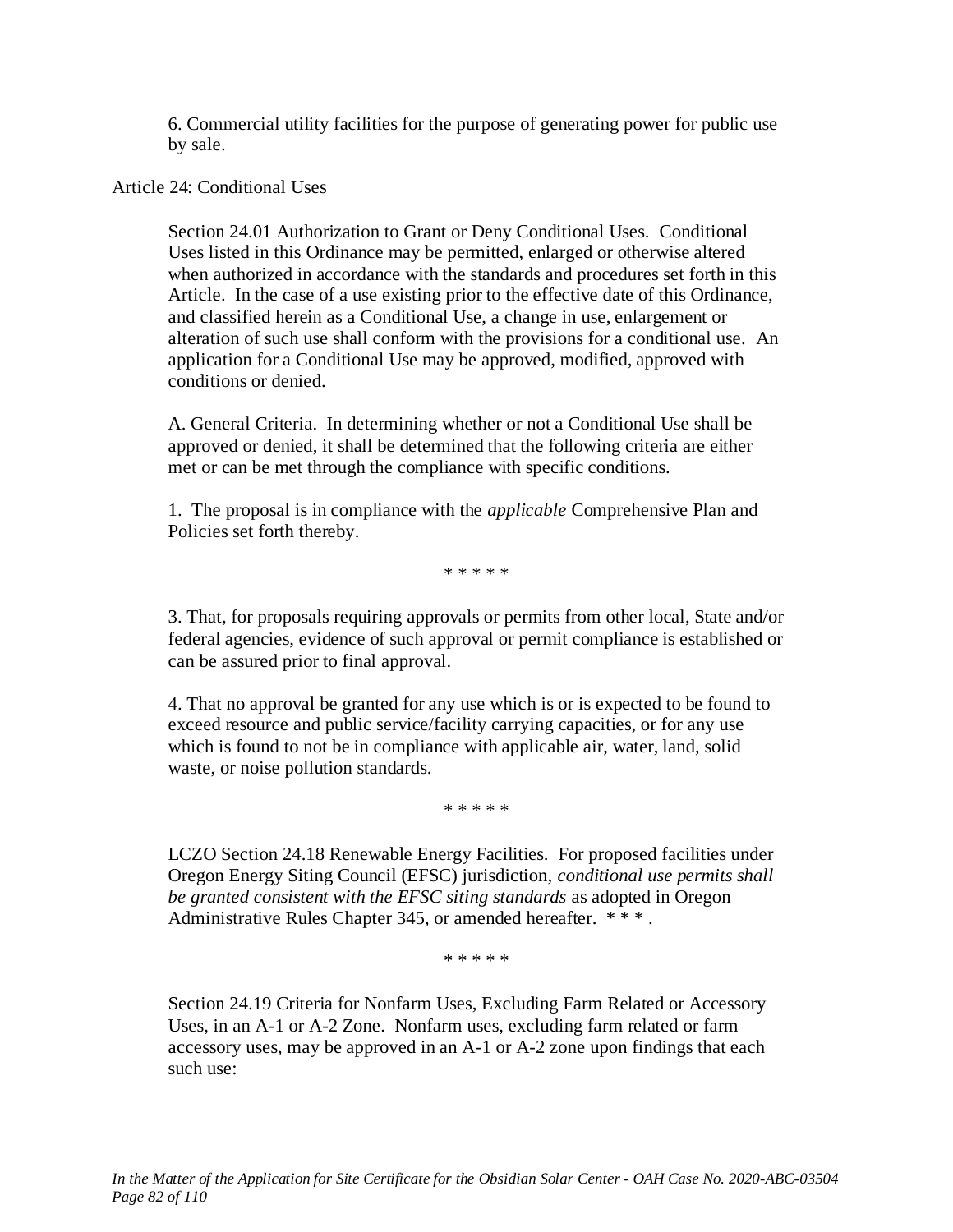6. Commercial utility facilities for the purpose of generating power for public use by sale.

Article 24: Conditional Uses

Section 24.01 Authorization to Grant or Deny Conditional Uses. Conditional Uses listed in this Ordinance may be permitted, enlarged or otherwise altered when authorized in accordance with the standards and procedures set forth in this Article. In the case of a use existing prior to the effective date of this Ordinance, and classified herein as a Conditional Use, a change in use, enlargement or alteration of such use shall conform with the provisions for a conditional use. An application for a Conditional Use may be approved, modified, approved with conditions or denied.

A. General Criteria. In determining whether or not a Conditional Use shall be approved or denied, it shall be determined that the following criteria are either met or can be met through the compliance with specific conditions.

1. The proposal is in compliance with the *applicable* Comprehensive Plan and Policies set forth thereby.

\* \* \* \* \*

3. That, for proposals requiring approvals or permits from other local, State and/or federal agencies, evidence of such approval or permit compliance is established or can be assured prior to final approval.

4. That no approval be granted for any use which is or is expected to be found to exceed resource and public service/facility carrying capacities, or for any use which is found to not be in compliance with applicable air, water, land, solid waste, or noise pollution standards.

\* \* \* \* \*

LCZO Section 24.18 Renewable Energy Facilities. For proposed facilities under Oregon Energy Siting Council (EFSC) jurisdiction, *conditional use permits shall be granted consistent with the EFSC siting standards* as adopted in Oregon Administrative Rules Chapter 345, or amended hereafter. \* \* \* .

\* \* \* \* \*

Section 24.19 Criteria for Nonfarm Uses, Excluding Farm Related or Accessory Uses, in an A-1 or A-2 Zone. Nonfarm uses, excluding farm related or farm accessory uses, may be approved in an A-1 or A-2 zone upon findings that each such use: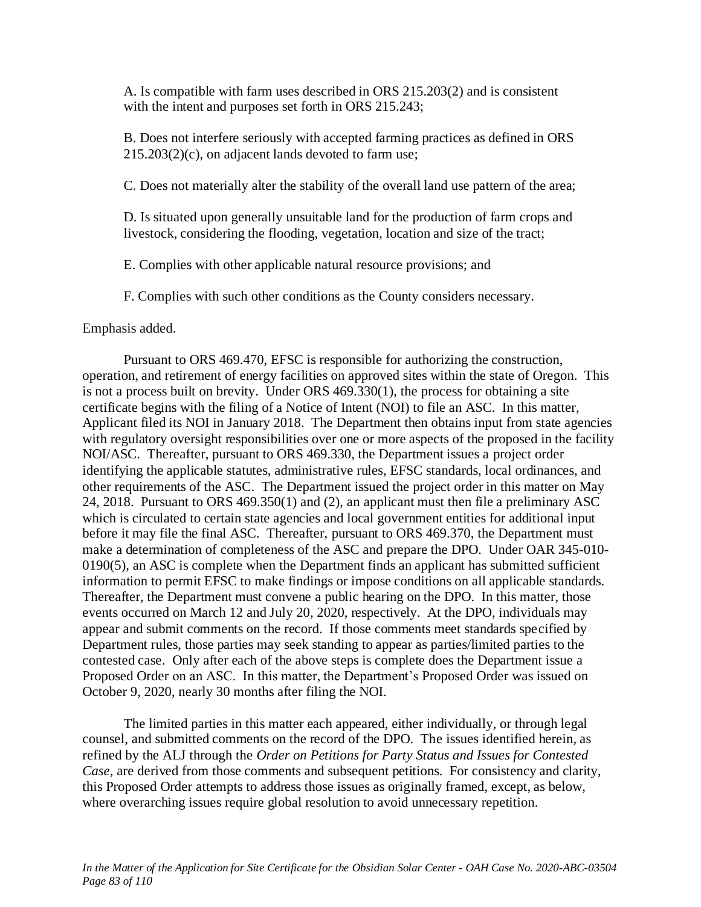A. Is compatible with farm uses described in ORS 215.203(2) and is consistent with the intent and purposes set forth in ORS 215.243;

B. Does not interfere seriously with accepted farming practices as defined in ORS 215.203(2)(c), on adjacent lands devoted to farm use;

C. Does not materially alter the stability of the overall land use pattern of the area;

D. Is situated upon generally unsuitable land for the production of farm crops and livestock, considering the flooding, vegetation, location and size of the tract;

E. Complies with other applicable natural resource provisions; and

F. Complies with such other conditions as the County considers necessary.

Emphasis added.

Pursuant to ORS 469.470, EFSC is responsible for authorizing the construction, operation, and retirement of energy facilities on approved sites within the state of Oregon. This is not a process built on brevity. Under ORS 469.330(1), the process for obtaining a site certificate begins with the filing of a Notice of Intent (NOI) to file an ASC. In this matter, Applicant filed its NOI in January 2018. The Department then obtains input from state agencies with regulatory oversight responsibilities over one or more aspects of the proposed in the facility NOI/ASC. Thereafter, pursuant to ORS 469.330, the Department issues a project order identifying the applicable statutes, administrative rules, EFSC standards, local ordinances, and other requirements of the ASC. The Department issued the project order in this matter on May 24, 2018. Pursuant to ORS 469.350(1) and (2), an applicant must then file a preliminary ASC which is circulated to certain state agencies and local government entities for additional input before it may file the final ASC. Thereafter, pursuant to ORS 469.370, the Department must make a determination of completeness of the ASC and prepare the DPO. Under OAR 345-010-0190(5), an ASC is complete when the Department finds an applicant has submitted sufficient information to permit EFSC to make findings or impose conditions on all applicable standards. Thereafter, the Department must convene a public hearing on the DPO. In this matter, those events occurred on March 12 and July 20, 2020, respectively. At the DPO, individuals may appear and submit comments on the record. If those comments meet standards specified by Department rules, those parties may seek standing to appear as parties/limited parties to the contested case. Only after each of the above steps is complete does the Department issue a Proposed Order on an ASC. In this matter, the Department's Proposed Order was issued on October 9, 2020, nearly 30 months after filing the NOI.

The limited parties in this matter each appeared, either individually, or through legal counsel, and submitted comments on the record of the DPO. The issues identified herein, as refined by the ALJ through the *Order on Petitions for Party Status and Issues for Contested Case*, are derived from those comments and subsequent petitions. For consistency and clarity, this Proposed Order attempts to address those issues as originally framed, except, as below, where overarching issues require global resolution to avoid unnecessary repetition.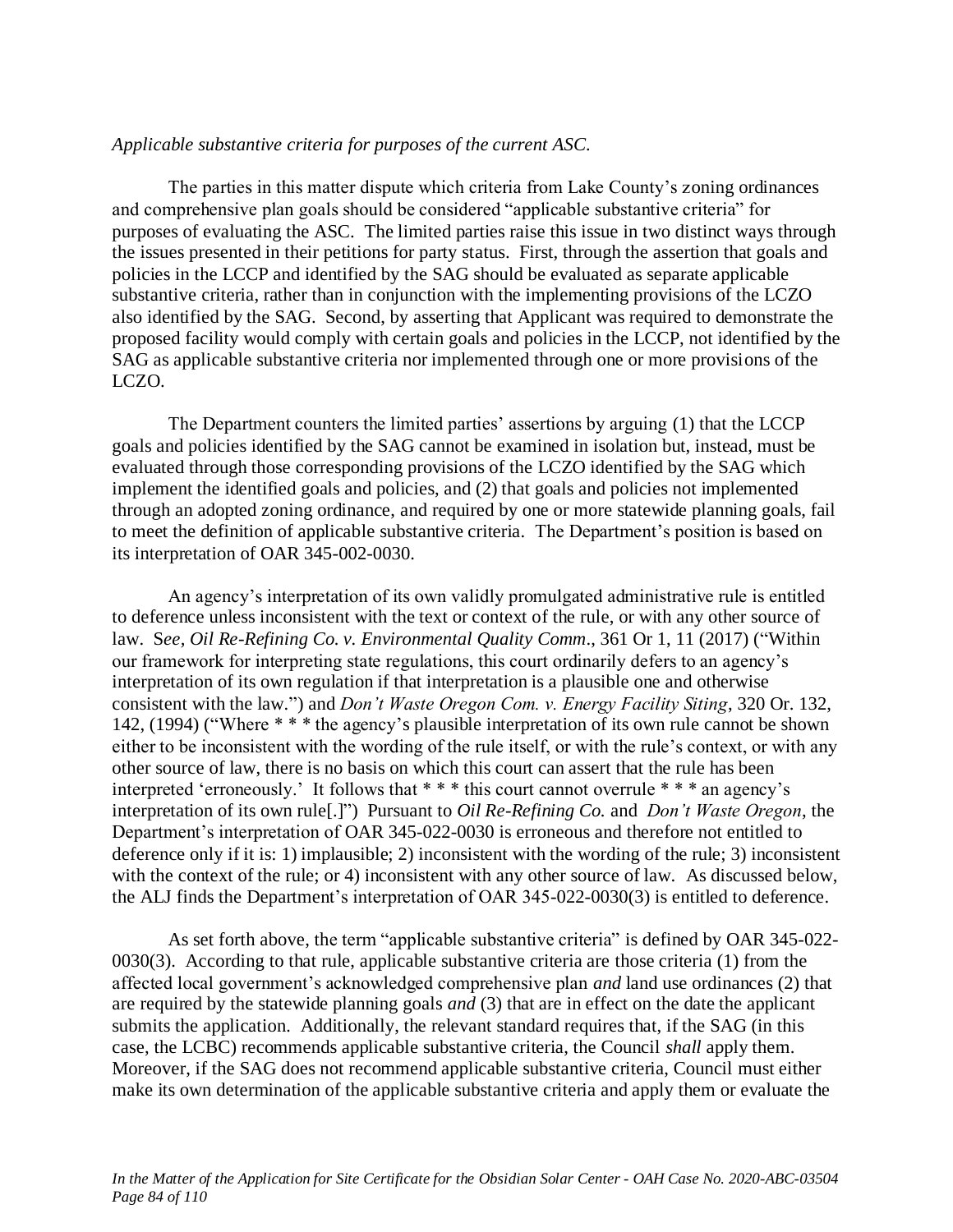*Applicable substantive criteria for purposes of the current ASC.*

The parties in this matter dispute which criteria from Lake County's zoning ordinances and comprehensive plan goals should be considered "applicable substantive criteria" for purposes of evaluating the ASC. The limited parties raise this issue in two distinct ways through the issues presented in their petitions for party status. First, through the assertion that goals and policies in the LCCP and identified by the SAG should be evaluated as separate applicable substantive criteria, rather than in conjunction with the implementing provisions of the LCZO also identified by the SAG. Second, by asserting that Applicant was required to demonstrate the proposed facility would comply with certain goals and policies in the LCCP, not identified by the SAG as applicable substantive criteria nor implemented through one or more provisions of the LCZO.

The Department counters the limited parties' assertions by arguing (1) that the LCCP goals and policies identified by the SAG cannot be examined in isolation but, instead, must be evaluated through those corresponding provisions of the LCZO identified by the SAG which implement the identified goals and policies, and (2) that goals and policies not implemented through an adopted zoning ordinance, and required by one or more statewide planning goals, fail to meet the definition of applicable substantive criteria. The Department's position is based on its interpretation of OAR 345-002-0030.

An agency's interpretation of its own validly promulgated administrative rule is entitled to deference unless inconsistent with the text or context of the rule, or with any other source of law. S*ee*, *Oil Re-Refining Co. v. Environmental Quality Comm*., 361 Or 1, 11 (2017) ("Within our framework for interpreting state regulations, this court ordinarily defers to an agency's interpretation of its own regulation if that interpretation is a plausible one and otherwise consistent with the law.") and *Don't Waste Oregon Com. v. Energy Facility Siting*, 320 Or. 132, 142, (1994) ("Where * * * the agency's plausible interpretation of its own rule cannot be shown either to be inconsistent with the wording of the rule itself, or with the rule's context, or with any other source of law, there is no basis on which this court can assert that the rule has been interpreted 'erroneously.' It follows that * * * this court cannot overrule * * * an agency's interpretation of its own rule[.]") Pursuant to *Oil Re-Refining Co.* and *Don't Waste Oregon*, the Department's interpretation of OAR 345-022-0030 is erroneous and therefore not entitled to deference only if it is: 1) implausible; 2) inconsistent with the wording of the rule; 3) inconsistent with the context of the rule; or 4) inconsistent with any other source of law. As discussed below, the ALJ finds the Department's interpretation of OAR 345-022-0030(3) is entitled to deference.

As set forth above, the term "applicable substantive criteria" is defined by OAR 345-022-0030(3). According to that rule, applicable substantive criteria are those criteria (1) from the affected local government's acknowledged comprehensive plan *and* land use ordinances (2) that are required by the statewide planning goals *and* (3) that are in effect on the date the applicant submits the application. Additionally, the relevant standard requires that, if the SAG (in this case, the LCBC) recommends applicable substantive criteria, the Council *shall* apply them. Moreover, if the SAG does not recommend applicable substantive criteria, Council must either make its own determination of the applicable substantive criteria and apply them or evaluate the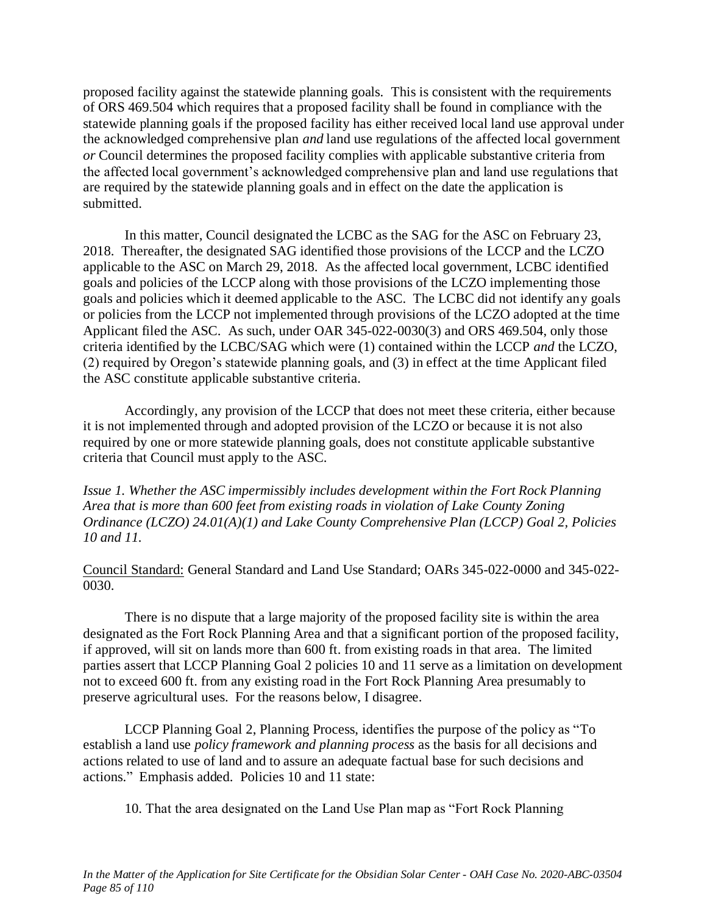proposed facility against the statewide planning goals. This is consistent with the requirements of ORS 469.504 which requires that a proposed facility shall be found in compliance with the statewide planning goals if the proposed facility has either received local land use approval under the acknowledged comprehensive plan *and* land use regulations of the affected local government *or* Council determines the proposed facility complies with applicable substantive criteria from the affected local government's acknowledged comprehensive plan and land use regulations that are required by the statewide planning goals and in effect on the date the application is submitted.

In this matter, Council designated the LCBC as the SAG for the ASC on February 23, 2018. Thereafter, the designated SAG identified those provisions of the LCCP and the LCZO applicable to the ASC on March 29, 2018. As the affected local government, LCBC identified goals and policies of the LCCP along with those provisions of the LCZO implementing those goals and policies which it deemed applicable to the ASC. The LCBC did not identify any goals or policies from the LCCP not implemented through provisions of the LCZO adopted at the time Applicant filed the ASC. As such, under OAR 345-022-0030(3) and ORS 469.504, only those criteria identified by the LCBC/SAG which were (1) contained within the LCCP *and* the LCZO, (2) required by Oregon's statewide planning goals, and (3) in effect at the time Applicant filed the ASC constitute applicable substantive criteria.

Accordingly, any provision of the LCCP that does not meet these criteria, either because it is not implemented through and adopted provision of the LCZO or because it is not also required by one or more statewide planning goals, does not constitute applicable substantive criteria that Council must apply to the ASC.

*Issue 1. Whether the ASC impermissibly includes development within the Fort Rock Planning Area that is more than 600 feet from existing roads in violation of Lake County Zoning Ordinance (LCZO) 24.01(A)(1) and Lake County Comprehensive Plan (LCCP) Goal 2, Policies 10 and 11.*

<u>Council Standard:</u> General Standard and Land Use Standard; OARs 345-022-0000 and 345-022-0030.

There is no dispute that a large majority of the proposed facility site is within the area designated as the Fort Rock Planning Area and that a significant portion of the proposed facility, if approved, will sit on lands more than 600 ft. from existing roads in that area. The limited parties assert that LCCP Planning Goal 2 policies 10 and 11 serve as a limitation on development not to exceed 600 ft. from any existing road in the Fort Rock Planning Area presumably to preserve agricultural uses. For the reasons below, I disagree.

LCCP Planning Goal 2, Planning Process, identifies the purpose of the policy as "To establish a land use *policy framework and planning process* as the basis for all decisions and actions related to use of land and to assure an adequate factual base for such decisions and actions." Emphasis added. Policies 10 and 11 state:

10. That the area designated on the Land Use Plan map as "Fort Rock Planning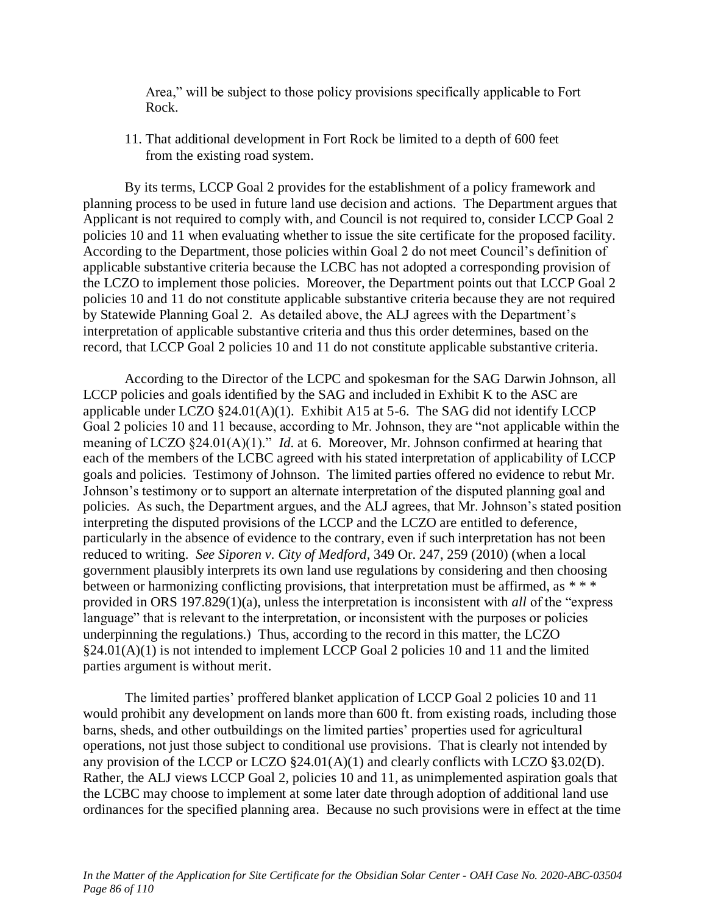Area," will be subject to those policy provisions specifically applicable to Fort Rock.

11. That additional development in Fort Rock be limited to a depth of 600 feet from the existing road system.

By its terms, LCCP Goal 2 provides for the establishment of a policy framework and planning process to be used in future land use decision and actions. The Department argues that Applicant is not required to comply with, and Council is not required to, consider LCCP Goal 2 policies 10 and 11 when evaluating whether to issue the site certificate for the proposed facility. According to the Department, those policies within Goal 2 do not meet Council's definition of applicable substantive criteria because the LCBC has not adopted a corresponding provision of the LCZO to implement those policies. Moreover, the Department points out that LCCP Goal 2 policies 10 and 11 do not constitute applicable substantive criteria because they are not required by Statewide Planning Goal 2. As detailed above, the ALJ agrees with the Department's interpretation of applicable substantive criteria and thus this order determines, based on the record, that LCCP Goal 2 policies 10 and 11 do not constitute applicable substantive criteria.

According to the Director of the LCPC and spokesman for the SAG Darwin Johnson, all LCCP policies and goals identified by the SAG and included in Exhibit K to the ASC are applicable under LCZO §24.01(A)(1). Exhibit A15 at 5-6. The SAG did not identify LCCP Goal 2 policies 10 and 11 because, according to Mr. Johnson, they are "not applicable within the meaning of LCZO §24.01(A)(1)." *Id.* at 6. Moreover, Mr. Johnson confirmed at hearing that each of the members of the LCBC agreed with his stated interpretation of applicability of LCCP goals and policies. Testimony of Johnson. The limited parties offered no evidence to rebut Mr. Johnson's testimony or to support an alternate interpretation of the disputed planning goal and policies. As such, the Department argues, and the ALJ agrees, that Mr. Johnson's stated position interpreting the disputed provisions of the LCCP and the LCZO are entitled to deference, particularly in the absence of evidence to the contrary, even if such interpretation has not been reduced to writing. *See Siporen v. City of Medford*, 349 Or. 247, 259 (2010) (when a local government plausibly interprets its own land use regulations by considering and then choosing between or harmonizing conflicting provisions, that interpretation must be affirmed, as * * * provided in ORS 197.829(1)(a), unless the interpretation is inconsistent with *all* of the "express language" that is relevant to the interpretation, or inconsistent with the purposes or policies underpinning the regulations.) Thus, according to the record in this matter, the LCZO §24.01(A)(1) is not intended to implement LCCP Goal 2 policies 10 and 11 and the limited parties argument is without merit.

The limited parties' proffered blanket application of LCCP Goal 2 policies 10 and 11 would prohibit any development on lands more than 600 ft. from existing roads, including those barns, sheds, and other outbuildings on the limited parties' properties used for agricultural operations, not just those subject to conditional use provisions. That is clearly not intended by any provision of the LCCP or LCZO §24.01(A)(1) and clearly conflicts with LCZO §3.02(D). Rather, the ALJ views LCCP Goal 2, policies 10 and 11, as unimplemented aspiration goals that the LCBC may choose to implement at some later date through adoption of additional land use ordinances for the specified planning area. Because no such provisions were in effect at the time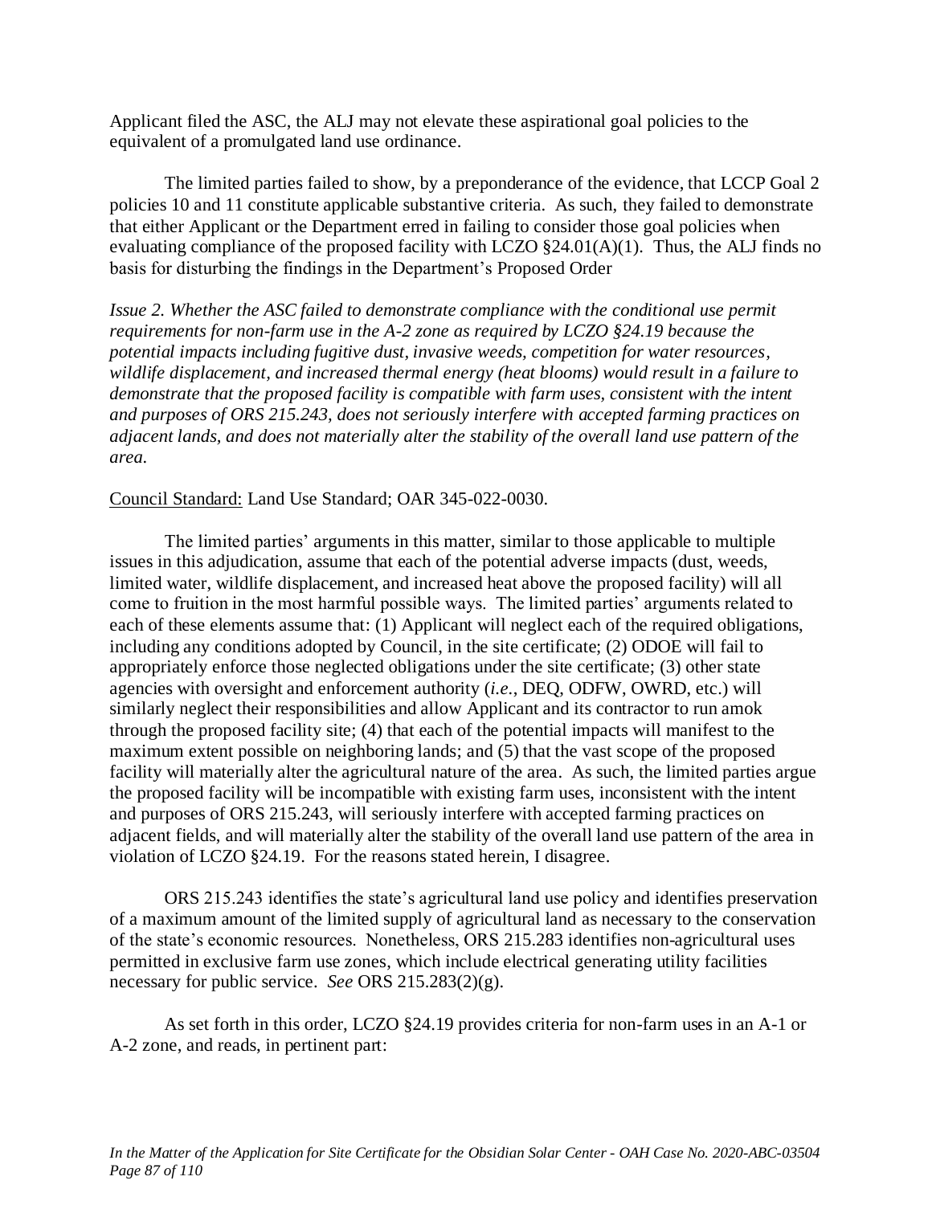Applicant filed the ASC, the ALJ may not elevate these aspirational goal policies to the equivalent of a promulgated land use ordinance.

The limited parties failed to show, by a preponderance of the evidence, that LCCP Goal 2 policies 10 and 11 constitute applicable substantive criteria. As such, they failed to demonstrate that either Applicant or the Department erred in failing to consider those goal policies when evaluating compliance of the proposed facility with LCZO §24.01(A)(1). Thus, the ALJ finds no basis for disturbing the findings in the Department's Proposed Order

*Issue 2. Whether the ASC failed to demonstrate compliance with the conditional use permit requirements for non-farm use in the A-2 zone as required by LCZO §24.19 because the potential impacts including fugitive dust, invasive weeds, competition for water resources, wildlife displacement, and increased thermal energy (heat blooms) would result in a failure to demonstrate that the proposed facility is compatible with farm uses, consistent with the intent and purposes of ORS 215.243, does not seriously interfere with accepted farming practices on adjacent lands, and does not materially alter the stability of the overall land use pattern of the area.*

Council Standard: Land Use Standard; OAR 345-022-0030.

The limited parties' arguments in this matter, similar to those applicable to multiple issues in this adjudication, assume that each of the potential adverse impacts (dust, weeds, limited water, wildlife displacement, and increased heat above the proposed facility) will all come to fruition in the most harmful possible ways. The limited parties' arguments related to each of these elements assume that: (1) Applicant will neglect each of the required obligations, including any conditions adopted by Council, in the site certificate; (2) ODOE will fail to appropriately enforce those neglected obligations under the site certificate; (3) other state agencies with oversight and enforcement authority (*i.e.*, DEQ, ODFW, OWRD, etc.) will similarly neglect their responsibilities and allow Applicant and its contractor to run amok through the proposed facility site; (4) that each of the potential impacts will manifest to the maximum extent possible on neighboring lands; and (5) that the vast scope of the proposed facility will materially alter the agricultural nature of the area. As such, the limited parties argue the proposed facility will be incompatible with existing farm uses, inconsistent with the intent and purposes of ORS 215.243, will seriously interfere with accepted farming practices on adjacent fields, and will materially alter the stability of the overall land use pattern of the area in violation of LCZO §24.19. For the reasons stated herein, I disagree.

ORS 215.243 identifies the state's agricultural land use policy and identifies preservation of a maximum amount of the limited supply of agricultural land as necessary to the conservation of the state's economic resources. Nonetheless, ORS 215.283 identifies non-agricultural uses permitted in exclusive farm use zones, which include electrical generating utility facilities necessary for public service. *See* ORS 215.283(2)(g).

As set forth in this order, LCZO §24.19 provides criteria for non-farm uses in an A-1 or A-2 zone, and reads, in pertinent part: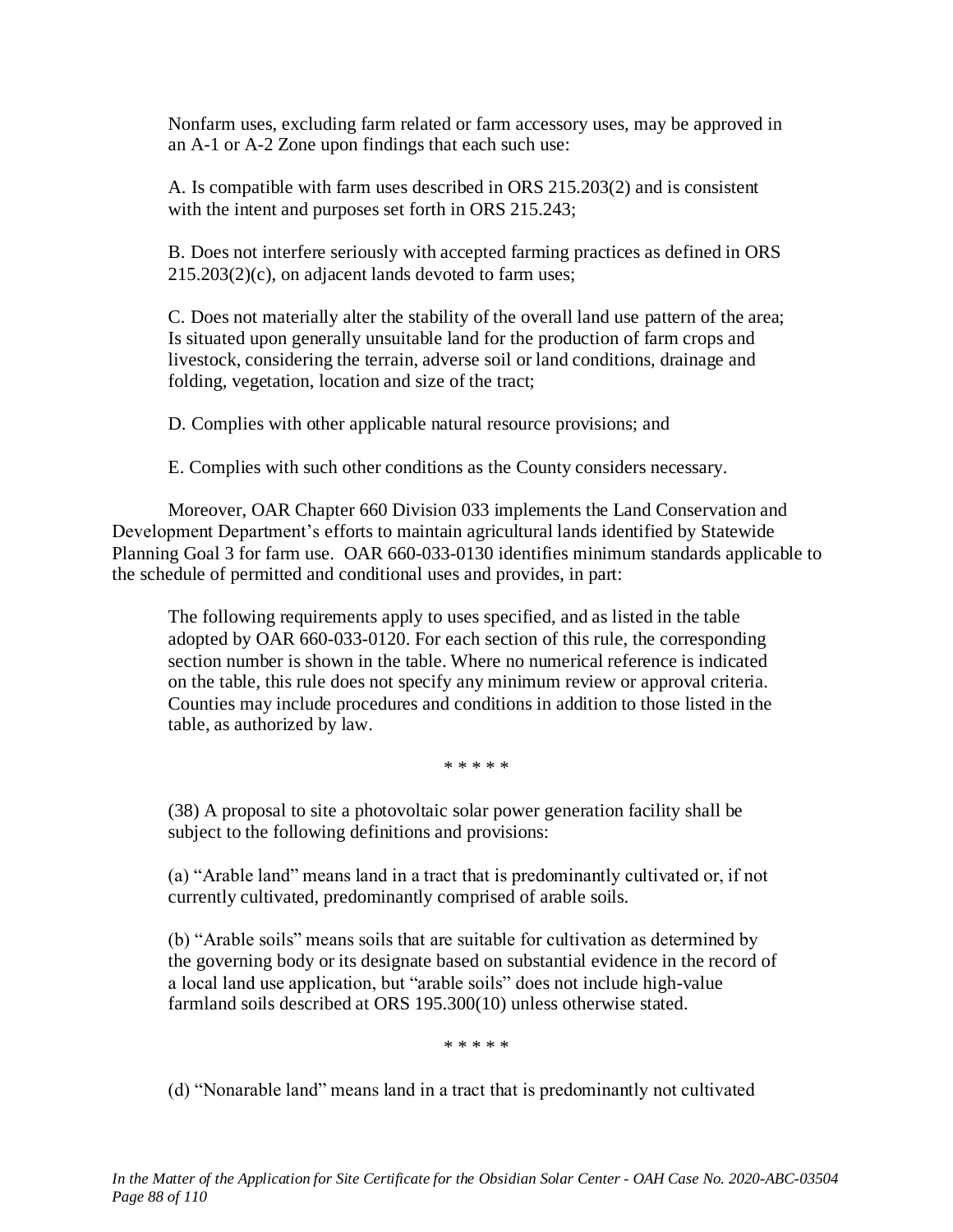> Nonfarm uses, excluding farm related or farm accessory uses, may be approved in an A-1 or A-2 Zone upon findings that each such use:
>
> A. Is compatible with farm uses described in ORS 215.203(2) and is consistent with the intent and purposes set forth in ORS 215.243;
>
> B. Does not interfere seriously with accepted farming practices as defined in ORS 215.203(2)(c), on adjacent lands devoted to farm uses;
>
> C. Does not materially alter the stability of the overall land use pattern of the area; Is situated upon generally unsuitable land for the production of farm crops and livestock, considering the terrain, adverse soil or land conditions, drainage and folding, vegetation, location and size of the tract;
>
> D. Complies with other applicable natural resource provisions; and
>
> E. Complies with such other conditions as the County considers necessary.

Moreover, OAR Chapter 660 Division 033 implements the Land Conservation and Development Department's efforts to maintain agricultural lands identified by Statewide Planning Goal 3 for farm use. OAR 660-033-0130 identifies minimum standards applicable to the schedule of permitted and conditional uses and provides, in part:

> The following requirements apply to uses specified, and as listed in the table adopted by OAR 660-033-0120. For each section of this rule, the corresponding section number is shown in the table. Where no numerical reference is indicated on the table, this rule does not specify any minimum review or approval criteria. Counties may include procedures and conditions in addition to those listed in the table, as authorized by law.
>
> \* \* \* \* \*
>
> (38) A proposal to site a photovoltaic solar power generation facility shall be subject to the following definitions and provisions:
>
> (a) "Arable land" means land in a tract that is predominantly cultivated or, if not currently cultivated, predominantly comprised of arable soils.
>
> (b) "Arable soils" means soils that are suitable for cultivation as determined by the governing body or its designate based on substantial evidence in the record of a local land use application, but "arable soils" does not include high-value farmland soils described at ORS 195.300(10) unless otherwise stated.
>
> \* \* \* \* \*
>
> (d) "Nonarable land" means land in a tract that is predominantly not cultivated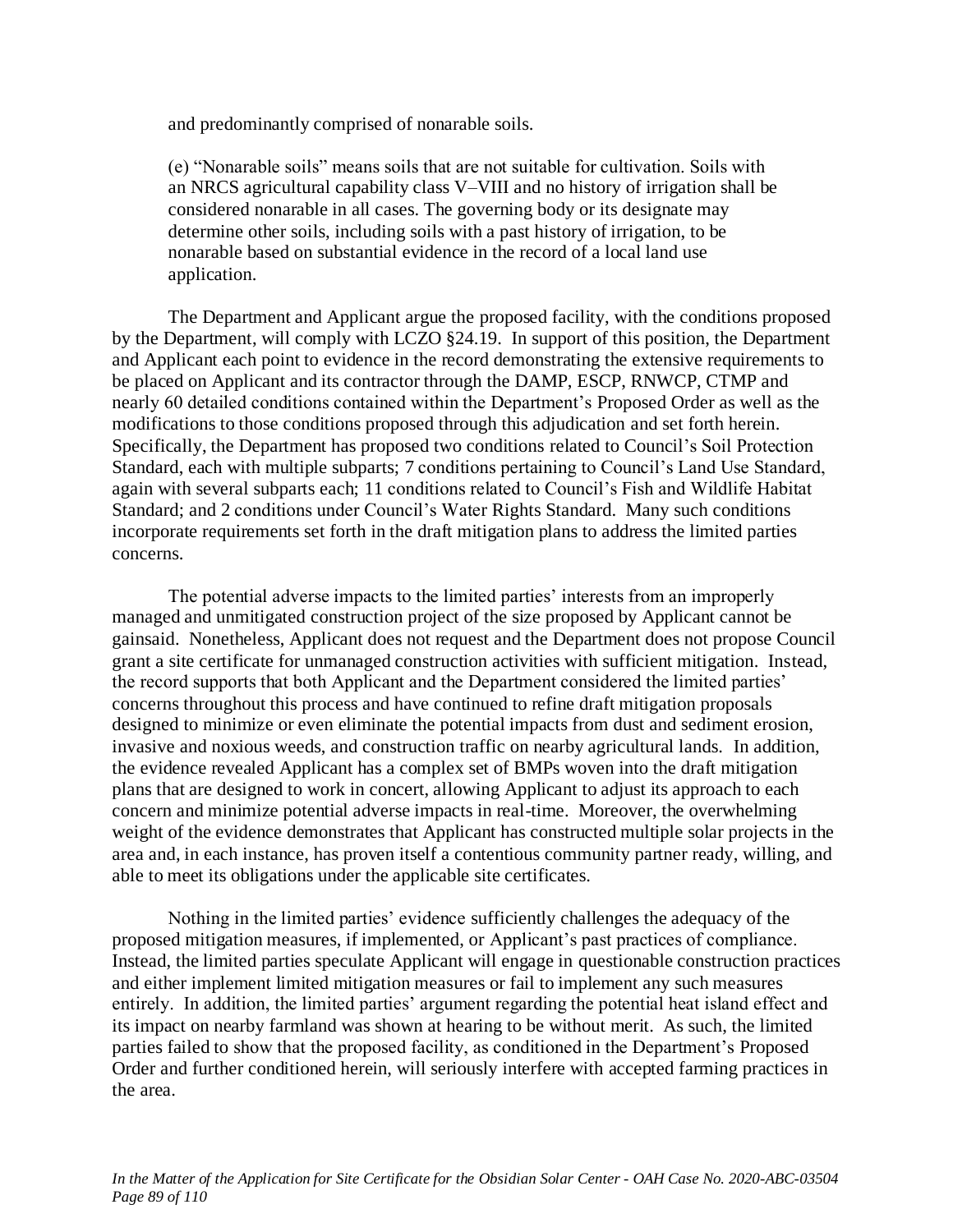and predominantly comprised of nonarable soils.

(e) "Nonarable soils" means soils that are not suitable for cultivation. Soils with an NRCS agricultural capability class V–VIII and no history of irrigation shall be considered nonarable in all cases. The governing body or its designate may determine other soils, including soils with a past history of irrigation, to be nonarable based on substantial evidence in the record of a local land use application.

The Department and Applicant argue the proposed facility, with the conditions proposed by the Department, will comply with LCZO §24.19. In support of this position, the Department and Applicant each point to evidence in the record demonstrating the extensive requirements to be placed on Applicant and its contractor through the DAMP, ESCP, RNWCP, CTMP and nearly 60 detailed conditions contained within the Department's Proposed Order as well as the modifications to those conditions proposed through this adjudication and set forth herein. Specifically, the Department has proposed two conditions related to Council's Soil Protection Standard, each with multiple subparts; 7 conditions pertaining to Council's Land Use Standard, again with several subparts each; 11 conditions related to Council's Fish and Wildlife Habitat Standard; and 2 conditions under Council's Water Rights Standard. Many such conditions incorporate requirements set forth in the draft mitigation plans to address the limited parties concerns.

The potential adverse impacts to the limited parties' interests from an improperly managed and unmitigated construction project of the size proposed by Applicant cannot be gainsaid. Nonetheless, Applicant does not request and the Department does not propose Council grant a site certificate for unmanaged construction activities with sufficient mitigation. Instead, the record supports that both Applicant and the Department considered the limited parties' concerns throughout this process and have continued to refine draft mitigation proposals designed to minimize or even eliminate the potential impacts from dust and sediment erosion, invasive and noxious weeds, and construction traffic on nearby agricultural lands. In addition, the evidence revealed Applicant has a complex set of BMPs woven into the draft mitigation plans that are designed to work in concert, allowing Applicant to adjust its approach to each concern and minimize potential adverse impacts in real-time. Moreover, the overwhelming weight of the evidence demonstrates that Applicant has constructed multiple solar projects in the area and, in each instance, has proven itself a contentious community partner ready, willing, and able to meet its obligations under the applicable site certificates.

Nothing in the limited parties' evidence sufficiently challenges the adequacy of the proposed mitigation measures, if implemented, or Applicant's past practices of compliance. Instead, the limited parties speculate Applicant will engage in questionable construction practices and either implement limited mitigation measures or fail to implement any such measures entirely. In addition, the limited parties' argument regarding the potential heat island effect and its impact on nearby farmland was shown at hearing to be without merit. As such, the limited parties failed to show that the proposed facility, as conditioned in the Department's Proposed Order and further conditioned herein, will seriously interfere with accepted farming practices in the area.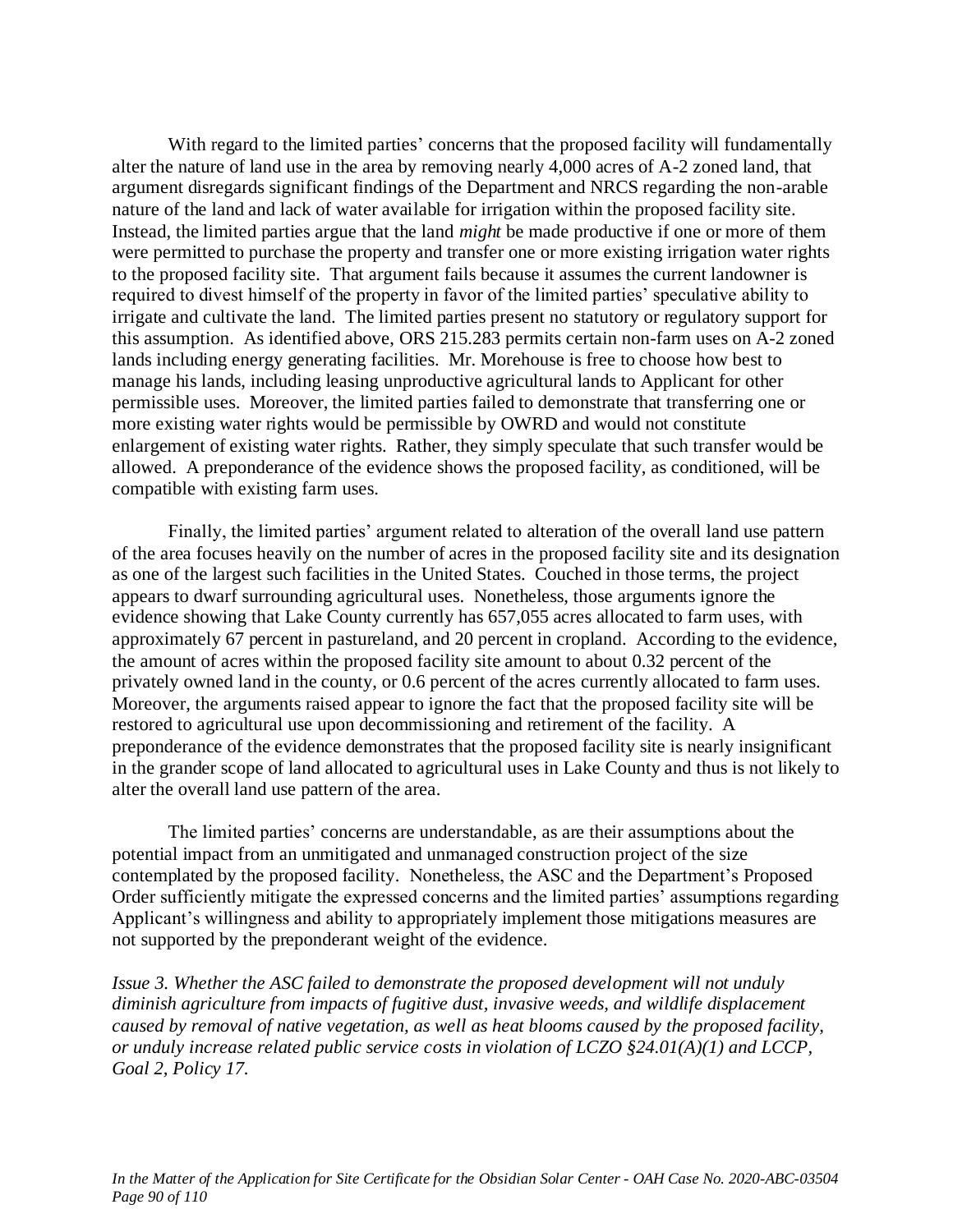With regard to the limited parties' concerns that the proposed facility will fundamentally alter the nature of land use in the area by removing nearly 4,000 acres of A-2 zoned land, that argument disregards significant findings of the Department and NRCS regarding the non-arable nature of the land and lack of water available for irrigation within the proposed facility site. Instead, the limited parties argue that the land *might* be made productive if one or more of them were permitted to purchase the property and transfer one or more existing irrigation water rights to the proposed facility site. That argument fails because it assumes the current landowner is required to divest himself of the property in favor of the limited parties' speculative ability to irrigate and cultivate the land. The limited parties present no statutory or regulatory support for this assumption. As identified above, ORS 215.283 permits certain non-farm uses on A-2 zoned lands including energy generating facilities. Mr. Morehouse is free to choose how best to manage his lands, including leasing unproductive agricultural lands to Applicant for other permissible uses. Moreover, the limited parties failed to demonstrate that transferring one or more existing water rights would be permissible by OWRD and would not constitute enlargement of existing water rights. Rather, they simply speculate that such transfer would be allowed. A preponderance of the evidence shows the proposed facility, as conditioned, will be compatible with existing farm uses.

Finally, the limited parties' argument related to alteration of the overall land use pattern of the area focuses heavily on the number of acres in the proposed facility site and its designation as one of the largest such facilities in the United States. Couched in those terms, the project appears to dwarf surrounding agricultural uses. Nonetheless, those arguments ignore the evidence showing that Lake County currently has 657,055 acres allocated to farm uses, with approximately 67 percent in pastureland, and 20 percent in cropland. According to the evidence, the amount of acres within the proposed facility site amount to about 0.32 percent of the privately owned land in the county, or 0.6 percent of the acres currently allocated to farm uses. Moreover, the arguments raised appear to ignore the fact that the proposed facility site will be restored to agricultural use upon decommissioning and retirement of the facility. A preponderance of the evidence demonstrates that the proposed facility site is nearly insignificant in the grander scope of land allocated to agricultural uses in Lake County and thus is not likely to alter the overall land use pattern of the area.

The limited parties' concerns are understandable, as are their assumptions about the potential impact from an unmitigated and unmanaged construction project of the size contemplated by the proposed facility. Nonetheless, the ASC and the Department's Proposed Order sufficiently mitigate the expressed concerns and the limited parties' assumptions regarding Applicant's willingness and ability to appropriately implement those mitigations measures are not supported by the preponderant weight of the evidence.

*Issue 3. Whether the ASC failed to demonstrate the proposed development will not unduly diminish agriculture from impacts of fugitive dust, invasive weeds, and wildlife displacement caused by removal of native vegetation, as well as heat blooms caused by the proposed facility, or unduly increase related public service costs in violation of LCZO §24.01(A)(1) and LCCP, Goal 2, Policy 17.*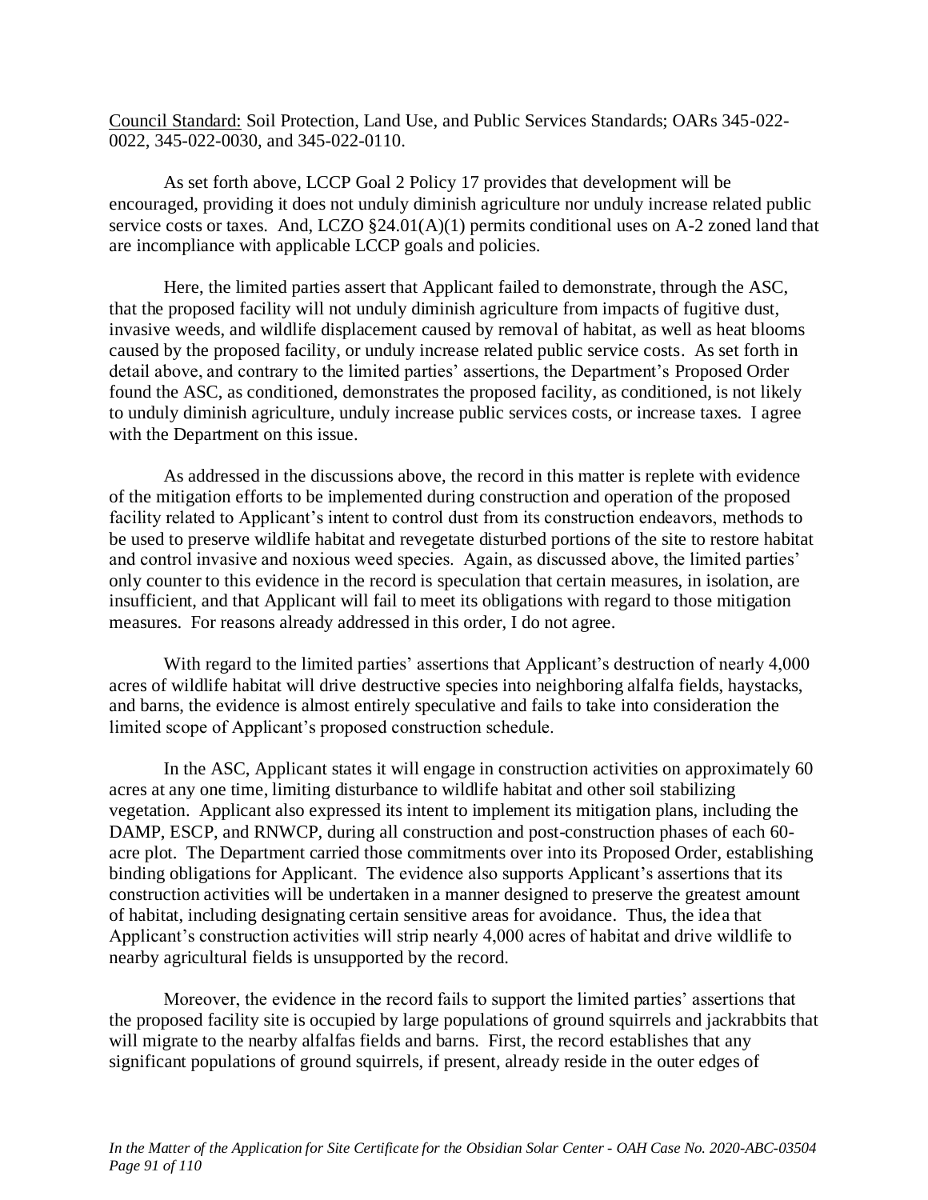<u>Council Standard:</u> Soil Protection, Land Use, and Public Services Standards; OARs 345-022-0022, 345-022-0030, and 345-022-0110.

As set forth above, LCCP Goal 2 Policy 17 provides that development will be encouraged, providing it does not unduly diminish agriculture nor unduly increase related public service costs or taxes. And, LCZO §24.01(A)(1) permits conditional uses on A-2 zoned land that are incompliance with applicable LCCP goals and policies.

Here, the limited parties assert that Applicant failed to demonstrate, through the ASC, that the proposed facility will not unduly diminish agriculture from impacts of fugitive dust, invasive weeds, and wildlife displacement caused by removal of habitat, as well as heat blooms caused by the proposed facility, or unduly increase related public service costs. As set forth in detail above, and contrary to the limited parties' assertions, the Department's Proposed Order found the ASC, as conditioned, demonstrates the proposed facility, as conditioned, is not likely to unduly diminish agriculture, unduly increase public services costs, or increase taxes. I agree with the Department on this issue.

As addressed in the discussions above, the record in this matter is replete with evidence of the mitigation efforts to be implemented during construction and operation of the proposed facility related to Applicant's intent to control dust from its construction endeavors, methods to be used to preserve wildlife habitat and revegetate disturbed portions of the site to restore habitat and control invasive and noxious weed species. Again, as discussed above, the limited parties' only counter to this evidence in the record is speculation that certain measures, in isolation, are insufficient, and that Applicant will fail to meet its obligations with regard to those mitigation measures. For reasons already addressed in this order, I do not agree.

With regard to the limited parties' assertions that Applicant's destruction of nearly 4,000 acres of wildlife habitat will drive destructive species into neighboring alfalfa fields, haystacks, and barns, the evidence is almost entirely speculative and fails to take into consideration the limited scope of Applicant's proposed construction schedule.

In the ASC, Applicant states it will engage in construction activities on approximately 60 acres at any one time, limiting disturbance to wildlife habitat and other soil stabilizing vegetation. Applicant also expressed its intent to implement its mitigation plans, including the DAMP, ESCP, and RNWCP, during all construction and post-construction phases of each 60-acre plot. The Department carried those commitments over into its Proposed Order, establishing binding obligations for Applicant. The evidence also supports Applicant's assertions that its construction activities will be undertaken in a manner designed to preserve the greatest amount of habitat, including designating certain sensitive areas for avoidance. Thus, the idea that Applicant's construction activities will strip nearly 4,000 acres of habitat and drive wildlife to nearby agricultural fields is unsupported by the record.

Moreover, the evidence in the record fails to support the limited parties' assertions that the proposed facility site is occupied by large populations of ground squirrels and jackrabbits that will migrate to the nearby alfalfas fields and barns. First, the record establishes that any significant populations of ground squirrels, if present, already reside in the outer edges of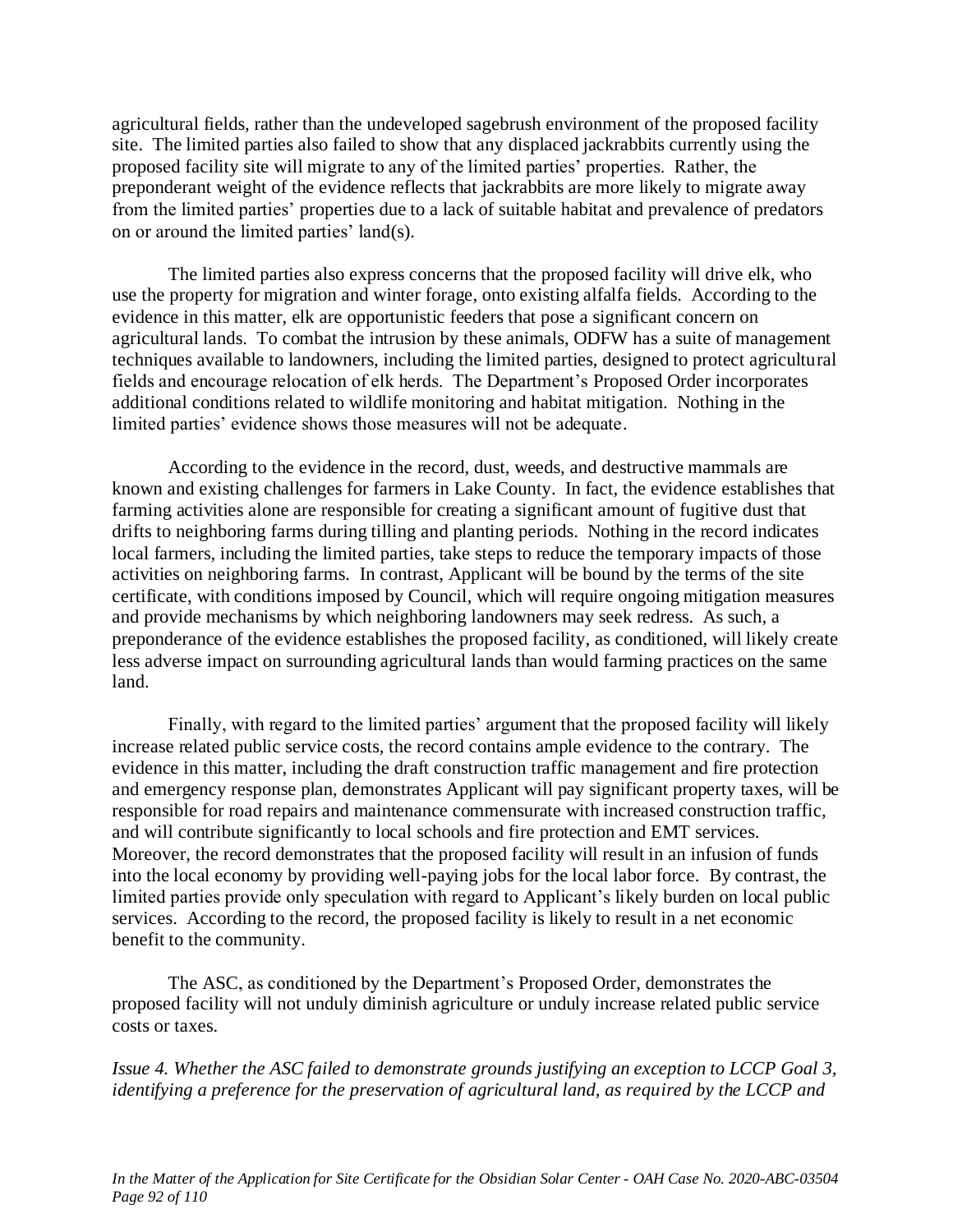agricultural fields, rather than the undeveloped sagebrush environment of the proposed facility site. The limited parties also failed to show that any displaced jackrabbits currently using the proposed facility site will migrate to any of the limited parties' properties. Rather, the preponderant weight of the evidence reflects that jackrabbits are more likely to migrate away from the limited parties' properties due to a lack of suitable habitat and prevalence of predators on or around the limited parties' land(s).

The limited parties also express concerns that the proposed facility will drive elk, who use the property for migration and winter forage, onto existing alfalfa fields. According to the evidence in this matter, elk are opportunistic feeders that pose a significant concern on agricultural lands. To combat the intrusion by these animals, ODFW has a suite of management techniques available to landowners, including the limited parties, designed to protect agricultural fields and encourage relocation of elk herds. The Department's Proposed Order incorporates additional conditions related to wildlife monitoring and habitat mitigation. Nothing in the limited parties' evidence shows those measures will not be adequate.

According to the evidence in the record, dust, weeds, and destructive mammals are known and existing challenges for farmers in Lake County. In fact, the evidence establishes that farming activities alone are responsible for creating a significant amount of fugitive dust that drifts to neighboring farms during tilling and planting periods. Nothing in the record indicates local farmers, including the limited parties, take steps to reduce the temporary impacts of those activities on neighboring farms. In contrast, Applicant will be bound by the terms of the site certificate, with conditions imposed by Council, which will require ongoing mitigation measures and provide mechanisms by which neighboring landowners may seek redress. As such, a preponderance of the evidence establishes the proposed facility, as conditioned, will likely create less adverse impact on surrounding agricultural lands than would farming practices on the same land.

Finally, with regard to the limited parties' argument that the proposed facility will likely increase related public service costs, the record contains ample evidence to the contrary. The evidence in this matter, including the draft construction traffic management and fire protection and emergency response plan, demonstrates Applicant will pay significant property taxes, will be responsible for road repairs and maintenance commensurate with increased construction traffic, and will contribute significantly to local schools and fire protection and EMT services. Moreover, the record demonstrates that the proposed facility will result in an infusion of funds into the local economy by providing well-paying jobs for the local labor force. By contrast, the limited parties provide only speculation with regard to Applicant's likely burden on local public services. According to the record, the proposed facility is likely to result in a net economic benefit to the community.

The ASC, as conditioned by the Department's Proposed Order, demonstrates the proposed facility will not unduly diminish agriculture or unduly increase related public service costs or taxes.

*Issue 4. Whether the ASC failed to demonstrate grounds justifying an exception to LCCP Goal 3, identifying a preference for the preservation of agricultural land, as required by the LCCP and*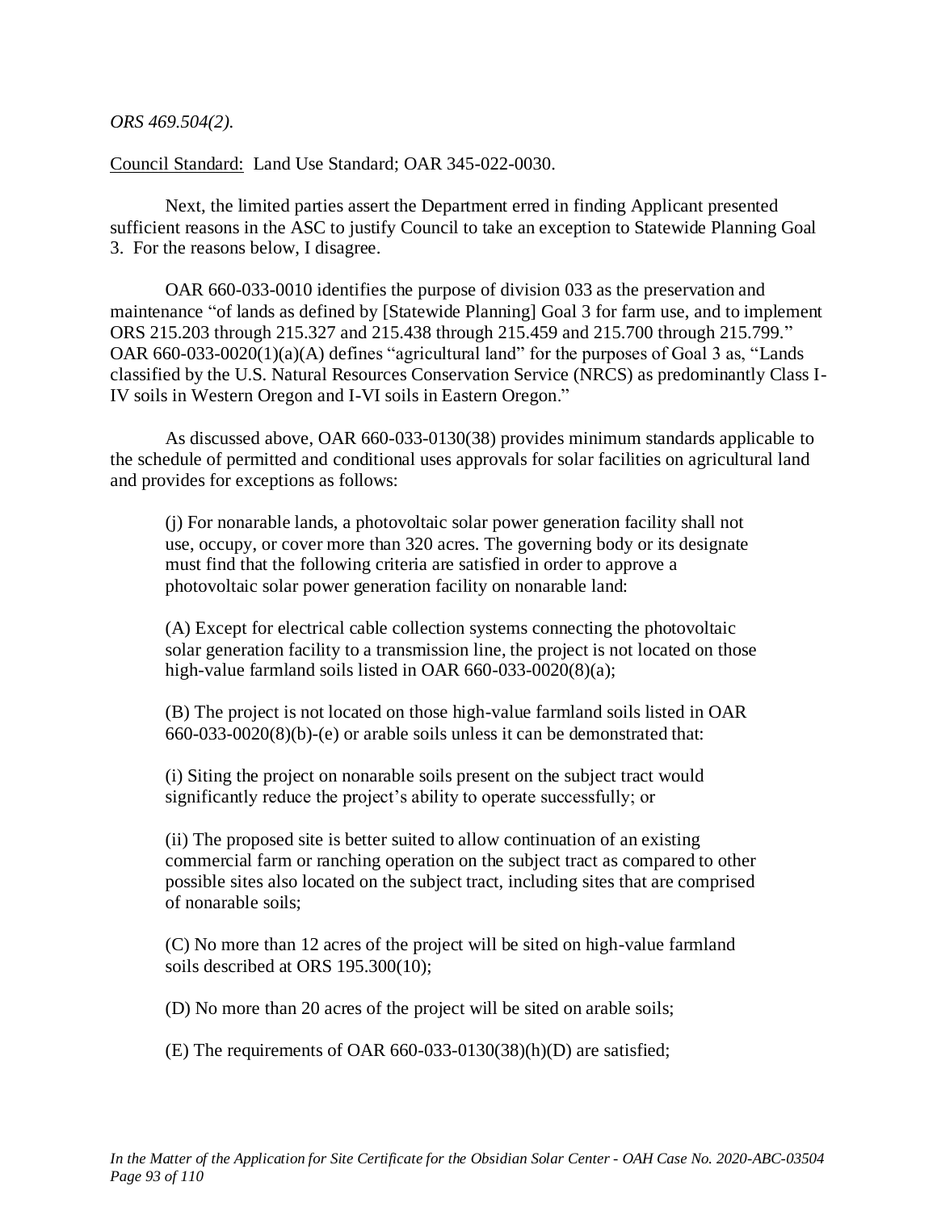*ORS 469.504(2).*

Council Standard: Land Use Standard; OAR 345-022-0030.

Next, the limited parties assert the Department erred in finding Applicant presented sufficient reasons in the ASC to justify Council to take an exception to Statewide Planning Goal 3. For the reasons below, I disagree.

OAR 660-033-0010 identifies the purpose of division 033 as the preservation and maintenance "of lands as defined by [Statewide Planning] Goal 3 for farm use, and to implement ORS 215.203 through 215.327 and 215.438 through 215.459 and 215.700 through 215.799." OAR 660-033-0020(1)(a)(A) defines "agricultural land" for the purposes of Goal 3 as, "Lands classified by the U.S. Natural Resources Conservation Service (NRCS) as predominantly Class I-IV soils in Western Oregon and I-VI soils in Eastern Oregon."

As discussed above, OAR 660-033-0130(38) provides minimum standards applicable to the schedule of permitted and conditional uses approvals for solar facilities on agricultural land and provides for exceptions as follows:

> (j) For nonarable lands, a photovoltaic solar power generation facility shall not use, occupy, or cover more than 320 acres. The governing body or its designate must find that the following criteria are satisfied in order to approve a photovoltaic solar power generation facility on nonarable land:
>
> (A) Except for electrical cable collection systems connecting the photovoltaic solar generation facility to a transmission line, the project is not located on those high-value farmland soils listed in OAR 660-033-0020(8)(a);
>
> (B) The project is not located on those high-value farmland soils listed in OAR 660-033-0020(8)(b)-(e) or arable soils unless it can be demonstrated that:
>
> (i) Siting the project on nonarable soils present on the subject tract would significantly reduce the project's ability to operate successfully; or
>
> (ii) The proposed site is better suited to allow continuation of an existing commercial farm or ranching operation on the subject tract as compared to other possible sites also located on the subject tract, including sites that are comprised of nonarable soils;
>
> (C) No more than 12 acres of the project will be sited on high-value farmland soils described at ORS 195.300(10);
>
> (D) No more than 20 acres of the project will be sited on arable soils;
>
> (E) The requirements of OAR 660-033-0130(38)(h)(D) are satisfied;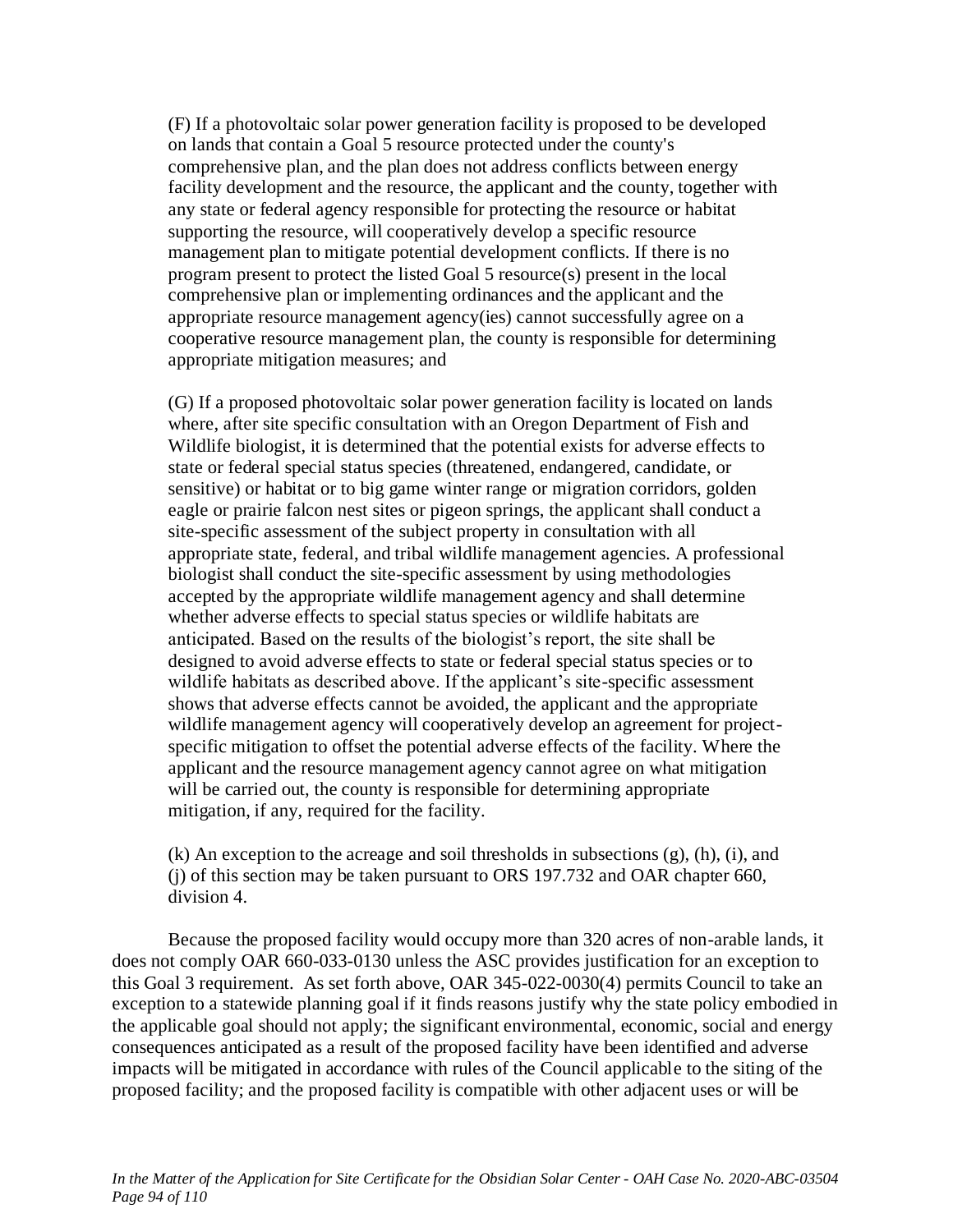(F) If a photovoltaic solar power generation facility is proposed to be developed on lands that contain a Goal 5 resource protected under the county's comprehensive plan, and the plan does not address conflicts between energy facility development and the resource, the applicant and the county, together with any state or federal agency responsible for protecting the resource or habitat supporting the resource, will cooperatively develop a specific resource management plan to mitigate potential development conflicts. If there is no program present to protect the listed Goal 5 resource(s) present in the local comprehensive plan or implementing ordinances and the applicant and the appropriate resource management agency(ies) cannot successfully agree on a cooperative resource management plan, the county is responsible for determining appropriate mitigation measures; and

(G) If a proposed photovoltaic solar power generation facility is located on lands where, after site specific consultation with an Oregon Department of Fish and Wildlife biologist, it is determined that the potential exists for adverse effects to state or federal special status species (threatened, endangered, candidate, or sensitive) or habitat or to big game winter range or migration corridors, golden eagle or prairie falcon nest sites or pigeon springs, the applicant shall conduct a site-specific assessment of the subject property in consultation with all appropriate state, federal, and tribal wildlife management agencies. A professional biologist shall conduct the site-specific assessment by using methodologies accepted by the appropriate wildlife management agency and shall determine whether adverse effects to special status species or wildlife habitats are anticipated. Based on the results of the biologist's report, the site shall be designed to avoid adverse effects to state or federal special status species or to wildlife habitats as described above. If the applicant's site-specific assessment shows that adverse effects cannot be avoided, the applicant and the appropriate wildlife management agency will cooperatively develop an agreement for project-specific mitigation to offset the potential adverse effects of the facility. Where the applicant and the resource management agency cannot agree on what mitigation will be carried out, the county is responsible for determining appropriate mitigation, if any, required for the facility.

(k) An exception to the acreage and soil thresholds in subsections (g), (h), (i), and (j) of this section may be taken pursuant to ORS 197.732 and OAR chapter 660, division 4.

Because the proposed facility would occupy more than 320 acres of non-arable lands, it does not comply OAR 660-033-0130 unless the ASC provides justification for an exception to this Goal 3 requirement. As set forth above, OAR 345-022-0030(4) permits Council to take an exception to a statewide planning goal if it finds reasons justify why the state policy embodied in the applicable goal should not apply; the significant environmental, economic, social and energy consequences anticipated as a result of the proposed facility have been identified and adverse impacts will be mitigated in accordance with rules of the Council applicable to the siting of the proposed facility; and the proposed facility is compatible with other adjacent uses or will be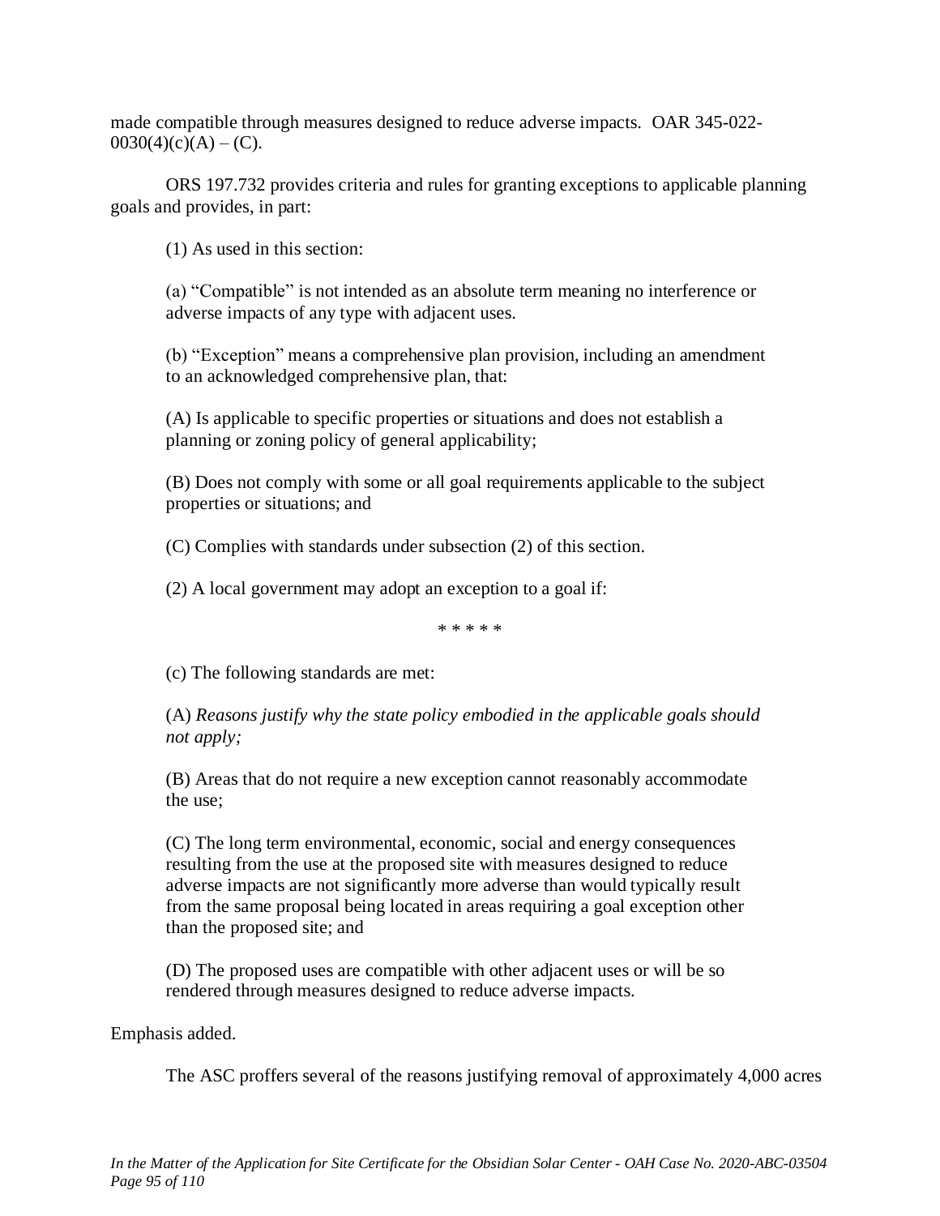made compatible through measures designed to reduce adverse impacts. OAR 345-022-0030(4)(c)(A) – (C).

ORS 197.732 provides criteria and rules for granting exceptions to applicable planning goals and provides, in part:

> (1) As used in this section:
>
> (a) "Compatible" is not intended as an absolute term meaning no interference or adverse impacts of any type with adjacent uses.
>
> (b) "Exception" means a comprehensive plan provision, including an amendment to an acknowledged comprehensive plan, that:
>
> (A) Is applicable to specific properties or situations and does not establish a planning or zoning policy of general applicability;
>
> (B) Does not comply with some or all goal requirements applicable to the subject properties or situations; and
>
> (C) Complies with standards under subsection (2) of this section.
>
> (2) A local government may adopt an exception to a goal if:
>
> \* \* \* \* \*
>
> (c) The following standards are met:
>
> (A) *Reasons justify why the state policy embodied in the applicable goals should not apply;*
>
> (B) Areas that do not require a new exception cannot reasonably accommodate the use;
>
> (C) The long term environmental, economic, social and energy consequences resulting from the use at the proposed site with measures designed to reduce adverse impacts are not significantly more adverse than would typically result from the same proposal being located in areas requiring a goal exception other than the proposed site; and
>
> (D) The proposed uses are compatible with other adjacent uses or will be so rendered through measures designed to reduce adverse impacts.

Emphasis added.

The ASC proffers several of the reasons justifying removal of approximately 4,000 acres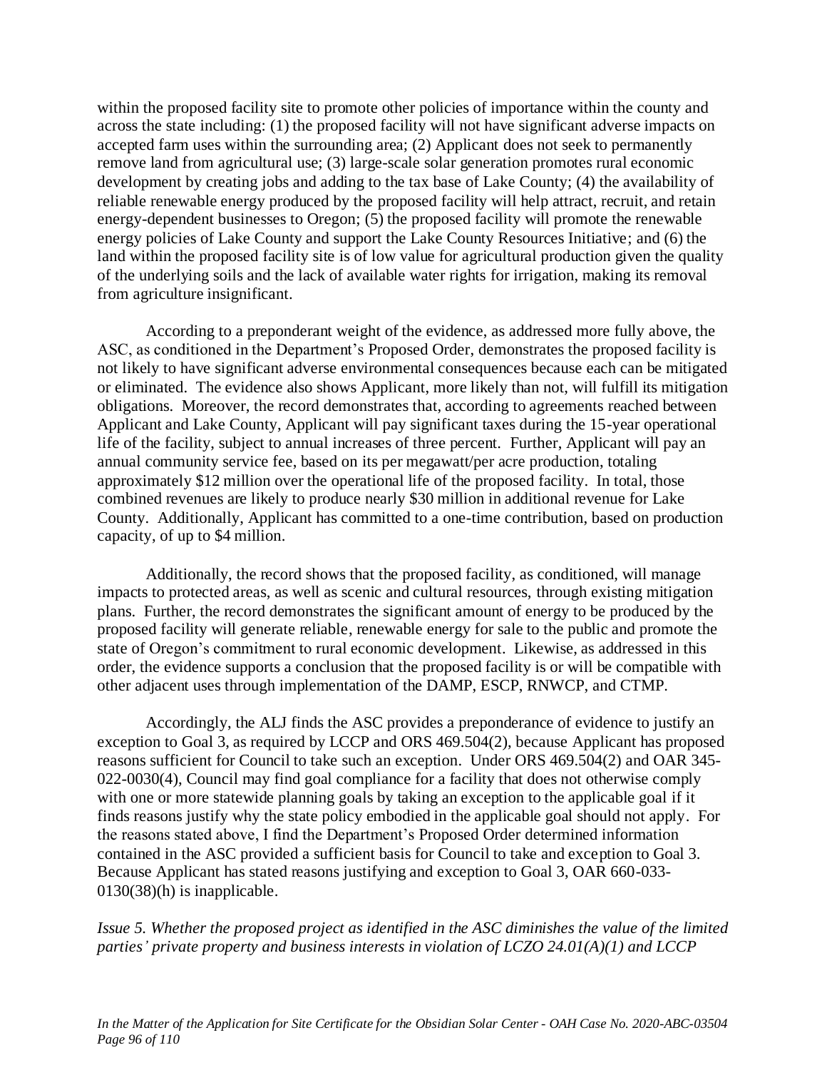within the proposed facility site to promote other policies of importance within the county and across the state including: (1) the proposed facility will not have significant adverse impacts on accepted farm uses within the surrounding area; (2) Applicant does not seek to permanently remove land from agricultural use; (3) large-scale solar generation promotes rural economic development by creating jobs and adding to the tax base of Lake County; (4) the availability of reliable renewable energy produced by the proposed facility will help attract, recruit, and retain energy-dependent businesses to Oregon; (5) the proposed facility will promote the renewable energy policies of Lake County and support the Lake County Resources Initiative; and (6) the land within the proposed facility site is of low value for agricultural production given the quality of the underlying soils and the lack of available water rights for irrigation, making its removal from agriculture insignificant.

According to a preponderant weight of the evidence, as addressed more fully above, the ASC, as conditioned in the Department's Proposed Order, demonstrates the proposed facility is not likely to have significant adverse environmental consequences because each can be mitigated or eliminated. The evidence also shows Applicant, more likely than not, will fulfill its mitigation obligations. Moreover, the record demonstrates that, according to agreements reached between Applicant and Lake County, Applicant will pay significant taxes during the 15-year operational life of the facility, subject to annual increases of three percent. Further, Applicant will pay an annual community service fee, based on its per megawatt/per acre production, totaling approximately $12 million over the operational life of the proposed facility. In total, those combined revenues are likely to produce nearly $30 million in additional revenue for Lake County. Additionally, Applicant has committed to a one-time contribution, based on production capacity, of up to $4 million.

Additionally, the record shows that the proposed facility, as conditioned, will manage impacts to protected areas, as well as scenic and cultural resources, through existing mitigation plans. Further, the record demonstrates the significant amount of energy to be produced by the proposed facility will generate reliable, renewable energy for sale to the public and promote the state of Oregon's commitment to rural economic development. Likewise, as addressed in this order, the evidence supports a conclusion that the proposed facility is or will be compatible with other adjacent uses through implementation of the DAMP, ESCP, RNWCP, and CTMP.

Accordingly, the ALJ finds the ASC provides a preponderance of evidence to justify an exception to Goal 3, as required by LCCP and ORS 469.504(2), because Applicant has proposed reasons sufficient for Council to take such an exception. Under ORS 469.504(2) and OAR 345-022-0030(4), Council may find goal compliance for a facility that does not otherwise comply with one or more statewide planning goals by taking an exception to the applicable goal if it finds reasons justify why the state policy embodied in the applicable goal should not apply. For the reasons stated above, I find the Department's Proposed Order determined information contained in the ASC provided a sufficient basis for Council to take and exception to Goal 3. Because Applicant has stated reasons justifying and exception to Goal 3, OAR 660-033-0130(38)(h) is inapplicable.

*Issue 5. Whether the proposed project as identified in the ASC diminishes the value of the limited parties' private property and business interests in violation of LCZO 24.01(A)(1) and LCCP*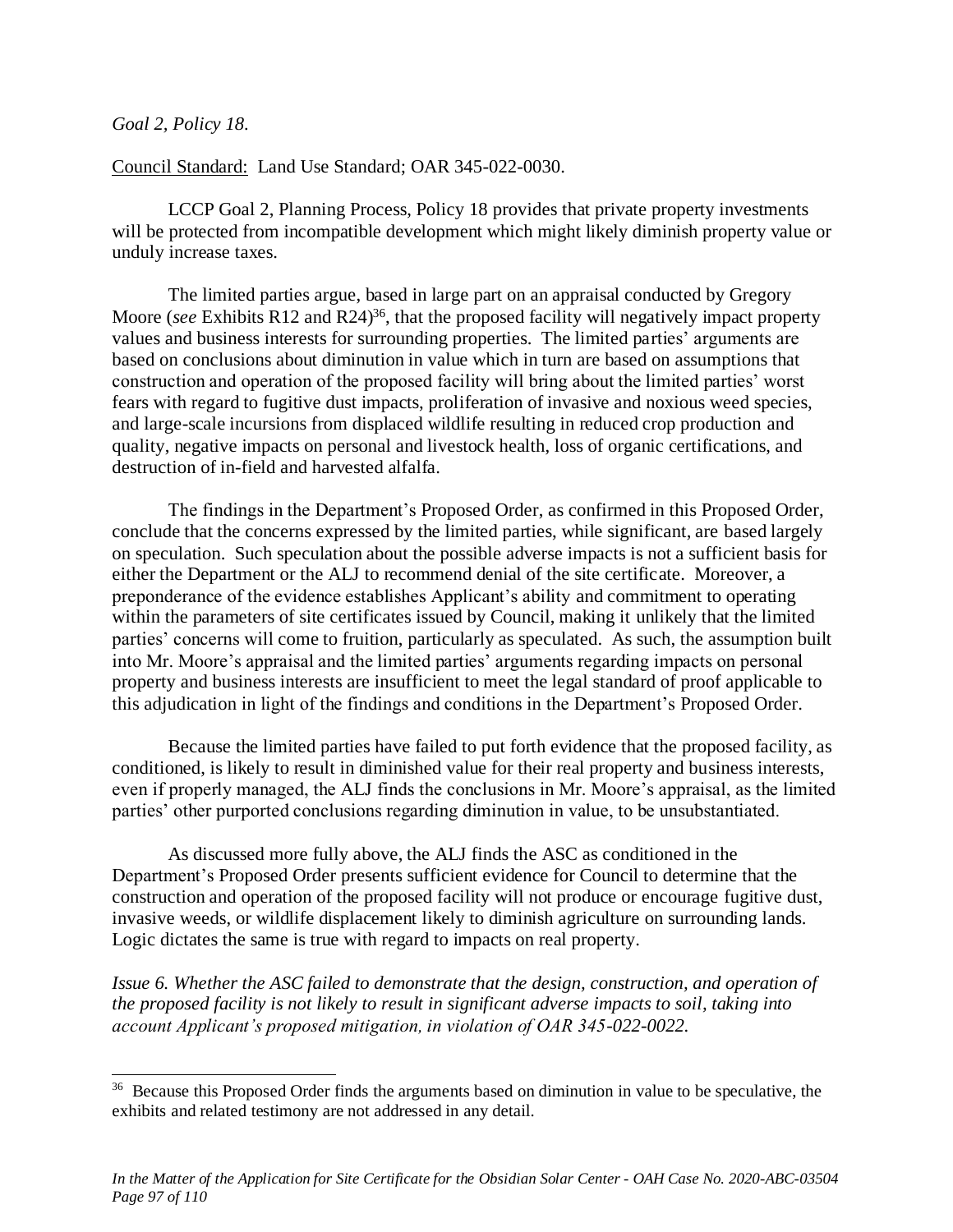*Goal 2, Policy 18.*

Council Standard: Land Use Standard; OAR 345-022-0030.

LCCP Goal 2, Planning Process, Policy 18 provides that private property investments will be protected from incompatible development which might likely diminish property value or unduly increase taxes.

The limited parties argue, based in large part on an appraisal conducted by Gregory Moore (*see* Exhibits R12 and R24)[36], that the proposed facility will negatively impact property values and business interests for surrounding properties. The limited parties' arguments are based on conclusions about diminution in value which in turn are based on assumptions that construction and operation of the proposed facility will bring about the limited parties' worst fears with regard to fugitive dust impacts, proliferation of invasive and noxious weed species, and large-scale incursions from displaced wildlife resulting in reduced crop production and quality, negative impacts on personal and livestock health, loss of organic certifications, and destruction of in-field and harvested alfalfa.

The findings in the Department's Proposed Order, as confirmed in this Proposed Order, conclude that the concerns expressed by the limited parties, while significant, are based largely on speculation. Such speculation about the possible adverse impacts is not a sufficient basis for either the Department or the ALJ to recommend denial of the site certificate. Moreover, a preponderance of the evidence establishes Applicant's ability and commitment to operating within the parameters of site certificates issued by Council, making it unlikely that the limited parties' concerns will come to fruition, particularly as speculated. As such, the assumption built into Mr. Moore's appraisal and the limited parties' arguments regarding impacts on personal property and business interests are insufficient to meet the legal standard of proof applicable to this adjudication in light of the findings and conditions in the Department's Proposed Order.

Because the limited parties have failed to put forth evidence that the proposed facility, as conditioned, is likely to result in diminished value for their real property and business interests, even if properly managed, the ALJ finds the conclusions in Mr. Moore's appraisal, as the limited parties' other purported conclusions regarding diminution in value, to be unsubstantiated.

As discussed more fully above, the ALJ finds the ASC as conditioned in the Department's Proposed Order presents sufficient evidence for Council to determine that the construction and operation of the proposed facility will not produce or encourage fugitive dust, invasive weeds, or wildlife displacement likely to diminish agriculture on surrounding lands. Logic dictates the same is true with regard to impacts on real property.

*Issue 6. Whether the ASC failed to demonstrate that the design, construction, and operation of the proposed facility is not likely to result in significant adverse impacts to soil, taking into account Applicant's proposed mitigation, in violation of OAR 345-022-0022.*

---

[36] Because this Proposed Order finds the arguments based on diminution in value to be speculative, the exhibits and related testimony are not addressed in any detail.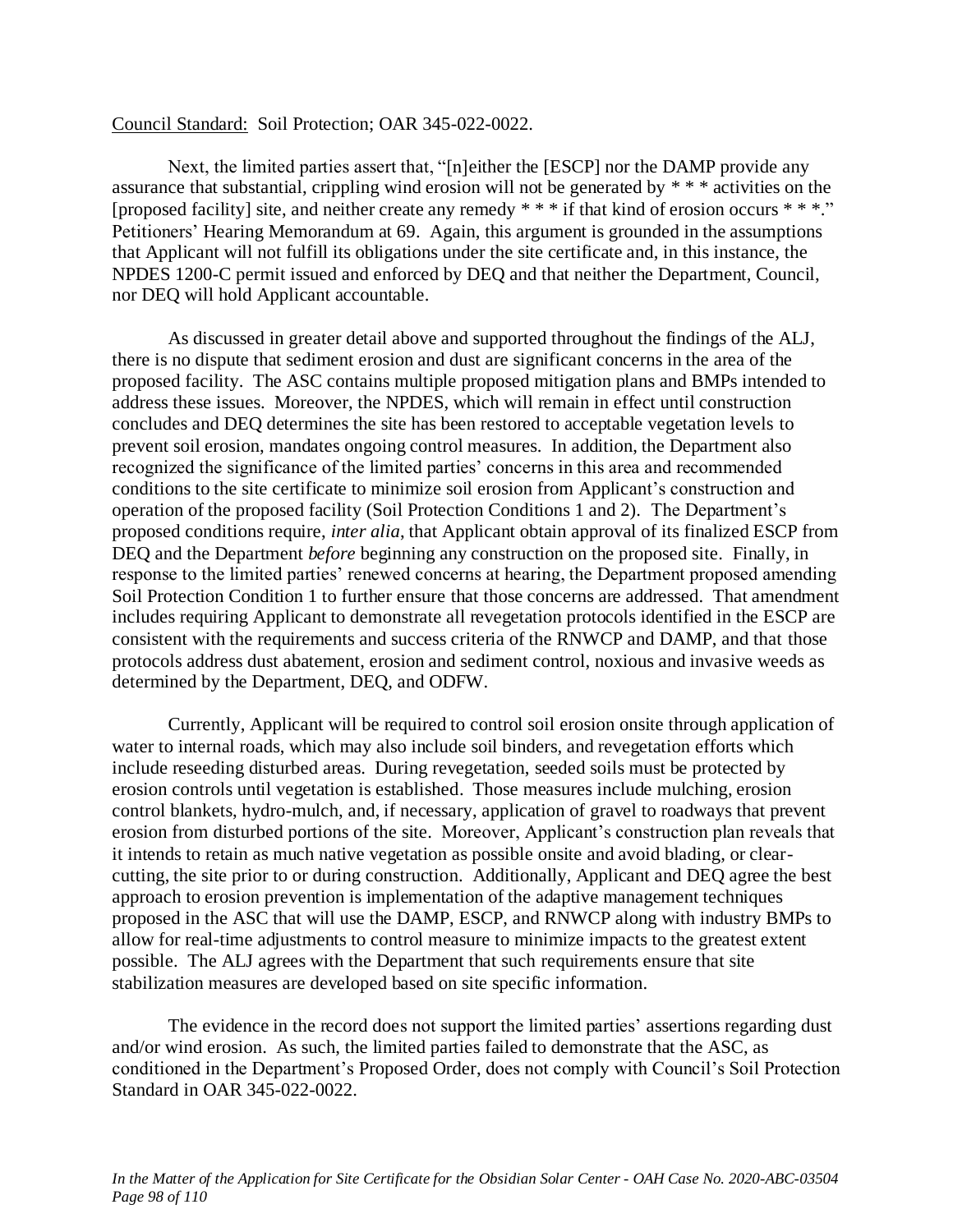<u>Council Standard:</u> Soil Protection; OAR 345-022-0022.

Next, the limited parties assert that, "[n]either the [ESCP] nor the DAMP provide any assurance that substantial, crippling wind erosion will not be generated by * * * activities on the [proposed facility] site, and neither create any remedy * * * if that kind of erosion occurs * * *." Petitioners' Hearing Memorandum at 69. Again, this argument is grounded in the assumptions that Applicant will not fulfill its obligations under the site certificate and, in this instance, the NPDES 1200-C permit issued and enforced by DEQ and that neither the Department, Council, nor DEQ will hold Applicant accountable.

As discussed in greater detail above and supported throughout the findings of the ALJ, there is no dispute that sediment erosion and dust are significant concerns in the area of the proposed facility. The ASC contains multiple proposed mitigation plans and BMPs intended to address these issues. Moreover, the NPDES, which will remain in effect until construction concludes and DEQ determines the site has been restored to acceptable vegetation levels to prevent soil erosion, mandates ongoing control measures. In addition, the Department also recognized the significance of the limited parties' concerns in this area and recommended conditions to the site certificate to minimize soil erosion from Applicant's construction and operation of the proposed facility (Soil Protection Conditions 1 and 2). The Department's proposed conditions require, *inter alia*, that Applicant obtain approval of its finalized ESCP from DEQ and the Department *before* beginning any construction on the proposed site. Finally, in response to the limited parties' renewed concerns at hearing, the Department proposed amending Soil Protection Condition 1 to further ensure that those concerns are addressed. That amendment includes requiring Applicant to demonstrate all revegetation protocols identified in the ESCP are consistent with the requirements and success criteria of the RNWCP and DAMP, and that those protocols address dust abatement, erosion and sediment control, noxious and invasive weeds as determined by the Department, DEQ, and ODFW.

Currently, Applicant will be required to control soil erosion onsite through application of water to internal roads, which may also include soil binders, and revegetation efforts which include reseeding disturbed areas. During revegetation, seeded soils must be protected by erosion controls until vegetation is established. Those measures include mulching, erosion control blankets, hydro-mulch, and, if necessary, application of gravel to roadways that prevent erosion from disturbed portions of the site. Moreover, Applicant's construction plan reveals that it intends to retain as much native vegetation as possible onsite and avoid blading, or clear-cutting, the site prior to or during construction. Additionally, Applicant and DEQ agree the best approach to erosion prevention is implementation of the adaptive management techniques proposed in the ASC that will use the DAMP, ESCP, and RNWCP along with industry BMPs to allow for real-time adjustments to control measure to minimize impacts to the greatest extent possible. The ALJ agrees with the Department that such requirements ensure that site stabilization measures are developed based on site specific information.

The evidence in the record does not support the limited parties' assertions regarding dust and/or wind erosion. As such, the limited parties failed to demonstrate that the ASC, as conditioned in the Department's Proposed Order, does not comply with Council's Soil Protection Standard in OAR 345-022-0022.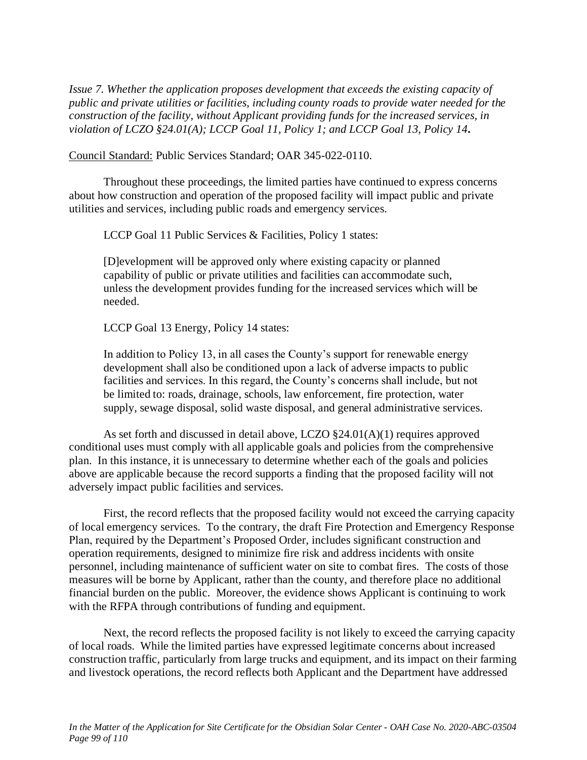*Issue 7. Whether the application proposes development that exceeds the existing capacity of public and private utilities or facilities, including county roads to provide water needed for the construction of the facility, without Applicant providing funds for the increased services, in violation of LCZO §24.01(A); LCCP Goal 11, Policy 1; and LCCP Goal 13, Policy 14***.**

<u>Council Standard:</u> Public Services Standard; OAR 345-022-0110.

Throughout these proceedings, the limited parties have continued to express concerns about how construction and operation of the proposed facility will impact public and private utilities and services, including public roads and emergency services.

LCCP Goal 11 Public Services & Facilities, Policy 1 states:

> [D]evelopment will be approved only where existing capacity or planned capability of public or private utilities and facilities can accommodate such, unless the development provides funding for the increased services which will be needed.

LCCP Goal 13 Energy, Policy 14 states:

> In addition to Policy 13, in all cases the County's support for renewable energy development shall also be conditioned upon a lack of adverse impacts to public facilities and services. In this regard, the County's concerns shall include, but not be limited to: roads, drainage, schools, law enforcement, fire protection, water supply, sewage disposal, solid waste disposal, and general administrative services.

As set forth and discussed in detail above, LCZO §24.01(A)(1) requires approved conditional uses must comply with all applicable goals and policies from the comprehensive plan. In this instance, it is unnecessary to determine whether each of the goals and policies above are applicable because the record supports a finding that the proposed facility will not adversely impact public facilities and services.

First, the record reflects that the proposed facility would not exceed the carrying capacity of local emergency services. To the contrary, the draft Fire Protection and Emergency Response Plan, required by the Department's Proposed Order, includes significant construction and operation requirements, designed to minimize fire risk and address incidents with onsite personnel, including maintenance of sufficient water on site to combat fires. The costs of those measures will be borne by Applicant, rather than the county, and therefore place no additional financial burden on the public. Moreover, the evidence shows Applicant is continuing to work with the RFPA through contributions of funding and equipment.

Next, the record reflects the proposed facility is not likely to exceed the carrying capacity of local roads. While the limited parties have expressed legitimate concerns about increased construction traffic, particularly from large trucks and equipment, and its impact on their farming and livestock operations, the record reflects both Applicant and the Department have addressed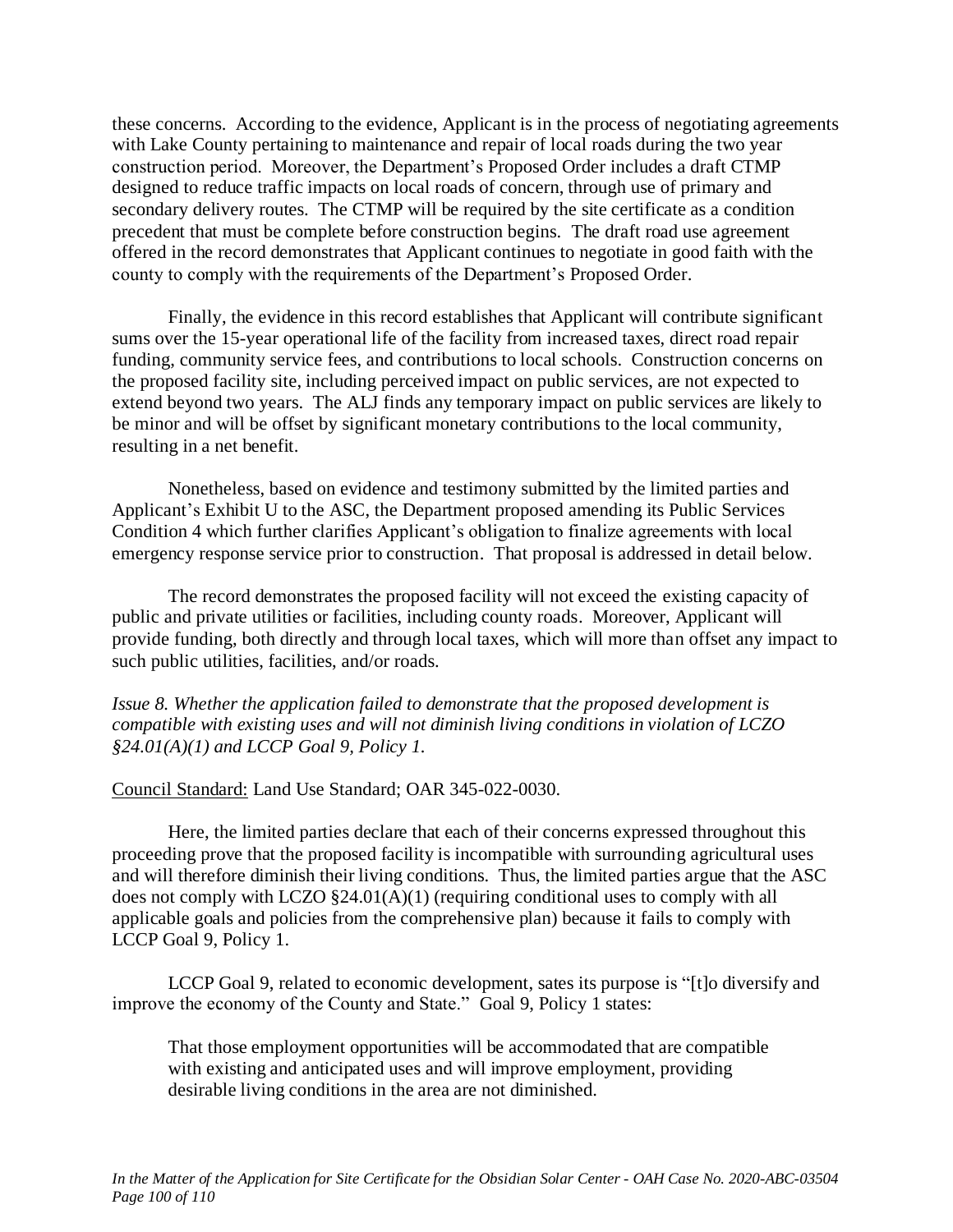these concerns. According to the evidence, Applicant is in the process of negotiating agreements with Lake County pertaining to maintenance and repair of local roads during the two year construction period. Moreover, the Department's Proposed Order includes a draft CTMP designed to reduce traffic impacts on local roads of concern, through use of primary and secondary delivery routes. The CTMP will be required by the site certificate as a condition precedent that must be complete before construction begins. The draft road use agreement offered in the record demonstrates that Applicant continues to negotiate in good faith with the county to comply with the requirements of the Department's Proposed Order.

Finally, the evidence in this record establishes that Applicant will contribute significant sums over the 15-year operational life of the facility from increased taxes, direct road repair funding, community service fees, and contributions to local schools. Construction concerns on the proposed facility site, including perceived impact on public services, are not expected to extend beyond two years. The ALJ finds any temporary impact on public services are likely to be minor and will be offset by significant monetary contributions to the local community, resulting in a net benefit.

Nonetheless, based on evidence and testimony submitted by the limited parties and Applicant's Exhibit U to the ASC, the Department proposed amending its Public Services Condition 4 which further clarifies Applicant's obligation to finalize agreements with local emergency response service prior to construction. That proposal is addressed in detail below.

The record demonstrates the proposed facility will not exceed the existing capacity of public and private utilities or facilities, including county roads. Moreover, Applicant will provide funding, both directly and through local taxes, which will more than offset any impact to such public utilities, facilities, and/or roads.

*Issue 8. Whether the application failed to demonstrate that the proposed development is compatible with existing uses and will not diminish living conditions in violation of LCZO §24.01(A)(1) and LCCP Goal 9, Policy 1.*

<u>Council Standard:</u> Land Use Standard; OAR 345-022-0030.

Here, the limited parties declare that each of their concerns expressed throughout this proceeding prove that the proposed facility is incompatible with surrounding agricultural uses and will therefore diminish their living conditions. Thus, the limited parties argue that the ASC does not comply with LCZO §24.01(A)(1) (requiring conditional uses to comply with all applicable goals and policies from the comprehensive plan) because it fails to comply with LCCP Goal 9, Policy 1.

LCCP Goal 9, related to economic development, sates its purpose is "[t]o diversify and improve the economy of the County and State." Goal 9, Policy 1 states:

> That those employment opportunities will be accommodated that are compatible with existing and anticipated uses and will improve employment, providing desirable living conditions in the area are not diminished.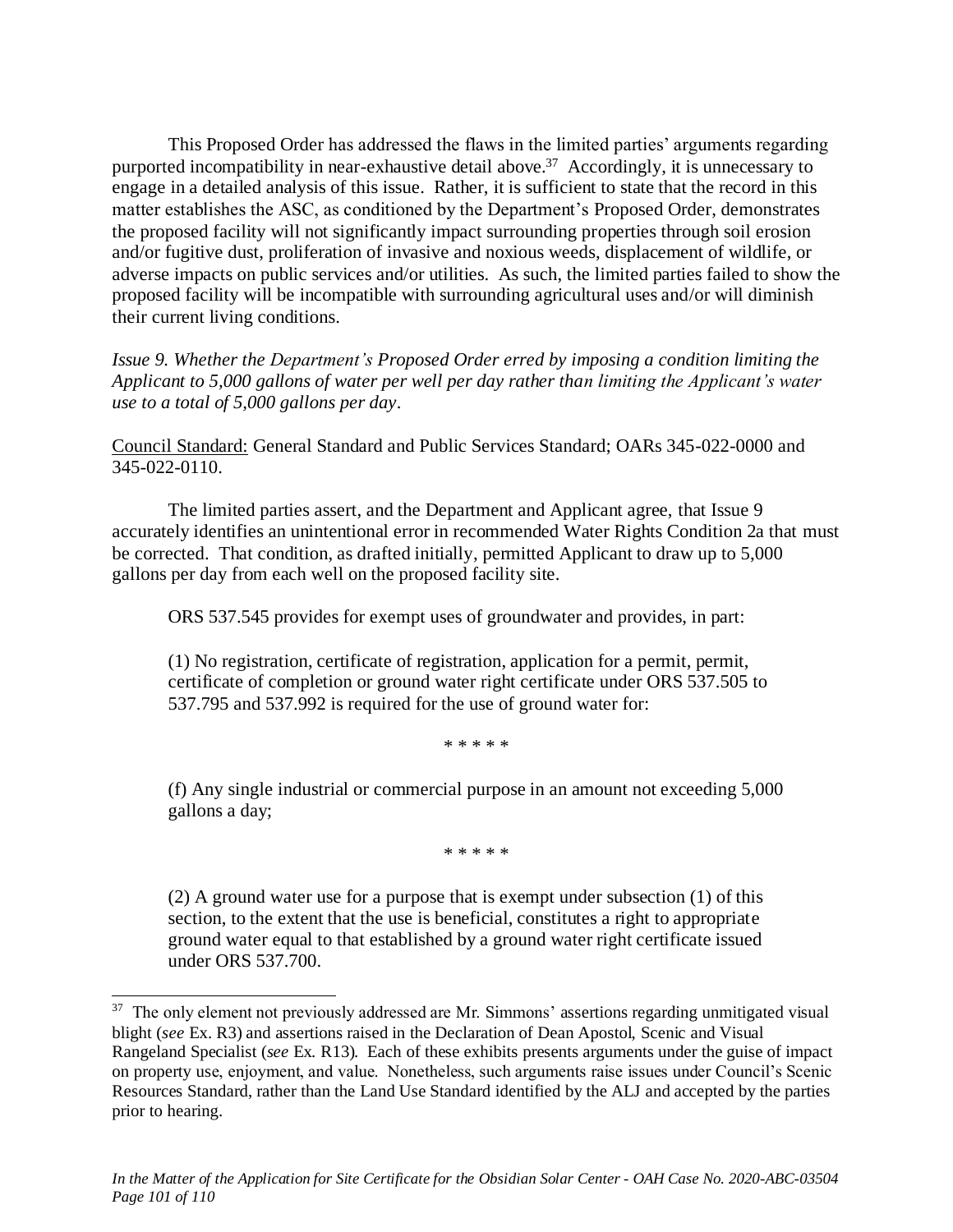This Proposed Order has addressed the flaws in the limited parties' arguments regarding purported incompatibility in near-exhaustive detail above.[37] Accordingly, it is unnecessary to engage in a detailed analysis of this issue. Rather, it is sufficient to state that the record in this matter establishes the ASC, as conditioned by the Department's Proposed Order, demonstrates the proposed facility will not significantly impact surrounding properties through soil erosion and/or fugitive dust, proliferation of invasive and noxious weeds, displacement of wildlife, or adverse impacts on public services and/or utilities. As such, the limited parties failed to show the proposed facility will be incompatible with surrounding agricultural uses and/or will diminish their current living conditions.

*Issue 9. Whether the Department's Proposed Order erred by imposing a condition limiting the Applicant to 5,000 gallons of water per well per day rather than limiting the Applicant's water use to a total of 5,000 gallons per day.*

Council Standard: General Standard and Public Services Standard; OARs 345-022-0000 and 345-022-0110.

The limited parties assert, and the Department and Applicant agree, that Issue 9 accurately identifies an unintentional error in recommended Water Rights Condition 2a that must be corrected. That condition, as drafted initially, permitted Applicant to draw up to 5,000 gallons per day from each well on the proposed facility site.

ORS 537.545 provides for exempt uses of groundwater and provides, in part:

> (1) No registration, certificate of registration, application for a permit, permit, certificate of completion or ground water right certificate under ORS 537.505 to 537.795 and 537.992 is required for the use of ground water for:
>
> \* \* \* \* \*
>
> (f) Any single industrial or commercial purpose in an amount not exceeding 5,000 gallons a day;
>
> \* \* \* \* \*
>
> (2) A ground water use for a purpose that is exempt under subsection (1) of this section, to the extent that the use is beneficial, constitutes a right to appropriate ground water equal to that established by a ground water right certificate issued under ORS 537.700.

---

[37] The only element not previously addressed are Mr. Simmons' assertions regarding unmitigated visual blight (*see* Ex. R3) and assertions raised in the Declaration of Dean Apostol, Scenic and Visual Rangeland Specialist (*see* Ex. R13). Each of these exhibits presents arguments under the guise of impact on property use, enjoyment, and value. Nonetheless, such arguments raise issues under Council's Scenic Resources Standard, rather than the Land Use Standard identified by the ALJ and accepted by the parties prior to hearing.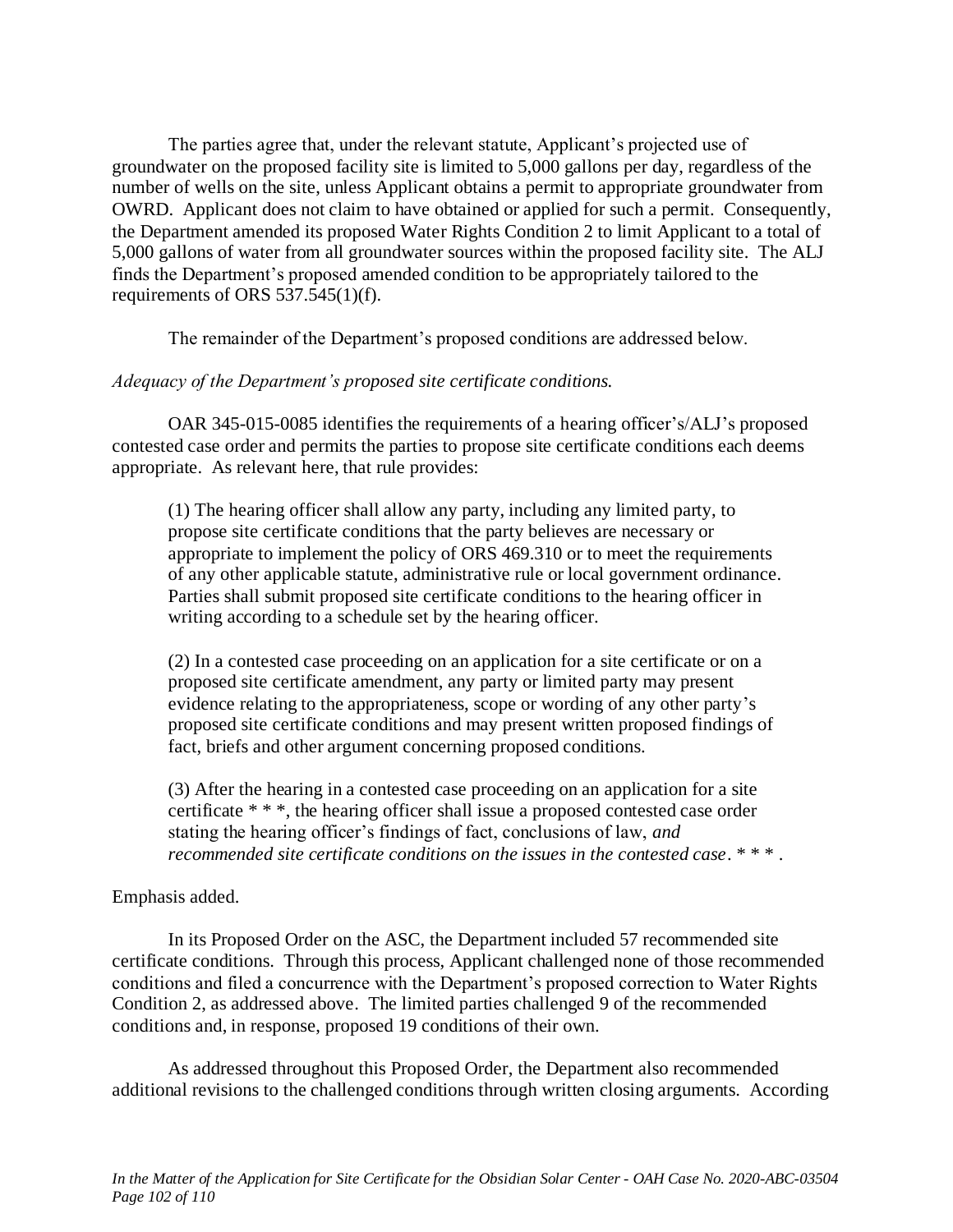The parties agree that, under the relevant statute, Applicant's projected use of groundwater on the proposed facility site is limited to 5,000 gallons per day, regardless of the number of wells on the site, unless Applicant obtains a permit to appropriate groundwater from OWRD. Applicant does not claim to have obtained or applied for such a permit. Consequently, the Department amended its proposed Water Rights Condition 2 to limit Applicant to a total of 5,000 gallons of water from all groundwater sources within the proposed facility site. The ALJ finds the Department's proposed amended condition to be appropriately tailored to the requirements of ORS 537.545(1)(f).

The remainder of the Department's proposed conditions are addressed below.

*Adequacy of the Department's proposed site certificate conditions.*

OAR 345-015-0085 identifies the requirements of a hearing officer's/ALJ's proposed contested case order and permits the parties to propose site certificate conditions each deems appropriate. As relevant here, that rule provides:

> (1) The hearing officer shall allow any party, including any limited party, to propose site certificate conditions that the party believes are necessary or appropriate to implement the policy of ORS 469.310 or to meet the requirements of any other applicable statute, administrative rule or local government ordinance. Parties shall submit proposed site certificate conditions to the hearing officer in writing according to a schedule set by the hearing officer.
>
> (2) In a contested case proceeding on an application for a site certificate or on a proposed site certificate amendment, any party or limited party may present evidence relating to the appropriateness, scope or wording of any other party's proposed site certificate conditions and may present written proposed findings of fact, briefs and other argument concerning proposed conditions.
>
> (3) After the hearing in a contested case proceeding on an application for a site certificate * * *, the hearing officer shall issue a proposed contested case order stating the hearing officer's findings of fact, conclusions of law, *and recommended site certificate conditions on the issues in the contested case*. * * * .

Emphasis added.

In its Proposed Order on the ASC, the Department included 57 recommended site certificate conditions. Through this process, Applicant challenged none of those recommended conditions and filed a concurrence with the Department's proposed correction to Water Rights Condition 2, as addressed above. The limited parties challenged 9 of the recommended conditions and, in response, proposed 19 conditions of their own.

As addressed throughout this Proposed Order, the Department also recommended additional revisions to the challenged conditions through written closing arguments. According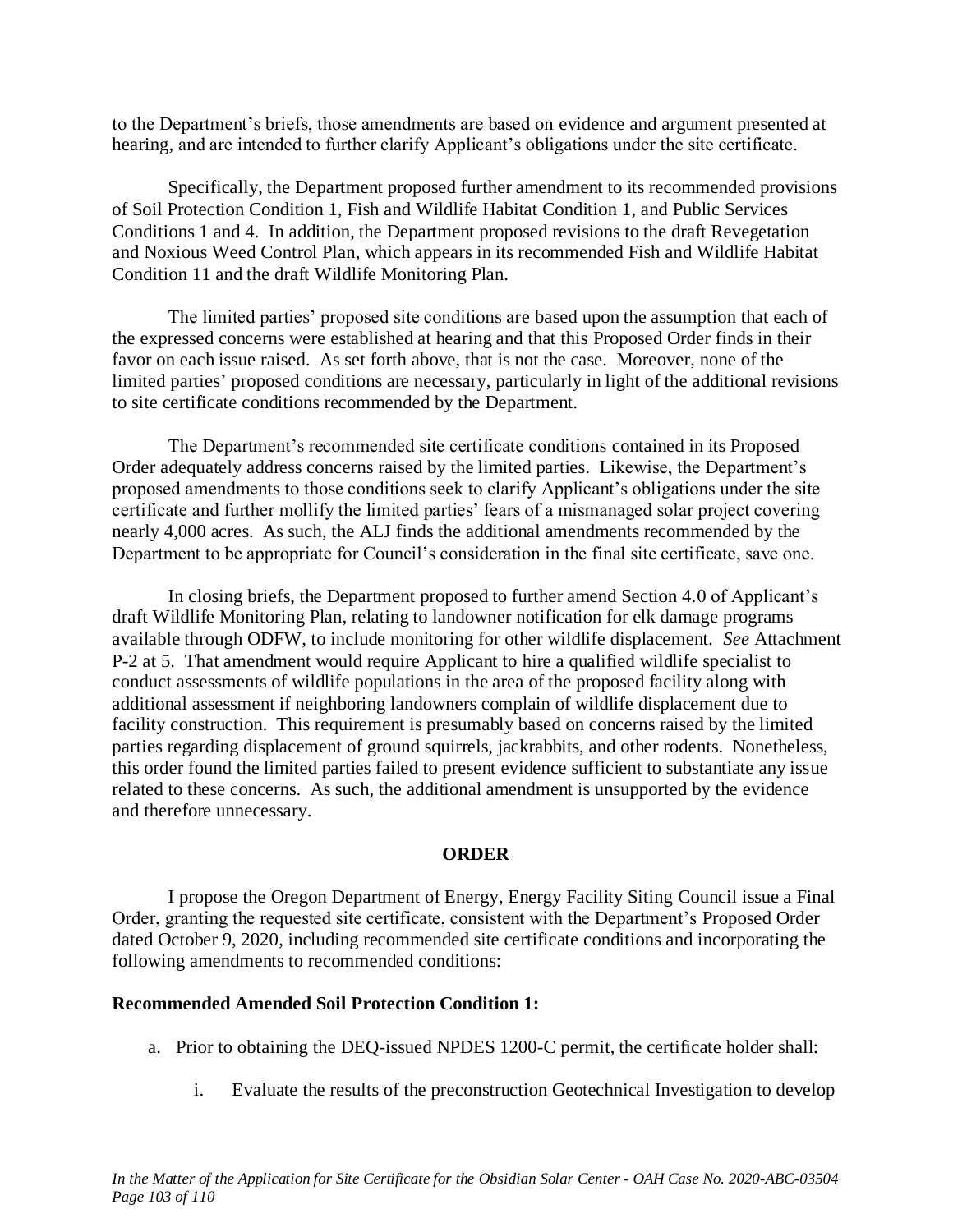to the Department's briefs, those amendments are based on evidence and argument presented at hearing, and are intended to further clarify Applicant's obligations under the site certificate.

Specifically, the Department proposed further amendment to its recommended provisions of Soil Protection Condition 1, Fish and Wildlife Habitat Condition 1, and Public Services Conditions 1 and 4. In addition, the Department proposed revisions to the draft Revegetation and Noxious Weed Control Plan, which appears in its recommended Fish and Wildlife Habitat Condition 11 and the draft Wildlife Monitoring Plan.

The limited parties' proposed site conditions are based upon the assumption that each of the expressed concerns were established at hearing and that this Proposed Order finds in their favor on each issue raised. As set forth above, that is not the case. Moreover, none of the limited parties' proposed conditions are necessary, particularly in light of the additional revisions to site certificate conditions recommended by the Department.

The Department's recommended site certificate conditions contained in its Proposed Order adequately address concerns raised by the limited parties. Likewise, the Department's proposed amendments to those conditions seek to clarify Applicant's obligations under the site certificate and further mollify the limited parties' fears of a mismanaged solar project covering nearly 4,000 acres. As such, the ALJ finds the additional amendments recommended by the Department to be appropriate for Council's consideration in the final site certificate, save one.

In closing briefs, the Department proposed to further amend Section 4.0 of Applicant's draft Wildlife Monitoring Plan, relating to landowner notification for elk damage programs available through ODFW, to include monitoring for other wildlife displacement. *See* Attachment P-2 at 5. That amendment would require Applicant to hire a qualified wildlife specialist to conduct assessments of wildlife populations in the area of the proposed facility along with additional assessment if neighboring landowners complain of wildlife displacement due to facility construction. This requirement is presumably based on concerns raised by the limited parties regarding displacement of ground squirrels, jackrabbits, and other rodents. Nonetheless, this order found the limited parties failed to present evidence sufficient to substantiate any issue related to these concerns. As such, the additional amendment is unsupported by the evidence and therefore unnecessary.

## ORDER

I propose the Oregon Department of Energy, Energy Facility Siting Council issue a Final Order, granting the requested site certificate, consistent with the Department's Proposed Order dated Octobe 9, 2020, including recommended site certificate conditions and incorporating the following amendments to recommended conditions:

**Recommended Amended Soil Protection Condition 1:**

a. Prior to obtaining the DEQ-issued NPDES 1200-C permit, the certificate holder shall:

   i. Evaluate the results of the preconstruction Geotechnical Investigation to develop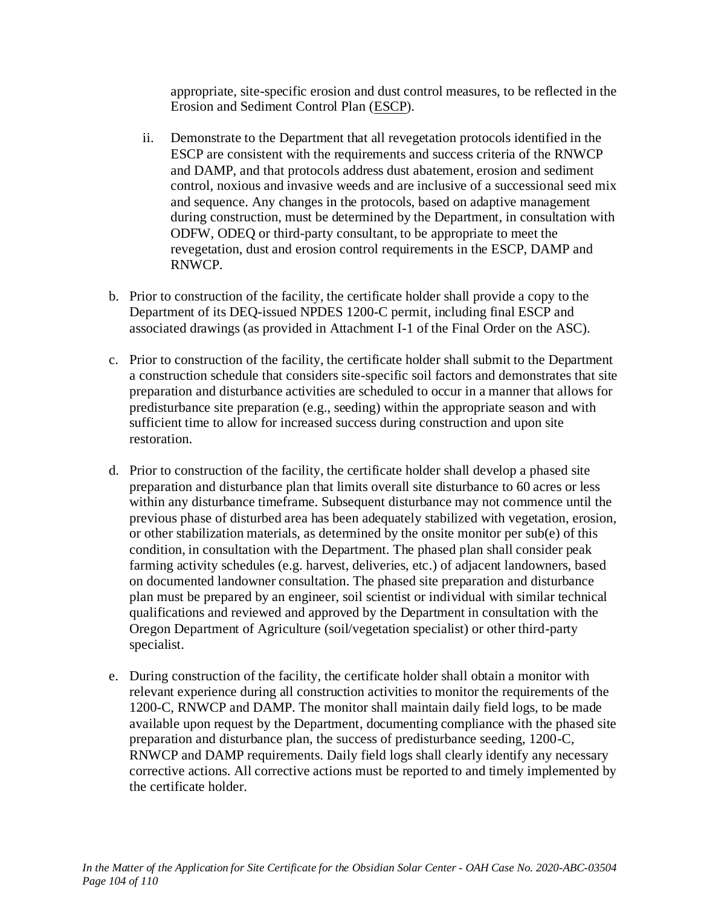appropriate, site-specific erosion and dust control measures, to be reflected in the Erosion and Sediment Control Plan (ESCP).

ii. Demonstrate to the Department that all revegetation protocols identified in the ESCP are consistent with the requirements and success criteria of the RNWCP and DAMP, and that protocols address dust abatement, erosion and sediment control, noxious and invasive weeds and are inclusive of a successional seed mix and sequence. Any changes in the protocols, based on adaptive management during construction, must be determined by the Department, in consultation with ODFW, ODEQ or third-party consultant, to be appropriate to meet the revegetation, dust and erosion control requirements in the ESCP, DAMP and RNWCP.

b. Prior to construction of the facility, the certificate holder shall provide a copy to the Department of its DEQ-issued NPDES 1200-C permit, including final ESCP and associated drawings (as provided in Attachment I-1 of the Final Order on the ASC).

c. Prior to construction of the facility, the certificate holder shall submit to the Department a construction schedule that considers site-specific soil factors and demonstrates that site preparation and disturbance activities are scheduled to occur in a manner that allows for predisturbance site preparation (e.g., seeding) within the appropriate season and with sufficient time to allow for increased success during construction and upon site restoration.

d. Prior to construction of the facility, the certificate holder shall develop a phased site preparation and disturbance plan that limits overall site disturbance to 60 acres or less within any disturbance timeframe. Subsequent disturbance may not commence until the previous phase of disturbed area has been adequately stabilized with vegetation, erosion, or other stabilization materials, as determined by the onsite monitor per sub(e) of this condition, in consultation with the Department. The phased plan shall consider peak farming activity schedules (e.g. harvest, deliveries, etc.) of adjacent landowners, based on documented landowner consultation. The phased site preparation and disturbance plan must be prepared by an engineer, soil scientist or individual with similar technical qualifications and reviewed and approved by the Department in consultation with the Oregon Department of Agriculture (soil/vegetation specialist) or other third-party specialist.

e. During construction of the facility, the certificate holder shall obtain a monitor with relevant experience during all construction activities to monitor the requirements of the 1200-C, RNWCP and DAMP. The monitor shall maintain daily field logs, to be made available upon request by the Department, documenting compliance with the phased site preparation and disturbance plan, the success of predisturbance seeding, 1200-C, RNWCP and DAMP requirements. Daily field logs shall clearly identify any necessary corrective actions. All corrective actions must be reported to and timely implemented by the certificate holder.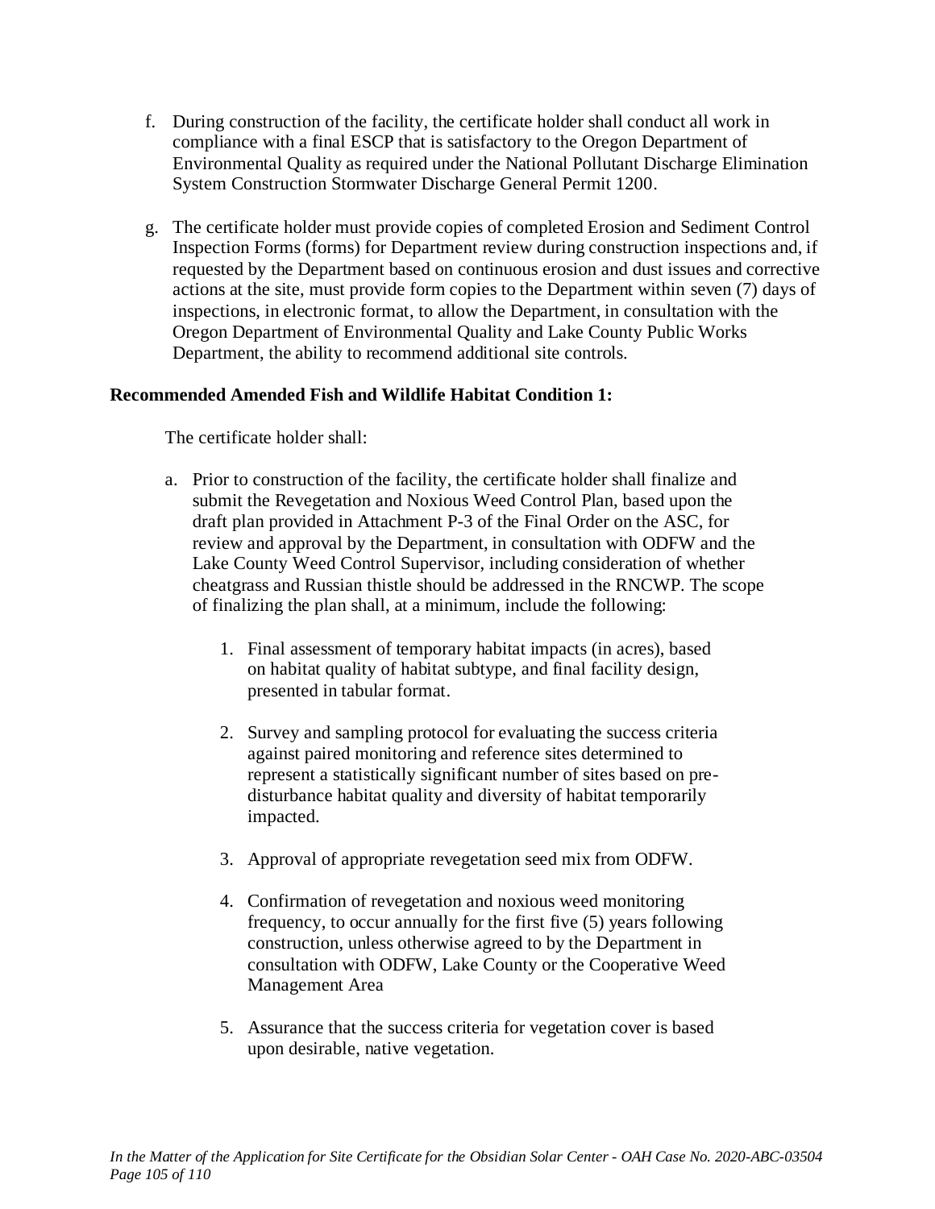f. During construction of the facility, the certificate holder shall conduct all work in compliance with a final ESCP that is satisfactory to the Oregon Department of Environmental Quality as required under the National Pollutant Discharge Elimination System Construction Stormwater Discharge General Permit 1200.

g. The certificate holder must provide copies of completed Erosion and Sediment Control Inspection Forms (forms) for Department review during construction inspections and, if requested by the Department based on continuous erosion and dust issues and corrective actions at the site, must provide form copies to the Department within seven (7) days of inspections, in electronic format, to allow the Department, in consultation with the Oregon Department of Environmental Quality and Lake County Public Works Department, the ability to recommend additional site controls.

**Recommended Amended Fish and Wildlife Habitat Condition 1:**

The certificate holder shall:

a. Prior to construction of the facility, the certificate holder shall finalize and submit the Revegetation and Noxious Weed Control Plan, based upon the draft plan provided in Attachment P-3 of the Final Order on the ASC, for review and approval by the Department, in consultation with ODFW and the Lake County Weed Control Supervisor, including consideration of whether cheatgrass and Russian thistle should be addressed in the RNCWP. The scope of finalizing the plan shall, at a minimum, include the following:

   1. Final assessment of temporary habitat impacts (in acres), based on habitat quality of habitat subtype, and final facility design, presented in tabular format.

   2. Survey and sampling protocol for evaluating the success criteria against paired monitoring and reference sites determined to represent a statistically significant number of sites based on pre-disturbance habitat quality and diversity of habitat temporarily impacted.

   3. Approval of appropriate revegetation seed mix from ODFW.

   4. Confirmation of revegetation and noxious weed monitoring frequency, to occur annually for the first five (5) years following construction, unless otherwise agreed to by the Department in consultation with ODFW, Lake County or the Cooperative Weed Management Area

   5. Assurance that the success criteria for vegetation cover is based upon desirable, native vegetation.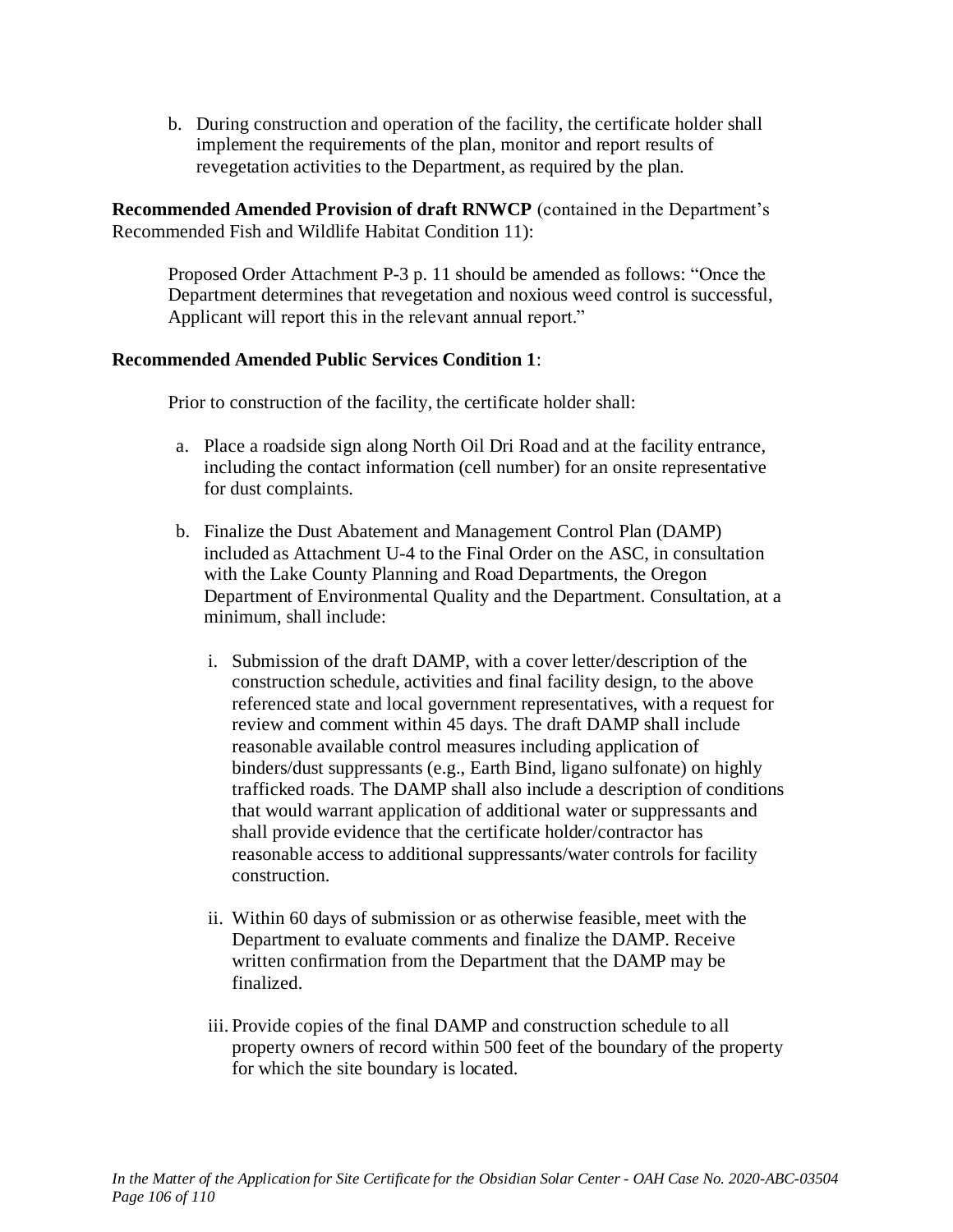b. During construction and operation of the facility, the certificate holder shall implement the requirements of the plan, monitor and report results of revegetation activities to the Department, as required by the plan.

**Recommended Amended Provision of draft RNWCP** (contained in the Department's Recommended Fish and Wildlife Habitat Condition 11):

> Proposed Order Attachment P-3 p. 11 should be amended as follows: "Once the Department determines that revegetation and noxious weed control is successful, Applicant will report this in the relevant annual report."

**Recommended Amended Public Services Condition 1**:

Prior to construction of the facility, the certificate holder shall:

a. Place a roadside sign along North Oil Dri Road and at the facility entrance, including the contact information (cell number) for an onsite representative for dust complaints.

b. Finalize the Dust Abatement and Management Control Plan (DAMP) included as Attachment U-4 to the Final Order on the ASC, in consultation with the Lake County Planning and Road Departments, the Oregon Department of Environmental Quality and the Department. Consultation, at a minimum, shall include:

   i. Submission of the draft DAMP, with a cover letter/description of the construction schedule, activities and final facility design, to the above referenced state and local government representatives, with a request for review and comment within 45 days. The draft DAMP shall include reasonable available control measures including application of binders/dust suppressants (e.g., Earth Bind, ligano sulfonate) on highly trafficked roads. The DAMP shall also include a description of conditions that would warrant application of additional water or suppressants and shall provide evidence that the certificate holder/contractor has reasonable access to additional suppressants/water controls for facility construction.

   ii. Within 60 days of submission or as otherwise feasible, meet with the Department to evaluate comments and finalize the DAMP. Receive written confirmation from the Department that the DAMP may be finalized.

   iii. Provide copies of the final DAMP and construction schedule to all property owners of record within 500 feet of the boundary of the property for which the site boundary is located.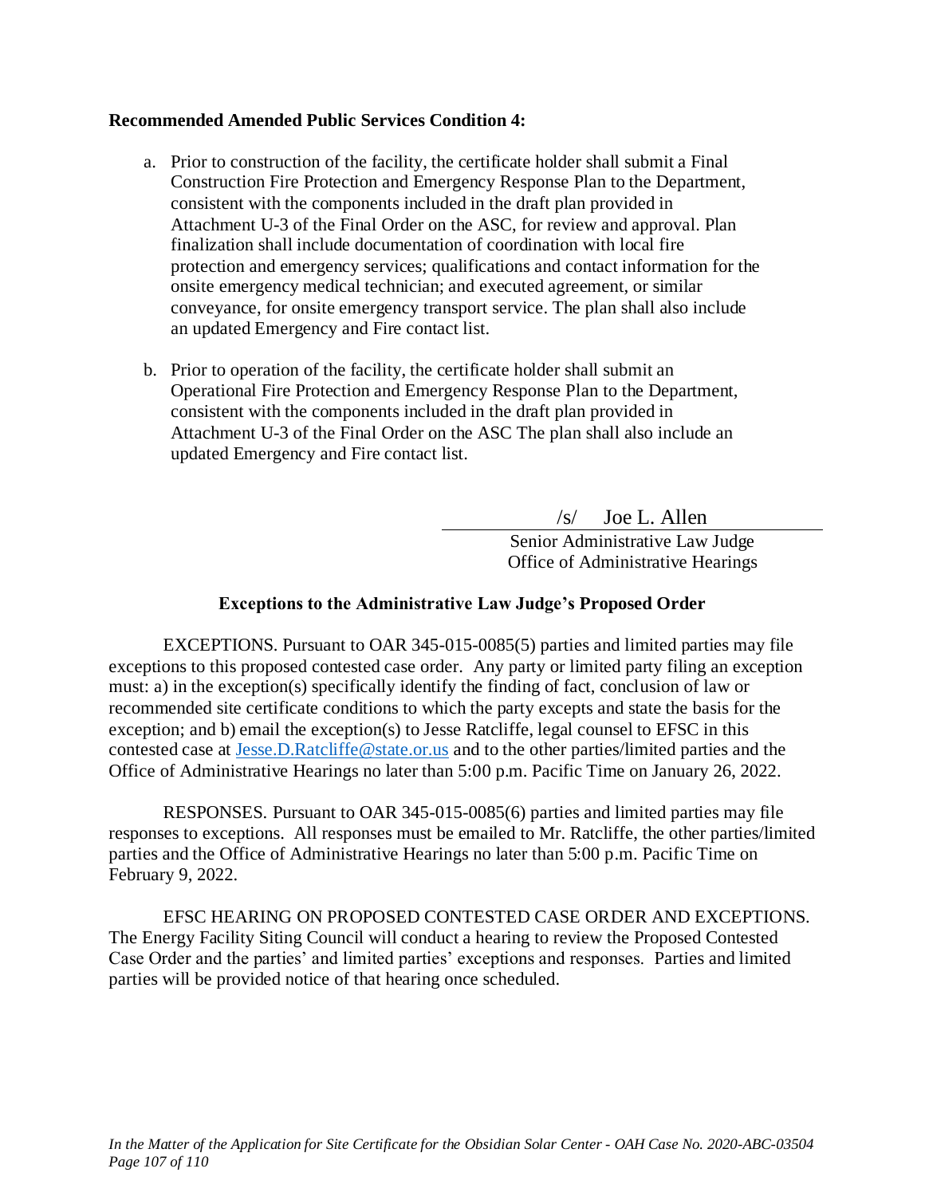**Recommended Amended Public Services Condition 4:**

a. Prior to construction of the facility, the certificate holder shall submit a Final Construction Fire Protection and Emergency Response Plan to the Department, consistent with the components included in the draft plan provided in Attachment U-3 of the Final Order on the ASC, for review and approval. Plan finalization shall include documentation of coordination with local fire protection and emergency services; qualifications and contact information for the onsite emergency medical technician; and executed agreement, or similar conveyance, for onsite emergency transport service. The plan shall also include an updated Emergency and Fire contact list.

b. Prior to operation of the facility, the certificate holder shall submit an Operational Fire Protection and Emergency Response Plan to the Department, consistent with the components included in the draft plan provided in Attachment U-3 of the Final Order on the ASC The plan shall also include an updated Emergency and Fire contact list.

/s/ Joe L. Allen
Senior Administrative Law Judge
Office of Administrative Hearings

**Exceptions to the Administrative Law Judge's Proposed Order**

EXCEPTIONS. Pursuant to OAR 345-015-0085(5) parties and limited parties may file exceptions to this proposed contested case order. Any party or limited party filing an exception must: a) in the exception(s) specifically identify the finding of fact, conclusion of law or recommended site certificate conditions to which the party excepts and state the basis for the exception; and b) email the exception(s) to Jesse Ratcliffe, legal counsel to EFSC in this contested case at Jesse.D.Ratcliffe@state.or.us and to the other parties/limited parties and the Office of Administrative Hearings no later than 5:00 p.m. Pacific Time on January 26, 2022.

RESPONSES. Pursuant to OAR 345-015-0085(6) parties and limited parties may file responses to exceptions. All responses must be emailed to Mr. Ratcliffe, the other parties/limited parties and the Office of Administrative Hearings no later than 5:00 p.m. Pacific Time on February 9, 2022.

EFSC HEARING ON PROPOSED CONTESTED CASE ORDER AND EXCEPTIONS. The Energy Facility Siting Council will conduct a hearing to review the Proposed Contested Case Order and the parties' and limited parties' exceptions and responses. Parties and limited parties will be provided notice of that hearing once scheduled.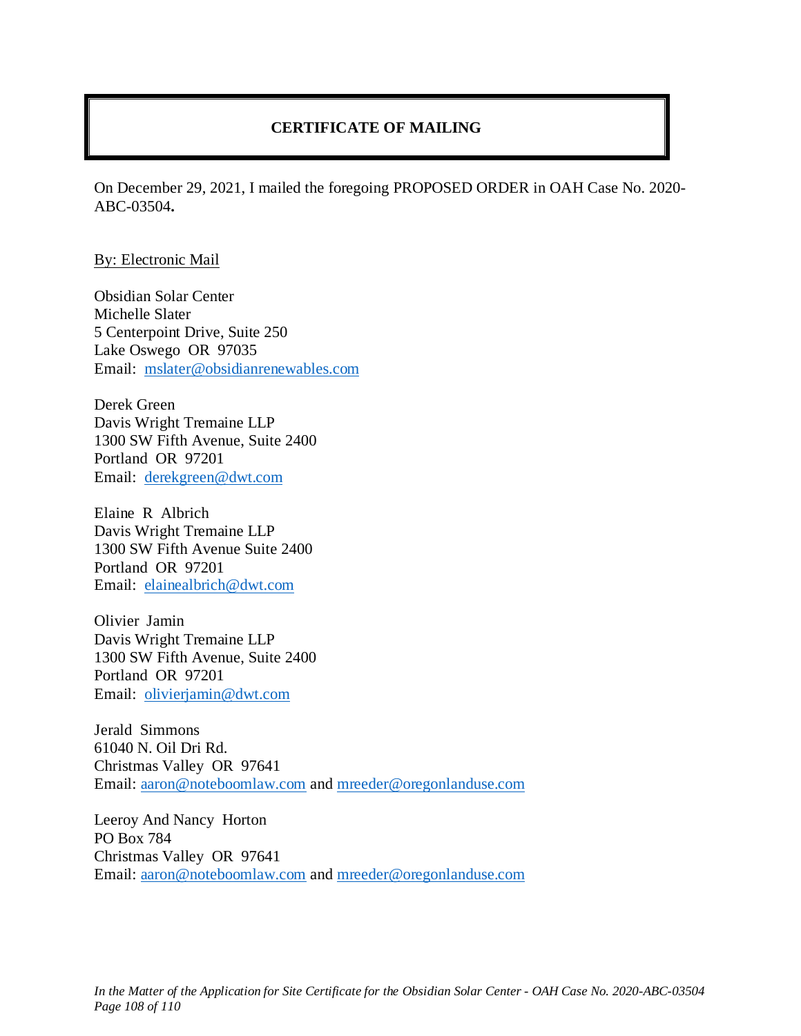# CERTIFICATE OF MAILING

On December 29, 2021, I mailed the foregoing PROPOSED ORDER in OAH Case No. 2020-ABC-03504**.**

By: Electronic Mail

Obsidian Solar Center
Michelle Slater
5 Centerpoint Drive, Suite 250
Lake Oswego OR 97035
Email: mslater@obsidianrenewables.com

Derek Green
Davis Wright Tremaine LLP
1300 SW Fifth Avenue, Suite 2400
Portland OR 97201
Email: derekgreen@dwt.com

Elaine R Albrich
Davis Wright Tremaine LLP
1300 SW Fifth Avenue Suite 2400
Portland OR 97201
Email: elainealbrich@dwt.com

Olivier Jamin
Davis Wright Tremaine LLP
1300 SW Fifth Avenue, Suite 2400
Portland OR 97201
Email: olivierjamin@dwt.com

Jerald Simmons
61040 N. Oil Dri Rd.
Christmas Valley OR 97641
Email: aaron@noteboomlaw.com and mreeder@oregonlanduse.com

Leeroy And Nancy Horton
PO Box 784
Christmas Valley OR 97641
Email: aaron@noteboomlaw.com and mreeder@oregonlanduse.com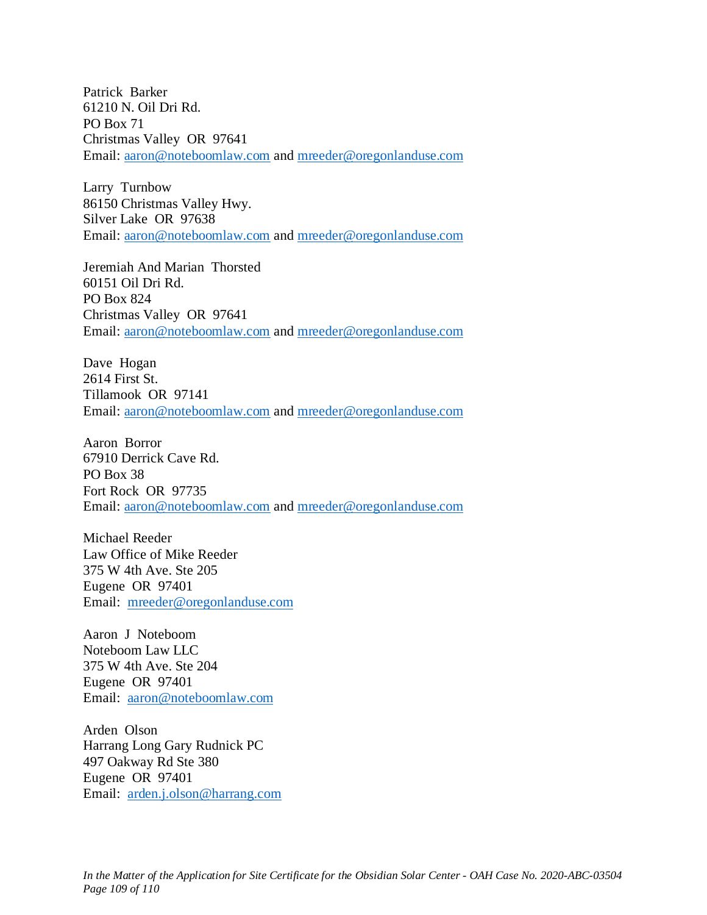Patrick Barker
61210 N. Oil Dri Rd.
PO Box 71
Christmas Valley OR 97641
Email: aaron@noteboomlaw.com and mreeder@oregonlanduse.com

Larry Turnbow
86150 Christmas Valley Hwy.
Silver Lake OR 97638
Email: aaron@noteboomlaw.com and mreeder@oregonlanduse.com

Jeremiah And Marian Thorsted
60151 Oil Dri Rd.
PO Box 824
Christmas Valley OR 97641
Email: aaron@noteboomlaw.com and mreeder@oregonlanduse.com

Dave Hogan
2614 First St.
Tillamook OR 97141
Email: aaron@noteboomlaw.com and mreeder@oregonlanduse.com

Aaron Borror
67910 Derrick Cave Rd.
PO Box 38
Fort Rock OR 97735
Email: aaron@noteboomlaw.com and mreeder@oregonlanduse.com

Michael Reeder
Law Office of Mike Reeder
375 W 4th Ave. Ste 205
Eugene OR 97401
Email: mreeder@oregonlanduse.com

Aaron J Noteboom
Noteboom Law LLC
375 W 4th Ave. Ste 204
Eugene OR 97401
Email: aaron@noteboomlaw.com

Arden Olson
Harrang Long Gary Rudnick PC
497 Oakway Rd Ste 380
Eugene OR 97401
Email: arden.j.olson@harrang.com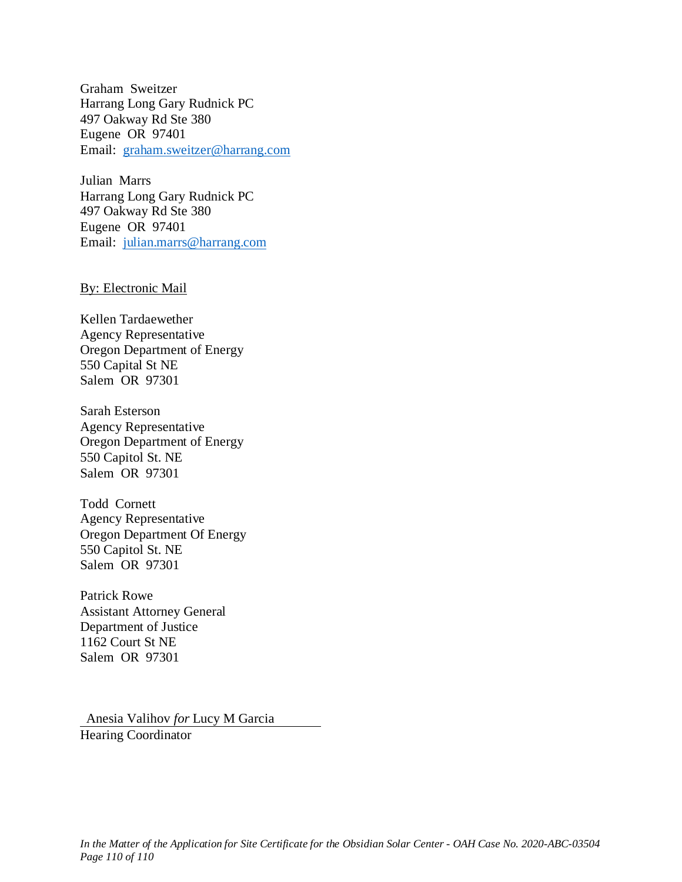Graham  Sweitzer
Harrang Long Gary Rudnick PC
497 Oakway Rd Ste 380
Eugene  OR  97401
Email:  graham.sweitzer@harrang.com

Julian  Marrs
Harrang Long Gary Rudnick PC
497 Oakway Rd Ste 380
Eugene  OR  97401
Email:  julian.marrs@harrang.com

By: Electronic Mail

Kellen Tardaewether
Agency Representative
Oregon Department of Energy
550 Capital St NE
Salem  OR  97301

Sarah Esterson
Agency Representative
Oregon Department of Energy
550 Capitol St. NE
Salem  OR  97301

Todd  Cornett
Agency Representative
Oregon Department Of Energy
550 Capitol St. NE
Salem  OR  97301

Patrick Rowe
Assistant Attorney General
Department of Justice
1162 Court St NE
Salem  OR  97301

Anesia Valihov *for* Lucy M Garcia
Hearing Coordinator